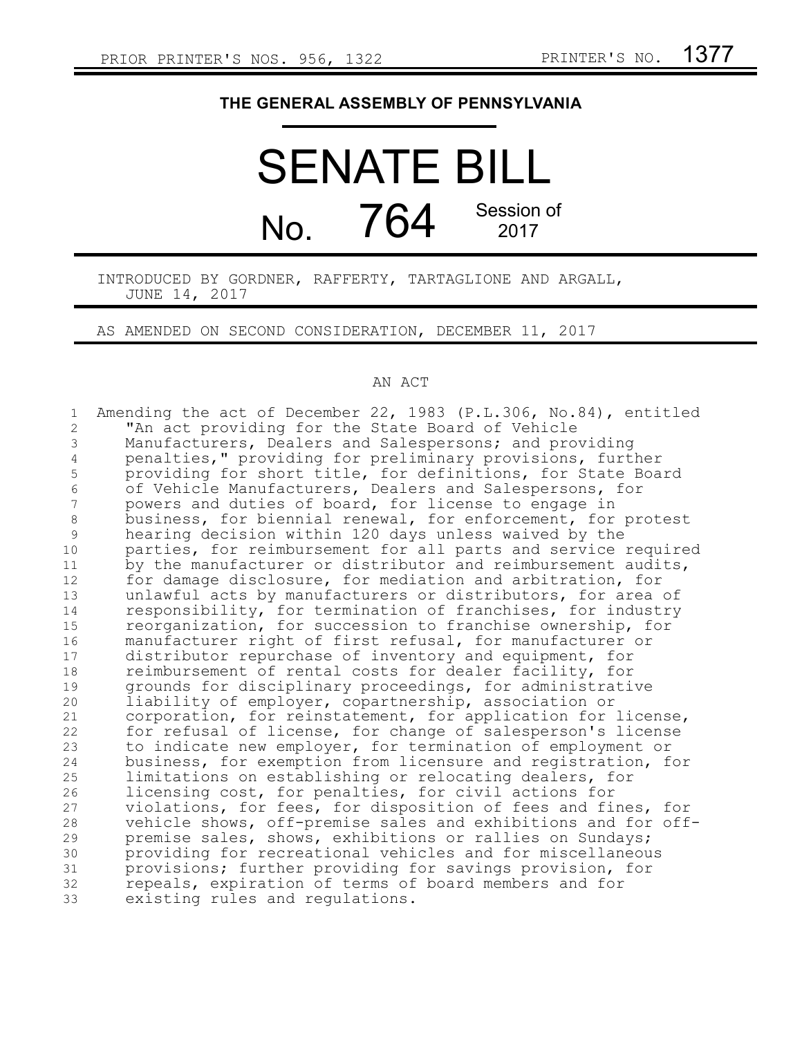PRIOR PRINTER'S NOS. 956, 1322 PRINTER'S NO. 1377

# THE GENERAL ASSEMBLY OF PENNSYLVANIA

# SENATE BILL

# No. 764 Session of 2017

INTRODUCED BY GORDNER, RAFFERTY, TARTAGLIONE AND ARGALL, JUNE 14, 2017

AS AMENDED ON SECOND CONSIDERATION, DECEMBER 11, 2017

## AN ACT

Amending the act of December 22, 1983 (P.L.306, No.84), entitled "An act providing for the State Board of Vehicle Manufacturers, Dealers and Salespersons; and providing penalties," providing for preliminary provisions, further providing for short title, for definitions, for State Board of Vehicle Manufacturers, Dealers and Salespersons, for powers and duties of board, for license to engage in business, for biennial renewal, for enforcement, for protest hearing decision within 120 days unless waived by the parties, for reimbursement for all parts and service required by the manufacturer or distributor and reimbursement audits, for damage disclosure, for mediation and arbitration, for unlawful acts by manufacturers or distributors, for area of responsibility, for termination of franchises, for industry reorganization, for succession to franchise ownership, for manufacturer right of first refusal, for manufacturer or distributor repurchase of inventory and equipment, for reimbursement of rental costs for dealer facility, for grounds for disciplinary proceedings, for administrative liability of employer, copartnership, association or corporation, for reinstatement, for application for license, for refusal of license, for change of salesperson's license to indicate new employer, for termination of employment or business, for exemption from licensure and registration, for limitations on establishing or relocating dealers, for licensing cost, for penalties, for civil actions for violations, for fees, for disposition of fees and fines, for vehicle shows, off-premise sales and exhibitions and for off-premise sales, shows, exhibitions or rallies on Sundays; providing for recreational vehicles and for miscellaneous provisions; further providing for savings provision, for repeals, expiration of terms of board members and for existing rules and regulations.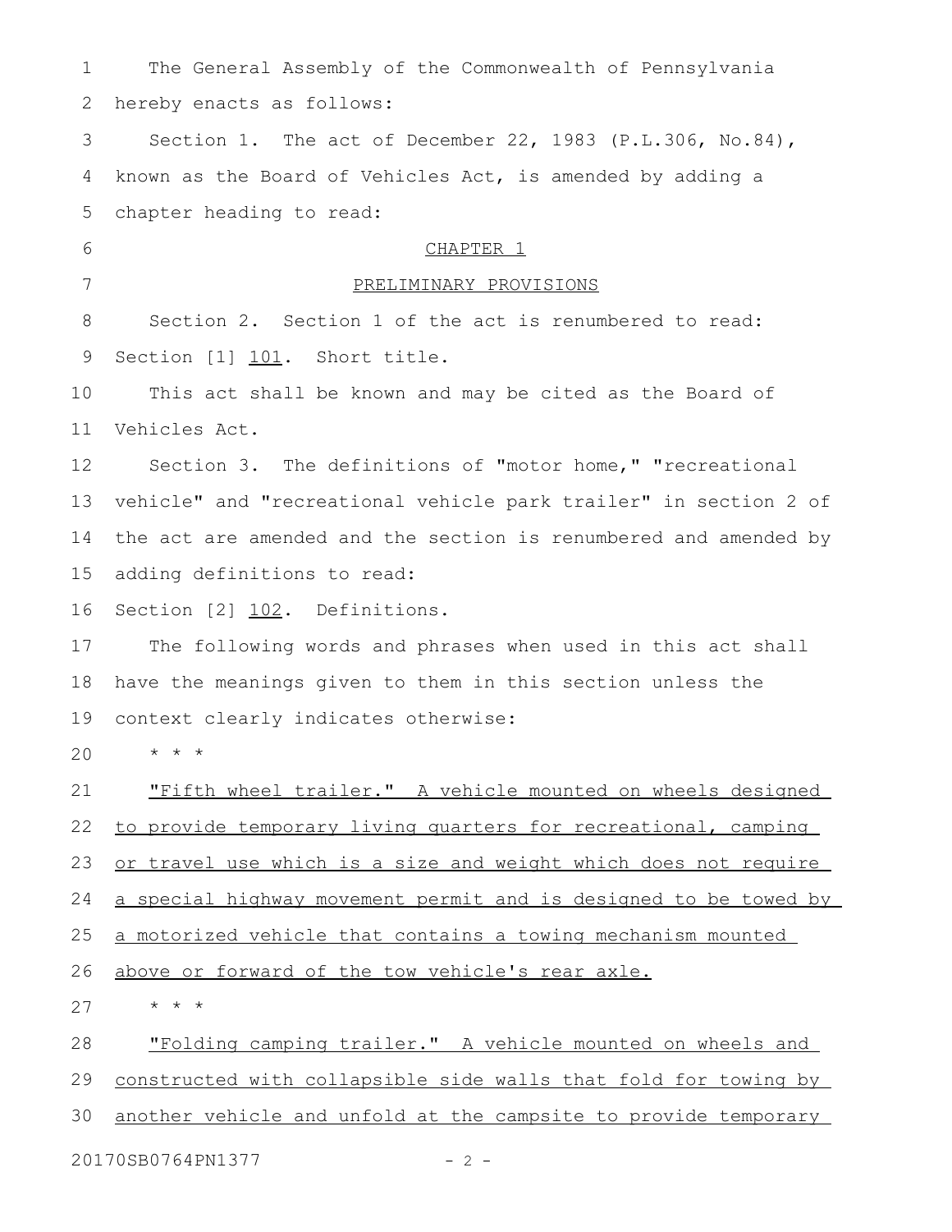The General Assembly of the Commonwealth of Pennsylvania hereby enacts as follows:

Section 1. The act of December 22, 1983 (P.L.306, No.84), known as the Board of Vehicles Act, is amended by adding a chapter heading to read:

CHAPTER 1

PRELIMINARY PROVISIONS

Section 2. Section 1 of the act is renumbered to read:

Section [1] 101. Short title.

This act shall be known and may be cited as the Board of Vehicles Act.

Section 3. The definitions of "motor home," "recreational vehicle" and "recreational vehicle park trailer" in section 2 of the act are amended and the section is renumbered and amended by adding definitions to read:

Section [2] 102. Definitions.

The following words and phrases when used in this act shall have the meanings given to them in this section unless the context clearly indicates otherwise:

\* \* \*

"Fifth wheel trailer." A vehicle mounted on wheels designed to provide temporary living quarters for recreational, camping or travel use which is a size and weight which does not require a special highway movement permit and is designed to be towed by a motorized vehicle that contains a towing mechanism mounted above or forward of the tow vehicle's rear axle.

\* \* \*

"Folding camping trailer." A vehicle mounted on wheels and constructed with collapsible side walls that fold for towing by another vehicle and unfold at the campsite to provide temporary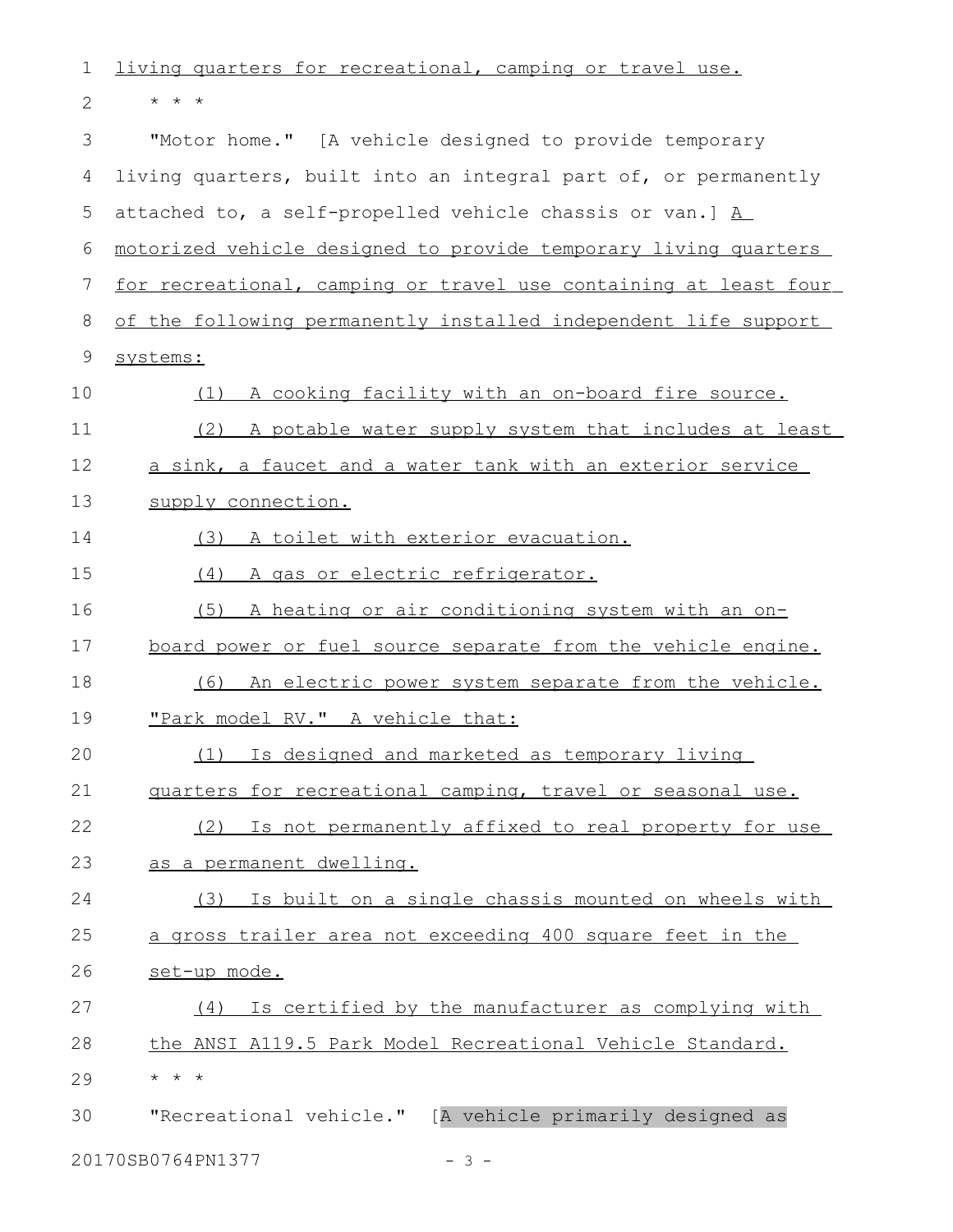living quarters for recreational, camping or travel use.

\* \* \*

"Motor home." [A vehicle designed to provide temporary living quarters, built into an integral part of, or permanently attached to, a self-propelled vehicle chassis or van.] A motorized vehicle designed to provide temporary living quarters for recreational, camping or travel use containing at least four of the following permanently installed independent life support systems:

(1) A cooking facility with an on-board fire source.

(2) A potable water supply system that includes at least a sink, a faucet and a water tank with an exterior service supply connection.

(3) A toilet with exterior evacuation.

(4) A gas or electric refrigerator.

(5) A heating or air conditioning system with an on-board power or fuel source separate from the vehicle engine.

(6) An electric power system separate from the vehicle.

"Park model RV." A vehicle that:

(1) Is designed and marketed as temporary living quarters for recreational camping, travel or seasonal use.

(2) Is not permanently affixed to real property for use as a permanent dwelling.

(3) Is built on a single chassis mounted on wheels with a gross trailer area not exceeding 400 square feet in the set-up mode.

(4) Is certified by the manufacturer as complying with the ANSI A119.5 Park Model Recreational Vehicle Standard.

\* \* \*

"Recreational vehicle." [A vehicle primarily designed as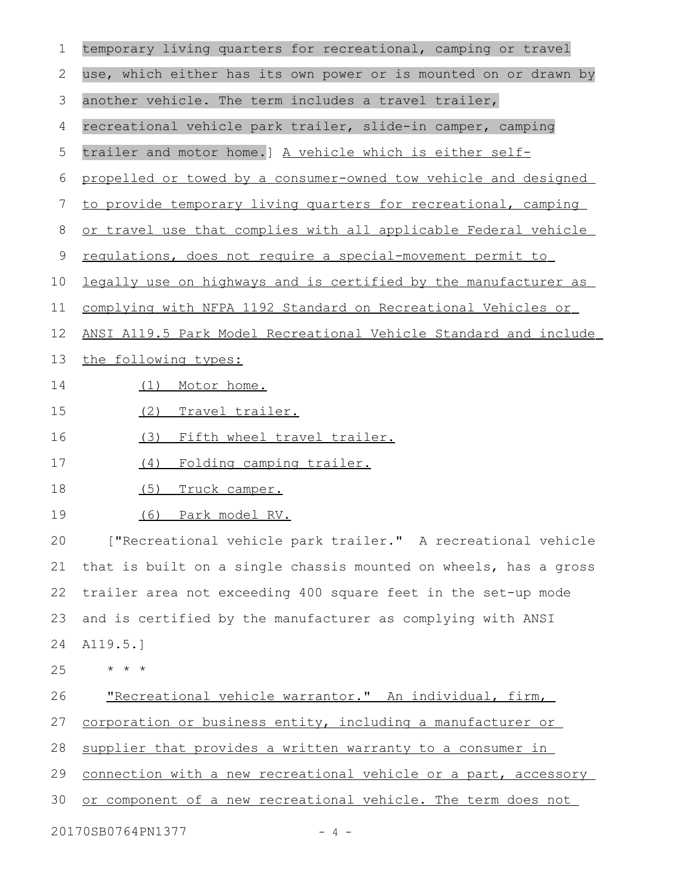temporary living quarters for recreational, camping or travel use, which either has its own power or is mounted on or drawn by another vehicle. The term includes a travel trailer, recreational vehicle park trailer, slide-in camper, camping trailer and motor home.] A vehicle which is either self-propelled or towed by a consumer-owned tow vehicle and designed to provide temporary living quarters for recreational, camping or travel use that complies with all applicable Federal vehicle regulations, does not require a special-movement permit to legally use on highways and is certified by the manufacturer as complying with NFPA 1192 Standard on Recreational Vehicles or ANSI A119.5 Park Model Recreational Vehicle Standard and include the following types:

(1) Motor home.

(2) Travel trailer.

(3) Fifth wheel travel trailer.

(4) Folding camping trailer.

(5) Truck camper.

(6) Park model RV.

["Recreational vehicle park trailer." A recreational vehicle that is built on a single chassis mounted on wheels, has a gross trailer area not exceeding 400 square feet in the set-up mode and is certified by the manufacturer as complying with ANSI A119.5.]

\* \* \*

"Recreational vehicle warrantor." An individual, firm, corporation or business entity, including a manufacturer or supplier that provides a written warranty to a consumer in connection with a new recreational vehicle or a part, accessory or component of a new recreational vehicle. The term does not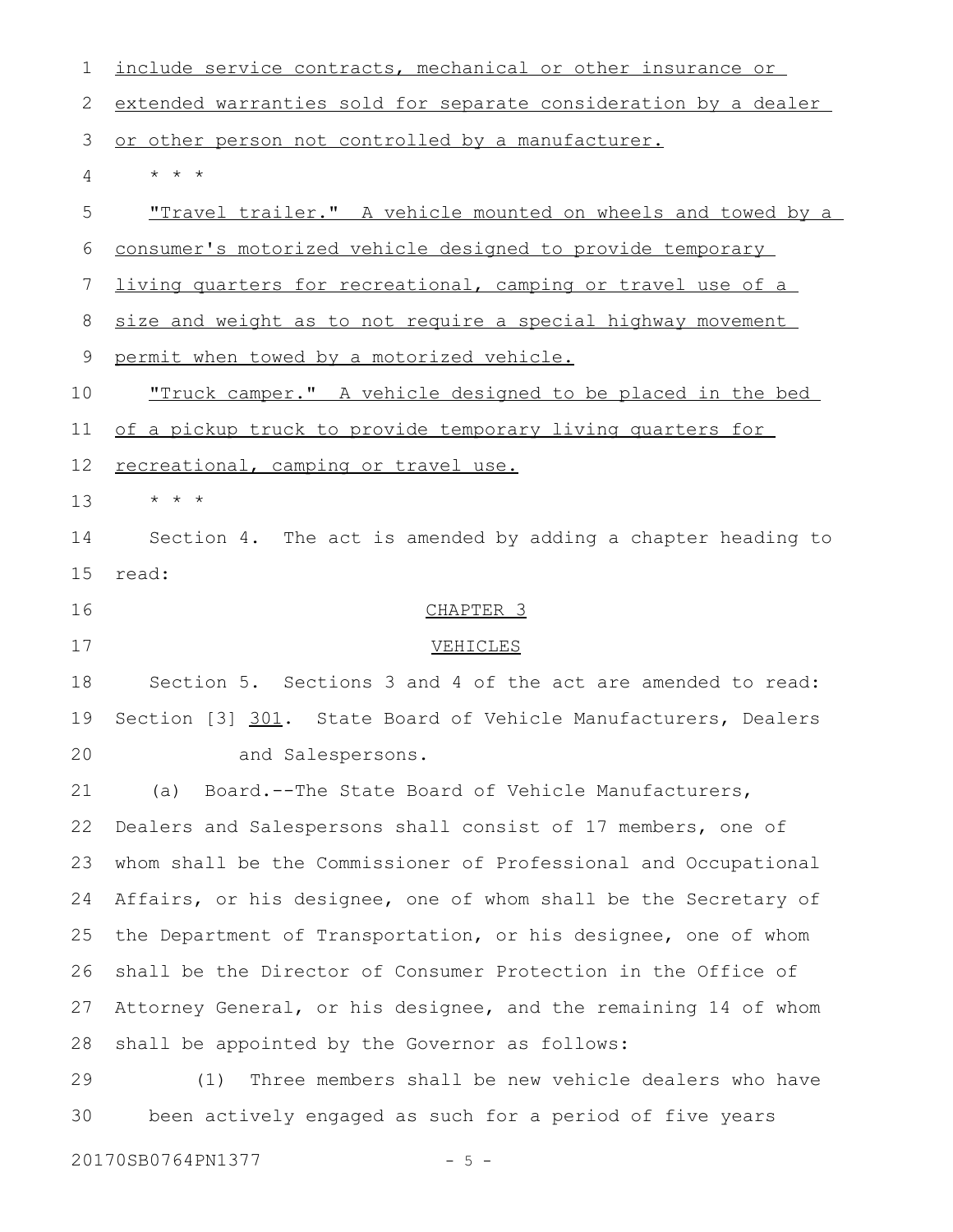include service contracts, mechanical or other insurance or extended warranties sold for separate consideration by a dealer or other person not controlled by a manufacturer.

\* \* \*

"Travel trailer." A vehicle mounted on wheels and towed by a consumer's motorized vehicle designed to provide temporary living quarters for recreational, camping or travel use of a size and weight as to not require a special highway movement permit when towed by a motorized vehicle.

"Truck camper." A vehicle designed to be placed in the bed of a pickup truck to provide temporary living quarters for recreational, camping or travel use.

\* \* \*

Section 4. The act is amended by adding a chapter heading to read:

CHAPTER 3

VEHICLES

Section 5. Sections 3 and 4 of the act are amended to read:

Section [3] 301. State Board of Vehicle Manufacturers, Dealers and Salespersons.

(a) Board.--The State Board of Vehicle Manufacturers, Dealers and Salespersons shall consist of 17 members, one of whom shall be the Commissioner of Professional and Occupational Affairs, or his designee, one of whom shall be the Secretary of the Department of Transportation, or his designee, one of whom shall be the Director of Consumer Protection in the Office of Attorney General, or his designee, and the remaining 14 of whom shall be appointed by the Governor as follows:

(1) Three members shall be new vehicle dealers who have been actively engaged as such for a period of five years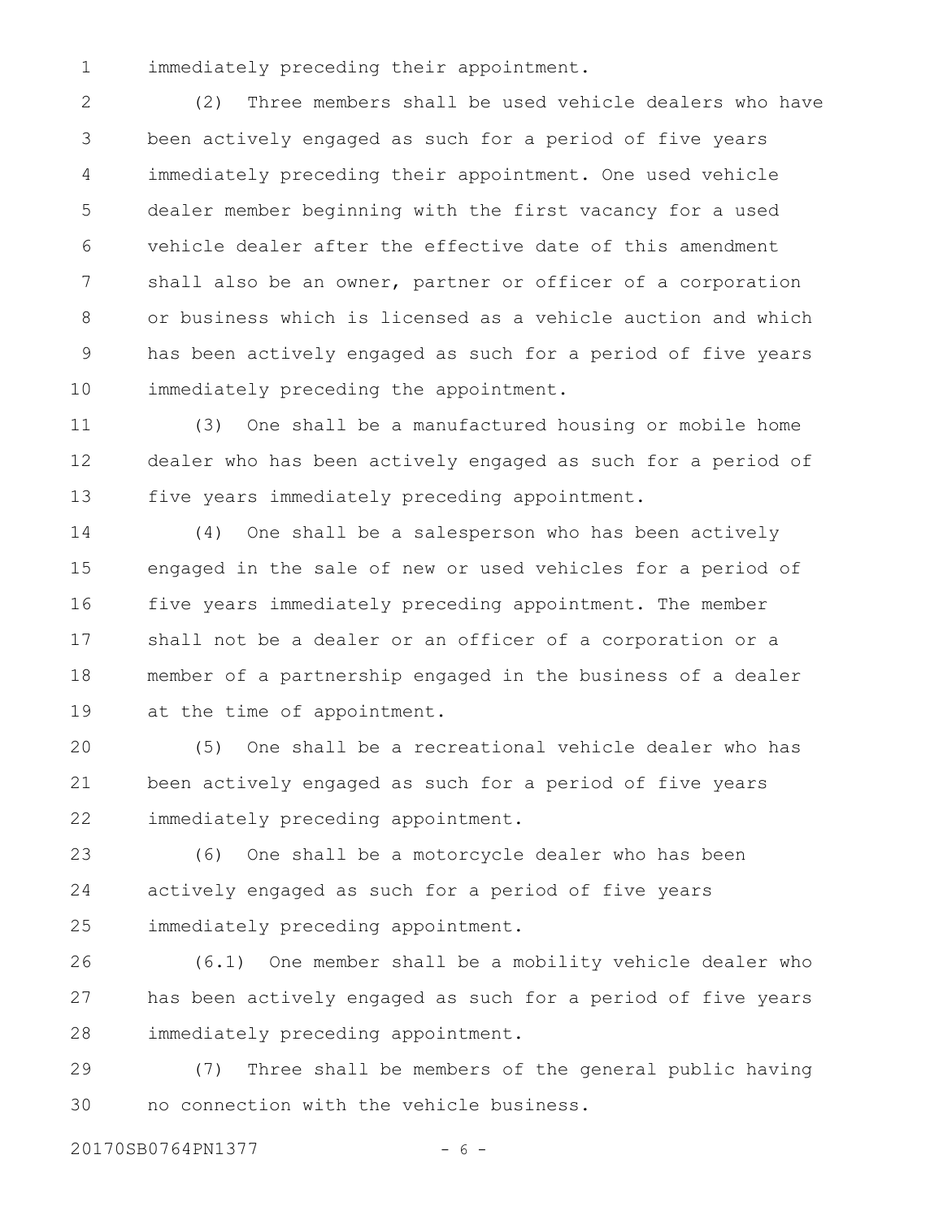immediately preceding their appointment.

(2) Three members shall be used vehicle dealers who have been actively engaged as such for a period of five years immediately preceding their appointment. One used vehicle dealer member beginning with the first vacancy for a used vehicle dealer after the effective date of this amendment shall also be an owner, partner or officer of a corporation or business which is licensed as a vehicle auction and which has been actively engaged as such for a period of five years immediately preceding the appointment.

(3) One shall be a manufactured housing or mobile home dealer who has been actively engaged as such for a period of five years immediately preceding appointment.

(4) One shall be a salesperson who has been actively engaged in the sale of new or used vehicles for a period of five years immediately preceding appointment. The member shall not be a dealer or an officer of a corporation or a member of a partnership engaged in the business of a dealer at the time of appointment.

(5) One shall be a recreational vehicle dealer who has been actively engaged as such for a period of five years immediately preceding appointment.

(6) One shall be a motorcycle dealer who has been actively engaged as such for a period of five years immediately preceding appointment.

(6.1) One member shall be a mobility vehicle dealer who has been actively engaged as such for a period of five years immediately preceding appointment.

(7) Three shall be members of the general public having no connection with the vehicle business.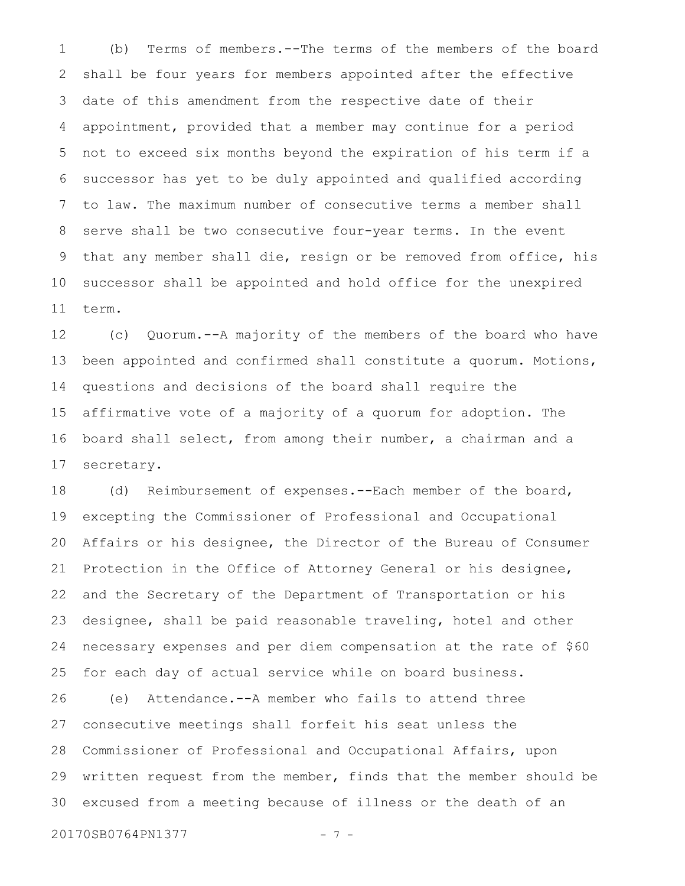(b) Terms of members.--The terms of the members of the board shall be four years for members appointed after the effective date of this amendment from the respective date of their appointment, provided that a member may continue for a period not to exceed six months beyond the expiration of his term if a successor has yet to be duly appointed and qualified according to law. The maximum number of consecutive terms a member shall serve shall be two consecutive four-year terms. In the event that any member shall die, resign or be removed from office, his successor shall be appointed and hold office for the unexpired term.

(c) Quorum.--A majority of the members of the board who have been appointed and confirmed shall constitute a quorum. Motions, questions and decisions of the board shall require the affirmative vote of a majority of a quorum for adoption. The board shall select, from among their number, a chairman and a secretary.

(d) Reimbursement of expenses.--Each member of the board, excepting the Commissioner of Professional and Occupational Affairs or his designee, the Director of the Bureau of Consumer Protection in the Office of Attorney General or his designee, and the Secretary of the Department of Transportation or his designee, shall be paid reasonable traveling, hotel and other necessary expenses and per diem compensation at the rate of $60 for each day of actual service while on board business.

(e) Attendance.--A member who fails to attend three consecutive meetings shall forfeit his seat unless the Commissioner of Professional and Occupational Affairs, upon written request from the member, finds that the member should be excused from a meeting because of illness or the death of an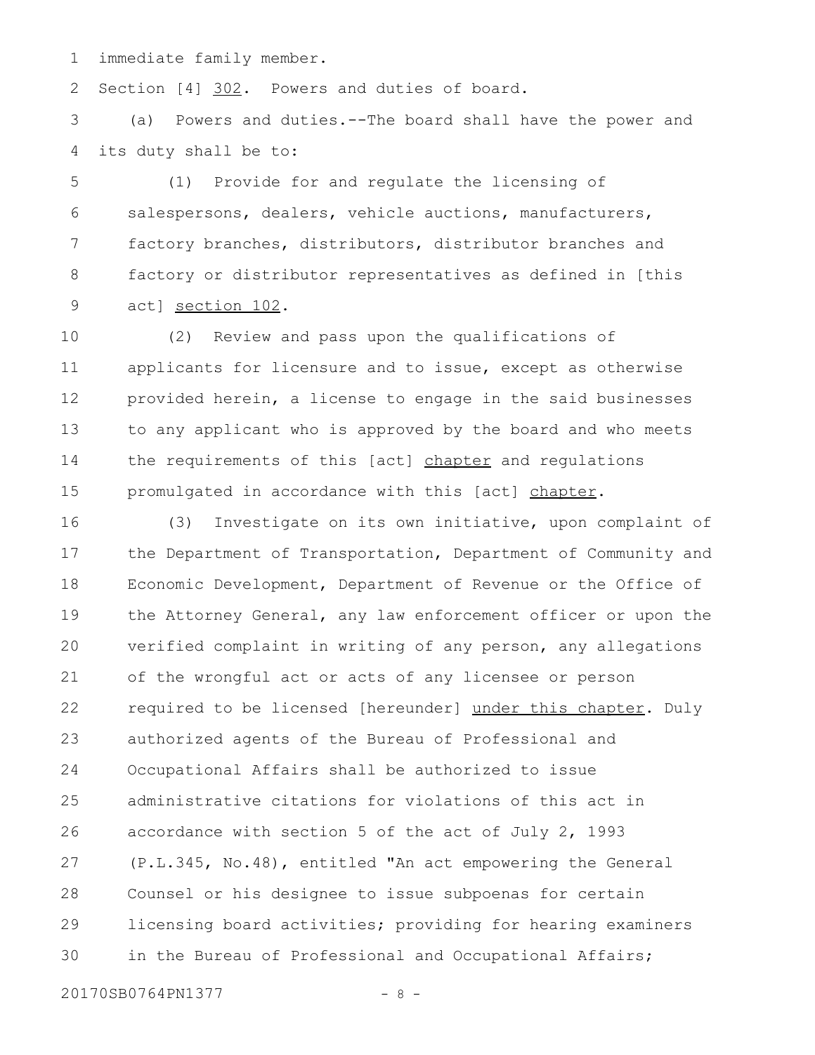immediate family member.

Section [4] 302. Powers and duties of board.

(a) Powers and duties.--The board shall have the power and its duty shall be to:

(1) Provide for and regulate the licensing of salespersons, dealers, vehicle auctions, manufacturers, factory branches, distributors, distributor branches and factory or distributor representatives as defined in [this act] section 102.

(2) Review and pass upon the qualifications of applicants for licensure and to issue, except as otherwise provided herein, a license to engage in the said businesses to any applicant who is approved by the board and who meets the requirements of this [act] chapter and regulations promulgated in accordance with this [act] chapter.

(3) Investigate on its own initiative, upon complaint of the Department of Transportation, Department of Community and Economic Development, Department of Revenue or the Office of the Attorney General, any law enforcement officer or upon the verified complaint in writing of any person, any allegations of the wrongful act or acts of any licensee or person required to be licensed [hereunder] under this chapter. Duly authorized agents of the Bureau of Professional and Occupational Affairs shall be authorized to issue administrative citations for violations of this act in accordance with section 5 of the act of July 2, 1993 (P.L.345, No.48), entitled "An act empowering the General Counsel or his designee to issue subpoenas for certain licensing board activities; providing for hearing examiners in the Bureau of Professional and Occupational Affairs;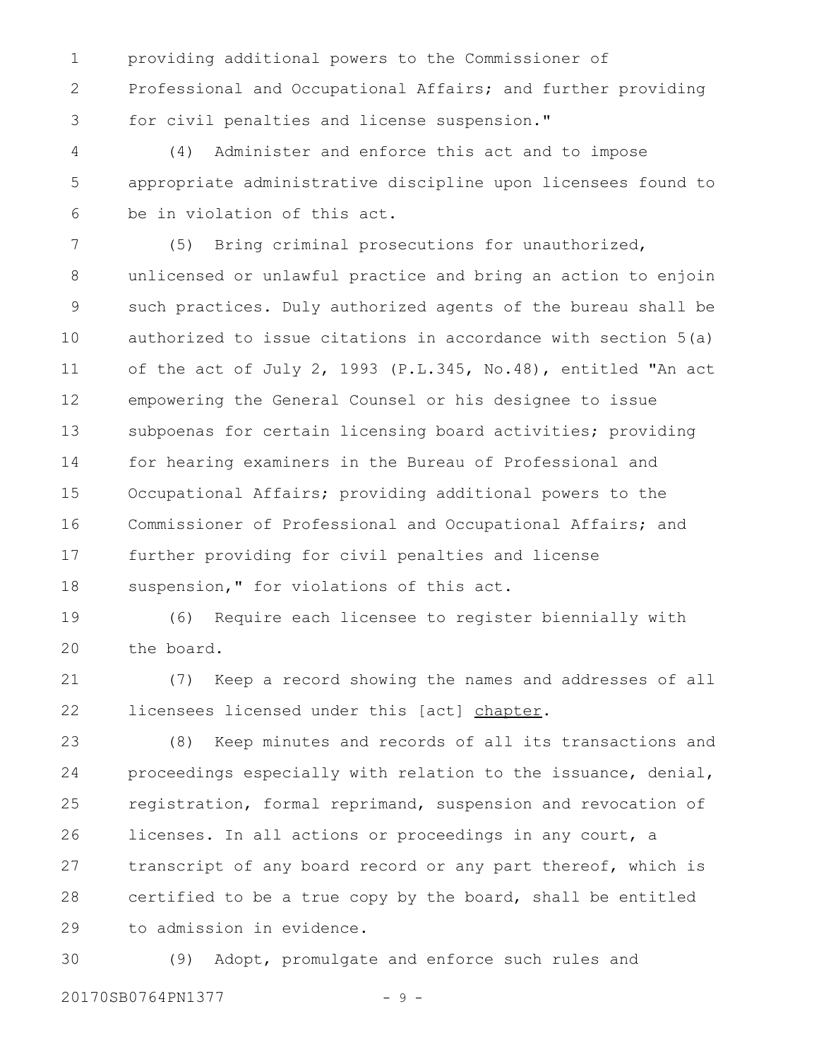providing additional powers to the Commissioner of Professional and Occupational Affairs; and further providing for civil penalties and license suspension."

(4) Administer and enforce this act and to impose appropriate administrative discipline upon licensees found to be in violation of this act.

(5) Bring criminal prosecutions for unauthorized, unlicensed or unlawful practice and bring an action to enjoin such practices. Duly authorized agents of the bureau shall be authorized to issue citations in accordance with section 5(a) of the act of July 2, 1993 (P.L.345, No.48), entitled "An act empowering the General Counsel or his designee to issue subpoenas for certain licensing board activities; providing for hearing examiners in the Bureau of Professional and Occupational Affairs; providing additional powers to the Commissioner of Professional and Occupational Affairs; and further providing for civil penalties and license suspension," for violations of this act.

(6) Require each licensee to register biennially with the board.

(7) Keep a record showing the names and addresses of all licensees licensed under this [act] <u>chapter</u>.

(8) Keep minutes and records of all its transactions and proceedings especially with relation to the issuance, denial, registration, formal reprimand, suspension and revocation of licenses. In all actions or proceedings in any court, a transcript of any board record or any part thereof, which is certified to be a true copy by the board, shall be entitled to admission in evidence.

(9) Adopt, promulgate and enforce such rules and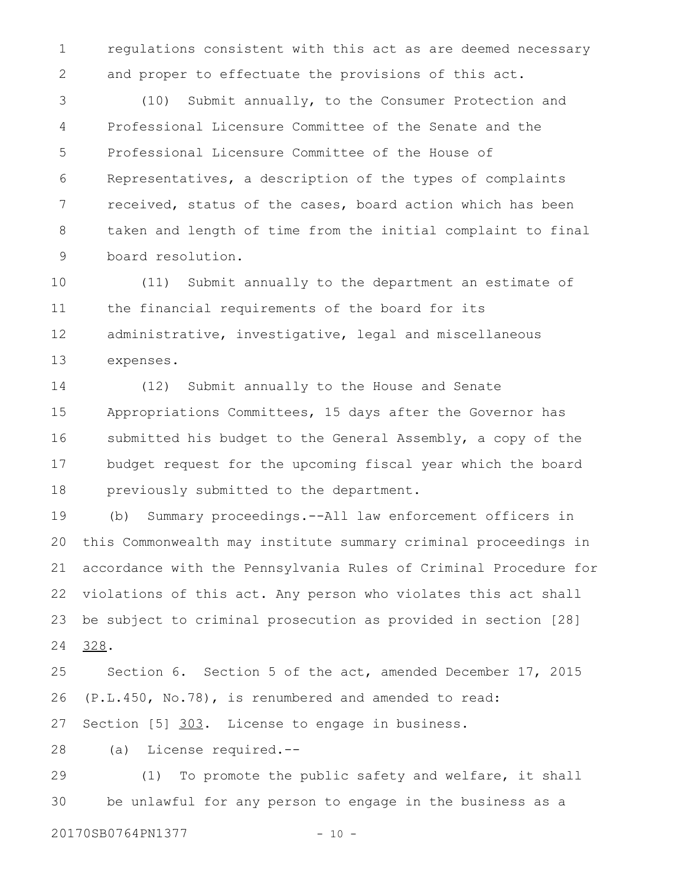regulations consistent with this act as are deemed necessary and proper to effectuate the provisions of this act.

(10) Submit annually, to the Consumer Protection and Professional Licensure Committee of the Senate and the Professional Licensure Committee of the House of Representatives, a description of the types of complaints received, status of the cases, board action which has been taken and length of time from the initial complaint to final board resolution.

(11) Submit annually to the department an estimate of the financial requirements of the board for its administrative, investigative, legal and miscellaneous expenses.

(12) Submit annually to the House and Senate Appropriations Committees, 15 days after the Governor has submitted his budget to the General Assembly, a copy of the budget request for the upcoming fiscal year which the board previously submitted to the department.

(b) Summary proceedings.--All law enforcement officers in this Commonwealth may institute summary criminal proceedings in accordance with the Pennsylvania Rules of Criminal Procedure for violations of this act. Any person who violates this act shall be subject to criminal prosecution as provided in section [28] 328.

Section 6. Section 5 of the act, amended December 17, 2015 (P.L.450, No.78), is renumbered and amended to read:

Section [5] 303. License to engage in business.

(a) License required.--

(1) To promote the public safety and welfare, it shall be unlawful for any person to engage in the business as a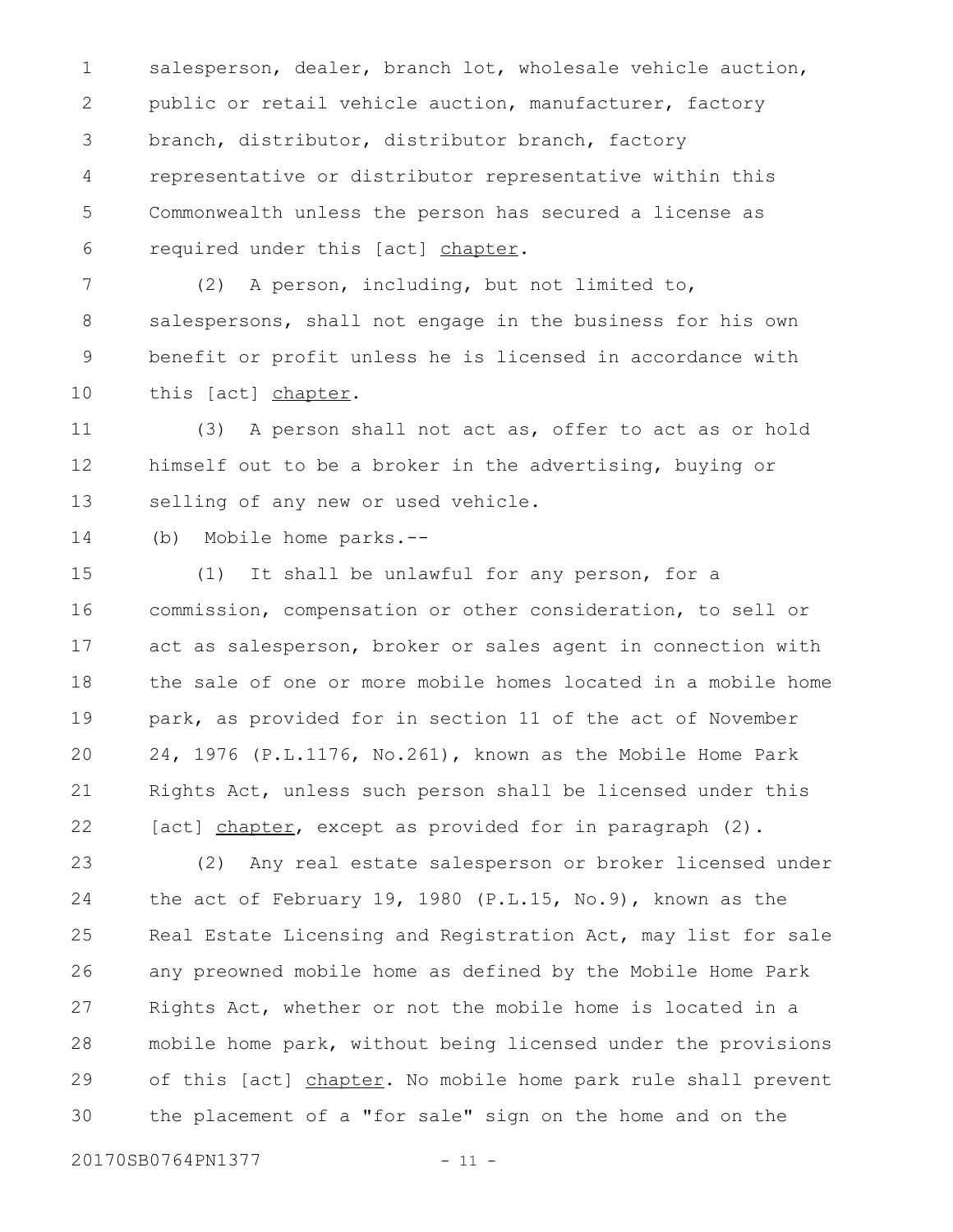salesperson, dealer, branch lot, wholesale vehicle auction, public or retail vehicle auction, manufacturer, factory branch, distributor, distributor branch, factory representative or distributor representative within this Commonwealth unless the person has secured a license as required under this [act] <u>chapter</u>.

(2) A person, including, but not limited to, salespersons, shall not engage in the business for his own benefit or profit unless he is licensed in accordance with this [act] <u>chapter</u>.

(3) A person shall not act as, offer to act as or hold himself out to be a broker in the advertising, buying or selling of any new or used vehicle.

(b) Mobile home parks.--

(1) It shall be unlawful for any person, for a commission, compensation or other consideration, to sell or act as salesperson, broker or sales agent in connection with the sale of one or more mobile homes located in a mobile home park, as provided for in section 11 of the act of November 24, 1976 (P.L.1176, No.261), known as the Mobile Home Park Rights Act, unless such person shall be licensed under this [act] <u>chapter</u>, except as provided for in paragraph (2).

(2) Any real estate salesperson or broker licensed under the act of February 19, 1980 (P.L.15, No.9), known as the Real Estate Licensing and Registration Act, may list for sale any preowned mobile home as defined by the Mobile Home Park Rights Act, whether or not the mobile home is located in a mobile home park, without being licensed under the provisions of this [act] <u>chapter</u>. No mobile home park rule shall prevent the placement of a "for sale" sign on the home and on the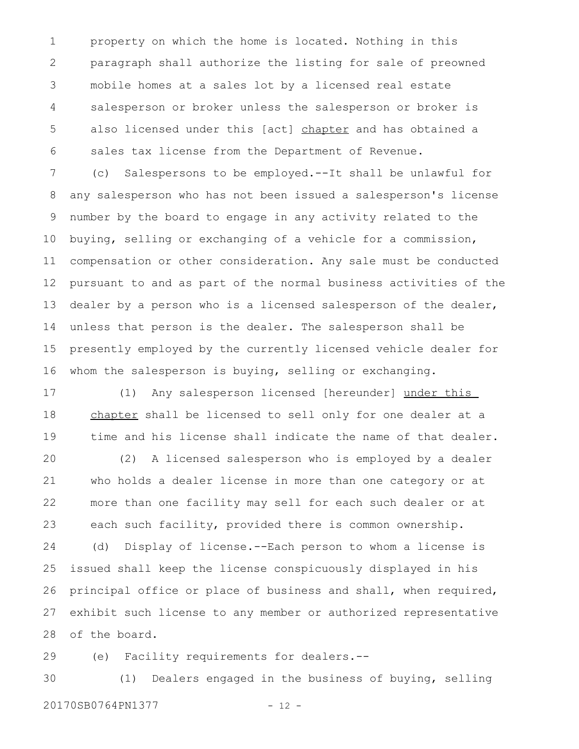property on which the home is located. Nothing in this paragraph shall authorize the listing for sale of preowned mobile homes at a sales lot by a licensed real estate salesperson or broker unless the salesperson or broker is also licensed under this [act] <u>chapter</u> and has obtained a sales tax license from the Department of Revenue.

(c) Salespersons to be employed.--It shall be unlawful for any salesperson who has not been issued a salesperson's license number by the board to engage in any activity related to the buying, selling or exchanging of a vehicle for a commission, compensation or other consideration. Any sale must be conducted pursuant to and as part of the normal business activities of the dealer by a person who is a licensed salesperson of the dealer, unless that person is the dealer. The salesperson shall be presently employed by the currently licensed vehicle dealer for whom the salesperson is buying, selling or exchanging.

(1) Any salesperson licensed [hereunder] <u>under this chapter</u> shall be licensed to sell only for one dealer at a time and his license shall indicate the name of that dealer.

(2) A licensed salesperson who is employed by a dealer who holds a dealer license in more than one category or at more than one facility may sell for each such dealer or at each such facility, provided there is common ownership.

(d) Display of license.--Each person to whom a license is issued shall keep the license conspicuously displayed in his principal office or place of business and shall, when required, exhibit such license to any member or authorized representative of the board.

(e) Facility requirements for dealers.--

(1) Dealers engaged in the business of buying, selling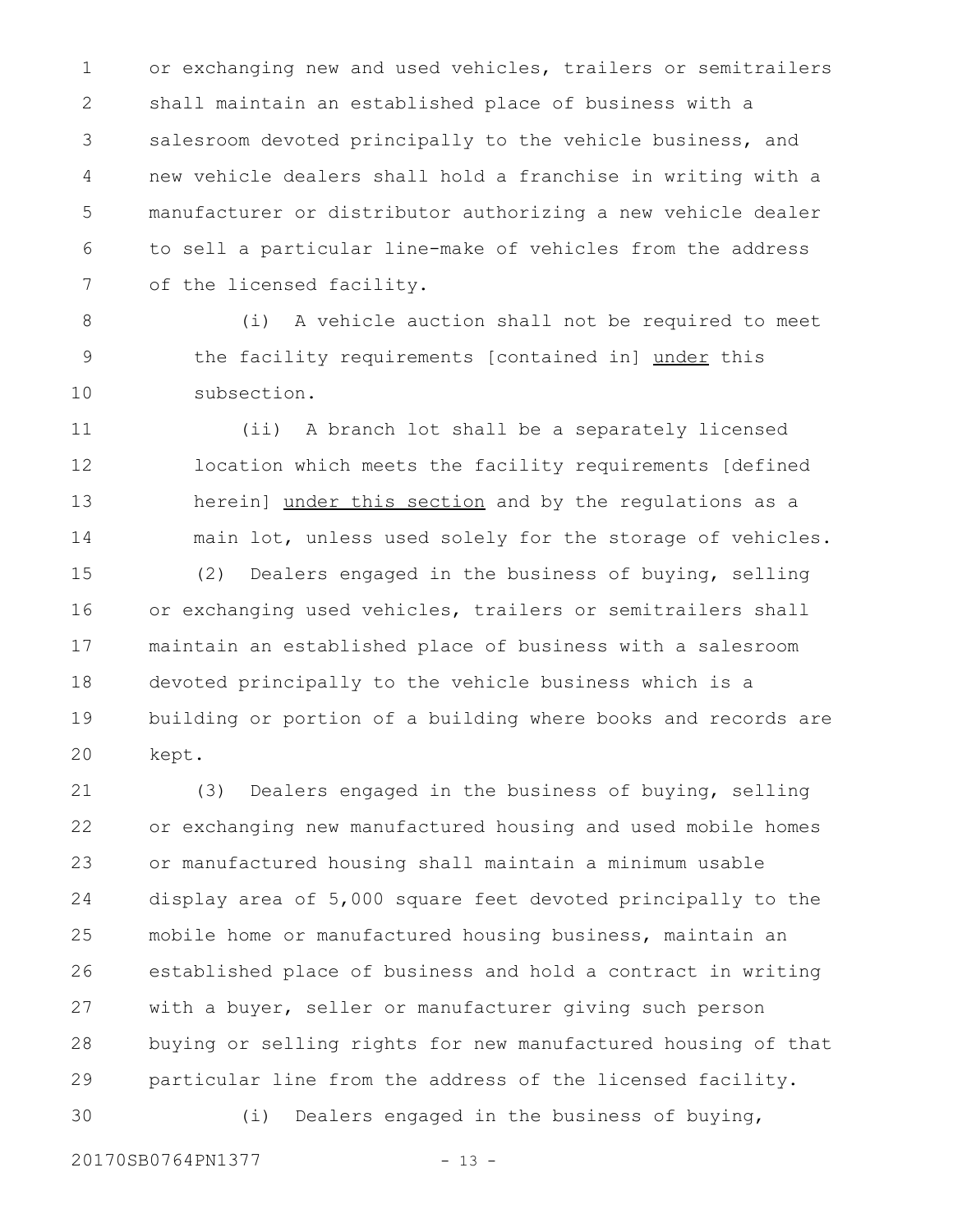or exchanging new and used vehicles, trailers or semitrailers shall maintain an established place of business with a salesroom devoted principally to the vehicle business, and new vehicle dealers shall hold a franchise in writing with a manufacturer or distributor authorizing a new vehicle dealer to sell a particular line-make of vehicles from the address of the licensed facility.

(i) A vehicle auction shall not be required to meet the facility requirements [contained in] <u>under</u> this subsection.

(ii) A branch lot shall be a separately licensed location which meets the facility requirements [defined herein] <u>under this section</u> and by the regulations as a main lot, unless used solely for the storage of vehicles.

(2) Dealers engaged in the business of buying, selling or exchanging used vehicles, trailers or semitrailers shall maintain an established place of business with a salesroom devoted principally to the vehicle business which is a building or portion of a building where books and records are kept.

(3) Dealers engaged in the business of buying, selling or exchanging new manufactured housing and used mobile homes or manufactured housing shall maintain a minimum usable display area of 5,000 square feet devoted principally to the mobile home or manufactured housing business, maintain an established place of business and hold a contract in writing with a buyer, seller or manufacturer giving such person buying or selling rights for new manufactured housing of that particular line from the address of the licensed facility.

(i) Dealers engaged in the business of buying,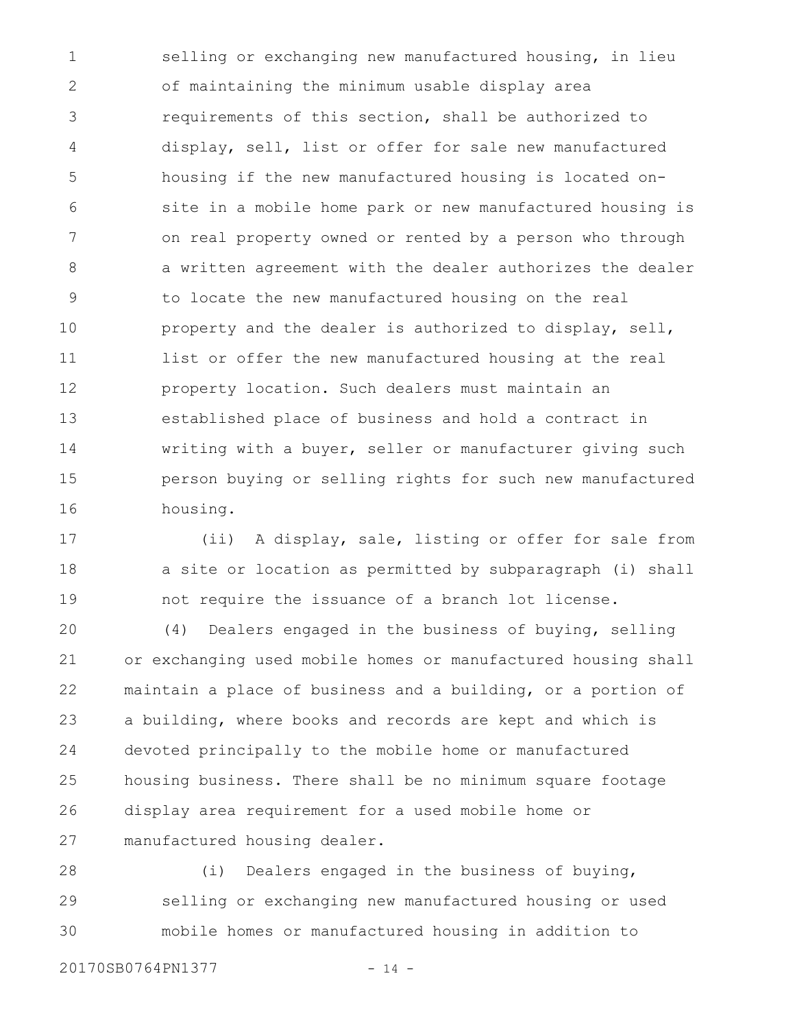selling or exchanging new manufactured housing, in lieu of maintaining the minimum usable display area requirements of this section, shall be authorized to display, sell, list or offer for sale new manufactured housing if the new manufactured housing is located on-site in a mobile home park or new manufactured housing is on real property owned or rented by a person who through a written agreement with the dealer authorizes the dealer to locate the new manufactured housing on the real property and the dealer is authorized to display, sell, list or offer the new manufactured housing at the real property location. Such dealers must maintain an established place of business and hold a contract in writing with a buyer, seller or manufacturer giving such person buying or selling rights for such new manufactured housing.

(ii) A display, sale, listing or offer for sale from a site or location as permitted by subparagraph (i) shall not require the issuance of a branch lot license.

(4) Dealers engaged in the business of buying, selling or exchanging used mobile homes or manufactured housing shall maintain a place of business and a building, or a portion of a building, where books and records are kept and which is devoted principally to the mobile home or manufactured housing business. There shall be no minimum square footage display area requirement for a used mobile home or manufactured housing dealer.

(i) Dealers engaged in the business of buying, selling or exchanging new manufactured housing or used mobile homes or manufactured housing in addition to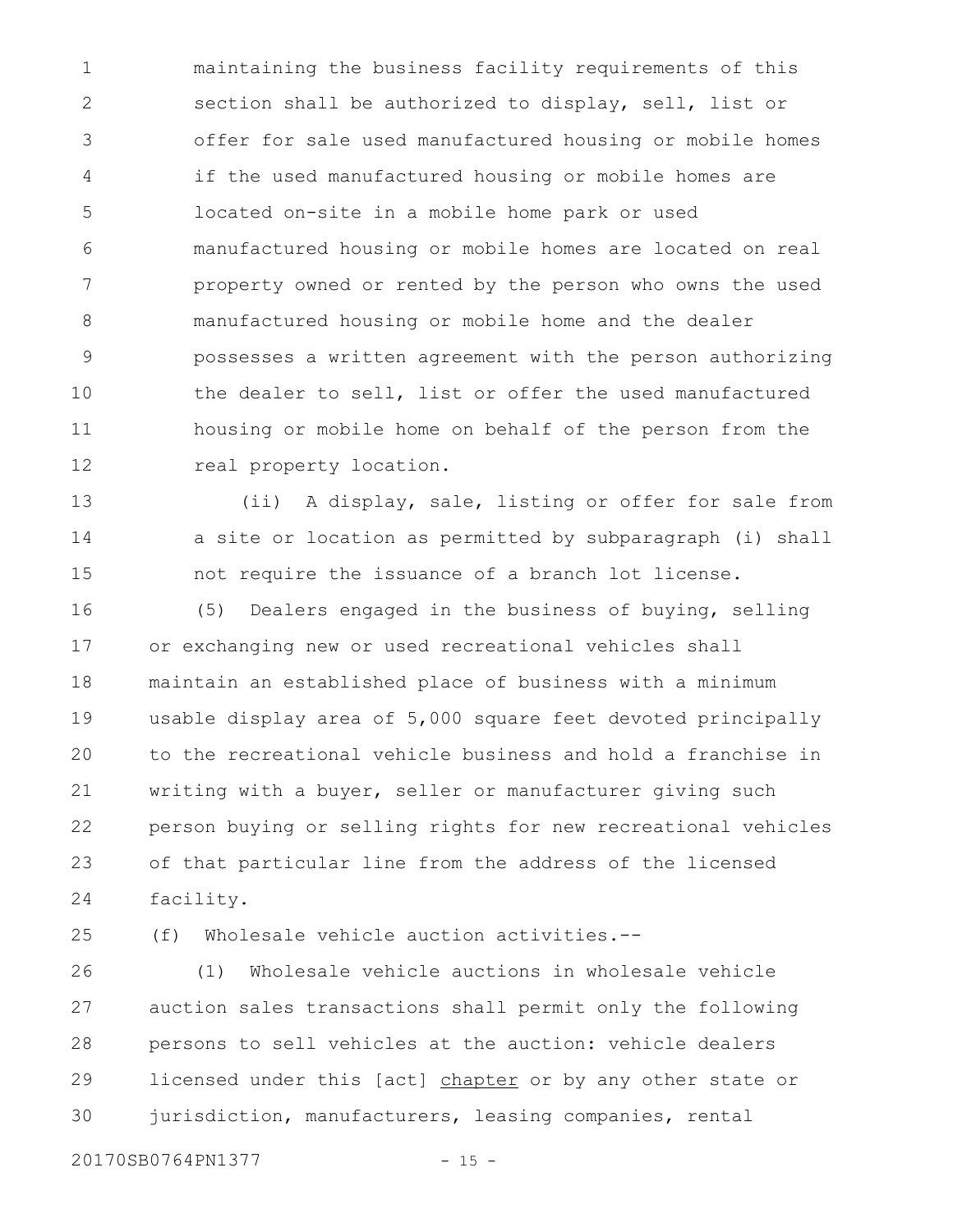maintaining the business facility requirements of this section shall be authorized to display, sell, list or offer for sale used manufactured housing or mobile homes if the used manufactured housing or mobile homes are located on-site in a mobile home park or used manufactured housing or mobile homes are located on real property owned or rented by the person who owns the used manufactured housing or mobile home and the dealer possesses a written agreement with the person authorizing the dealer to sell, list or offer the used manufactured housing or mobile home on behalf of the person from the real property location.

(ii) A display, sale, listing or offer for sale from a site or location as permitted by subparagraph (i) shall not require the issuance of a branch lot license.

(5) Dealers engaged in the business of buying, selling or exchanging new or used recreational vehicles shall maintain an established place of business with a minimum usable display area of 5,000 square feet devoted principally to the recreational vehicle business and hold a franchise in writing with a buyer, seller or manufacturer giving such person buying or selling rights for new recreational vehicles of that particular line from the address of the licensed facility.

(f) Wholesale vehicle auction activities.--

(1) Wholesale vehicle auctions in wholesale vehicle auction sales transactions shall permit only the following persons to sell vehicles at the auction: vehicle dealers licensed under this [act] <u>chapter</u> or by any other state or jurisdiction, manufacturers, leasing companies, rental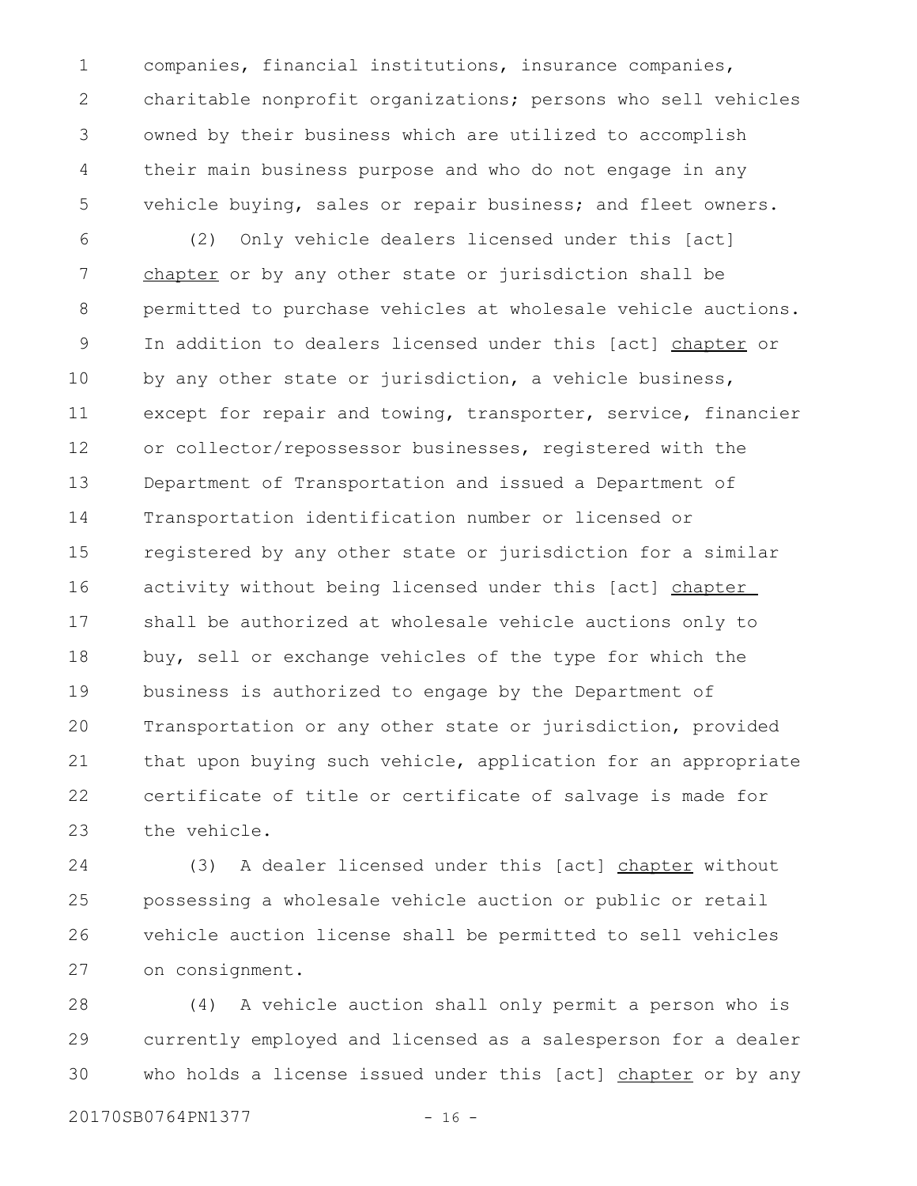companies, financial institutions, insurance companies, charitable nonprofit organizations; persons who sell vehicles owned by their business which are utilized to accomplish their main business purpose and who do not engage in any vehicle buying, sales or repair business; and fleet owners.

(2) Only vehicle dealers licensed under this [act] <u>chapter</u> or by any other state or jurisdiction shall be permitted to purchase vehicles at wholesale vehicle auctions. In addition to dealers licensed under this [act] <u>chapter</u> or by any other state or jurisdiction, a vehicle business, except for repair and towing, transporter, service, financier or collector/repossessor businesses, registered with the Department of Transportation and issued a Department of Transportation identification number or licensed or registered by any other state or jurisdiction for a similar activity without being licensed under this [act] <u>chapter</u> shall be authorized at wholesale vehicle auctions only to buy, sell or exchange vehicles of the type for which the business is authorized to engage by the Department of Transportation or any other state or jurisdiction, provided that upon buying such vehicle, application for an appropriate certificate of title or certificate of salvage is made for the vehicle.

(3) A dealer licensed under this [act] <u>chapter</u> without possessing a wholesale vehicle auction or public or retail vehicle auction license shall be permitted to sell vehicles on consignment.

(4) A vehicle auction shall only permit a person who is currently employed and licensed as a salesperson for a dealer who holds a license issued under this [act] <u>chapter</u> or by any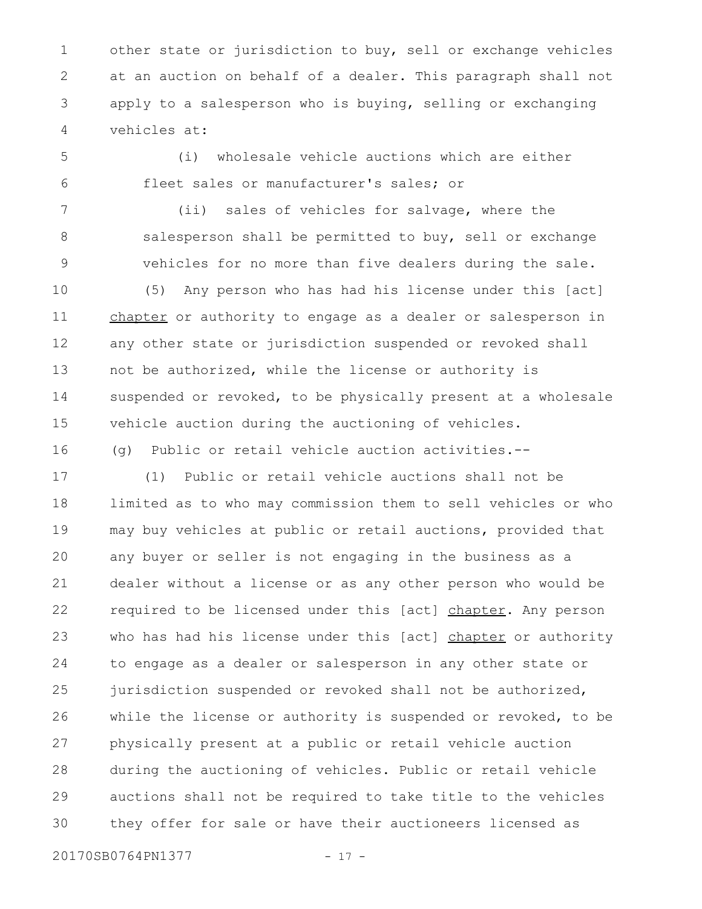other state or jurisdiction to buy, sell or exchange vehicles at an auction on behalf of a dealer. This paragraph shall not apply to a salesperson who is buying, selling or exchanging vehicles at:

(i) wholesale vehicle auctions which are either fleet sales or manufacturer's sales; or

(ii) sales of vehicles for salvage, where the salesperson shall be permitted to buy, sell or exchange vehicles for no more than five dealers during the sale.

(5) Any person who has had his license under this [act] <u>chapter</u> or authority to engage as a dealer or salesperson in any other state or jurisdiction suspended or revoked shall not be authorized, while the license or authority is suspended or revoked, to be physically present at a wholesale vehicle auction during the auctioning of vehicles.

(g) Public or retail vehicle auction activities.--

(1) Public or retail vehicle auctions shall not be limited as to who may commission them to sell vehicles or who may buy vehicles at public or retail auctions, provided that any buyer or seller is not engaging in the business as a dealer without a license or as any other person who would be required to be licensed under this [act] <u>chapter</u>. Any person who has had his license under this [act] <u>chapter</u> or authority to engage as a dealer or salesperson in any other state or jurisdiction suspended or revoked shall not be authorized, while the license or authority is suspended or revoked, to be physically present at a public or retail vehicle auction during the auctioning of vehicles. Public or retail vehicle auctions shall not be required to take title to the vehicles they offer for sale or have their auctioneers licensed as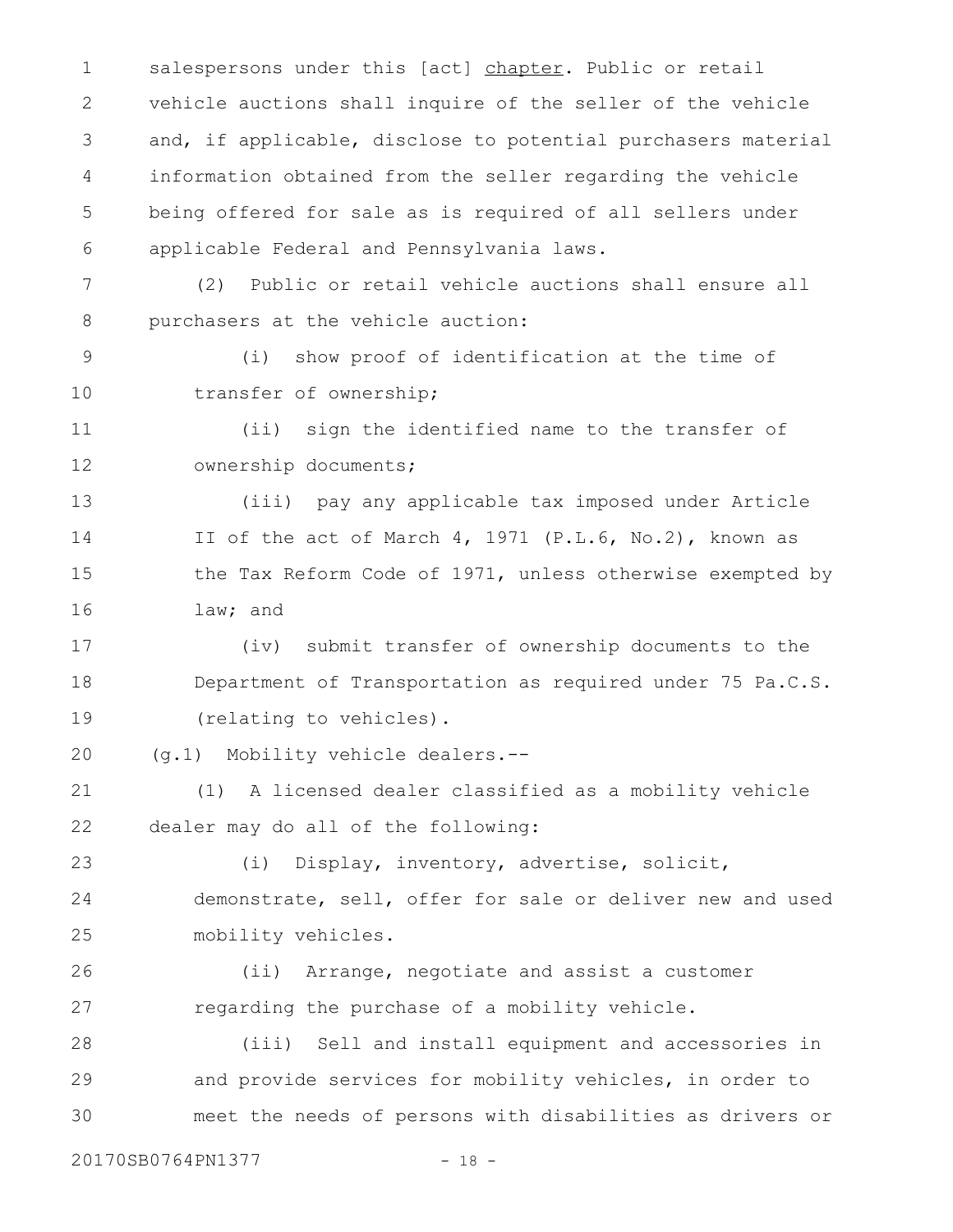salespersons under this [act] <u>chapter</u>. Public or retail vehicle auctions shall inquire of the seller of the vehicle and, if applicable, disclose to potential purchasers material information obtained from the seller regarding the vehicle being offered for sale as is required of all sellers under applicable Federal and Pennsylvania laws.

(2) Public or retail vehicle auctions shall ensure all purchasers at the vehicle auction:

(i) show proof of identification at the time of transfer of ownership;

(ii) sign the identified name to the transfer of ownership documents;

(iii) pay any applicable tax imposed under Article II of the act of March 4, 1971 (P.L.6, No.2), known as the Tax Reform Code of 1971, unless otherwise exempted by law; and

(iv) submit transfer of ownership documents to the Department of Transportation as required under 75 Pa.C.S. (relating to vehicles).

(g.1) Mobility vehicle dealers.--

(1) A licensed dealer classified as a mobility vehicle dealer may do all of the following:

(i) Display, inventory, advertise, solicit, demonstrate, sell, offer for sale or deliver new and used mobility vehicles.

(ii) Arrange, negotiate and assist a customer regarding the purchase of a mobility vehicle.

(iii) Sell and install equipment and accessories in and provide services for mobility vehicles, in order to meet the needs of persons with disabilities as drivers or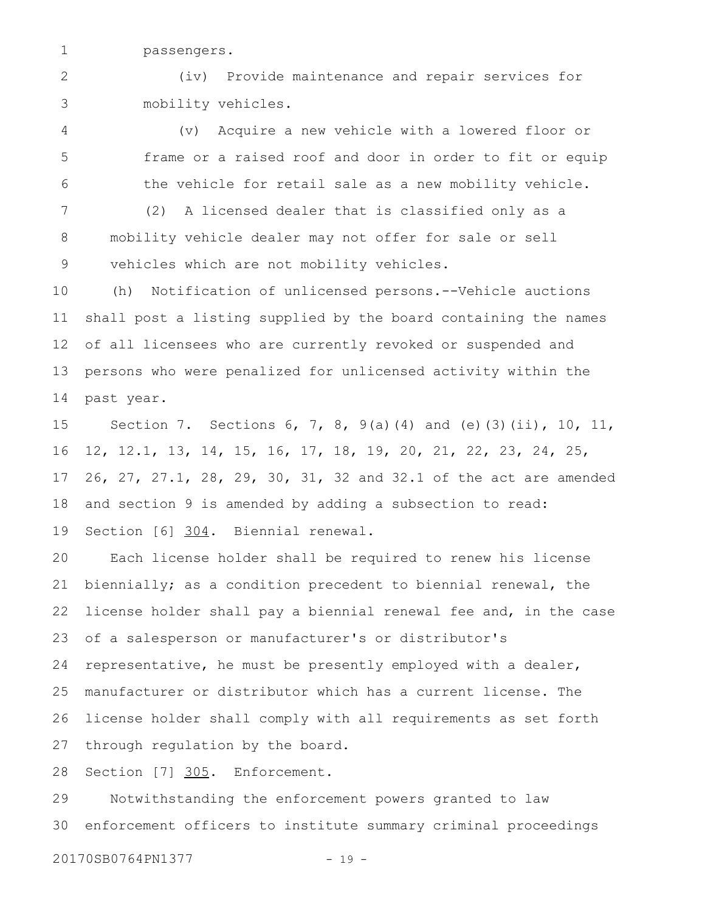passengers.

(iv) Provide maintenance and repair services for mobility vehicles.

(v) Acquire a new vehicle with a lowered floor or frame or a raised roof and door in order to fit or equip the vehicle for retail sale as a new mobility vehicle.

(2) A licensed dealer that is classified only as a mobility vehicle dealer may not offer for sale or sell vehicles which are not mobility vehicles.

(h) Notification of unlicensed persons.--Vehicle auctions shall post a listing supplied by the board containing the names of all licensees who are currently revoked or suspended and persons who were penalized for unlicensed activity within the past year.

Section 7. Sections 6, 7, 8, 9(a)(4) and (e)(3)(ii), 10, 11, 12, 12.1, 13, 14, 15, 16, 17, 18, 19, 20, 21, 22, 23, 24, 25, 26, 27, 27.1, 28, 29, 30, 31, 32 and 32.1 of the act are amended and section 9 is amended by adding a subsection to read:

Section [6] <u>304</u>. Biennial renewal.

Each license holder shall be required to renew his license biennially; as a condition precedent to biennial renewal, the license holder shall pay a biennial renewal fee and, in the case of a salesperson or manufacturer's or distributor's representative, he must be presently employed with a dealer, manufacturer or distributor which has a current license. The license holder shall comply with all requirements as set forth through regulation by the board.

Section [7] <u>305</u>. Enforcement.

Notwithstanding the enforcement powers granted to law enforcement officers to institute summary criminal proceedings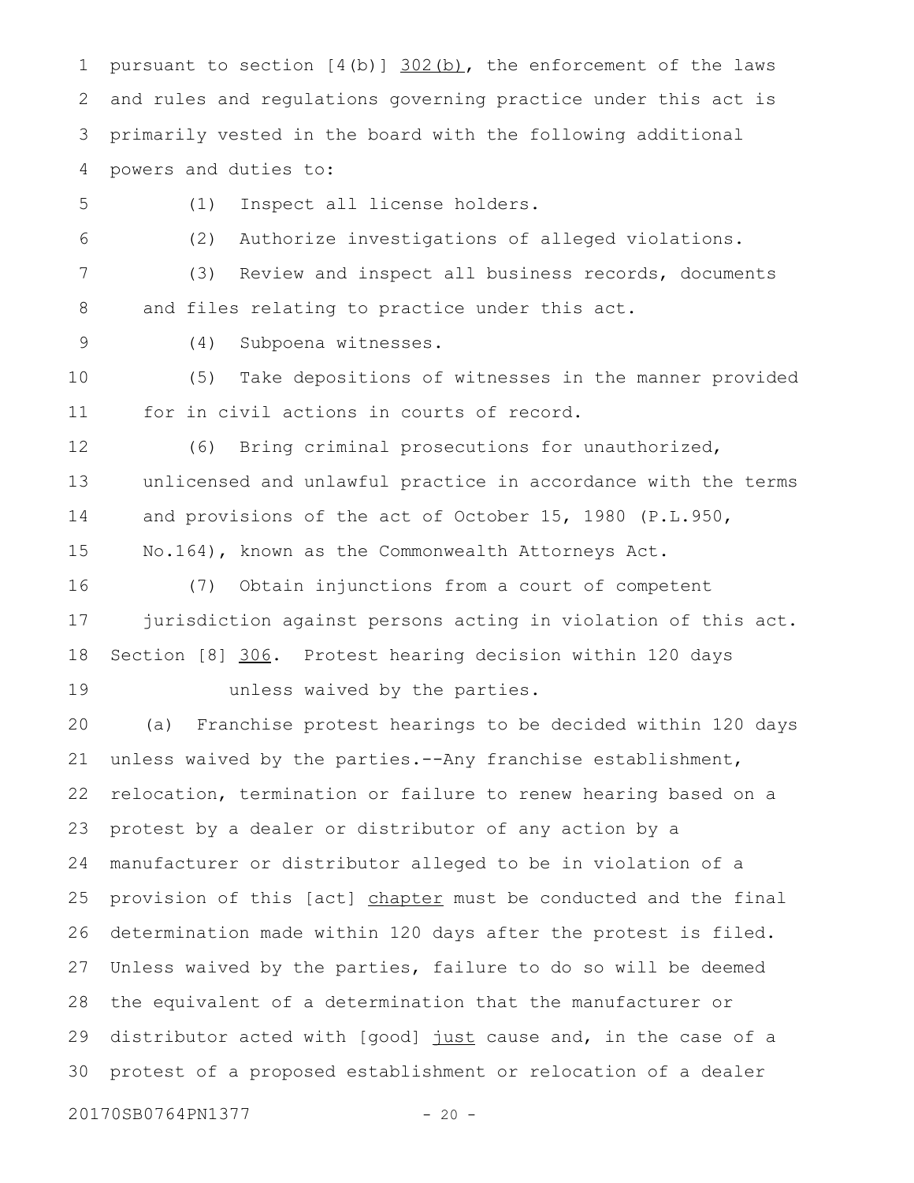pursuant to section [4(b)] 302(b), the enforcement of the laws and rules and regulations governing practice under this act is primarily vested in the board with the following additional powers and duties to:

(1) Inspect all license holders.

(2) Authorize investigations of alleged violations.

(3) Review and inspect all business records, documents and files relating to practice under this act.

(4) Subpoena witnesses.

(5) Take depositions of witnesses in the manner provided for in civil actions in courts of record.

(6) Bring criminal prosecutions for unauthorized, unlicensed and unlawful practice in accordance with the terms and provisions of the act of October 15, 1980 (P.L.950, No.164), known as the Commonwealth Attorneys Act.

(7) Obtain injunctions from a court of competent jurisdiction against persons acting in violation of this act.

Section [8] 306. Protest hearing decision within 120 days unless waived by the parties.

(a) Franchise protest hearings to be decided within 120 days unless waived by the parties.--Any franchise establishment, relocation, termination or failure to renew hearing based on a protest by a dealer or distributor of any action by a manufacturer or distributor alleged to be in violation of a provision of this [act] chapter must be conducted and the final determination made within 120 days after the protest is filed. Unless waived by the parties, failure to do so will be deemed the equivalent of a determination that the manufacturer or distributor acted with [good] just cause and, in the case of a protest of a proposed establishment or relocation of a dealer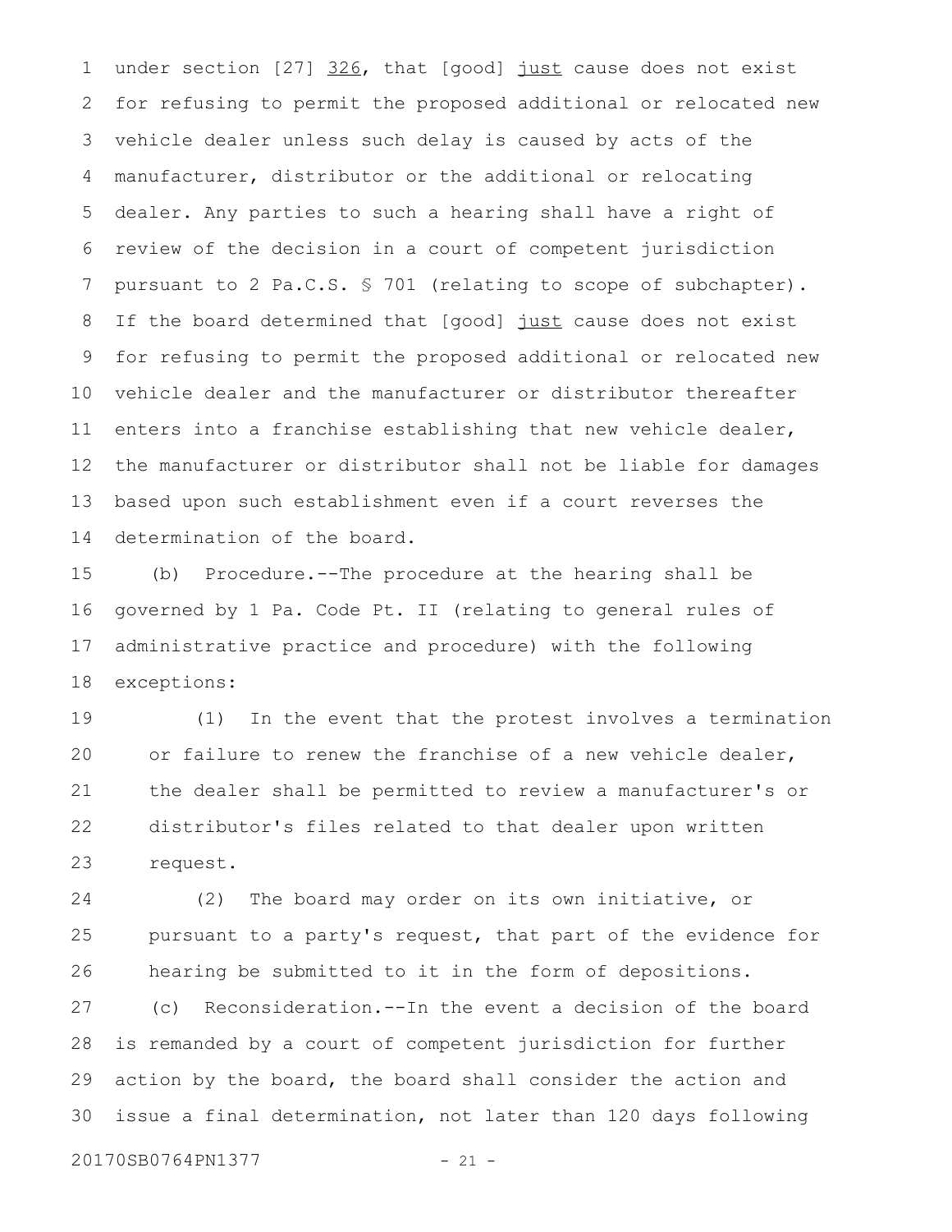under section [27] 326, that [good] just cause does not exist for refusing to permit the proposed additional or relocated new vehicle dealer unless such delay is caused by acts of the manufacturer, distributor or the additional or relocating dealer. Any parties to such a hearing shall have a right of review of the decision in a court of competent jurisdiction pursuant to 2 Pa.C.S. § 701 (relating to scope of subchapter). If the board determined that [good] just cause does not exist for refusing to permit the proposed additional or relocated new vehicle dealer and the manufacturer or distributor thereafter enters into a franchise establishing that new vehicle dealer, the manufacturer or distributor shall not be liable for damages based upon such establishment even if a court reverses the determination of the board.

(b) Procedure.--The procedure at the hearing shall be governed by 1 Pa. Code Pt. II (relating to general rules of administrative practice and procedure) with the following exceptions:

(1) In the event that the protest involves a termination or failure to renew the franchise of a new vehicle dealer, the dealer shall be permitted to review a manufacturer's or distributor's files related to that dealer upon written request.

(2) The board may order on its own initiative, or pursuant to a party's request, that part of the evidence for hearing be submitted to it in the form of depositions.

(c) Reconsideration.--In the event a decision of the board is remanded by a court of competent jurisdiction for further action by the board, the board shall consider the action and issue a final determination, not later than 120 days following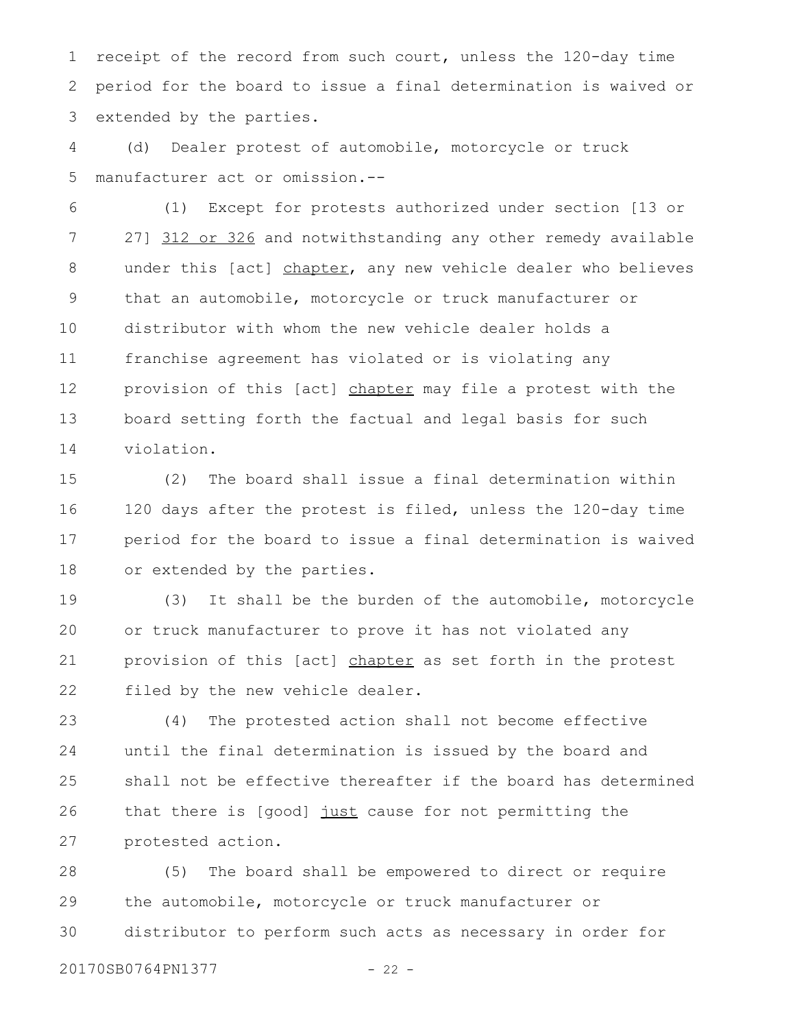receipt of the record from such court, unless the 120-day time period for the board to issue a final determination is waived or extended by the parties.

(d) Dealer protest of automobile, motorcycle or truck manufacturer act or omission.--

(1) Except for protests authorized under section [13 or 27] 312 or 326 and notwithstanding any other remedy available under this [act] chapter, any new vehicle dealer who believes that an automobile, motorcycle or truck manufacturer or distributor with whom the new vehicle dealer holds a franchise agreement has violated or is violating any provision of this [act] chapter may file a protest with the board setting forth the factual and legal basis for such violation.

(2) The board shall issue a final determination within 120 days after the protest is filed, unless the 120-day time period for the board to issue a final determination is waived or extended by the parties.

(3) It shall be the burden of the automobile, motorcycle or truck manufacturer to prove it has not violated any provision of this [act] chapter as set forth in the protest filed by the new vehicle dealer.

(4) The protested action shall not become effective until the final determination is issued by the board and shall not be effective thereafter if the board has determined that there is [good] just cause for not permitting the protested action.

(5) The board shall be empowered to direct or require the automobile, motorcycle or truck manufacturer or distributor to perform such acts as necessary in order for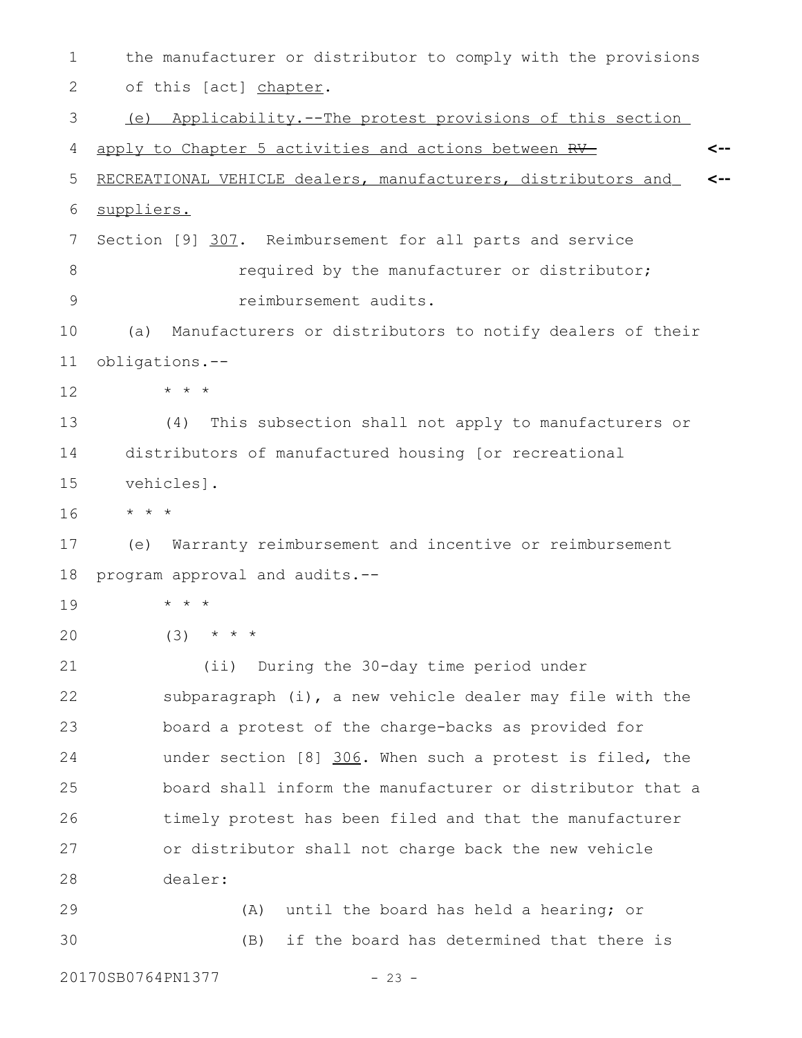the manufacturer or distributor to comply with the provisions of this [act] chapter.

(e) Applicability.--The protest provisions of this section apply to Chapter 5 activities and actions between ~~RV~~ RECREATIONAL VEHICLE dealers, manufacturers, distributors and suppliers.

Section [9] 307. Reimbursement for all parts and service required by the manufacturer or distributor; reimbursement audits.

(a) Manufacturers or distributors to notify dealers of their obligations.--

* * *

(4) This subsection shall not apply to manufacturers or distributors of manufactured housing [or recreational vehicles].

* * *

(e) Warranty reimbursement and incentive or reimbursement program approval and audits.--

* * *

(3) * * *

(ii) During the 30-day time period under subparagraph (i), a new vehicle dealer may file with the board a protest of the charge-backs as provided for under section [8] 306. When such a protest is filed, the board shall inform the manufacturer or distributor that a timely protest has been filed and that the manufacturer or distributor shall not charge back the new vehicle dealer:

(A) until the board has held a hearing; or

(B) if the board has determined that there is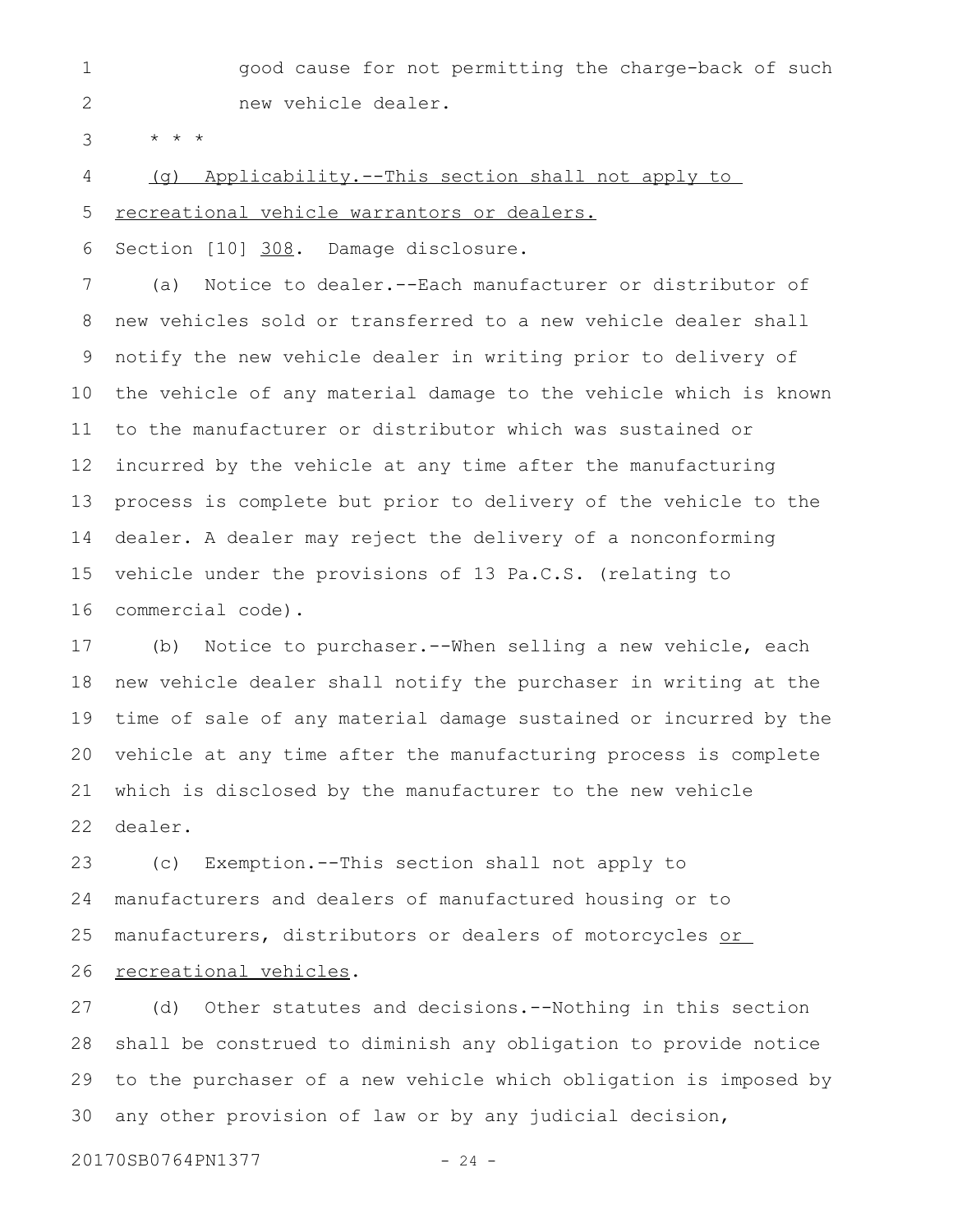good cause for not permitting the charge-back of such new vehicle dealer.

* * *

<u>(g) Applicability.--This section shall not apply to recreational vehicle warrantors or dealers.</u>

Section [10] <u>308</u>. Damage disclosure.

(a) Notice to dealer.--Each manufacturer or distributor of new vehicles sold or transferred to a new vehicle dealer shall notify the new vehicle dealer in writing prior to delivery of the vehicle of any material damage to the vehicle which is known to the manufacturer or distributor which was sustained or incurred by the vehicle at any time after the manufacturing process is complete but prior to delivery of the vehicle to the dealer. A dealer may reject the delivery of a nonconforming vehicle under the provisions of 13 Pa.C.S. (relating to commercial code).

(b) Notice to purchaser.--When selling a new vehicle, each new vehicle dealer shall notify the purchaser in writing at the time of sale of any material damage sustained or incurred by the vehicle at any time after the manufacturing process is complete which is disclosed by the manufacturer to the new vehicle dealer.

(c) Exemption.--This section shall not apply to manufacturers and dealers of manufactured housing or to manufacturers, distributors or dealers of motorcycles <u>or recreational vehicles</u>.

(d) Other statutes and decisions.--Nothing in this section shall be construed to diminish any obligation to provide notice to the purchaser of a new vehicle which obligation is imposed by any other provision of law or by any judicial decision,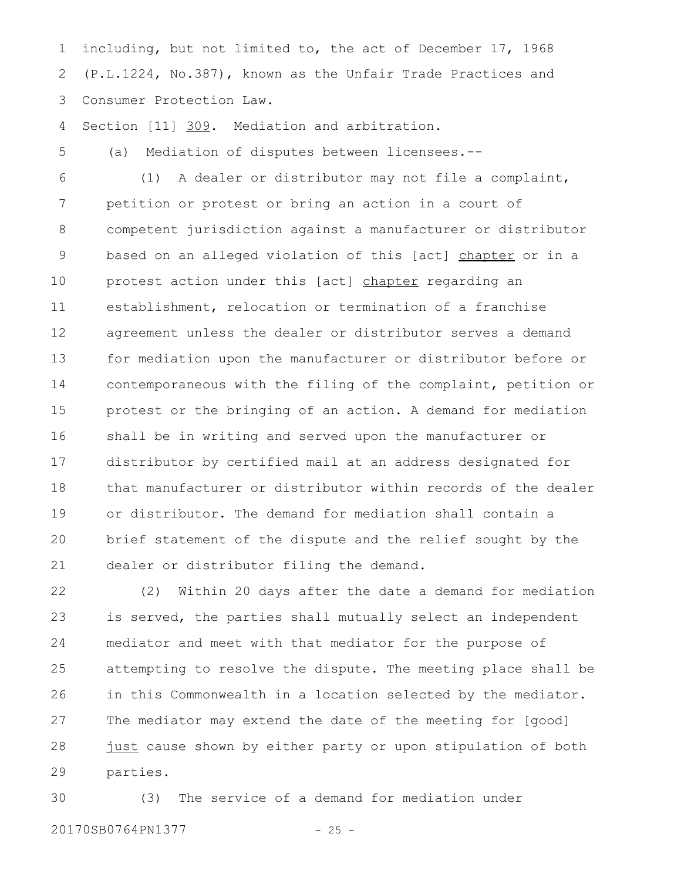including, but not limited to, the act of December 17, 1968 (P.L.1224, No.387), known as the Unfair Trade Practices and Consumer Protection Law.

Section [11] 309. Mediation and arbitration.

(a) Mediation of disputes between licensees.--

(1) A dealer or distributor may not file a complaint, petition or protest or bring an action in a court of competent jurisdiction against a manufacturer or distributor based on an alleged violation of this [act] chapter or in a protest action under this [act] chapter regarding an establishment, relocation or termination of a franchise agreement unless the dealer or distributor serves a demand for mediation upon the manufacturer or distributor before or contemporaneous with the filing of the complaint, petition or protest or the bringing of an action. A demand for mediation shall be in writing and served upon the manufacturer or distributor by certified mail at an address designated for that manufacturer or distributor within records of the dealer or distributor. The demand for mediation shall contain a brief statement of the dispute and the relief sought by the dealer or distributor filing the demand.

(2) Within 20 days after the date a demand for mediation is served, the parties shall mutually select an independent mediator and meet with that mediator for the purpose of attempting to resolve the dispute. The meeting place shall be in this Commonwealth in a location selected by the mediator. The mediator may extend the date of the meeting for [good] just cause shown by either party or upon stipulation of both parties.

(3) The service of a demand for mediation under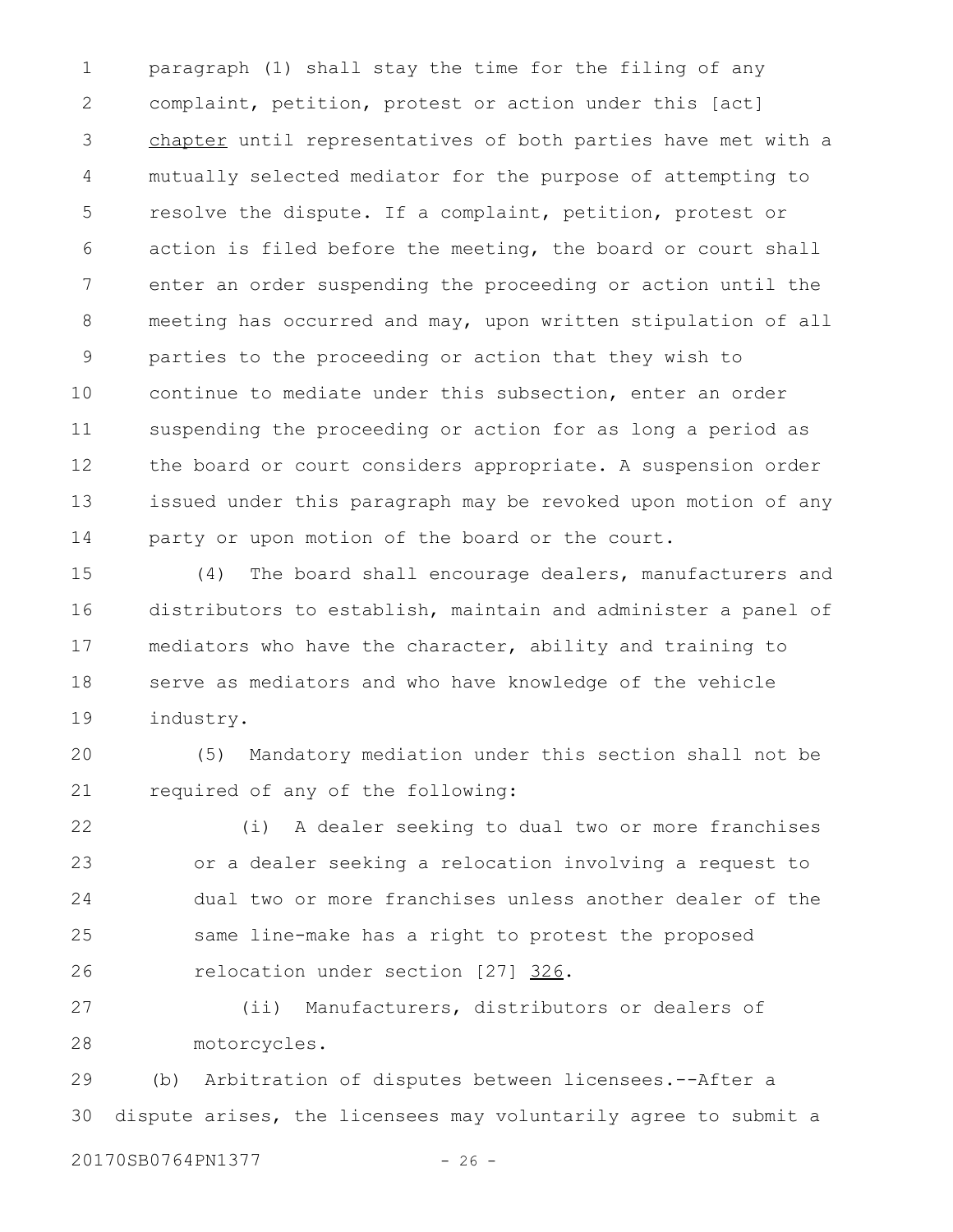paragraph (1) shall stay the time for the filing of any complaint, petition, protest or action under this [act] chapter until representatives of both parties have met with a mutually selected mediator for the purpose of attempting to resolve the dispute. If a complaint, petition, protest or action is filed before the meeting, the board or court shall enter an order suspending the proceeding or action until the meeting has occurred and may, upon written stipulation of all parties to the proceeding or action that they wish to continue to mediate under this subsection, enter an order suspending the proceeding or action for as long a period as the board or court considers appropriate. A suspension order issued under this paragraph may be revoked upon motion of any party or upon motion of the board or the court.

(4) The board shall encourage dealers, manufacturers and distributors to establish, maintain and administer a panel of mediators who have the character, ability and training to serve as mediators and who have knowledge of the vehicle industry.

(5) Mandatory mediation under this section shall not be required of any of the following:

(i) A dealer seeking to dual two or more franchises or a dealer seeking a relocation involving a request to dual two or more franchises unless another dealer of the same line-make has a right to protest the proposed relocation under section [27] 326.

(ii) Manufacturers, distributors or dealers of motorcycles.

(b) Arbitration of disputes between licensees.--After a dispute arises, the licensees may voluntarily agree to submit a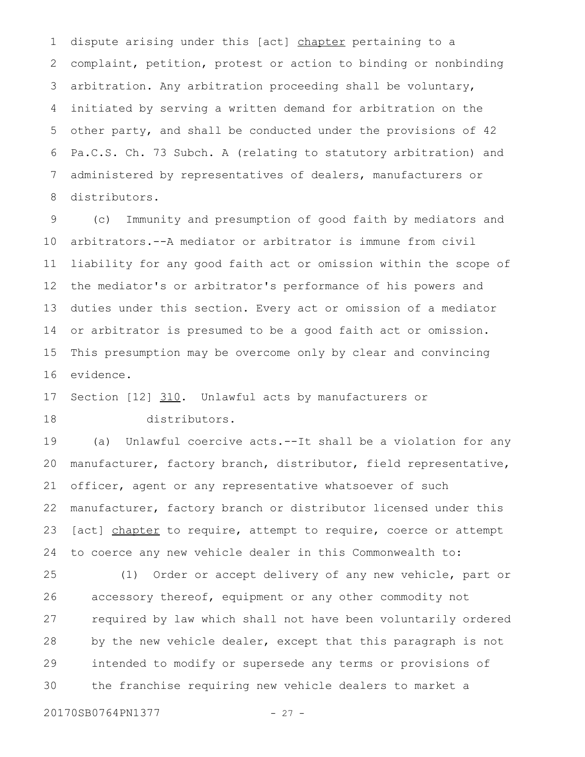dispute arising under this [act] chapter pertaining to a complaint, petition, protest or action to binding or nonbinding arbitration. Any arbitration proceeding shall be voluntary, initiated by serving a written demand for arbitration on the other party, and shall be conducted under the provisions of 42 Pa.C.S. Ch. 73 Subch. A (relating to statutory arbitration) and administered by representatives of dealers, manufacturers or distributors.

(c) Immunity and presumption of good faith by mediators and arbitrators.--A mediator or arbitrator is immune from civil liability for any good faith act or omission within the scope of the mediator's or arbitrator's performance of his powers and duties under this section. Every act or omission of a mediator or arbitrator is presumed to be a good faith act or omission. This presumption may be overcome only by clear and convincing evidence.

Section [12] 310. Unlawful acts by manufacturers or distributors.

(a) Unlawful coercive acts.--It shall be a violation for any manufacturer, factory branch, distributor, field representative, officer, agent or any representative whatsoever of such manufacturer, factory branch or distributor licensed under this [act] chapter to require, attempt to require, coerce or attempt to coerce any new vehicle dealer in this Commonwealth to:

(1) Order or accept delivery of any new vehicle, part or accessory thereof, equipment or any other commodity not required by law which shall not have been voluntarily ordered by the new vehicle dealer, except that this paragraph is not intended to modify or supersede any terms or provisions of the franchise requiring new vehicle dealers to market a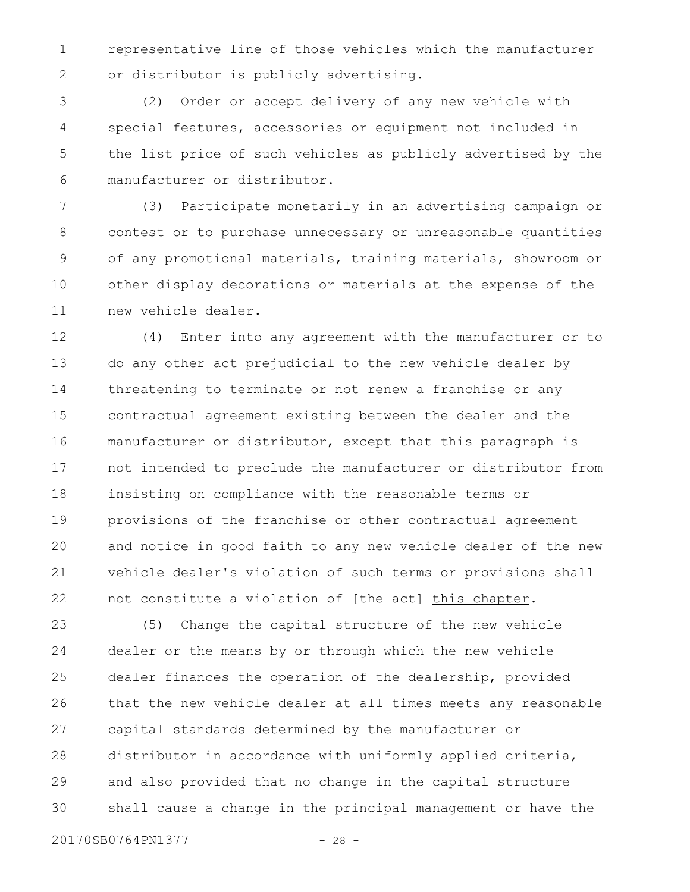representative line of those vehicles which the manufacturer or distributor is publicly advertising.

(2) Order or accept delivery of any new vehicle with special features, accessories or equipment not included in the list price of such vehicles as publicly advertised by the manufacturer or distributor.

(3) Participate monetarily in an advertising campaign or contest or to purchase unnecessary or unreasonable quantities of any promotional materials, training materials, showroom or other display decorations or materials at the expense of the new vehicle dealer.

(4) Enter into any agreement with the manufacturer or to do any other act prejudicial to the new vehicle dealer by threatening to terminate or not renew a franchise or any contractual agreement existing between the dealer and the manufacturer or distributor, except that this paragraph is not intended to preclude the manufacturer or distributor from insisting on compliance with the reasonable terms or provisions of the franchise or other contractual agreement and notice in good faith to any new vehicle dealer of the new vehicle dealer's violation of such terms or provisions shall not constitute a violation of [the act] <u>this chapter</u>.

(5) Change the capital structure of the new vehicle dealer or the means by or through which the new vehicle dealer finances the operation of the dealership, provided that the new vehicle dealer at all times meets any reasonable capital standards determined by the manufacturer or distributor in accordance with uniformly applied criteria, and also provided that no change in the capital structure shall cause a change in the principal management or have the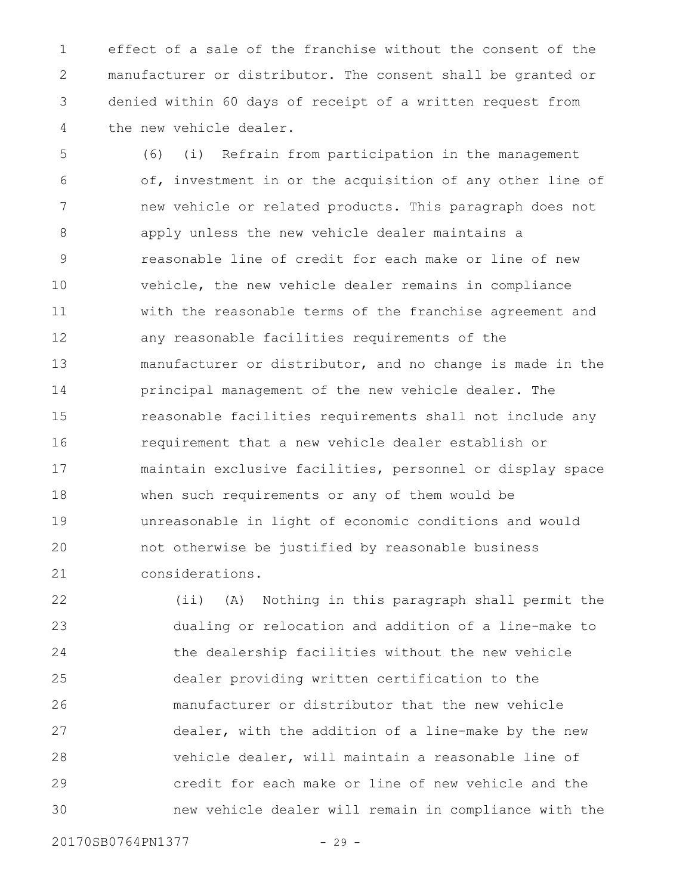effect of a sale of the franchise without the consent of the manufacturer or distributor. The consent shall be granted or denied within 60 days of receipt of a written request from the new vehicle dealer.

(6) (i) Refrain from participation in the management of, investment in or the acquisition of any other line of new vehicle or related products. This paragraph does not apply unless the new vehicle dealer maintains a reasonable line of credit for each make or line of new vehicle, the new vehicle dealer remains in compliance with the reasonable terms of the franchise agreement and any reasonable facilities requirements of the manufacturer or distributor, and no change is made in the principal management of the new vehicle dealer. The reasonable facilities requirements shall not include any requirement that a new vehicle dealer establish or maintain exclusive facilities, personnel or display space when such requirements or any of them would be unreasonable in light of economic conditions and would not otherwise be justified by reasonable business considerations.

(ii) (A) Nothing in this paragraph shall permit the dualing or relocation and addition of a line-make to the dealership facilities without the new vehicle dealer providing written certification to the manufacturer or distributor that the new vehicle dealer, with the addition of a line-make by the new vehicle dealer, will maintain a reasonable line of credit for each make or line of new vehicle and the new vehicle dealer will remain in compliance with the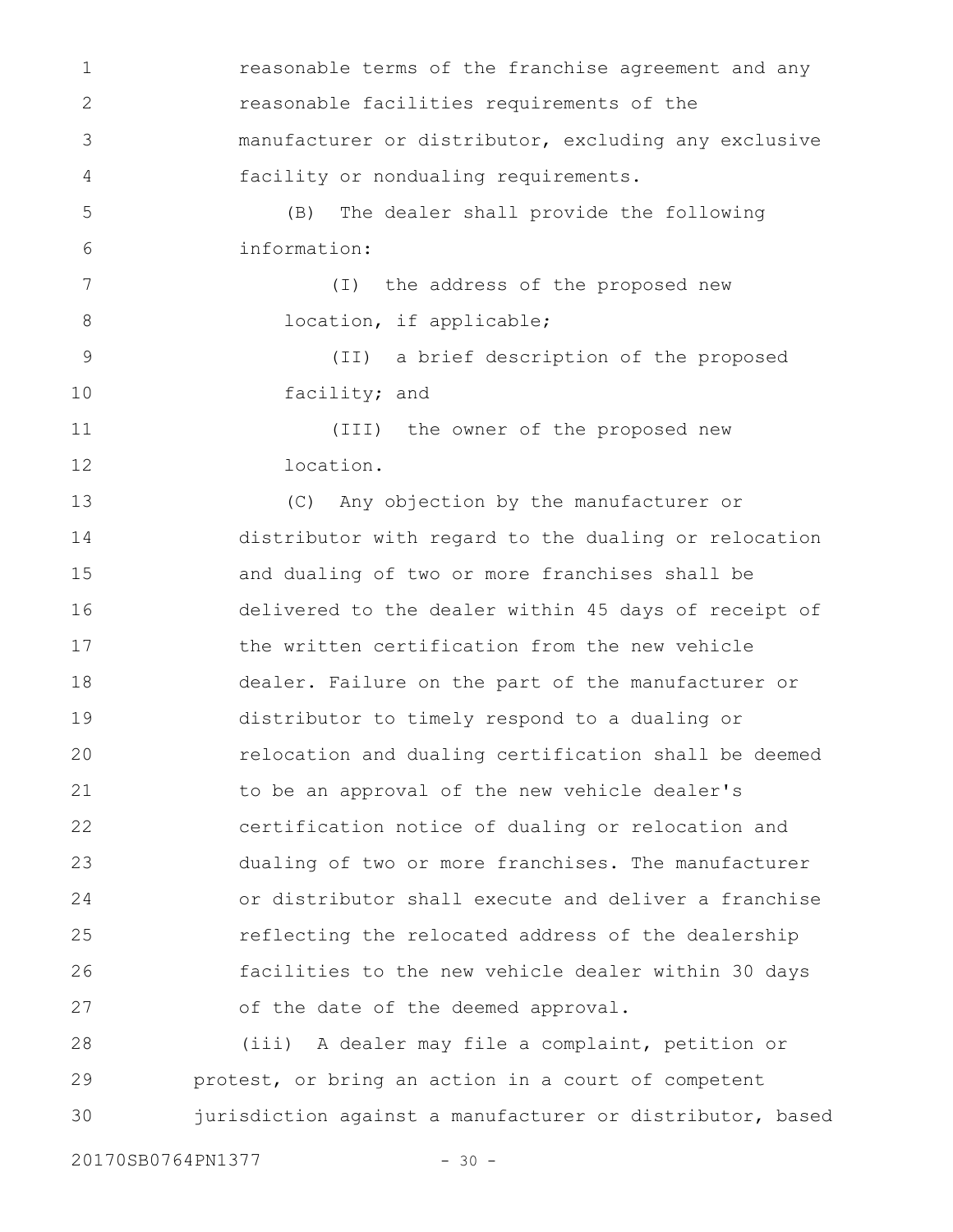reasonable terms of the franchise agreement and any reasonable facilities requirements of the manufacturer or distributor, excluding any exclusive facility or nondualing requirements.

(B) The dealer shall provide the following information:

(I) the address of the proposed new location, if applicable;

(II) a brief description of the proposed facility; and

(III) the owner of the proposed new location.

(C) Any objection by the manufacturer or distributor with regard to the dualing or relocation and dualing of two or more franchises shall be delivered to the dealer within 45 days of receipt of the written certification from the new vehicle dealer. Failure on the part of the manufacturer or distributor to timely respond to a dualing or relocation and dualing certification shall be deemed to be an approval of the new vehicle dealer's certification notice of dualing or relocation and dualing of two or more franchises. The manufacturer or distributor shall execute and deliver a franchise reflecting the relocated address of the dealership facilities to the new vehicle dealer within 30 days of the date of the deemed approval.

(iii) A dealer may file a complaint, petition or protest, or bring an action in a court of competent jurisdiction against a manufacturer or distributor, based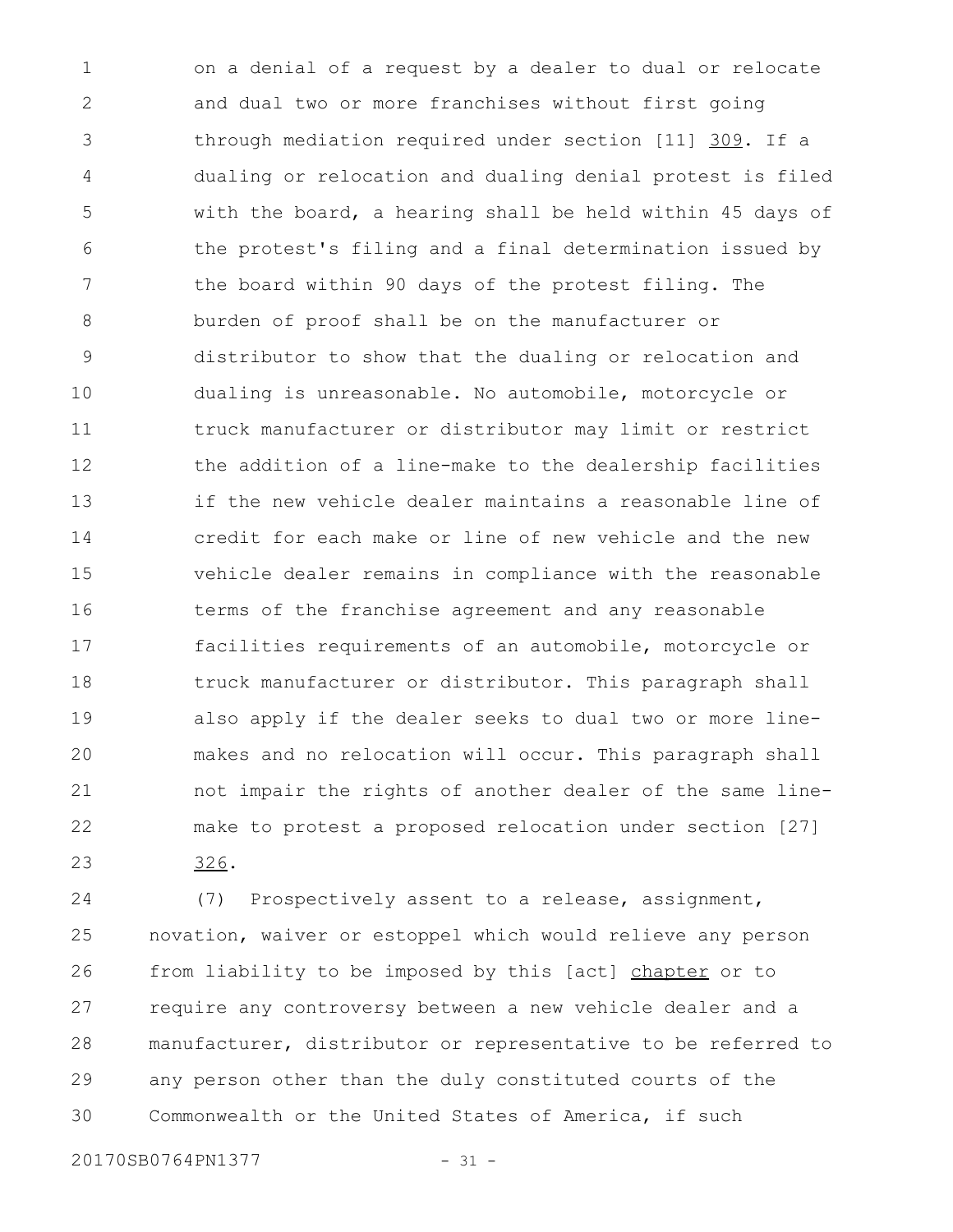on a denial of a request by a dealer to dual or relocate and dual two or more franchises without first going through mediation required under section [11] 309. If a dualing or relocation and dualing denial protest is filed with the board, a hearing shall be held within 45 days of the protest's filing and a final determination issued by the board within 90 days of the protest filing. The burden of proof shall be on the manufacturer or distributor to show that the dualing or relocation and dualing is unreasonable. No automobile, motorcycle or truck manufacturer or distributor may limit or restrict the addition of a line-make to the dealership facilities if the new vehicle dealer maintains a reasonable line of credit for each make or line of new vehicle and the new vehicle dealer remains in compliance with the reasonable terms of the franchise agreement and any reasonable facilities requirements of an automobile, motorcycle or truck manufacturer or distributor. This paragraph shall also apply if the dealer seeks to dual two or more line-makes and no relocation will occur. This paragraph shall not impair the rights of another dealer of the same line-make to protest a proposed relocation under section [27] 326.

(7) Prospectively assent to a release, assignment, novation, waiver or estoppel which would relieve any person from liability to be imposed by this [act] chapter or to require any controversy between a new vehicle dealer and a manufacturer, distributor or representative to be referred to any person other than the duly constituted courts of the Commonwealth or the United States of America, if such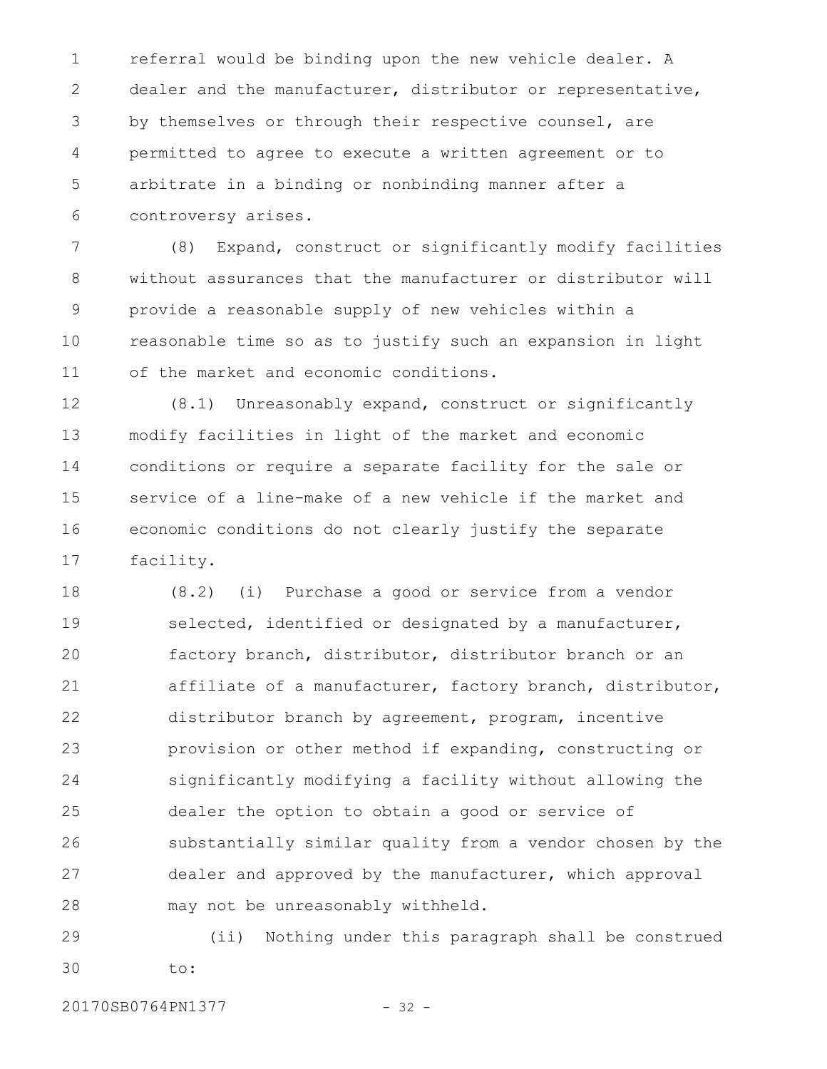referral would be binding upon the new vehicle dealer. A dealer and the manufacturer, distributor or representative, by themselves or through their respective counsel, are permitted to agree to execute a written agreement or to arbitrate in a binding or nonbinding manner after a controversy arises.

(8) Expand, construct or significantly modify facilities without assurances that the manufacturer or distributor will provide a reasonable supply of new vehicles within a reasonable time so as to justify such an expansion in light of the market and economic conditions.

(8.1) Unreasonably expand, construct or significantly modify facilities in light of the market and economic conditions or require a separate facility for the sale or service of a line-make of a new vehicle if the market and economic conditions do not clearly justify the separate facility.

(8.2) (i) Purchase a good or service from a vendor selected, identified or designated by a manufacturer, factory branch, distributor, distributor branch or an affiliate of a manufacturer, factory branch, distributor, distributor branch by agreement, program, incentive provision or other method if expanding, constructing or significantly modifying a facility without allowing the dealer the option to obtain a good or service of substantially similar quality from a vendor chosen by the dealer and approved by the manufacturer, which approval may not be unreasonably withheld.

(ii) Nothing under this paragraph shall be construed to: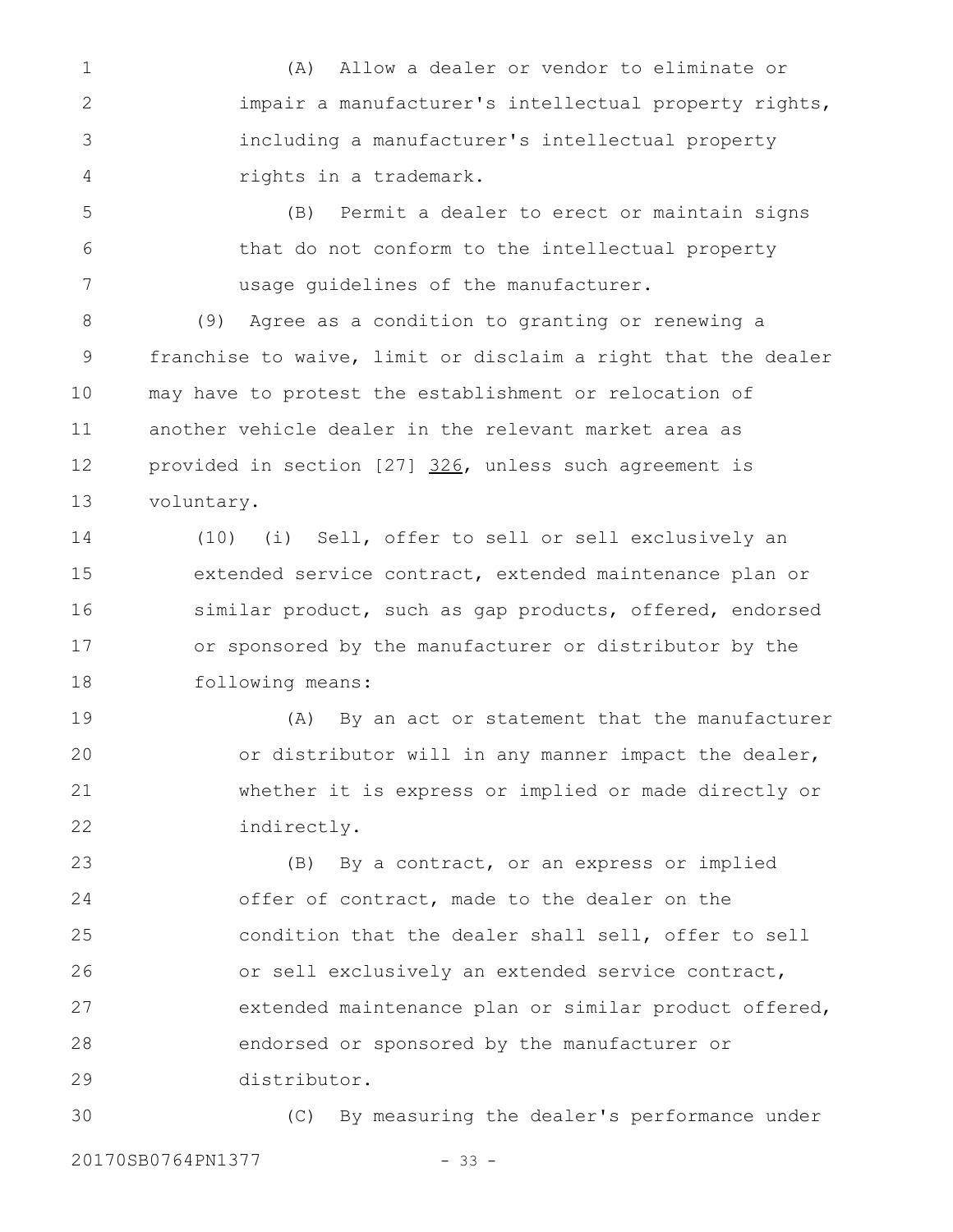(A) Allow a dealer or vendor to eliminate or impair a manufacturer's intellectual property rights, including a manufacturer's intellectual property rights in a trademark.

(B) Permit a dealer to erect or maintain signs that do not conform to the intellectual property usage guidelines of the manufacturer.

(9) Agree as a condition to granting or renewing a franchise to waive, limit or disclaim a right that the dealer may have to protest the establishment or relocation of another vehicle dealer in the relevant market area as provided in section [27] 326, unless such agreement is voluntary.

(10) (i) Sell, offer to sell or sell exclusively an extended service contract, extended maintenance plan or similar product, such as gap products, offered, endorsed or sponsored by the manufacturer or distributor by the following means:

(A) By an act or statement that the manufacturer or distributor will in any manner impact the dealer, whether it is express or implied or made directly or indirectly.

(B) By a contract, or an express or implied offer of contract, made to the dealer on the condition that the dealer shall sell, offer to sell or sell exclusively an extended service contract, extended maintenance plan or similar product offered, endorsed or sponsored by the manufacturer or distributor.

(C) By measuring the dealer's performance under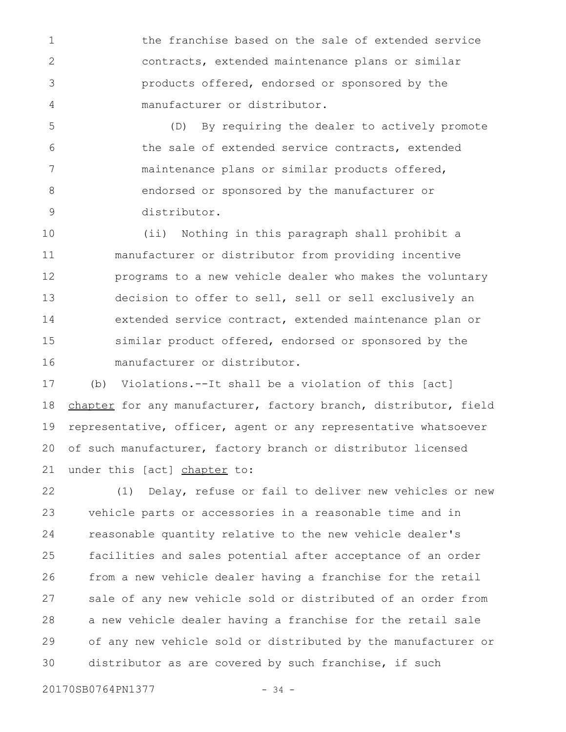the franchise based on the sale of extended service contracts, extended maintenance plans or similar products offered, endorsed or sponsored by the manufacturer or distributor.

(D) By requiring the dealer to actively promote the sale of extended service contracts, extended maintenance plans or similar products offered, endorsed or sponsored by the manufacturer or distributor.

(ii) Nothing in this paragraph shall prohibit a manufacturer or distributor from providing incentive programs to a new vehicle dealer who makes the voluntary decision to offer to sell, sell or sell exclusively an extended service contract, extended maintenance plan or similar product offered, endorsed or sponsored by the manufacturer or distributor.

(b) Violations.--It shall be a violation of this [act] <u>chapter</u> for any manufacturer, factory branch, distributor, field representative, officer, agent or any representative whatsoever of such manufacturer, factory branch or distributor licensed under this [act] <u>chapter</u> to:

(1) Delay, refuse or fail to deliver new vehicles or new vehicle parts or accessories in a reasonable time and in reasonable quantity relative to the new vehicle dealer's facilities and sales potential after acceptance of an order from a new vehicle dealer having a franchise for the retail sale of any new vehicle sold or distributed of an order from a new vehicle dealer having a franchise for the retail sale of any new vehicle sold or distributed by the manufacturer or distributor as are covered by such franchise, if such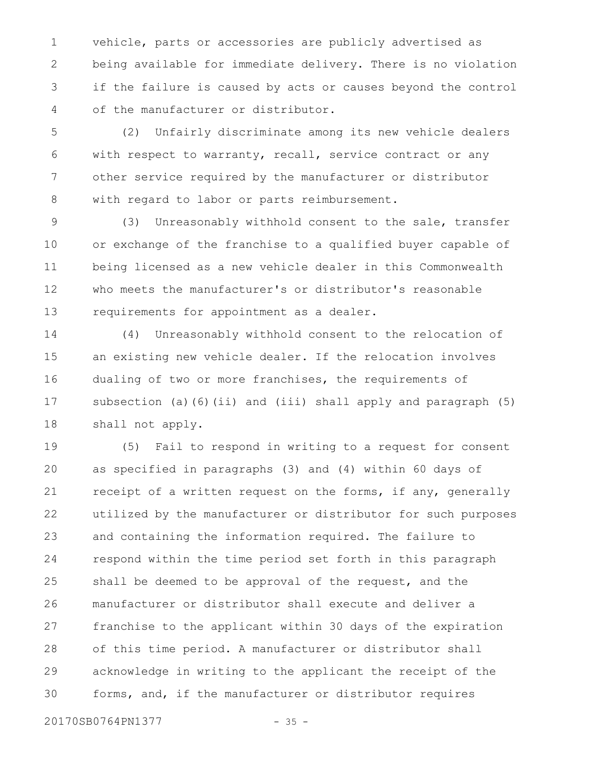vehicle, parts or accessories are publicly advertised as being available for immediate delivery. There is no violation if the failure is caused by acts or causes beyond the control of the manufacturer or distributor.

(2) Unfairly discriminate among its new vehicle dealers with respect to warranty, recall, service contract or any other service required by the manufacturer or distributor with regard to labor or parts reimbursement.

(3) Unreasonably withhold consent to the sale, transfer or exchange of the franchise to a qualified buyer capable of being licensed as a new vehicle dealer in this Commonwealth who meets the manufacturer's or distributor's reasonable requirements for appointment as a dealer.

(4) Unreasonably withhold consent to the relocation of an existing new vehicle dealer. If the relocation involves dualing of two or more franchises, the requirements of subsection (a)(6)(ii) and (iii) shall apply and paragraph (5) shall not apply.

(5) Fail to respond in writing to a request for consent as specified in paragraphs (3) and (4) within 60 days of receipt of a written request on the forms, if any, generally utilized by the manufacturer or distributor for such purposes and containing the information required. The failure to respond within the time period set forth in this paragraph shall be deemed to be approval of the request, and the manufacturer or distributor shall execute and deliver a franchise to the applicant within 30 days of the expiration of this time period. A manufacturer or distributor shall acknowledge in writing to the applicant the receipt of the forms, and, if the manufacturer or distributor requires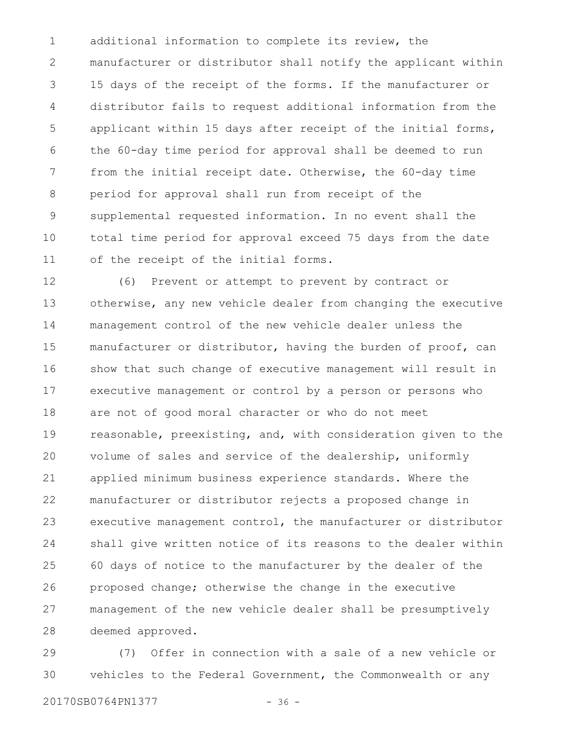additional information to complete its review, the manufacturer or distributor shall notify the applicant within 15 days of the receipt of the forms. If the manufacturer or distributor fails to request additional information from the applicant within 15 days after receipt of the initial forms, the 60-day time period for approval shall be deemed to run from the initial receipt date. Otherwise, the 60-day time period for approval shall run from receipt of the supplemental requested information. In no event shall the total time period for approval exceed 75 days from the date of the receipt of the initial forms.

(6) Prevent or attempt to prevent by contract or otherwise, any new vehicle dealer from changing the executive management control of the new vehicle dealer unless the manufacturer or distributor, having the burden of proof, can show that such change of executive management will result in executive management or control by a person or persons who are not of good moral character or who do not meet reasonable, preexisting, and, with consideration given to the volume of sales and service of the dealership, uniformly applied minimum business experience standards. Where the manufacturer or distributor rejects a proposed change in executive management control, the manufacturer or distributor shall give written notice of its reasons to the dealer within 60 days of notice to the manufacturer by the dealer of the proposed change; otherwise the change in the executive management of the new vehicle dealer shall be presumptively deemed approved.

(7) Offer in connection with a sale of a new vehicle or vehicles to the Federal Government, the Commonwealth or any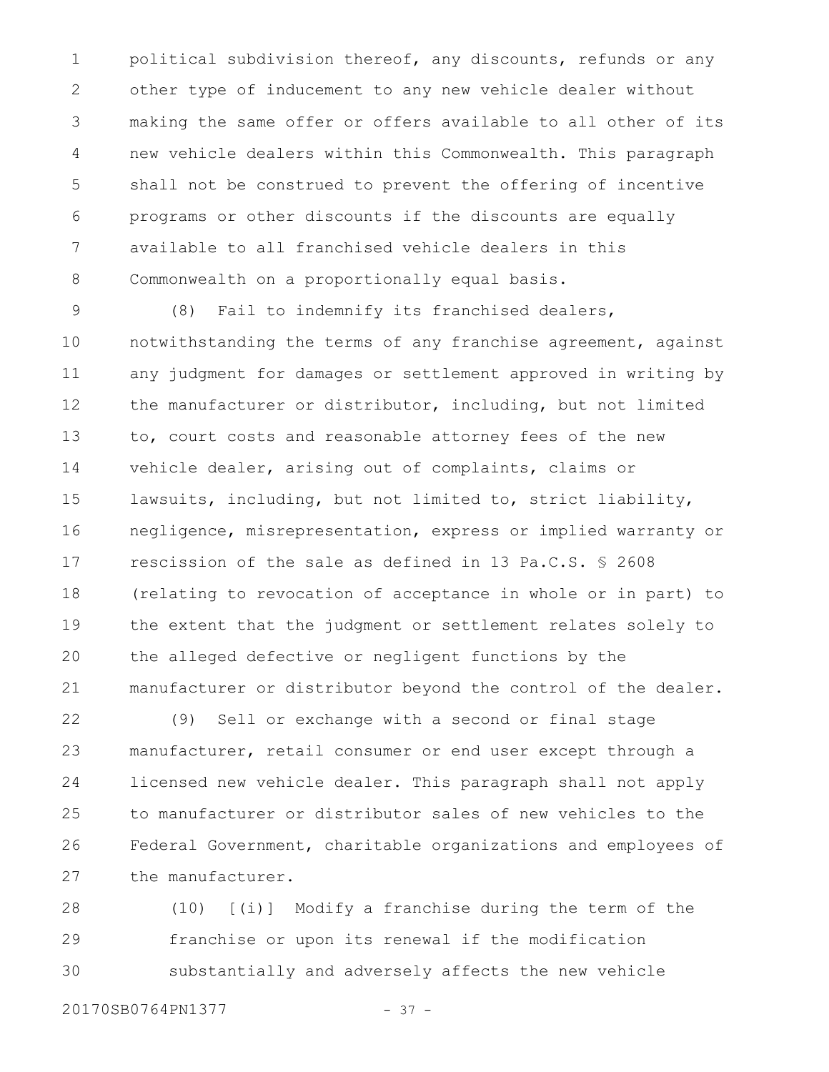political subdivision thereof, any discounts, refunds or any other type of inducement to any new vehicle dealer without making the same offer or offers available to all other of its new vehicle dealers within this Commonwealth. This paragraph shall not be construed to prevent the offering of incentive programs or other discounts if the discounts are equally available to all franchised vehicle dealers in this Commonwealth on a proportionally equal basis.

(8) Fail to indemnify its franchised dealers, notwithstanding the terms of any franchise agreement, against any judgment for damages or settlement approved in writing by the manufacturer or distributor, including, but not limited to, court costs and reasonable attorney fees of the new vehicle dealer, arising out of complaints, claims or lawsuits, including, but not limited to, strict liability, negligence, misrepresentation, express or implied warranty or rescission of the sale as defined in 13 Pa.C.S. § 2608 (relating to revocation of acceptance in whole or in part) to the extent that the judgment or settlement relates solely to the alleged defective or negligent functions by the manufacturer or distributor beyond the control of the dealer.

(9) Sell or exchange with a second or final stage manufacturer, retail consumer or end user except through a licensed new vehicle dealer. This paragraph shall not apply to manufacturer or distributor sales of new vehicles to the Federal Government, charitable organizations and employees of the manufacturer.

(10) [(i)] Modify a franchise during the term of the franchise or upon its renewal if the modification substantially and adversely affects the new vehicle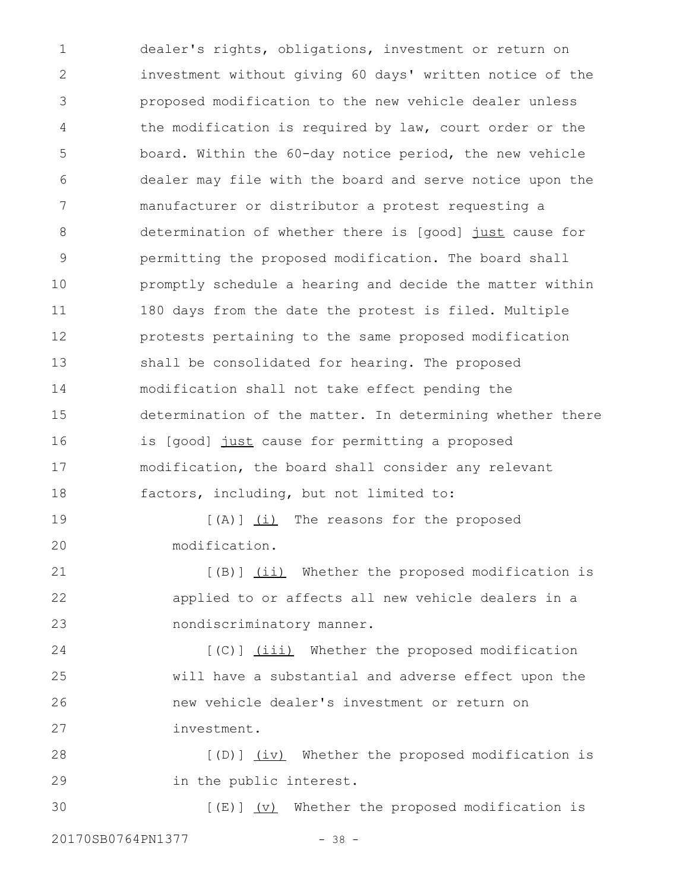dealer's rights, obligations, investment or return on investment without giving 60 days' written notice of the proposed modification to the new vehicle dealer unless the modification is required by law, court order or the board. Within the 60-day notice period, the new vehicle dealer may file with the board and serve notice upon the manufacturer or distributor a protest requesting a determination of whether there is [good] just cause for permitting the proposed modification. The board shall promptly schedule a hearing and decide the matter within 180 days from the date the protest is filed. Multiple protests pertaining to the same proposed modification shall be consolidated for hearing. The proposed modification shall not take effect pending the determination of the matter. In determining whether there is [good] just cause for permitting a proposed modification, the board shall consider any relevant factors, including, but not limited to:

[(A)] (i) The reasons for the proposed modification.

[(B)] (ii) Whether the proposed modification is applied to or affects all new vehicle dealers in a nondiscriminatory manner.

[(C)] (iii) Whether the proposed modification will have a substantial and adverse effect upon the new vehicle dealer's investment or return on investment.

[(D)] (iv) Whether the proposed modification is in the public interest.

[(E)] (v) Whether the proposed modification is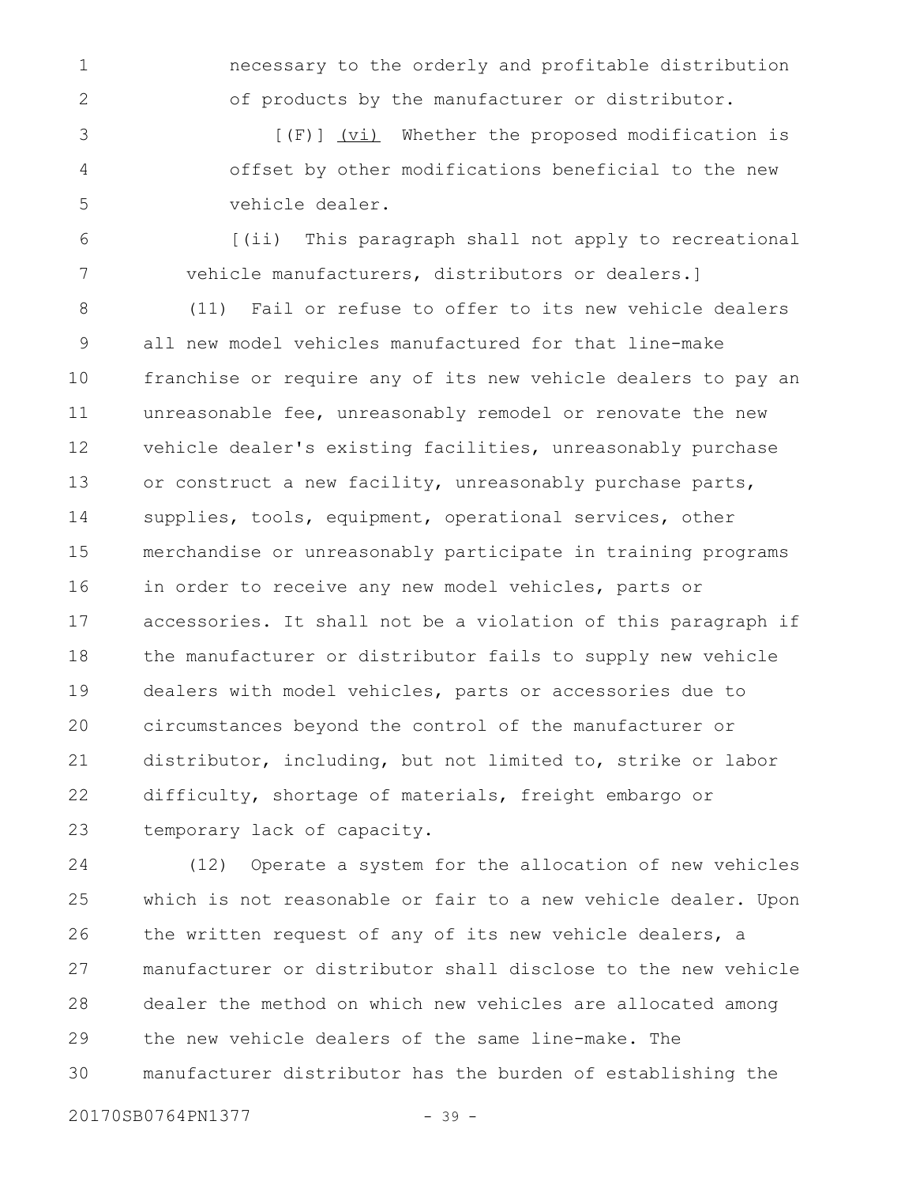necessary to the orderly and profitable distribution of products by the manufacturer or distributor.

[(F)] (vi) Whether the proposed modification is offset by other modifications beneficial to the new vehicle dealer.

[(ii) This paragraph shall not apply to recreational vehicle manufacturers, distributors or dealers.]

(11) Fail or refuse to offer to its new vehicle dealers all new model vehicles manufactured for that line-make franchise or require any of its new vehicle dealers to pay an unreasonable fee, unreasonably remodel or renovate the new vehicle dealer's existing facilities, unreasonably purchase or construct a new facility, unreasonably purchase parts, supplies, tools, equipment, operational services, other merchandise or unreasonably participate in training programs in order to receive any new model vehicles, parts or accessories. It shall not be a violation of this paragraph if the manufacturer or distributor fails to supply new vehicle dealers with model vehicles, parts or accessories due to circumstances beyond the control of the manufacturer or distributor, including, but not limited to, strike or labor difficulty, shortage of materials, freight embargo or temporary lack of capacity.

(12) Operate a system for the allocation of new vehicles which is not reasonable or fair to a new vehicle dealer. Upon the written request of any of its new vehicle dealers, a manufacturer or distributor shall disclose to the new vehicle dealer the method on which new vehicles are allocated among the new vehicle dealers of the same line-make. The manufacturer distributor has the burden of establishing the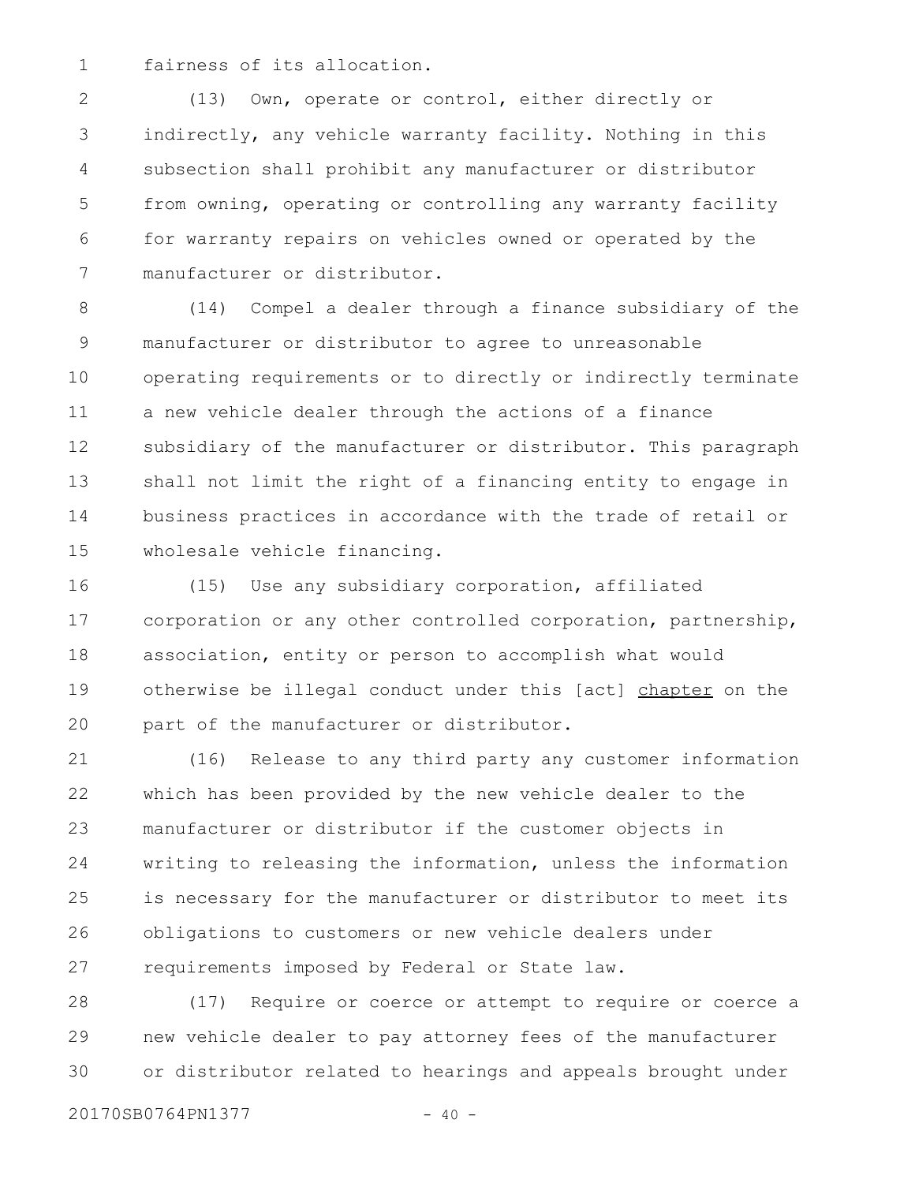fairness of its allocation.

(13) Own, operate or control, either directly or indirectly, any vehicle warranty facility. Nothing in this subsection shall prohibit any manufacturer or distributor from owning, operating or controlling any warranty facility for warranty repairs on vehicles owned or operated by the manufacturer or distributor.

(14) Compel a dealer through a finance subsidiary of the manufacturer or distributor to agree to unreasonable operating requirements or to directly or indirectly terminate a new vehicle dealer through the actions of a finance subsidiary of the manufacturer or distributor. This paragraph shall not limit the right of a financing entity to engage in business practices in accordance with the trade of retail or wholesale vehicle financing.

(15) Use any subsidiary corporation, affiliated corporation or any other controlled corporation, partnership, association, entity or person to accomplish what would otherwise be illegal conduct under this [act] <u>chapter</u> on the part of the manufacturer or distributor.

(16) Release to any third party any customer information which has been provided by the new vehicle dealer to the manufacturer or distributor if the customer objects in writing to releasing the information, unless the information is necessary for the manufacturer or distributor to meet its obligations to customers or new vehicle dealers under requirements imposed by Federal or State law.

(17) Require or coerce or attempt to require or coerce a new vehicle dealer to pay attorney fees of the manufacturer or distributor related to hearings and appeals brought under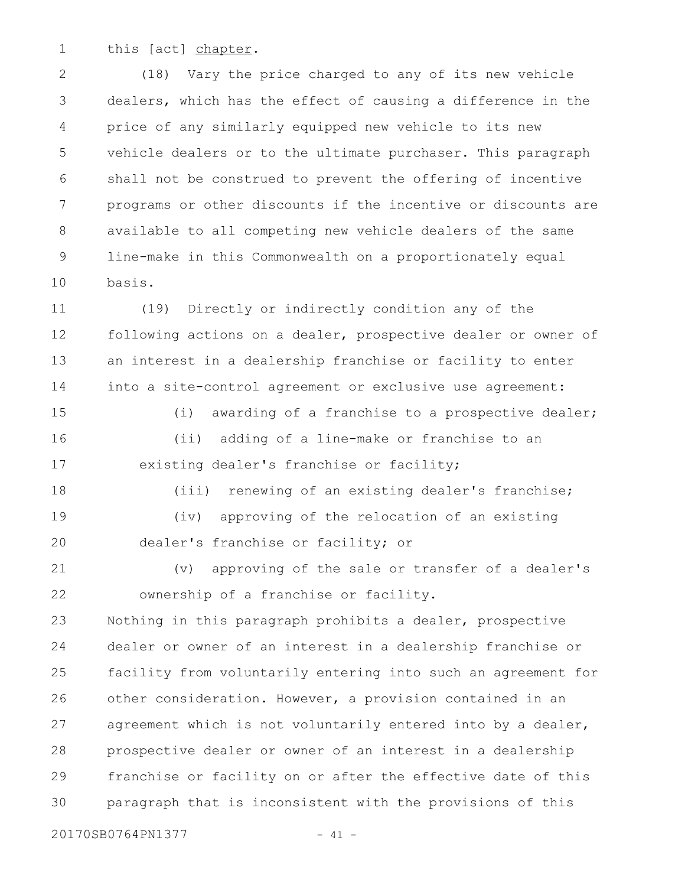this [act] chapter.

(18) Vary the price charged to any of its new vehicle dealers, which has the effect of causing a difference in the price of any similarly equipped new vehicle to its new vehicle dealers or to the ultimate purchaser. This paragraph shall not be construed to prevent the offering of incentive programs or other discounts if the incentive or discounts are available to all competing new vehicle dealers of the same line-make in this Commonwealth on a proportionately equal basis.

(19) Directly or indirectly condition any of the following actions on a dealer, prospective dealer or owner of an interest in a dealership franchise or facility to enter into a site-control agreement or exclusive use agreement:

(i) awarding of a franchise to a prospective dealer;

(ii) adding of a line-make or franchise to an existing dealer's franchise or facility;

(iii) renewing of an existing dealer's franchise;

(iv) approving of the relocation of an existing dealer's franchise or facility; or

(v) approving of the sale or transfer of a dealer's ownership of a franchise or facility.

Nothing in this paragraph prohibits a dealer, prospective dealer or owner of an interest in a dealership franchise or facility from voluntarily entering into such an agreement for other consideration. However, a provision contained in an agreement which is not voluntarily entered into by a dealer, prospective dealer or owner of an interest in a dealership franchise or facility on or after the effective date of this paragraph that is inconsistent with the provisions of this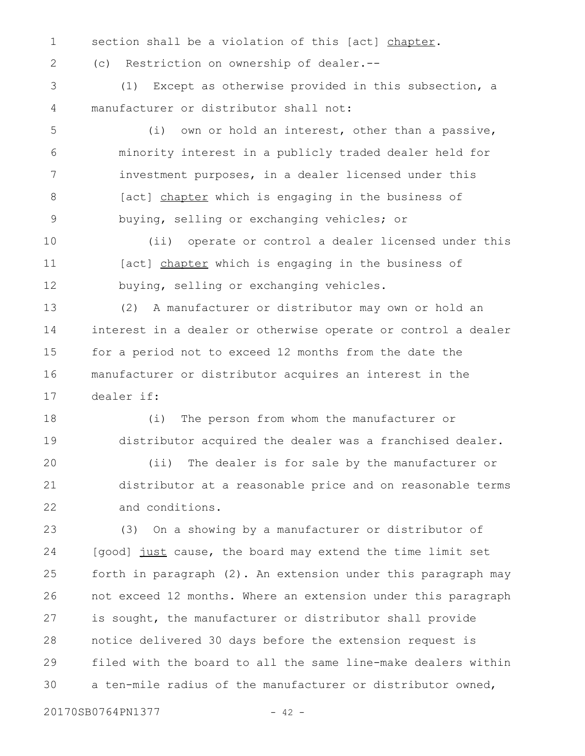section shall be a violation of this [act] <u>chapter</u>.

(c) Restriction on ownership of dealer.--

(1) Except as otherwise provided in this subsection, a manufacturer or distributor shall not:

(i) own or hold an interest, other than a passive, minority interest in a publicly traded dealer held for investment purposes, in a dealer licensed under this [act] <u>chapter</u> which is engaging in the business of buying, selling or exchanging vehicles; or

(ii) operate or control a dealer licensed under this [act] <u>chapter</u> which is engaging in the business of buying, selling or exchanging vehicles.

(2) A manufacturer or distributor may own or hold an interest in a dealer or otherwise operate or control a dealer for a period not to exceed 12 months from the date the manufacturer or distributor acquires an interest in the dealer if:

(i) The person from whom the manufacturer or distributor acquired the dealer was a franchised dealer.

(ii) The dealer is for sale by the manufacturer or distributor at a reasonable price and on reasonable terms and conditions.

(3) On a showing by a manufacturer or distributor of [good] <u>just</u> cause, the board may extend the time limit set forth in paragraph (2). An extension under this paragraph may not exceed 12 months. Where an extension under this paragraph is sought, the manufacturer or distributor shall provide notice delivered 30 days before the extension request is filed with the board to all the same line-make dealers within a ten-mile radius of the manufacturer or distributor owned,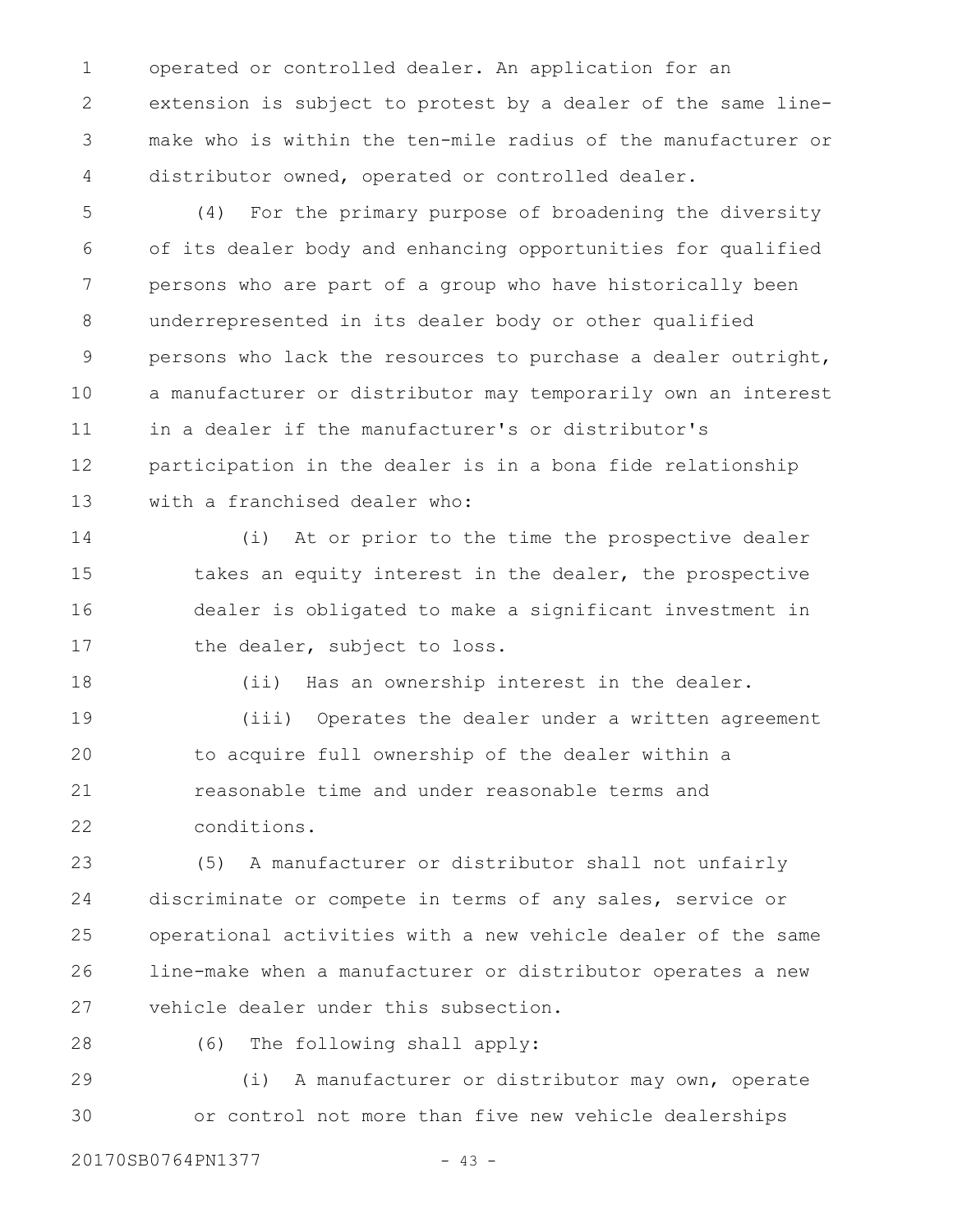operated or controlled dealer. An application for an extension is subject to protest by a dealer of the same line-make who is within the ten-mile radius of the manufacturer or distributor owned, operated or controlled dealer.

(4) For the primary purpose of broadening the diversity of its dealer body and enhancing opportunities for qualified persons who are part of a group who have historically been underrepresented in its dealer body or other qualified persons who lack the resources to purchase a dealer outright, a manufacturer or distributor may temporarily own an interest in a dealer if the manufacturer's or distributor's participation in the dealer is in a bona fide relationship with a franchised dealer who:

(i) At or prior to the time the prospective dealer takes an equity interest in the dealer, the prospective dealer is obligated to make a significant investment in the dealer, subject to loss.

(ii) Has an ownership interest in the dealer.

(iii) Operates the dealer under a written agreement to acquire full ownership of the dealer within a reasonable time and under reasonable terms and conditions.

(5) A manufacturer or distributor shall not unfairly discriminate or compete in terms of any sales, service or operational activities with a new vehicle dealer of the same line-make when a manufacturer or distributor operates a new vehicle dealer under this subsection.

(6) The following shall apply:

(i) A manufacturer or distributor may own, operate or control not more than five new vehicle dealerships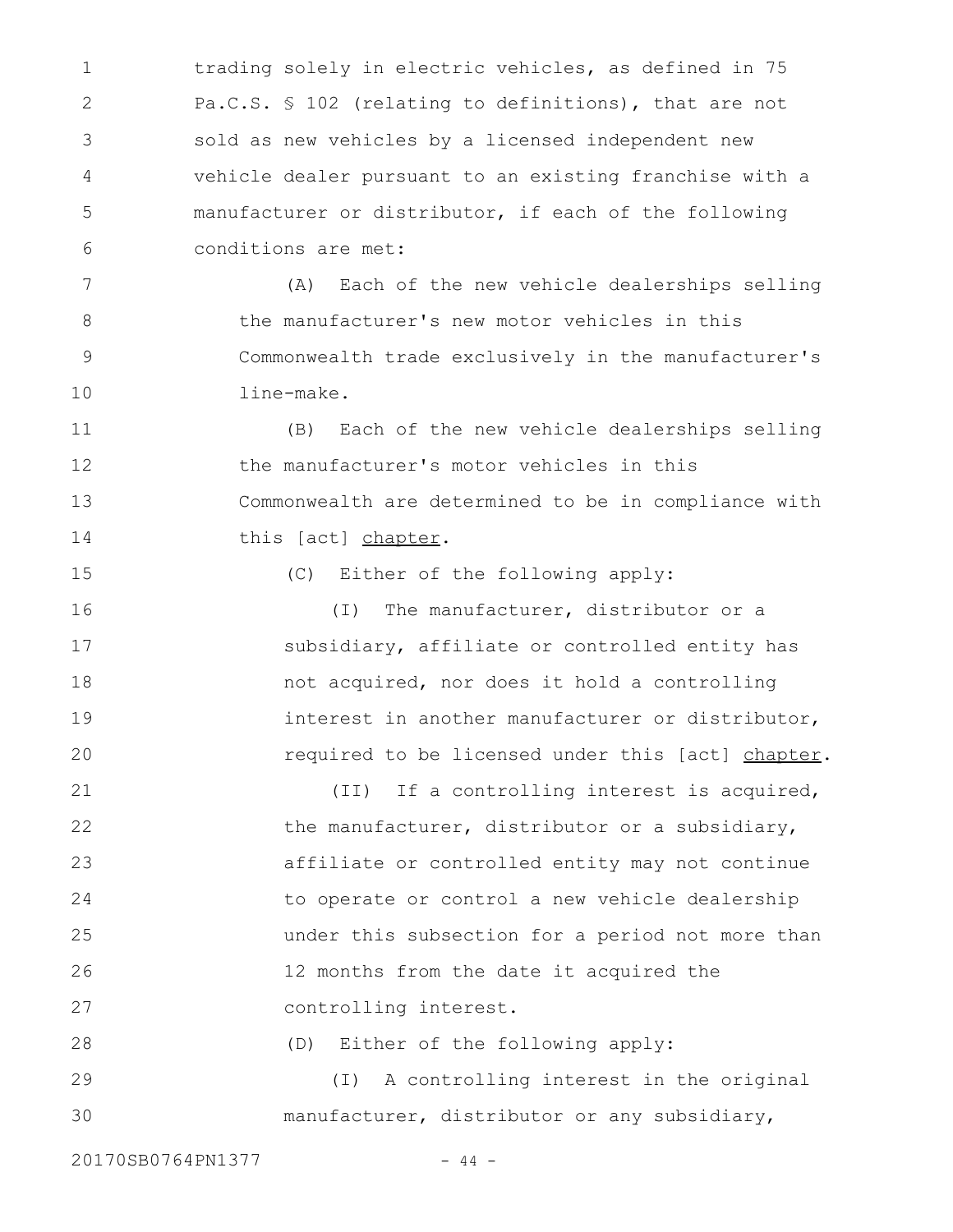trading solely in electric vehicles, as defined in 75 Pa.C.S. § 102 (relating to definitions), that are not sold as new vehicles by a licensed independent new vehicle dealer pursuant to an existing franchise with a manufacturer or distributor, if each of the following conditions are met:

(A) Each of the new vehicle dealerships selling the manufacturer's new motor vehicles in this Commonwealth trade exclusively in the manufacturer's line-make.

(B) Each of the new vehicle dealerships selling the manufacturer's motor vehicles in this Commonwealth are determined to be in compliance with this [act] <u>chapter</u>.

(C) Either of the following apply:

(I) The manufacturer, distributor or a subsidiary, affiliate or controlled entity has not acquired, nor does it hold a controlling interest in another manufacturer or distributor, required to be licensed under this [act] <u>chapter</u>.

(II) If a controlling interest is acquired, the manufacturer, distributor or a subsidiary, affiliate or controlled entity may not continue to operate or control a new vehicle dealership under this subsection for a period not more than 12 months from the date it acquired the controlling interest.

(D) Either of the following apply:

(I) A controlling interest in the original manufacturer, distributor or any subsidiary,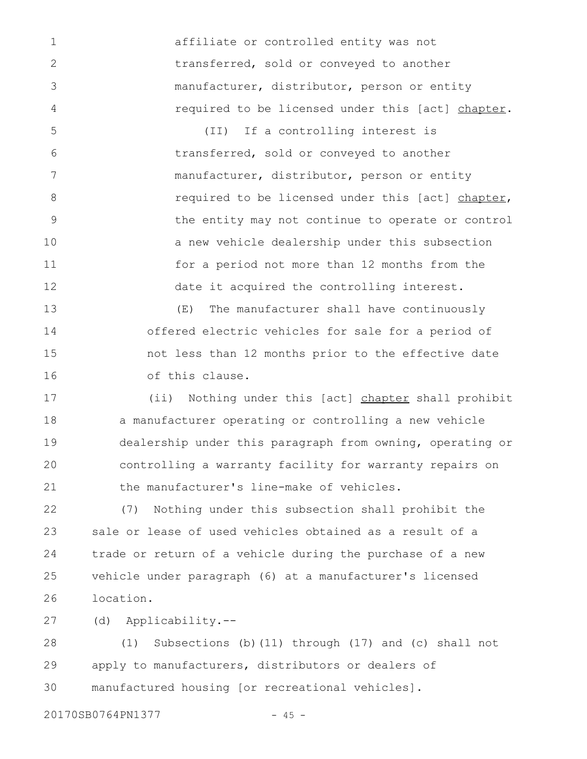affiliate or controlled entity was not transferred, sold or conveyed to another manufacturer, distributor, person or entity required to be licensed under this [act] <u>chapter</u>.

(II) If a controlling interest is transferred, sold or conveyed to another manufacturer, distributor, person or entity required to be licensed under this [act] <u>chapter</u>, the entity may not continue to operate or control a new vehicle dealership under this subsection for a period not more than 12 months from the date it acquired the controlling interest.

(E) The manufacturer shall have continuously offered electric vehicles for sale for a period of not less than 12 months prior to the effective date of this clause.

(ii) Nothing under this [act] <u>chapter</u> shall prohibit a manufacturer operating or controlling a new vehicle dealership under this paragraph from owning, operating or controlling a warranty facility for warranty repairs on the manufacturer's line-make of vehicles.

(7) Nothing under this subsection shall prohibit the sale or lease of used vehicles obtained as a result of a trade or return of a vehicle during the purchase of a new vehicle under paragraph (6) at a manufacturer's licensed location.

(d) Applicability.--

(1) Subsections (b)(11) through (17) and (c) shall not apply to manufacturers, distributors or dealers of manufactured housing [or recreational vehicles].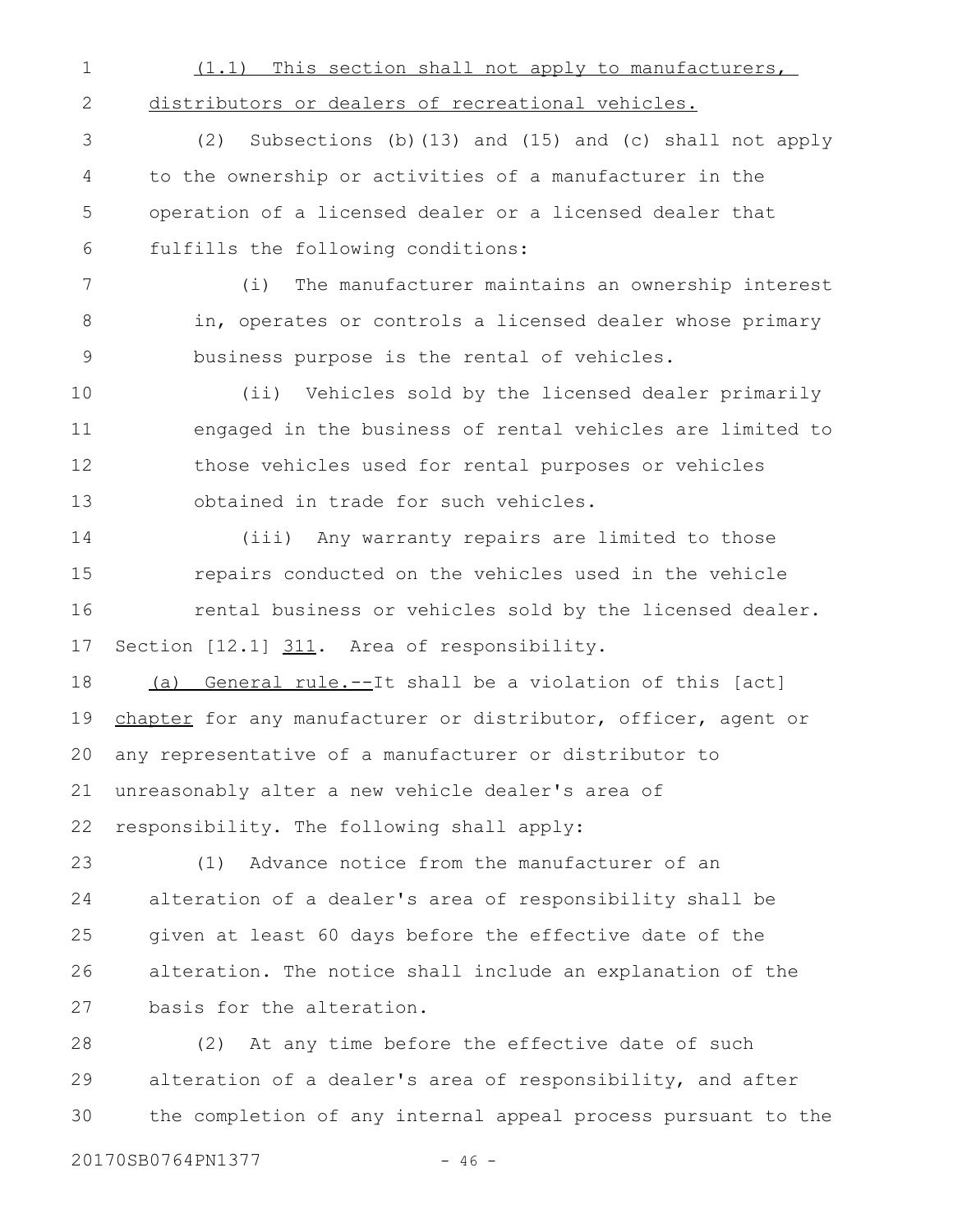(1.1) This section shall not apply to manufacturers, distributors or dealers of recreational vehicles.

(2) Subsections (b)(13) and (15) and (c) shall not apply to the ownership or activities of a manufacturer in the operation of a licensed dealer or a licensed dealer that fulfills the following conditions:

(i) The manufacturer maintains an ownership interest in, operates or controls a licensed dealer whose primary business purpose is the rental of vehicles.

(ii) Vehicles sold by the licensed dealer primarily engaged in the business of rental vehicles are limited to those vehicles used for rental purposes or vehicles obtained in trade for such vehicles.

(iii) Any warranty repairs are limited to those repairs conducted on the vehicles used in the vehicle rental business or vehicles sold by the licensed dealer.

Section [12.1] 311. Area of responsibility.

(a) General rule.--It shall be a violation of this [act] chapter for any manufacturer or distributor, officer, agent or any representative of a manufacturer or distributor to unreasonably alter a new vehicle dealer's area of responsibility. The following shall apply:

(1) Advance notice from the manufacturer of an alteration of a dealer's area of responsibility shall be given at least 60 days before the effective date of the alteration. The notice shall include an explanation of the basis for the alteration.

(2) At any time before the effective date of such alteration of a dealer's area of responsibility, and after the completion of any internal appeal process pursuant to the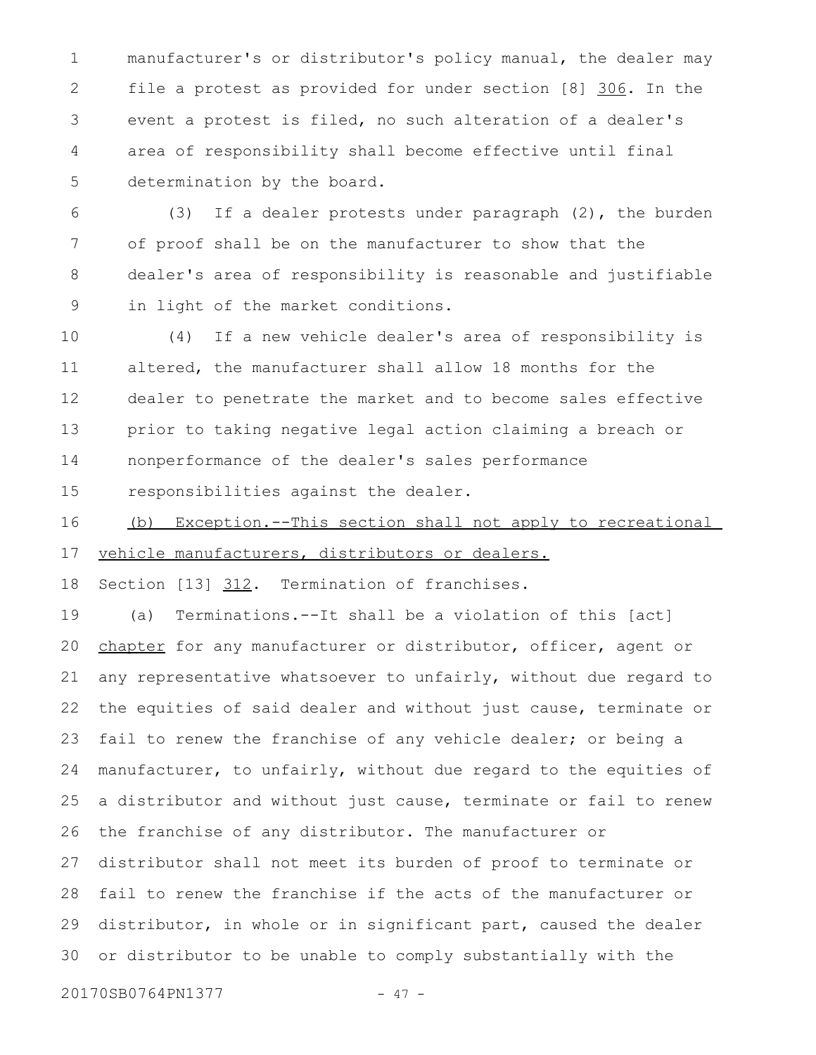manufacturer's or distributor's policy manual, the dealer may file a protest as provided for under section [8] 306. In the event a protest is filed, no such alteration of a dealer's area of responsibility shall become effective until final determination by the board.

(3) If a dealer protests under paragraph (2), the burden of proof shall be on the manufacturer to show that the dealer's area of responsibility is reasonable and justifiable in light of the market conditions.

(4) If a new vehicle dealer's area of responsibility is altered, the manufacturer shall allow 18 months for the dealer to penetrate the market and to become sales effective prior to taking negative legal action claiming a breach or nonperformance of the dealer's sales performance responsibilities against the dealer.

(b) Exception.--This section shall not apply to recreational vehicle manufacturers, distributors or dealers.

Section [13] 312. Termination of franchises.

(a) Terminations.--It shall be a violation of this [act] chapter for any manufacturer or distributor, officer, agent or any representative whatsoever to unfairly, without due regard to the equities of said dealer and without just cause, terminate or fail to renew the franchise of any vehicle dealer; or being a manufacturer, to unfairly, without due regard to the equities of a distributor and without just cause, terminate or fail to renew the franchise of any distributor. The manufacturer or distributor shall not meet its burden of proof to terminate or fail to renew the franchise if the acts of the manufacturer or distributor, in whole or in significant part, caused the dealer or distributor to be unable to comply substantially with the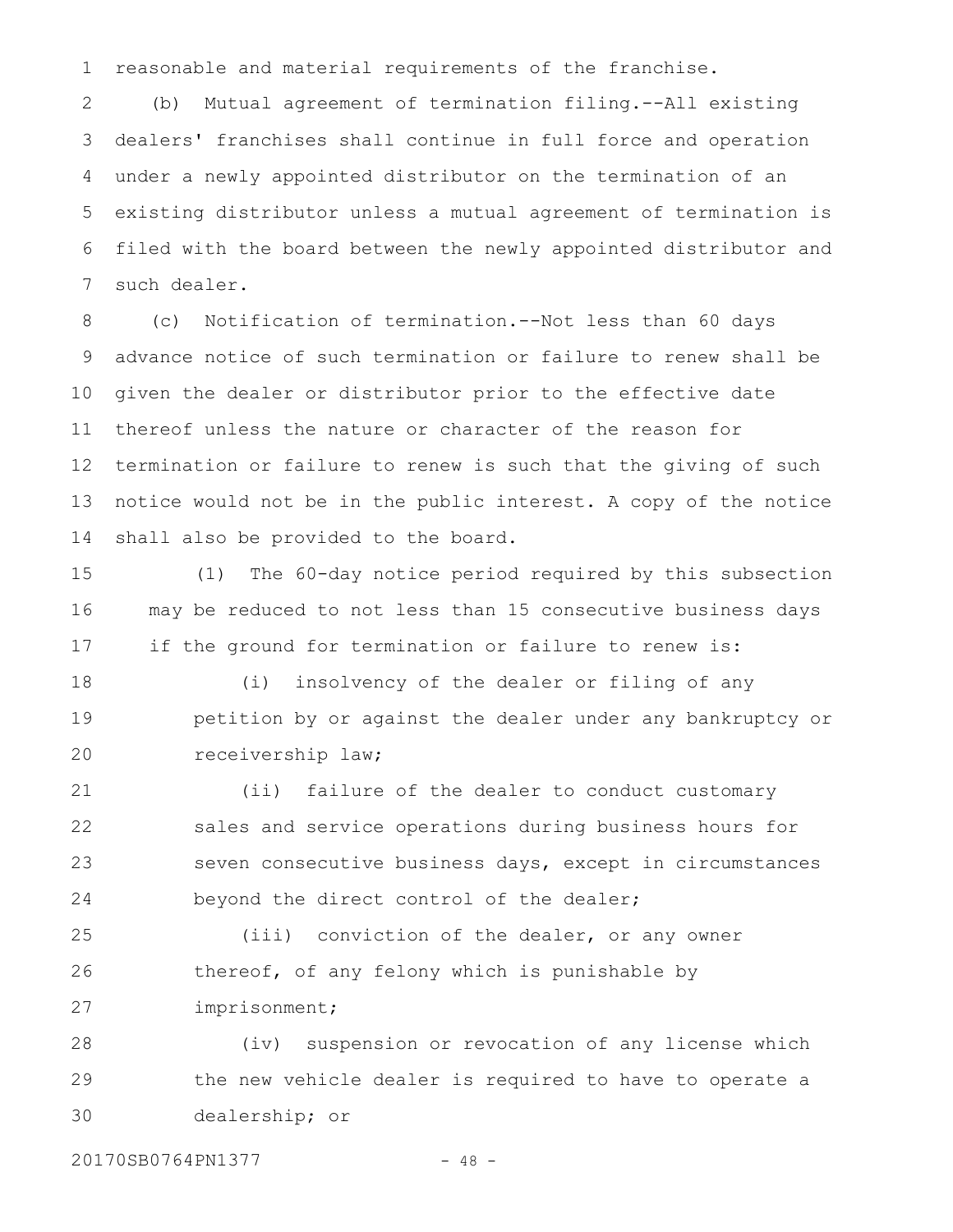reasonable and material requirements of the franchise.

(b) Mutual agreement of termination filing.--All existing dealers' franchises shall continue in full force and operation under a newly appointed distributor on the termination of an existing distributor unless a mutual agreement of termination is filed with the board between the newly appointed distributor and such dealer.

(c) Notification of termination.--Not less than 60 days advance notice of such termination or failure to renew shall be given the dealer or distributor prior to the effective date thereof unless the nature or character of the reason for termination or failure to renew is such that the giving of such notice would not be in the public interest. A copy of the notice shall also be provided to the board.

(1) The 60-day notice period required by this subsection may be reduced to not less than 15 consecutive business days if the ground for termination or failure to renew is:

(i) insolvency of the dealer or filing of any petition by or against the dealer under any bankruptcy or receivership law;

(ii) failure of the dealer to conduct customary sales and service operations during business hours for seven consecutive business days, except in circumstances beyond the direct control of the dealer;

(iii) conviction of the dealer, or any owner thereof, of any felony which is punishable by imprisonment;

(iv) suspension or revocation of any license which the new vehicle dealer is required to have to operate a dealership; or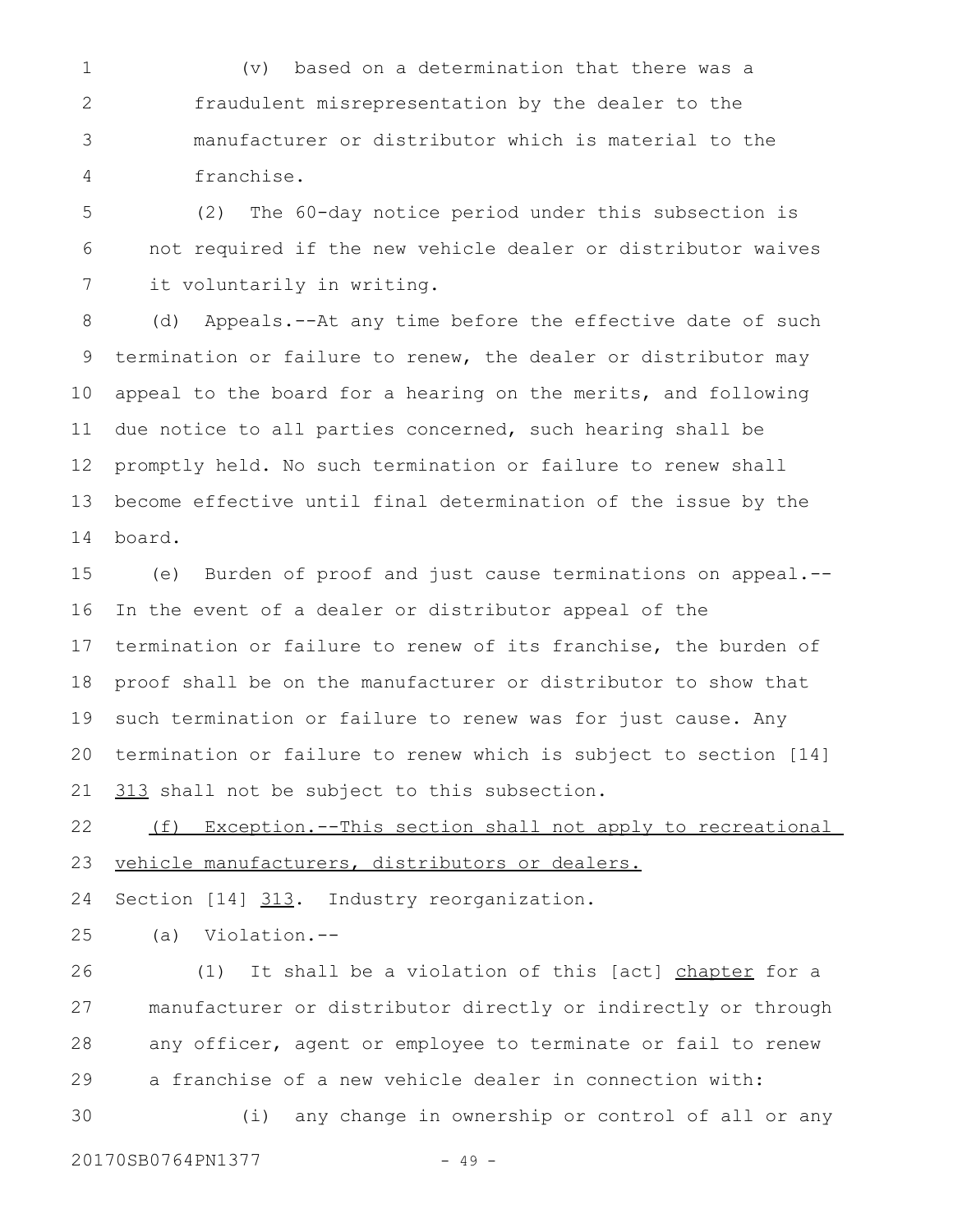(v) based on a determination that there was a fraudulent misrepresentation by the dealer to the manufacturer or distributor which is material to the franchise.

(2) The 60-day notice period under this subsection is not required if the new vehicle dealer or distributor waives it voluntarily in writing.

(d) Appeals.--At any time before the effective date of such termination or failure to renew, the dealer or distributor may appeal to the board for a hearing on the merits, and following due notice to all parties concerned, such hearing shall be promptly held. No such termination or failure to renew shall become effective until final determination of the issue by the board.

(e) Burden of proof and just cause terminations on appeal.--In the event of a dealer or distributor appeal of the termination or failure to renew of its franchise, the burden of proof shall be on the manufacturer or distributor to show that such termination or failure to renew was for just cause. Any termination or failure to renew which is subject to section [14] 313 shall not be subject to this subsection.

(f) Exception.--This section shall not apply to recreational vehicle manufacturers, distributors or dealers.

Section [14] 313. Industry reorganization.

(a) Violation.--

(1) It shall be a violation of this [act] chapter for a manufacturer or distributor directly or indirectly or through any officer, agent or employee to terminate or fail to renew a franchise of a new vehicle dealer in connection with:

(i) any change in ownership or control of all or any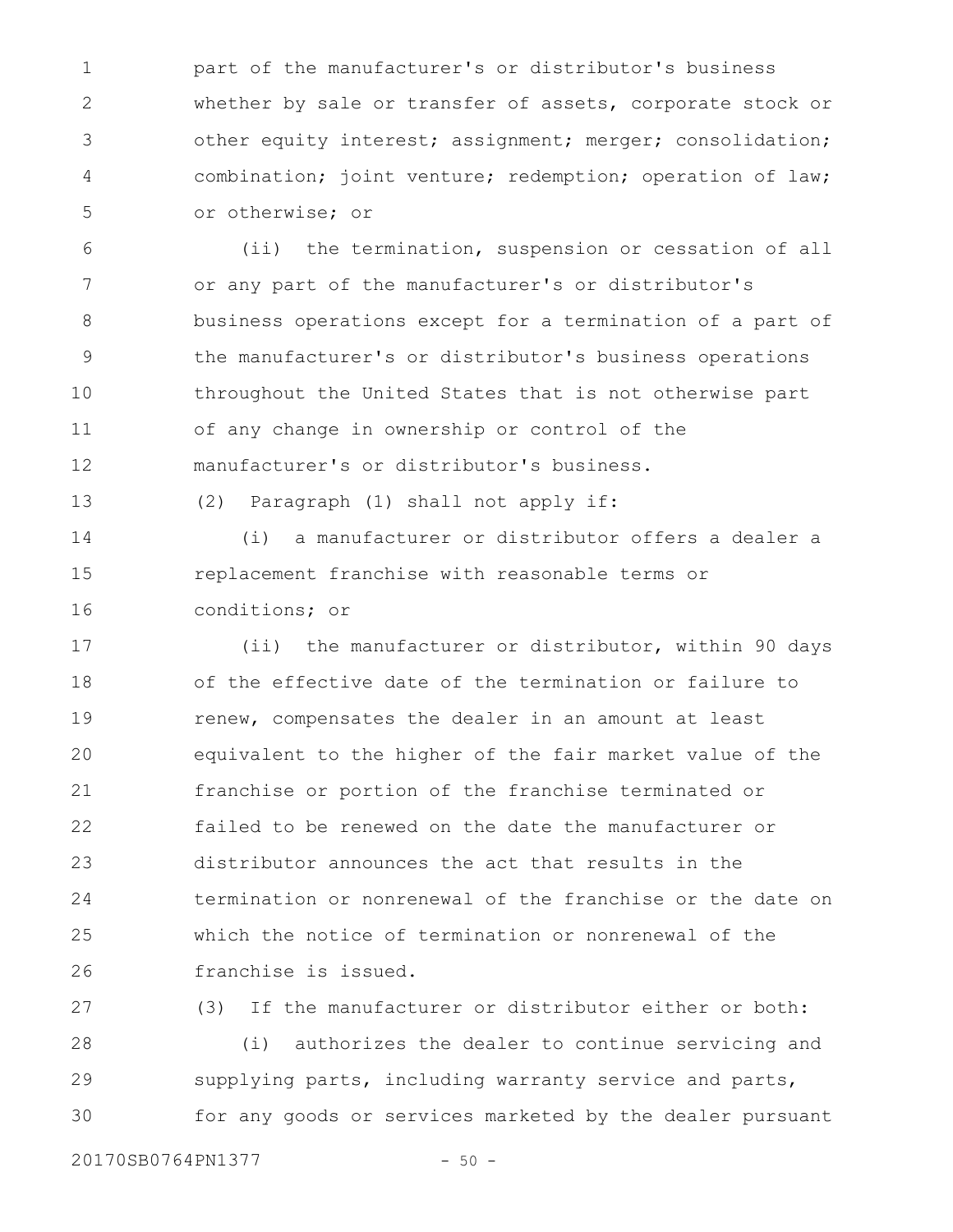part of the manufacturer's or distributor's business whether by sale or transfer of assets, corporate stock or other equity interest; assignment; merger; consolidation; combination; joint venture; redemption; operation of law; or otherwise; or

(ii) the termination, suspension or cessation of all or any part of the manufacturer's or distributor's business operations except for a termination of a part of the manufacturer's or distributor's business operations throughout the United States that is not otherwise part of any change in ownership or control of the manufacturer's or distributor's business.

(2) Paragraph (1) shall not apply if:

(i) a manufacturer or distributor offers a dealer a replacement franchise with reasonable terms or conditions; or

(ii) the manufacturer or distributor, within 90 days of the effective date of the termination or failure to renew, compensates the dealer in an amount at least equivalent to the higher of the fair market value of the franchise or portion of the franchise terminated or failed to be renewed on the date the manufacturer or distributor announces the act that results in the termination or nonrenewal of the franchise or the date on which the notice of termination or nonrenewal of the franchise is issued.

(3) If the manufacturer or distributor either or both:

(i) authorizes the dealer to continue servicing and supplying parts, including warranty service and parts, for any goods or services marketed by the dealer pursuant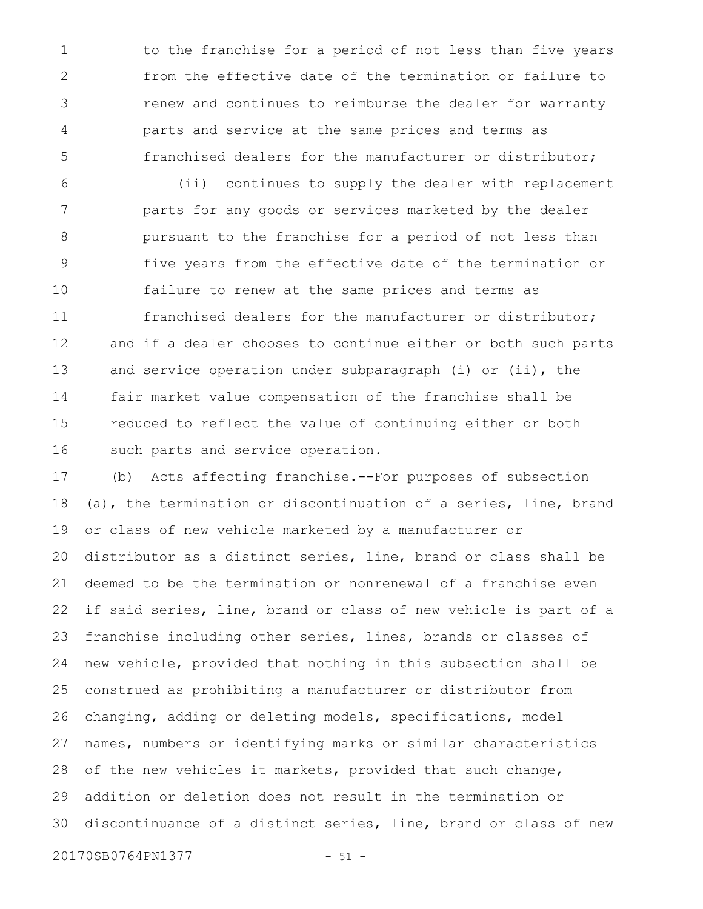to the franchise for a period of not less than five years from the effective date of the termination or failure to renew and continues to reimburse the dealer for warranty parts and service at the same prices and terms as franchised dealers for the manufacturer or distributor;

(ii) continues to supply the dealer with replacement parts for any goods or services marketed by the dealer pursuant to the franchise for a period of not less than five years from the effective date of the termination or failure to renew at the same prices and terms as franchised dealers for the manufacturer or distributor;

and if a dealer chooses to continue either or both such parts and service operation under subparagraph (i) or (ii), the fair market value compensation of the franchise shall be reduced to reflect the value of continuing either or both such parts and service operation.

(b) Acts affecting franchise.--For purposes of subsection (a), the termination or discontinuation of a series, line, brand or class of new vehicle marketed by a manufacturer or distributor as a distinct series, line, brand or class shall be deemed to be the termination or nonrenewal of a franchise even if said series, line, brand or class of new vehicle is part of a franchise including other series, lines, brands or classes of new vehicle, provided that nothing in this subsection shall be construed as prohibiting a manufacturer or distributor from changing, adding or deleting models, specifications, model names, numbers or identifying marks or similar characteristics of the new vehicles it markets, provided that such change, addition or deletion does not result in the termination or discontinuance of a distinct series, line, brand or class of new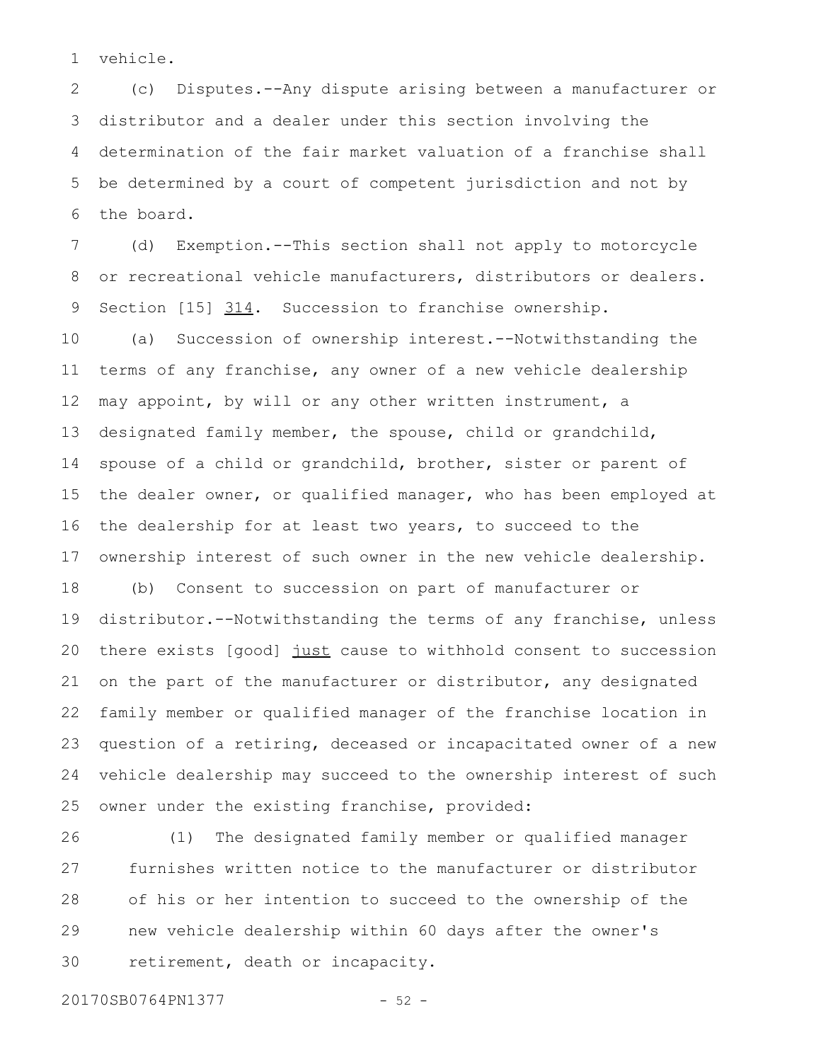vehicle.

(c) Disputes.--Any dispute arising between a manufacturer or distributor and a dealer under this section involving the determination of the fair market valuation of a franchise shall be determined by a court of competent jurisdiction and not by the board.

(d) Exemption.--This section shall not apply to motorcycle or recreational vehicle manufacturers, distributors or dealers.

Section [15] <u>314</u>. Succession to franchise ownership.

(a) Succession of ownership interest.--Notwithstanding the terms of any franchise, any owner of a new vehicle dealership may appoint, by will or any other written instrument, a designated family member, the spouse, child or grandchild, spouse of a child or grandchild, brother, sister or parent of the dealer owner, or qualified manager, who has been employed at the dealership for at least two years, to succeed to the ownership interest of such owner in the new vehicle dealership.

(b) Consent to succession on part of manufacturer or distributor.--Notwithstanding the terms of any franchise, unless there exists [good] <u>just</u> cause to withhold consent to succession on the part of the manufacturer or distributor, any designated family member or qualified manager of the franchise location in question of a retiring, deceased or incapacitated owner of a new vehicle dealership may succeed to the ownership interest of such owner under the existing franchise, provided:

(1) The designated family member or qualified manager furnishes written notice to the manufacturer or distributor of his or her intention to succeed to the ownership of the new vehicle dealership within 60 days after the owner's retirement, death or incapacity.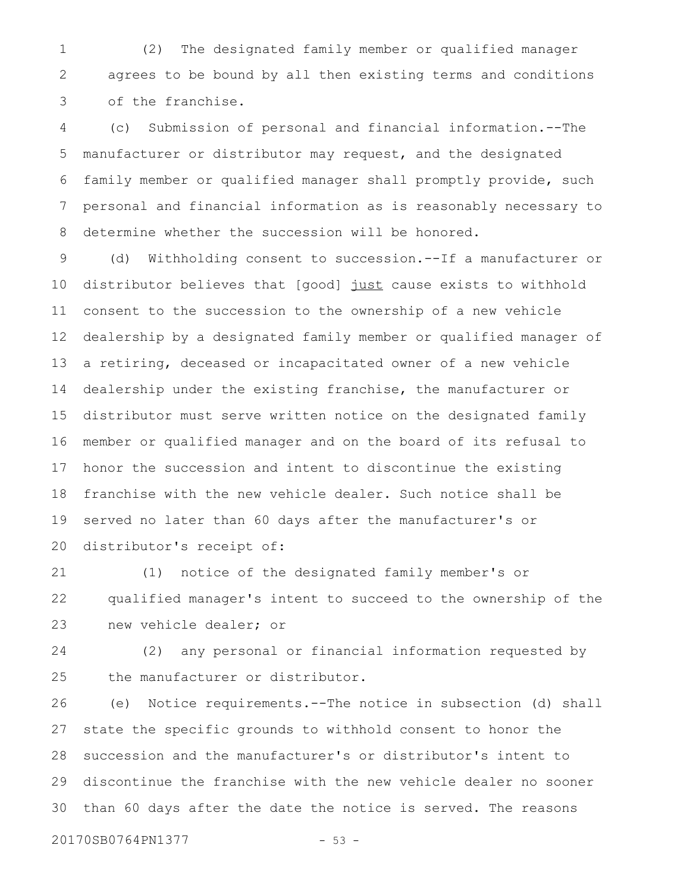(2) The designated family member or qualified manager agrees to be bound by all then existing terms and conditions of the franchise.

(c) Submission of personal and financial information.--The manufacturer or distributor may request, and the designated family member or qualified manager shall promptly provide, such personal and financial information as is reasonably necessary to determine whether the succession will be honored.

(d) Withholding consent to succession.--If a manufacturer or distributor believes that [good] <u>just</u> cause exists to withhold consent to the succession to the ownership of a new vehicle dealership by a designated family member or qualified manager of a retiring, deceased or incapacitated owner of a new vehicle dealership under the existing franchise, the manufacturer or distributor must serve written notice on the designated family member or qualified manager and on the board of its refusal to honor the succession and intent to discontinue the existing franchise with the new vehicle dealer. Such notice shall be served no later than 60 days after the manufacturer's or distributor's receipt of:

(1) notice of the designated family member's or qualified manager's intent to succeed to the ownership of the new vehicle dealer; or

(2) any personal or financial information requested by the manufacturer or distributor.

(e) Notice requirements.--The notice in subsection (d) shall state the specific grounds to withhold consent to honor the succession and the manufacturer's or distributor's intent to discontinue the franchise with the new vehicle dealer no sooner than 60 days after the date the notice is served. The reasons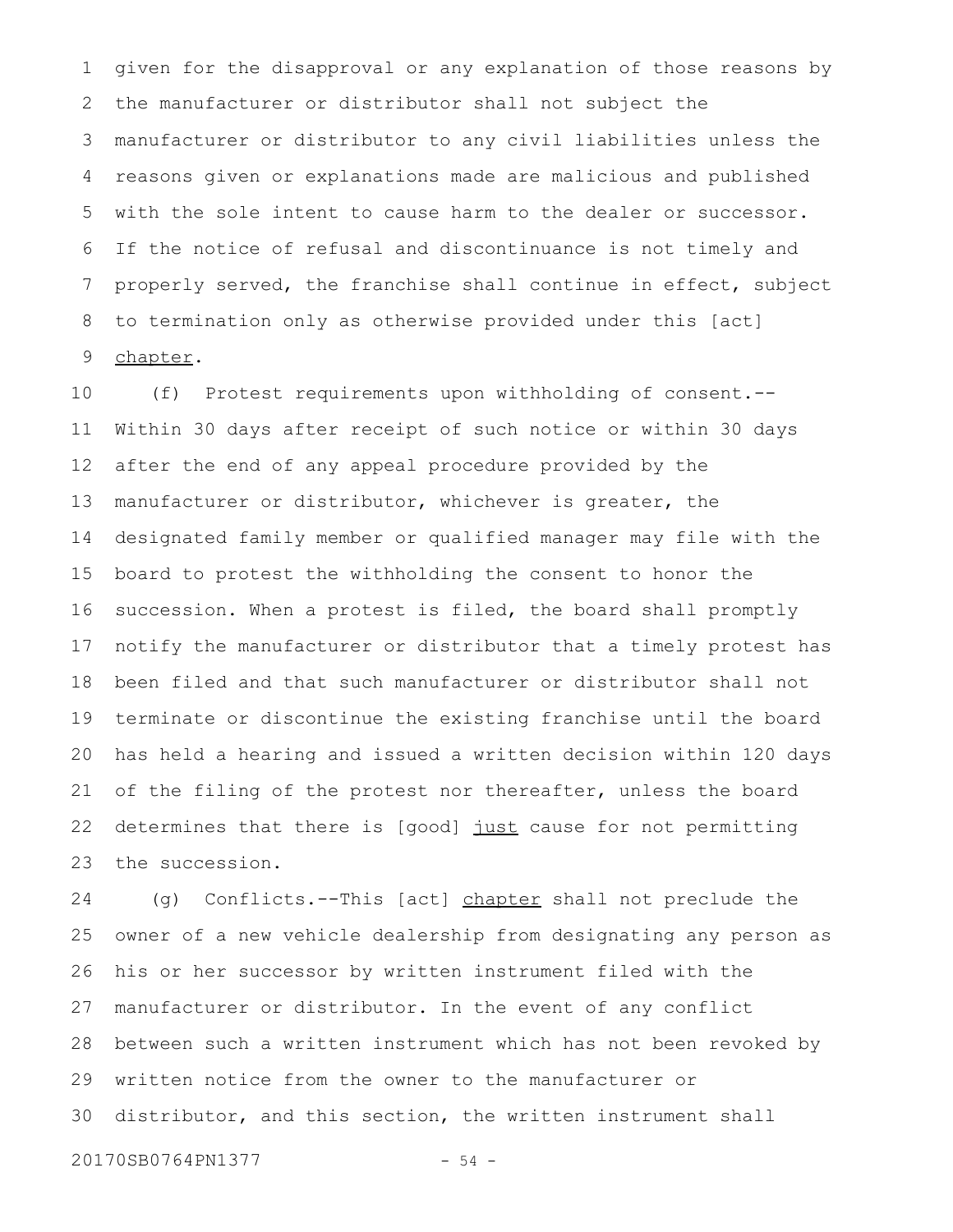given for the disapproval or any explanation of those reasons by the manufacturer or distributor shall not subject the manufacturer or distributor to any civil liabilities unless the reasons given or explanations made are malicious and published with the sole intent to cause harm to the dealer or successor. If the notice of refusal and discontinuance is not timely and properly served, the franchise shall continue in effect, subject to termination only as otherwise provided under this [act] <u>chapter</u>.

(f) Protest requirements upon withholding of consent.--Within 30 days after receipt of such notice or within 30 days after the end of any appeal procedure provided by the manufacturer or distributor, whichever is greater, the designated family member or qualified manager may file with the board to protest the withholding the consent to honor the succession. When a protest is filed, the board shall promptly notify the manufacturer or distributor that a timely protest has been filed and that such manufacturer or distributor shall not terminate or discontinue the existing franchise until the board has held a hearing and issued a written decision within 120 days of the filing of the protest nor thereafter, unless the board determines that there is [good] <u>just</u> cause for not permitting the succession.

(g) Conflicts.--This [act] <u>chapter</u> shall not preclude the owner of a new vehicle dealership from designating any person as his or her successor by written instrument filed with the manufacturer or distributor. In the event of any conflict between such a written instrument which has not been revoked by written notice from the owner to the manufacturer or distributor, and this section, the written instrument shall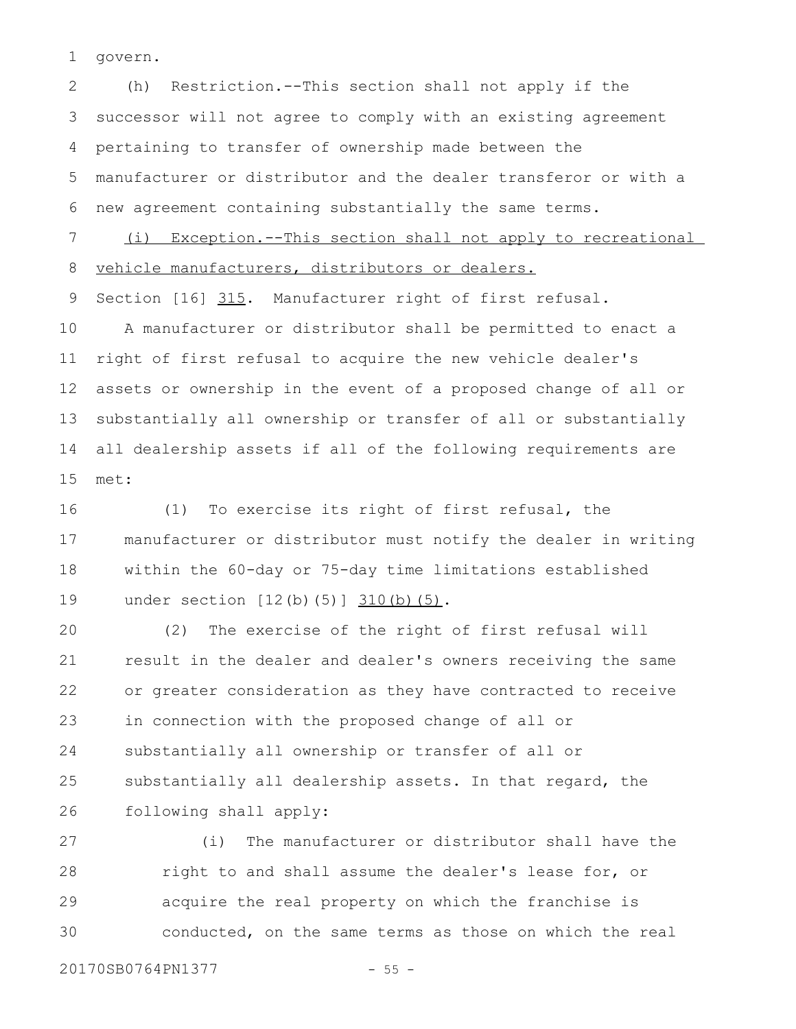govern.

(h) Restriction.--This section shall not apply if the successor will not agree to comply with an existing agreement pertaining to transfer of ownership made between the manufacturer or distributor and the dealer transferor or with a new agreement containing substantially the same terms.

(i) Exception.--This section shall not apply to recreational vehicle manufacturers, distributors or dealers.

Section [16] 315. Manufacturer right of first refusal.

A manufacturer or distributor shall be permitted to enact a right of first refusal to acquire the new vehicle dealer's assets or ownership in the event of a proposed change of all or substantially all ownership or transfer of all or substantially all dealership assets if all of the following requirements are met:

(1) To exercise its right of first refusal, the manufacturer or distributor must notify the dealer in writing within the 60-day or 75-day time limitations established under section [12(b)(5)] 310(b)(5).

(2) The exercise of the right of first refusal will result in the dealer and dealer's owners receiving the same or greater consideration as they have contracted to receive in connection with the proposed change of all or substantially all ownership or transfer of all or substantially all dealership assets. In that regard, the following shall apply:

(i) The manufacturer or distributor shall have the right to and shall assume the dealer's lease for, or acquire the real property on which the franchise is conducted, on the same terms as those on which the real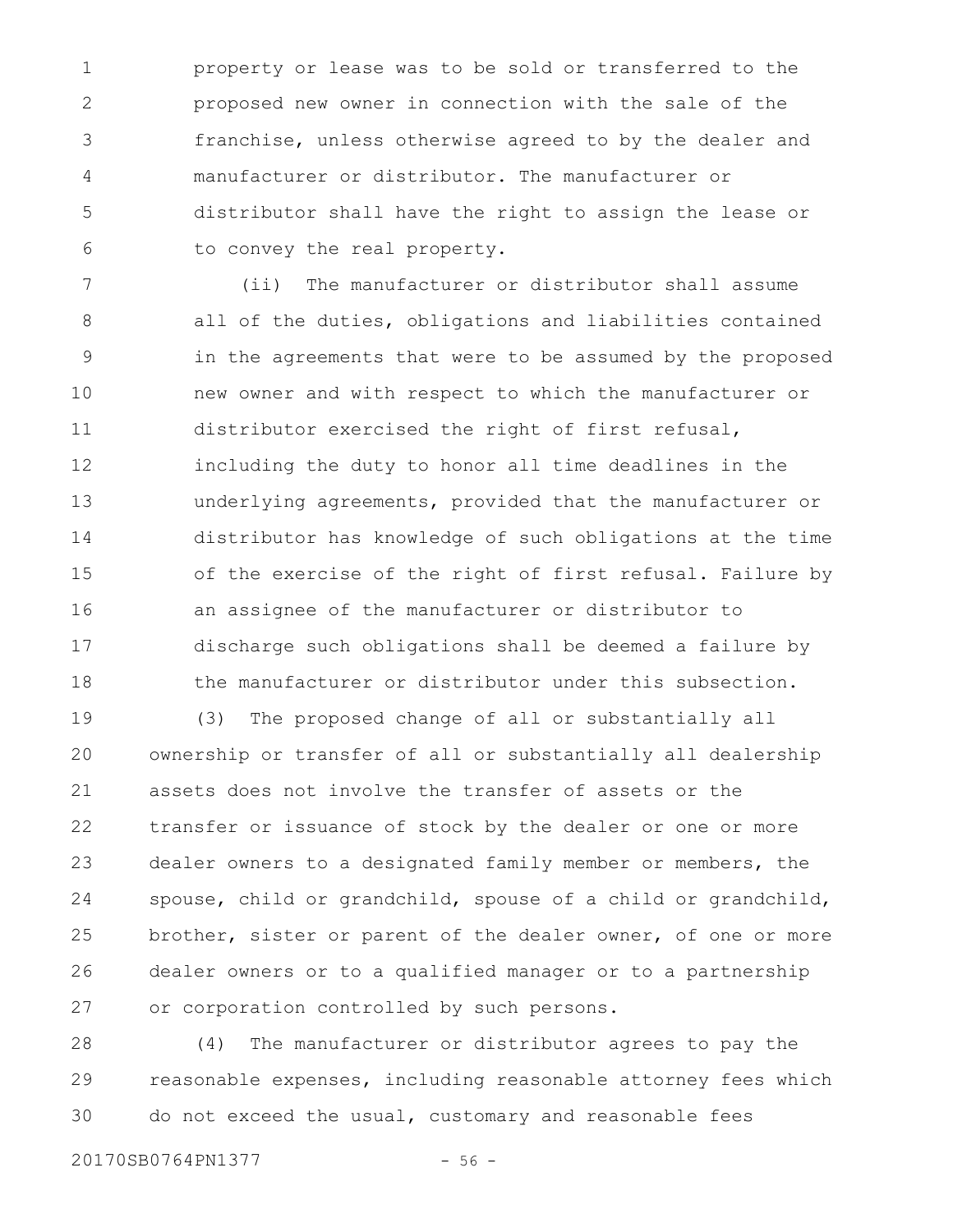property or lease was to be sold or transferred to the proposed new owner in connection with the sale of the franchise, unless otherwise agreed to by the dealer and manufacturer or distributor. The manufacturer or distributor shall have the right to assign the lease or to convey the real property.

(ii) The manufacturer or distributor shall assume all of the duties, obligations and liabilities contained in the agreements that were to be assumed by the proposed new owner and with respect to which the manufacturer or distributor exercised the right of first refusal, including the duty to honor all time deadlines in the underlying agreements, provided that the manufacturer or distributor has knowledge of such obligations at the time of the exercise of the right of first refusal. Failure by an assignee of the manufacturer or distributor to discharge such obligations shall be deemed a failure by the manufacturer or distributor under this subsection.

(3) The proposed change of all or substantially all ownership or transfer of all or substantially all dealership assets does not involve the transfer of assets or the transfer or issuance of stock by the dealer or one or more dealer owners to a designated family member or members, the spouse, child or grandchild, spouse of a child or grandchild, brother, sister or parent of the dealer owner, of one or more dealer owners or to a qualified manager or to a partnership or corporation controlled by such persons.

(4) The manufacturer or distributor agrees to pay the reasonable expenses, including reasonable attorney fees which do not exceed the usual, customary and reasonable fees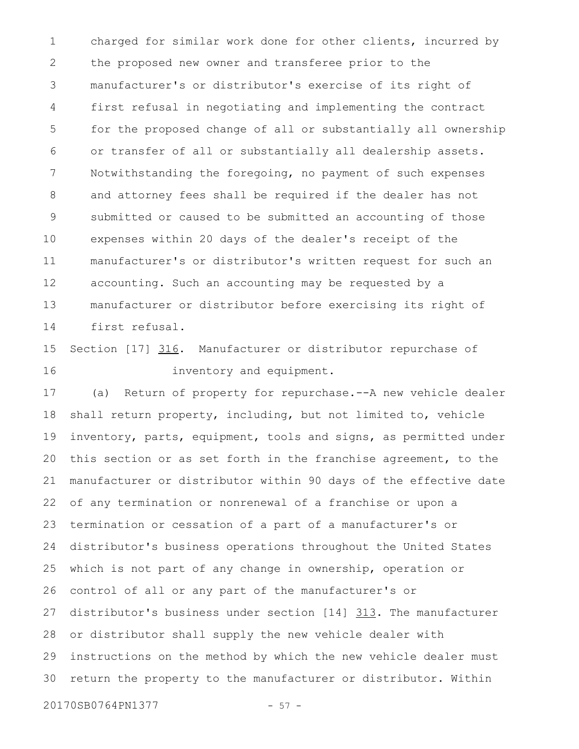charged for similar work done for other clients, incurred by the proposed new owner and transferee prior to the manufacturer's or distributor's exercise of its right of first refusal in negotiating and implementing the contract for the proposed change of all or substantially all ownership or transfer of all or substantially all dealership assets. Notwithstanding the foregoing, no payment of such expenses and attorney fees shall be required if the dealer has not submitted or caused to be submitted an accounting of those expenses within 20 days of the dealer's receipt of the manufacturer's or distributor's written request for such an accounting. Such an accounting may be requested by a manufacturer or distributor before exercising its right of first refusal.

Section [17] <u>316</u>. Manufacturer or distributor repurchase of inventory and equipment.

(a) Return of property for repurchase.--A new vehicle dealer shall return property, including, but not limited to, vehicle inventory, parts, equipment, tools and signs, as permitted under this section or as set forth in the franchise agreement, to the manufacturer or distributor within 90 days of the effective date of any termination or nonrenewal of a franchise or upon a termination or cessation of a part of a manufacturer's or distributor's business operations throughout the United States which is not part of any change in ownership, operation or control of all or any part of the manufacturer's or distributor's business under section [14] <u>313</u>. The manufacturer or distributor shall supply the new vehicle dealer with instructions on the method by which the new vehicle dealer must return the property to the manufacturer or distributor. Within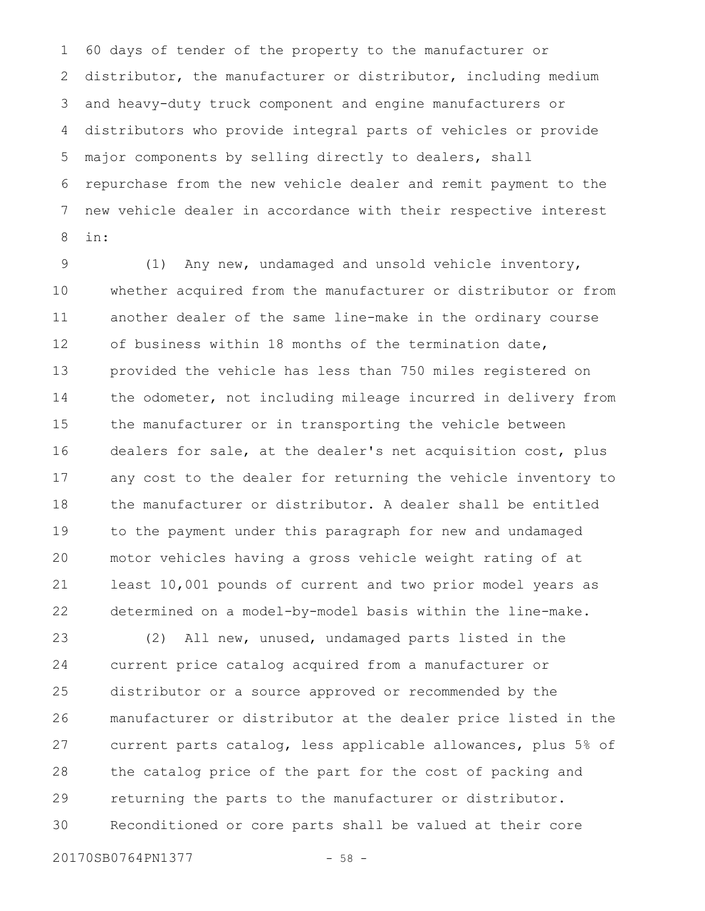60 days of tender of the property to the manufacturer or distributor, the manufacturer or distributor, including medium and heavy-duty truck component and engine manufacturers or distributors who provide integral parts of vehicles or provide major components by selling directly to dealers, shall repurchase from the new vehicle dealer and remit payment to the new vehicle dealer in accordance with their respective interest in:

(1) Any new, undamaged and unsold vehicle inventory, whether acquired from the manufacturer or distributor or from another dealer of the same line-make in the ordinary course of business within 18 months of the termination date, provided the vehicle has less than 750 miles registered on the odometer, not including mileage incurred in delivery from the manufacturer or in transporting the vehicle between dealers for sale, at the dealer's net acquisition cost, plus any cost to the dealer for returning the vehicle inventory to the manufacturer or distributor. A dealer shall be entitled to the payment under this paragraph for new and undamaged motor vehicles having a gross vehicle weight rating of at least 10,001 pounds of current and two prior model years as determined on a model-by-model basis within the line-make.

(2) All new, unused, undamaged parts listed in the current price catalog acquired from a manufacturer or distributor or a source approved or recommended by the manufacturer or distributor at the dealer price listed in the current parts catalog, less applicable allowances, plus 5% of the catalog price of the part for the cost of packing and returning the parts to the manufacturer or distributor. Reconditioned or core parts shall be valued at their core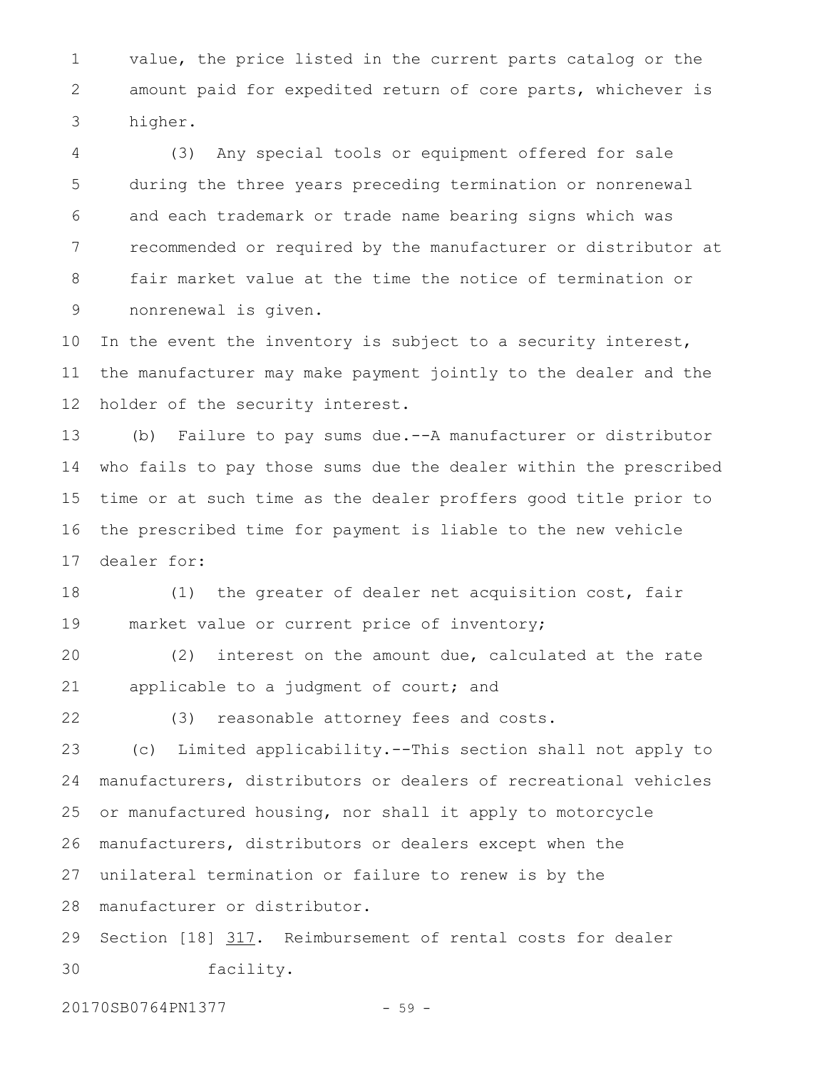value, the price listed in the current parts catalog or the amount paid for expedited return of core parts, whichever is higher.

(3) Any special tools or equipment offered for sale during the three years preceding termination or nonrenewal and each trademark or trade name bearing signs which was recommended or required by the manufacturer or distributor at fair market value at the time the notice of termination or nonrenewal is given.

In the event the inventory is subject to a security interest, the manufacturer may make payment jointly to the dealer and the holder of the security interest.

(b) Failure to pay sums due.--A manufacturer or distributor who fails to pay those sums due the dealer within the prescribed time or at such time as the dealer proffers good title prior to the prescribed time for payment is liable to the new vehicle dealer for:

(1) the greater of dealer net acquisition cost, fair market value or current price of inventory;

(2) interest on the amount due, calculated at the rate applicable to a judgment of court; and

(3) reasonable attorney fees and costs.

(c) Limited applicability.--This section shall not apply to manufacturers, distributors or dealers of recreational vehicles or manufactured housing, nor shall it apply to motorcycle manufacturers, distributors or dealers except when the unilateral termination or failure to renew is by the manufacturer or distributor.

Section [18] 317. Reimbursement of rental costs for dealer facility.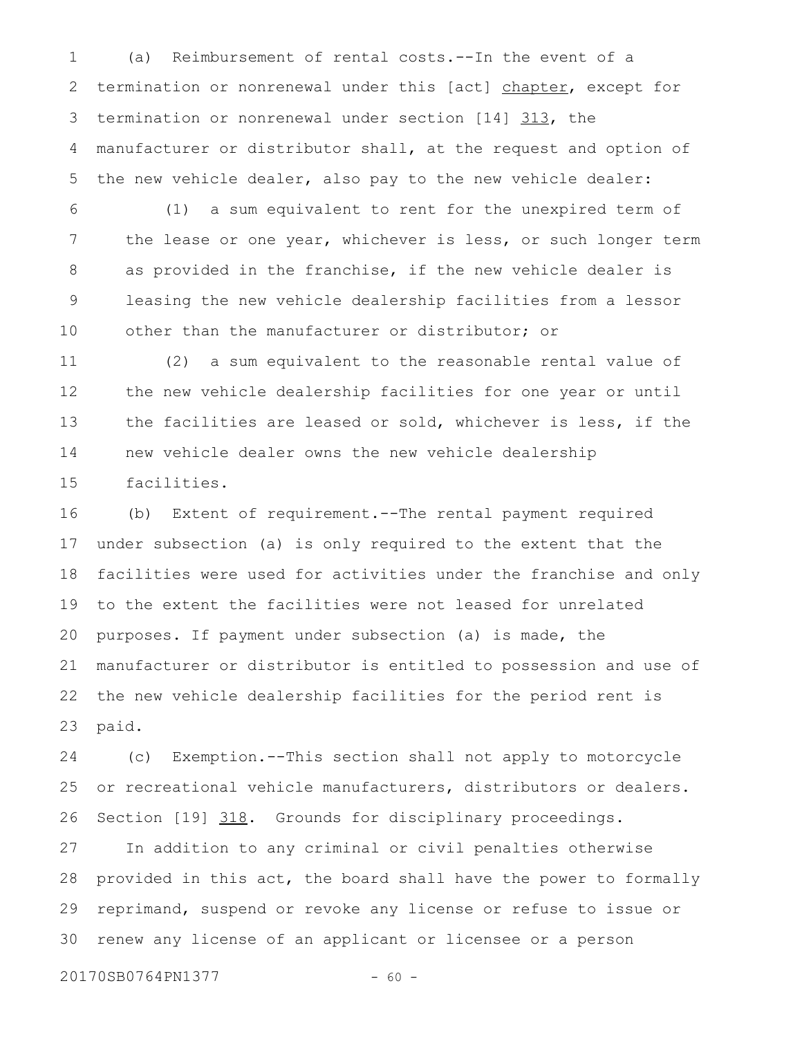(a) Reimbursement of rental costs.--In the event of a termination or nonrenewal under this [act] chapter, except for termination or nonrenewal under section [14] 313, the manufacturer or distributor shall, at the request and option of the new vehicle dealer, also pay to the new vehicle dealer:

(1) a sum equivalent to rent for the unexpired term of the lease or one year, whichever is less, or such longer term as provided in the franchise, if the new vehicle dealer is leasing the new vehicle dealership facilities from a lessor other than the manufacturer or distributor; or

(2) a sum equivalent to the reasonable rental value of the new vehicle dealership facilities for one year or until the facilities are leased or sold, whichever is less, if the new vehicle dealer owns the new vehicle dealership facilities.

(b) Extent of requirement.--The rental payment required under subsection (a) is only required to the extent that the facilities were used for activities under the franchise and only to the extent the facilities were not leased for unrelated purposes. If payment under subsection (a) is made, the manufacturer or distributor is entitled to possession and use of the new vehicle dealership facilities for the period rent is paid.

(c) Exemption.--This section shall not apply to motorcycle or recreational vehicle manufacturers, distributors or dealers.

Section [19] 318. Grounds for disciplinary proceedings.

In addition to any criminal or civil penalties otherwise provided in this act, the board shall have the power to formally reprimand, suspend or revoke any license or refuse to issue or renew any license of an applicant or licensee or a person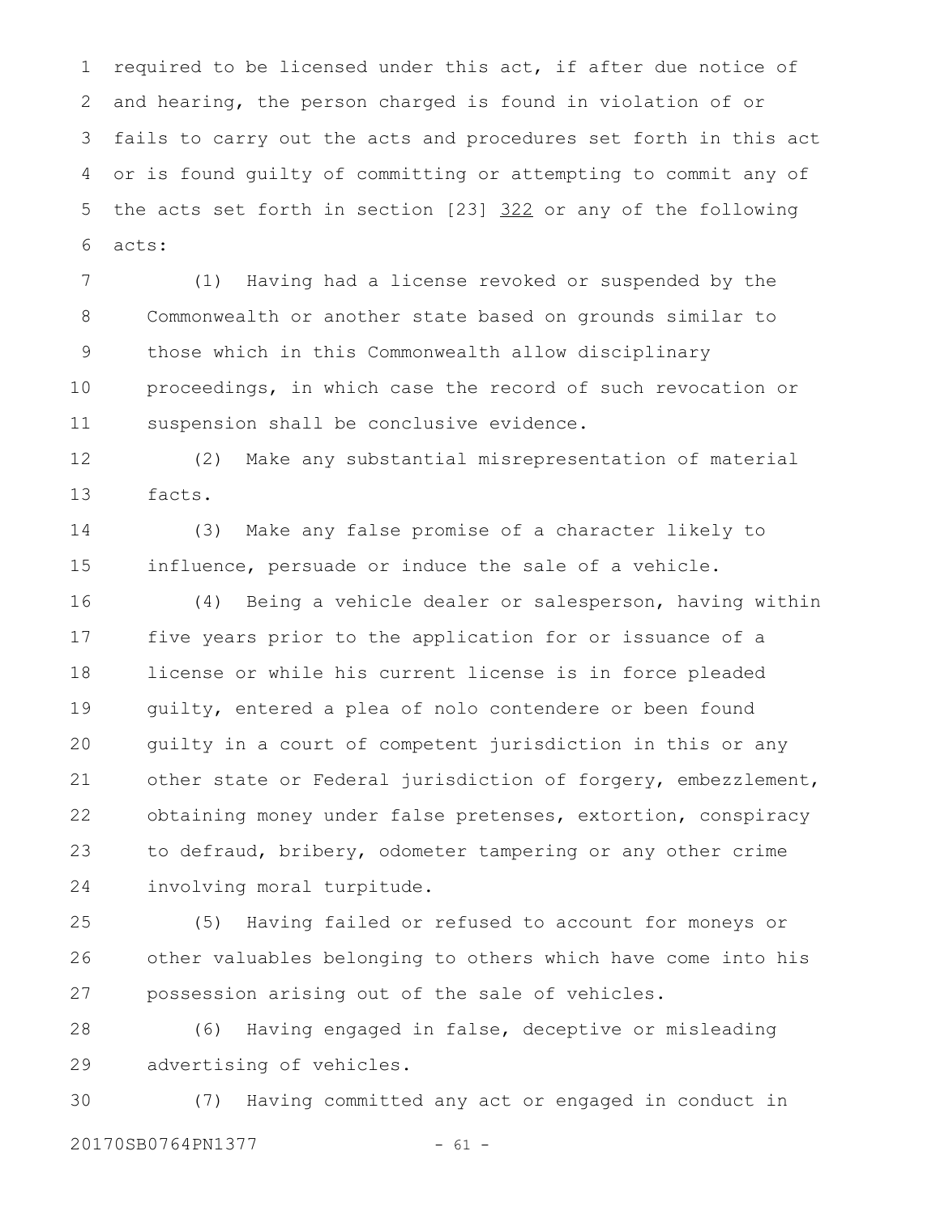required to be licensed under this act, if after due notice of and hearing, the person charged is found in violation of or fails to carry out the acts and procedures set forth in this act or is found guilty of committing or attempting to commit any of the acts set forth in section [23] 322 or any of the following acts:

(1) Having had a license revoked or suspended by the Commonwealth or another state based on grounds similar to those which in this Commonwealth allow disciplinary proceedings, in which case the record of such revocation or suspension shall be conclusive evidence.

(2) Make any substantial misrepresentation of material facts.

(3) Make any false promise of a character likely to influence, persuade or induce the sale of a vehicle.

(4) Being a vehicle dealer or salesperson, having within five years prior to the application for or issuance of a license or while his current license is in force pleaded guilty, entered a plea of nolo contendere or been found guilty in a court of competent jurisdiction in this or any other state or Federal jurisdiction of forgery, embezzlement, obtaining money under false pretenses, extortion, conspiracy to defraud, bribery, odometer tampering or any other crime involving moral turpitude.

(5) Having failed or refused to account for moneys or other valuables belonging to others which have come into his possession arising out of the sale of vehicles.

(6) Having engaged in false, deceptive or misleading advertising of vehicles.

(7) Having committed any act or engaged in conduct in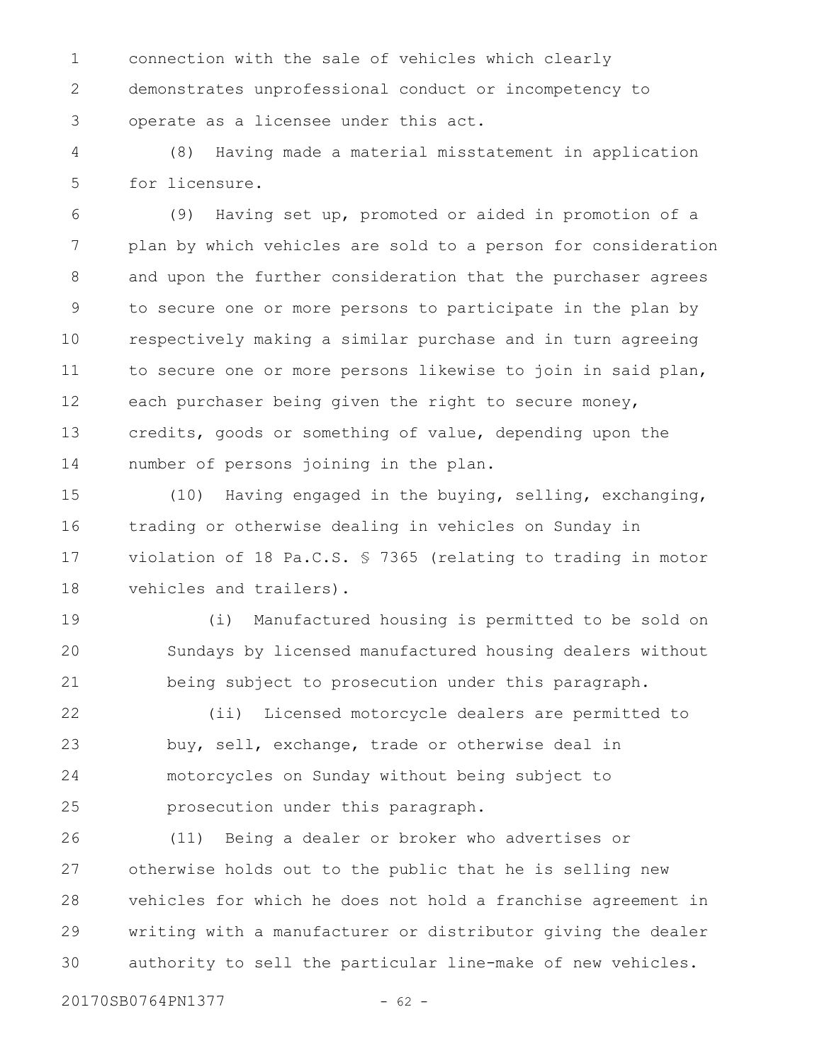connection with the sale of vehicles which clearly demonstrates unprofessional conduct or incompetency to operate as a licensee under this act.

(8) Having made a material misstatement in application for licensure.

(9) Having set up, promoted or aided in promotion of a plan by which vehicles are sold to a person for consideration and upon the further consideration that the purchaser agrees to secure one or more persons to participate in the plan by respectively making a similar purchase and in turn agreeing to secure one or more persons likewise to join in said plan, each purchaser being given the right to secure money, credits, goods or something of value, depending upon the number of persons joining in the plan.

(10) Having engaged in the buying, selling, exchanging, trading or otherwise dealing in vehicles on Sunday in violation of 18 Pa.C.S. § 7365 (relating to trading in motor vehicles and trailers).

(i) Manufactured housing is permitted to be sold on Sundays by licensed manufactured housing dealers without being subject to prosecution under this paragraph.

(ii) Licensed motorcycle dealers are permitted to buy, sell, exchange, trade or otherwise deal in motorcycles on Sunday without being subject to prosecution under this paragraph.

(11) Being a dealer or broker who advertises or otherwise holds out to the public that he is selling new vehicles for which he does not hold a franchise agreement in writing with a manufacturer or distributor giving the dealer authority to sell the particular line-make of new vehicles.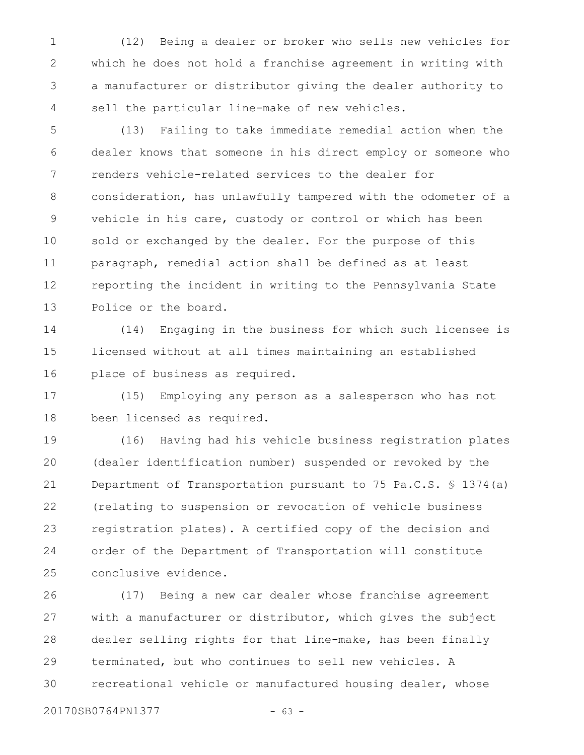(12) Being a dealer or broker who sells new vehicles for which he does not hold a franchise agreement in writing with a manufacturer or distributor giving the dealer authority to sell the particular line-make of new vehicles.

(13) Failing to take immediate remedial action when the dealer knows that someone in his direct employ or someone who renders vehicle-related services to the dealer for consideration, has unlawfully tampered with the odometer of a vehicle in his care, custody or control or which has been sold or exchanged by the dealer. For the purpose of this paragraph, remedial action shall be defined as at least reporting the incident in writing to the Pennsylvania State Police or the board.

(14) Engaging in the business for which such licensee is licensed without at all times maintaining an established place of business as required.

(15) Employing any person as a salesperson who has not been licensed as required.

(16) Having had his vehicle business registration plates (dealer identification number) suspended or revoked by the Department of Transportation pursuant to 75 Pa.C.S. § 1374(a) (relating to suspension or revocation of vehicle business registration plates). A certified copy of the decision and order of the Department of Transportation will constitute conclusive evidence.

(17) Being a new car dealer whose franchise agreement with a manufacturer or distributor, which gives the subject dealer selling rights for that line-make, has been finally terminated, but who continues to sell new vehicles. A recreational vehicle or manufactured housing dealer, whose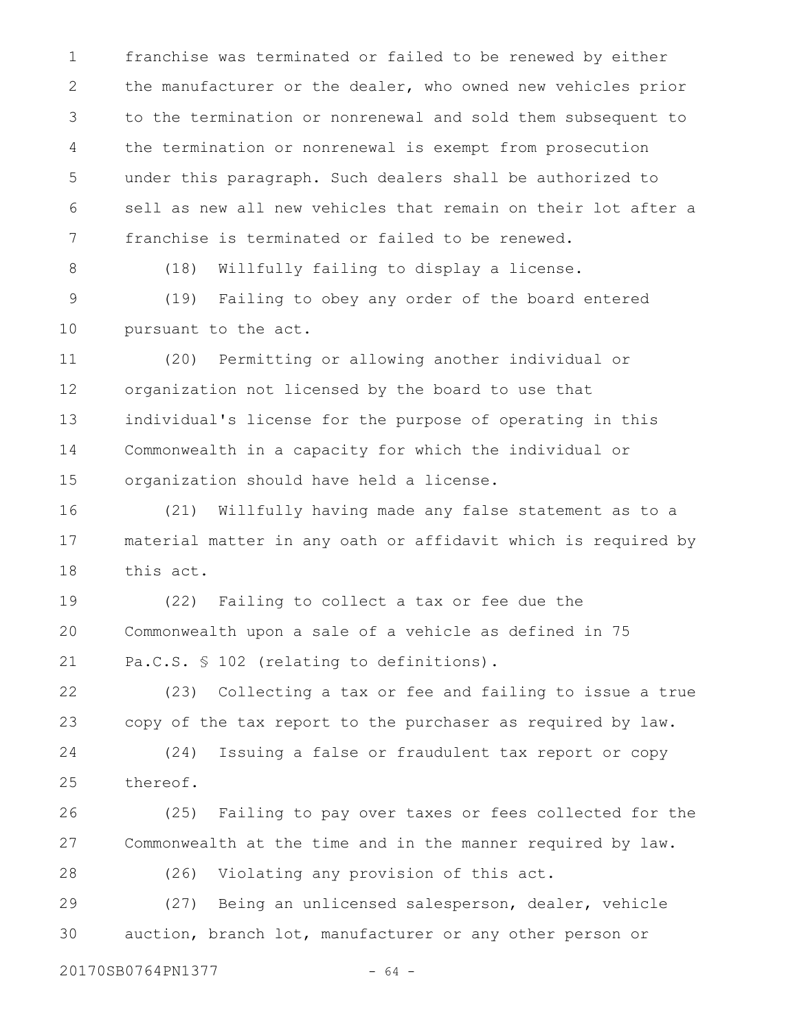franchise was terminated or failed to be renewed by either the manufacturer or the dealer, who owned new vehicles prior to the termination or nonrenewal and sold them subsequent to the termination or nonrenewal is exempt from prosecution under this paragraph. Such dealers shall be authorized to sell as new all new vehicles that remain on their lot after a franchise is terminated or failed to be renewed.

(18) Willfully failing to display a license.

(19) Failing to obey any order of the board entered pursuant to the act.

(20) Permitting or allowing another individual or organization not licensed by the board to use that individual's license for the purpose of operating in this Commonwealth in a capacity for which the individual or organization should have held a license.

(21) Willfully having made any false statement as to a material matter in any oath or affidavit which is required by this act.

(22) Failing to collect a tax or fee due the Commonwealth upon a sale of a vehicle as defined in 75 Pa.C.S. § 102 (relating to definitions).

(23) Collecting a tax or fee and failing to issue a true copy of the tax report to the purchaser as required by law.

(24) Issuing a false or fraudulent tax report or copy thereof.

(25) Failing to pay over taxes or fees collected for the Commonwealth at the time and in the manner required by law.

(26) Violating any provision of this act.

(27) Being an unlicensed salesperson, dealer, vehicle auction, branch lot, manufacturer or any other person or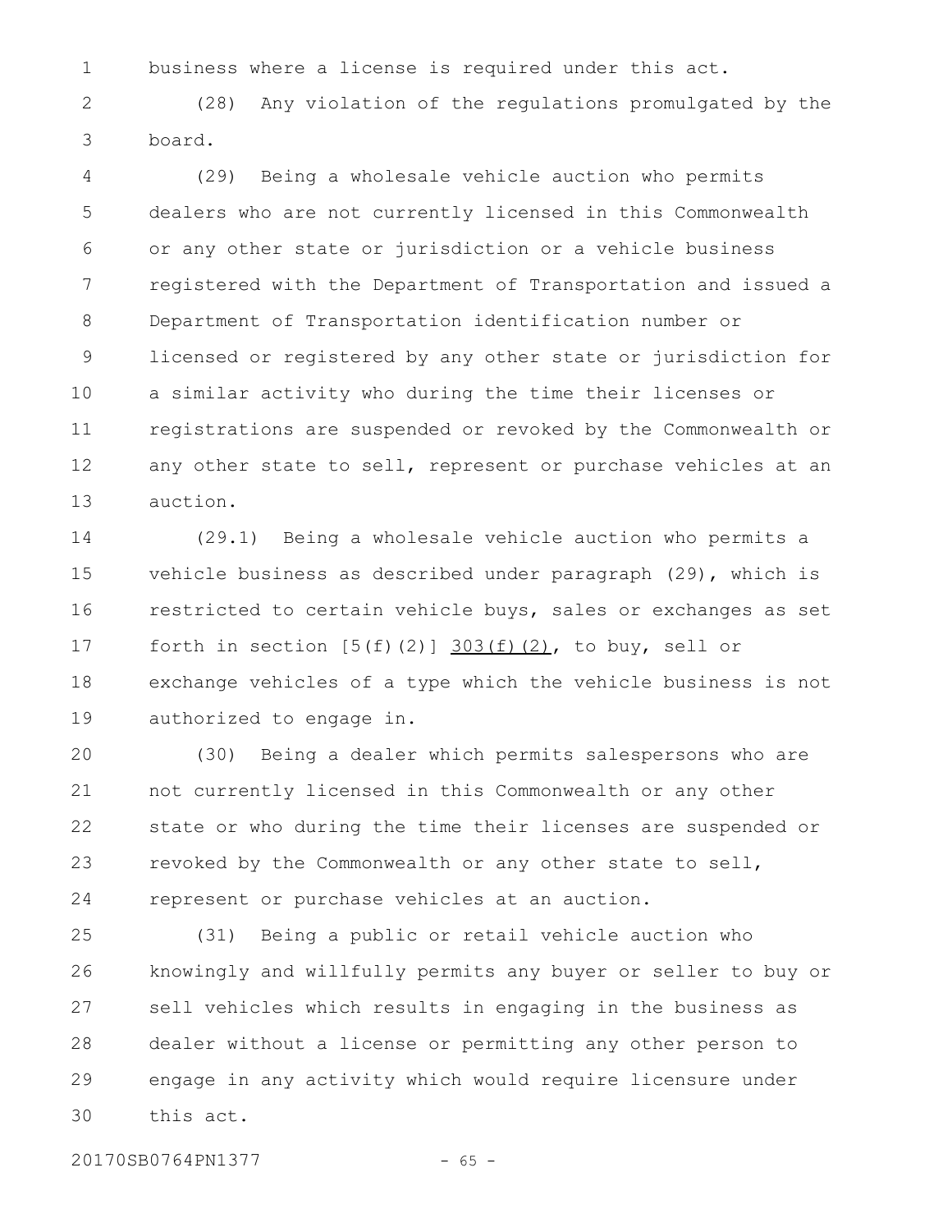business where a license is required under this act.

(28) Any violation of the regulations promulgated by the board.

(29) Being a wholesale vehicle auction who permits dealers who are not currently licensed in this Commonwealth or any other state or jurisdiction or a vehicle business registered with the Department of Transportation and issued a Department of Transportation identification number or licensed or registered by any other state or jurisdiction for a similar activity who during the time their licenses or registrations are suspended or revoked by the Commonwealth or any other state to sell, represent or purchase vehicles at an auction.

(29.1) Being a wholesale vehicle auction who permits a vehicle business as described under paragraph (29), which is restricted to certain vehicle buys, sales or exchanges as set forth in section [5(f)(2)] 303(f)(2), to buy, sell or exchange vehicles of a type which the vehicle business is not authorized to engage in.

(30) Being a dealer which permits salespersons who are not currently licensed in this Commonwealth or any other state or who during the time their licenses are suspended or revoked by the Commonwealth or any other state to sell, represent or purchase vehicles at an auction.

(31) Being a public or retail vehicle auction who knowingly and willfully permits any buyer or seller to buy or sell vehicles which results in engaging in the business as dealer without a license or permitting any other person to engage in any activity which would require licensure under this act.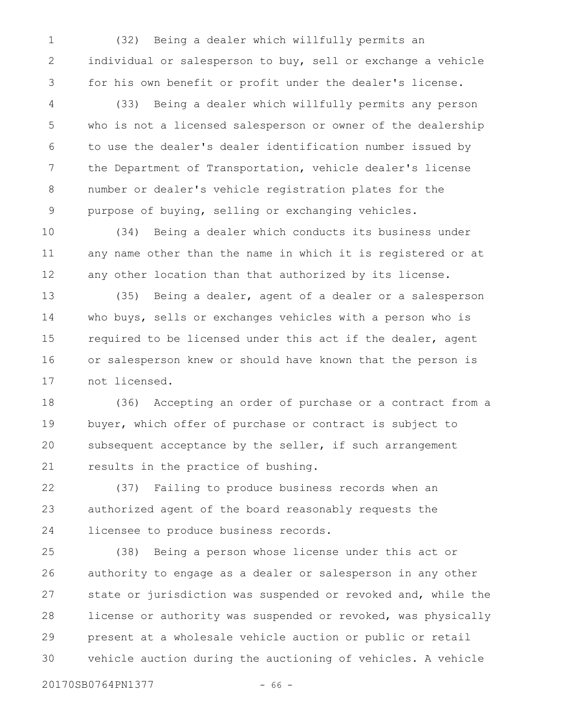(32) Being a dealer which willfully permits an individual or salesperson to buy, sell or exchange a vehicle for his own benefit or profit under the dealer's license.

(33) Being a dealer which willfully permits any person who is not a licensed salesperson or owner of the dealership to use the dealer's dealer identification number issued by the Department of Transportation, vehicle dealer's license number or dealer's vehicle registration plates for the purpose of buying, selling or exchanging vehicles.

(34) Being a dealer which conducts its business under any name other than the name in which it is registered or at any other location than that authorized by its license.

(35) Being a dealer, agent of a dealer or a salesperson who buys, sells or exchanges vehicles with a person who is required to be licensed under this act if the dealer, agent or salesperson knew or should have known that the person is not licensed.

(36) Accepting an order of purchase or a contract from a buyer, which offer of purchase or contract is subject to subsequent acceptance by the seller, if such arrangement results in the practice of bushing.

(37) Failing to produce business records when an authorized agent of the board reasonably requests the licensee to produce business records.

(38) Being a person whose license under this act or authority to engage as a dealer or salesperson in any other state or jurisdiction was suspended or revoked and, while the license or authority was suspended or revoked, was physically present at a wholesale vehicle auction or public or retail vehicle auction during the auctioning of vehicles. A vehicle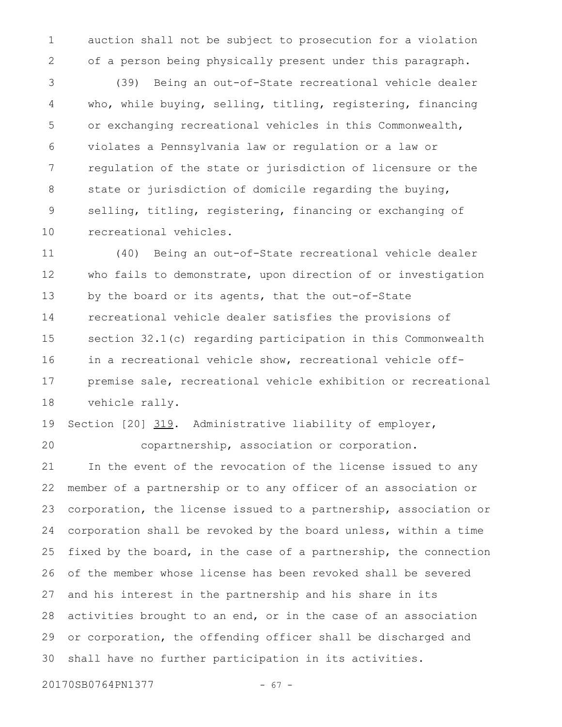auction shall not be subject to prosecution for a violation of a person being physically present under this paragraph.

(39) Being an out-of-State recreational vehicle dealer who, while buying, selling, titling, registering, financing or exchanging recreational vehicles in this Commonwealth, violates a Pennsylvania law or regulation or a law or regulation of the state or jurisdiction of licensure or the state or jurisdiction of domicile regarding the buying, selling, titling, registering, financing or exchanging of recreational vehicles.

(40) Being an out-of-State recreational vehicle dealer who fails to demonstrate, upon direction of or investigation by the board or its agents, that the out-of-State recreational vehicle dealer satisfies the provisions of section 32.1(c) regarding participation in this Commonwealth in a recreational vehicle show, recreational vehicle off-premise sale, recreational vehicle exhibition or recreational vehicle rally.

Section [20] 319. Administrative liability of employer, copartnership, association or corporation.

In the event of the revocation of the license issued to any member of a partnership or to any officer of an association or corporation, the license issued to a partnership, association or corporation shall be revoked by the board unless, within a time fixed by the board, in the case of a partnership, the connection of the member whose license has been revoked shall be severed and his interest in the partnership and his share in its activities brought to an end, or in the case of an association or corporation, the offending officer shall be discharged and shall have no further participation in its activities.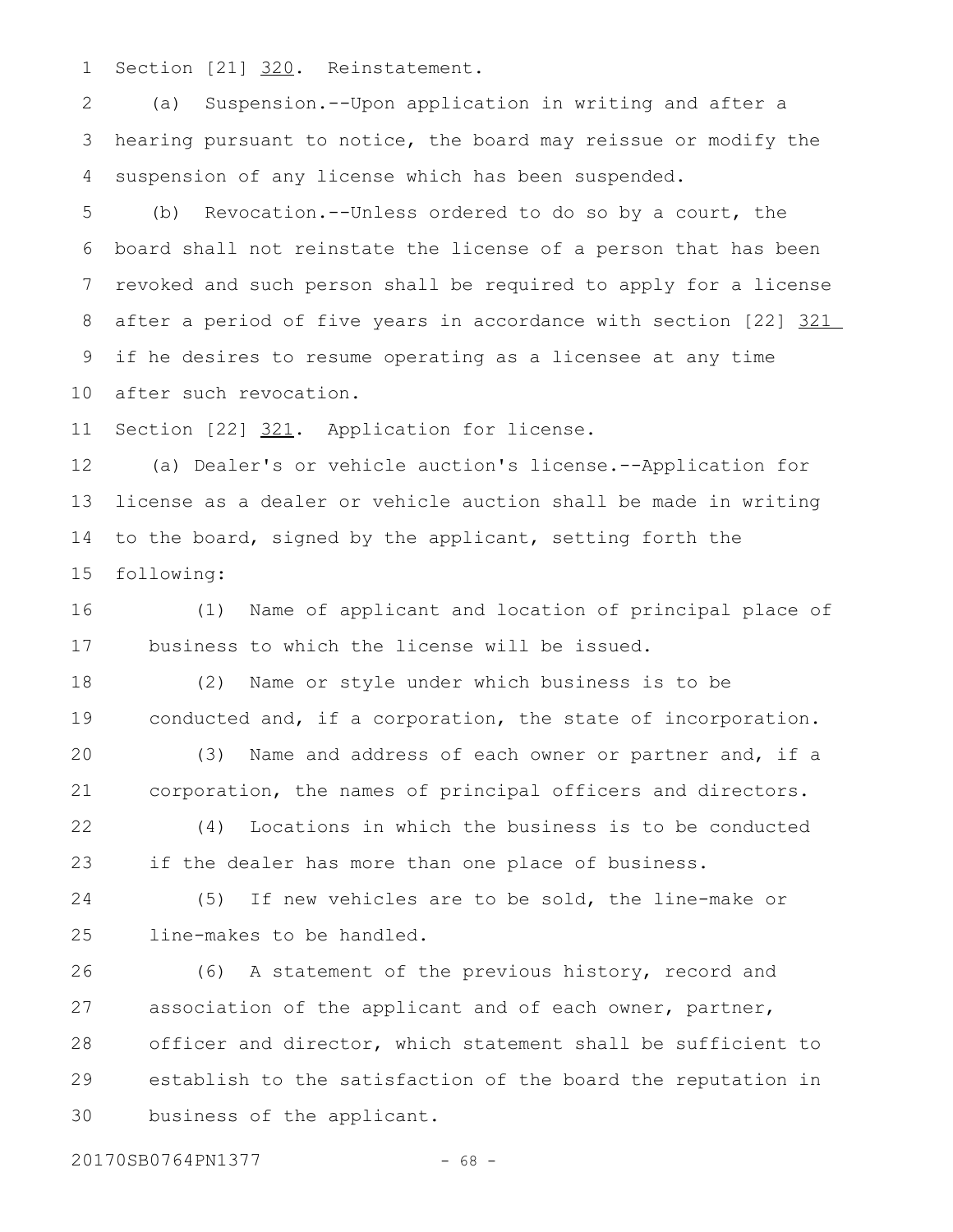Section [21] 320. Reinstatement.

(a) Suspension.--Upon application in writing and after a hearing pursuant to notice, the board may reissue or modify the suspension of any license which has been suspended.

(b) Revocation.--Unless ordered to do so by a court, the board shall not reinstate the license of a person that has been revoked and such person shall be required to apply for a license after a period of five years in accordance with section [22] 321 if he desires to resume operating as a licensee at any time after such revocation.

Section [22] 321. Application for license.

(a) Dealer's or vehicle auction's license.--Application for license as a dealer or vehicle auction shall be made in writing to the board, signed by the applicant, setting forth the following:

(1) Name of applicant and location of principal place of business to which the license will be issued.

(2) Name or style under which business is to be conducted and, if a corporation, the state of incorporation.

(3) Name and address of each owner or partner and, if a corporation, the names of principal officers and directors.

(4) Locations in which the business is to be conducted if the dealer has more than one place of business.

(5) If new vehicles are to be sold, the line-make or line-makes to be handled.

(6) A statement of the previous history, record and association of the applicant and of each owner, partner, officer and director, which statement shall be sufficient to establish to the satisfaction of the board the reputation in business of the applicant.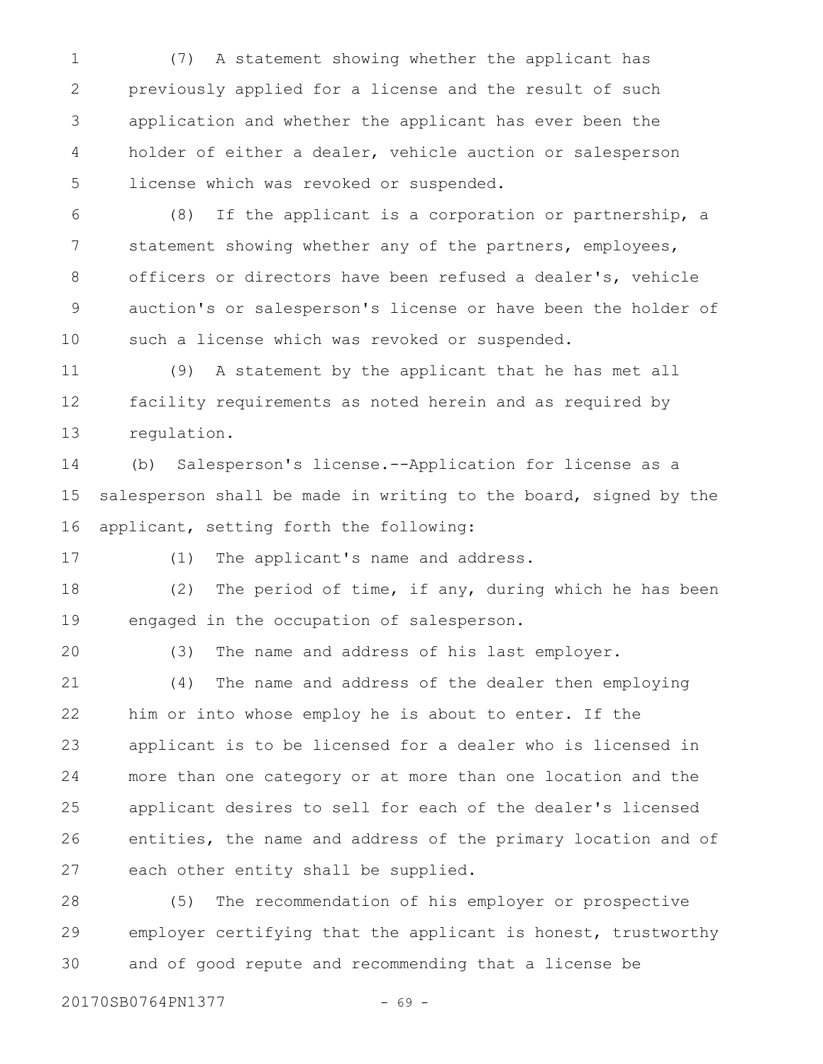(7) A statement showing whether the applicant has previously applied for a license and the result of such application and whether the applicant has ever been the holder of either a dealer, vehicle auction or salesperson license which was revoked or suspended.

(8) If the applicant is a corporation or partnership, a statement showing whether any of the partners, employees, officers or directors have been refused a dealer's, vehicle auction's or salesperson's license or have been the holder of such a license which was revoked or suspended.

(9) A statement by the applicant that he has met all facility requirements as noted herein and as required by regulation.

(b) Salesperson's license.--Application for license as a salesperson shall be made in writing to the board, signed by the applicant, setting forth the following:

(1) The applicant's name and address.

(2) The period of time, if any, during which he has been engaged in the occupation of salesperson.

(3) The name and address of his last employer.

(4) The name and address of the dealer then employing him or into whose employ he is about to enter. If the applicant is to be licensed for a dealer who is licensed in more than one category or at more than one location and the applicant desires to sell for each of the dealer's licensed entities, the name and address of the primary location and of each other entity shall be supplied.

(5) The recommendation of his employer or prospective employer certifying that the applicant is honest, trustworthy and of good repute and recommending that a license be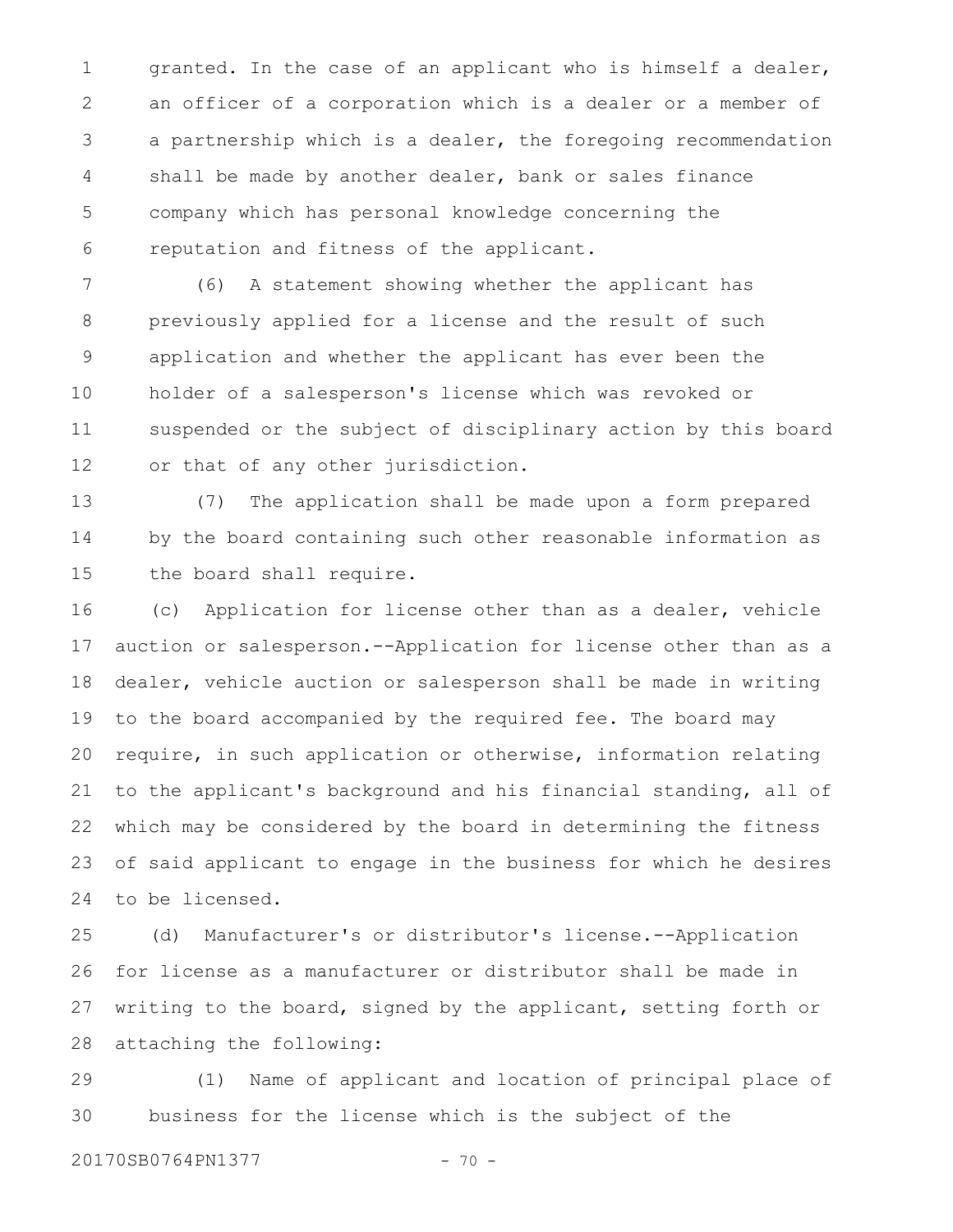granted. In the case of an applicant who is himself a dealer, an officer of a corporation which is a dealer or a member of a partnership which is a dealer, the foregoing recommendation shall be made by another dealer, bank or sales finance company which has personal knowledge concerning the reputation and fitness of the applicant.

(6) A statement showing whether the applicant has previously applied for a license and the result of such application and whether the applicant has ever been the holder of a salesperson's license which was revoked or suspended or the subject of disciplinary action by this board or that of any other jurisdiction.

(7) The application shall be made upon a form prepared by the board containing such other reasonable information as the board shall require.

(c) Application for license other than as a dealer, vehicle auction or salesperson.--Application for license other than as a dealer, vehicle auction or salesperson shall be made in writing to the board accompanied by the required fee. The board may require, in such application or otherwise, information relating to the applicant's background and his financial standing, all of which may be considered by the board in determining the fitness of said applicant to engage in the business for which he desires to be licensed.

(d) Manufacturer's or distributor's license.--Application for license as a manufacturer or distributor shall be made in writing to the board, signed by the applicant, setting forth or attaching the following:

(1) Name of applicant and location of principal place of business for the license which is the subject of the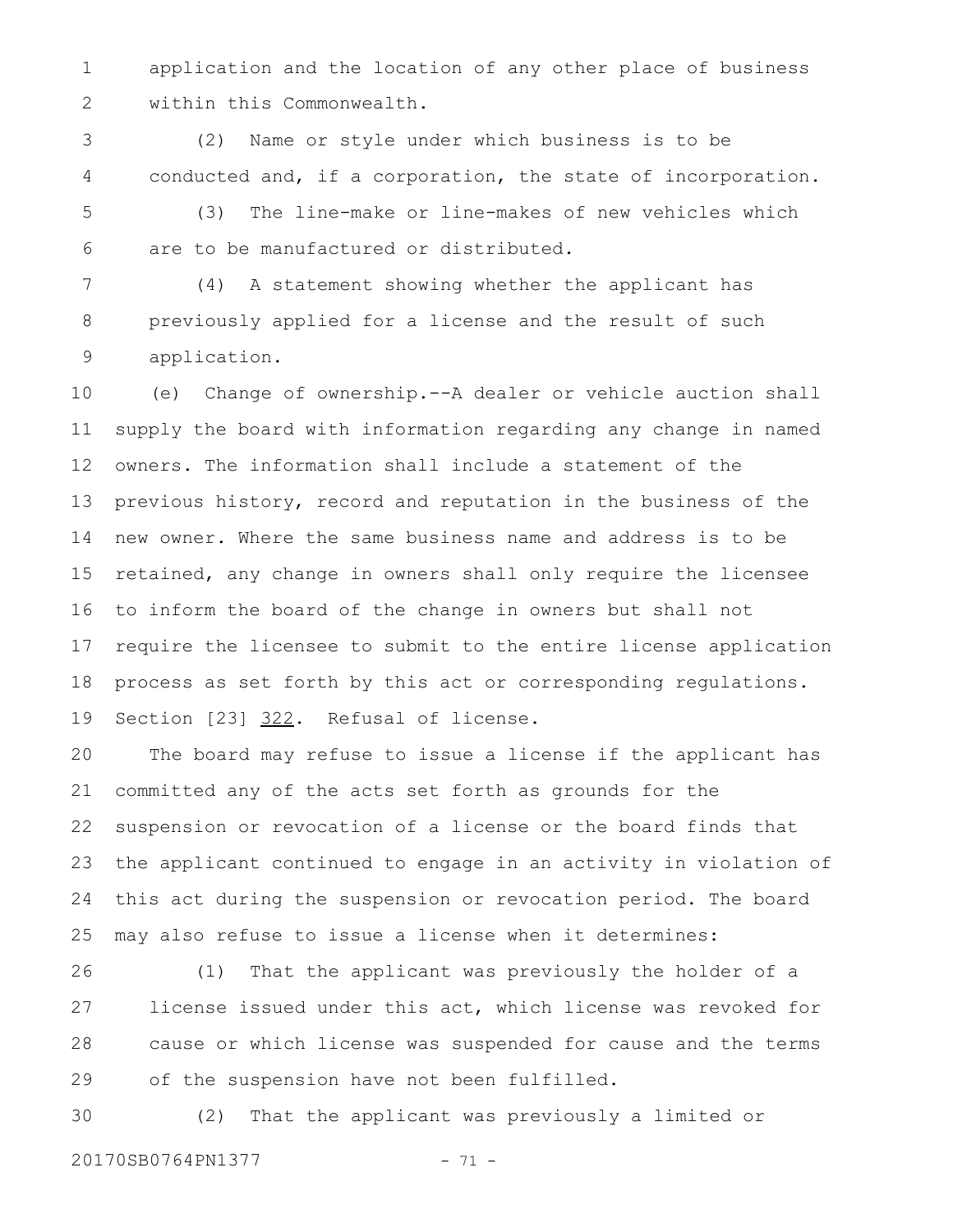application and the location of any other place of business within this Commonwealth.

(2) Name or style under which business is to be conducted and, if a corporation, the state of incorporation.

(3) The line-make or line-makes of new vehicles which are to be manufactured or distributed.

(4) A statement showing whether the applicant has previously applied for a license and the result of such application.

(e) Change of ownership.--A dealer or vehicle auction shall supply the board with information regarding any change in named owners. The information shall include a statement of the previous history, record and reputation in the business of the new owner. Where the same business name and address is to be retained, any change in owners shall only require the licensee to inform the board of the change in owners but shall not require the licensee to submit to the entire license application process as set forth by this act or corresponding regulations.

Section [23] 322. Refusal of license.

The board may refuse to issue a license if the applicant has committed any of the acts set forth as grounds for the suspension or revocation of a license or the board finds that the applicant continued to engage in an activity in violation of this act during the suspension or revocation period. The board may also refuse to issue a license when it determines:

(1) That the applicant was previously the holder of a license issued under this act, which license was revoked for cause or which license was suspended for cause and the terms of the suspension have not been fulfilled.

(2) That the applicant was previously a limited or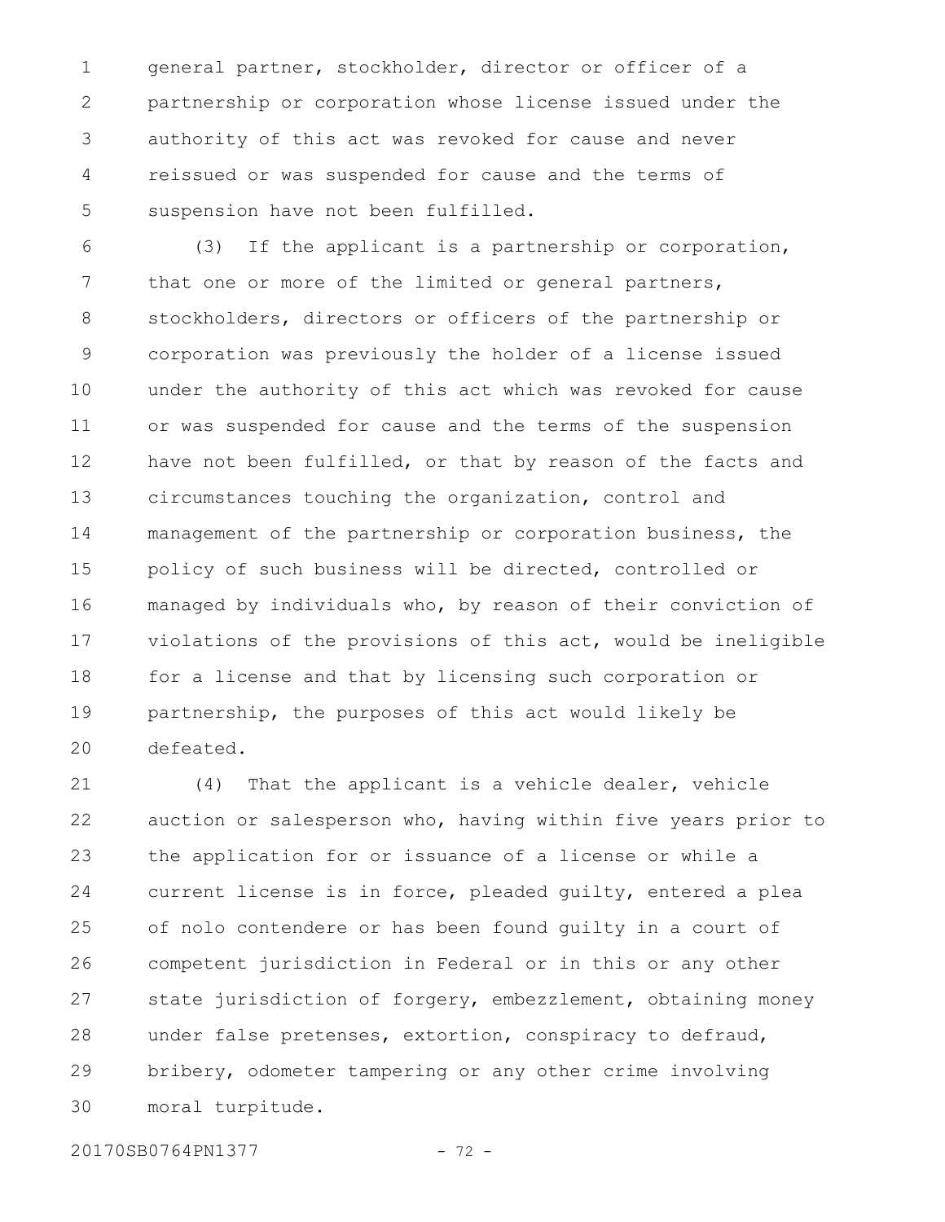general partner, stockholder, director or officer of a partnership or corporation whose license issued under the authority of this act was revoked for cause and never reissued or was suspended for cause and the terms of suspension have not been fulfilled.

(3) If the applicant is a partnership or corporation, that one or more of the limited or general partners, stockholders, directors or officers of the partnership or corporation was previously the holder of a license issued under the authority of this act which was revoked for cause or was suspended for cause and the terms of the suspension have not been fulfilled, or that by reason of the facts and circumstances touching the organization, control and management of the partnership or corporation business, the policy of such business will be directed, controlled or managed by individuals who, by reason of their conviction of violations of the provisions of this act, would be ineligible for a license and that by licensing such corporation or partnership, the purposes of this act would likely be defeated.

(4) That the applicant is a vehicle dealer, vehicle auction or salesperson who, having within five years prior to the application for or issuance of a license or while a current license is in force, pleaded guilty, entered a plea of nolo contendere or has been found guilty in a court of competent jurisdiction in Federal or in this or any other state jurisdiction of forgery, embezzlement, obtaining money under false pretenses, extortion, conspiracy to defraud, bribery, odometer tampering or any other crime involving moral turpitude.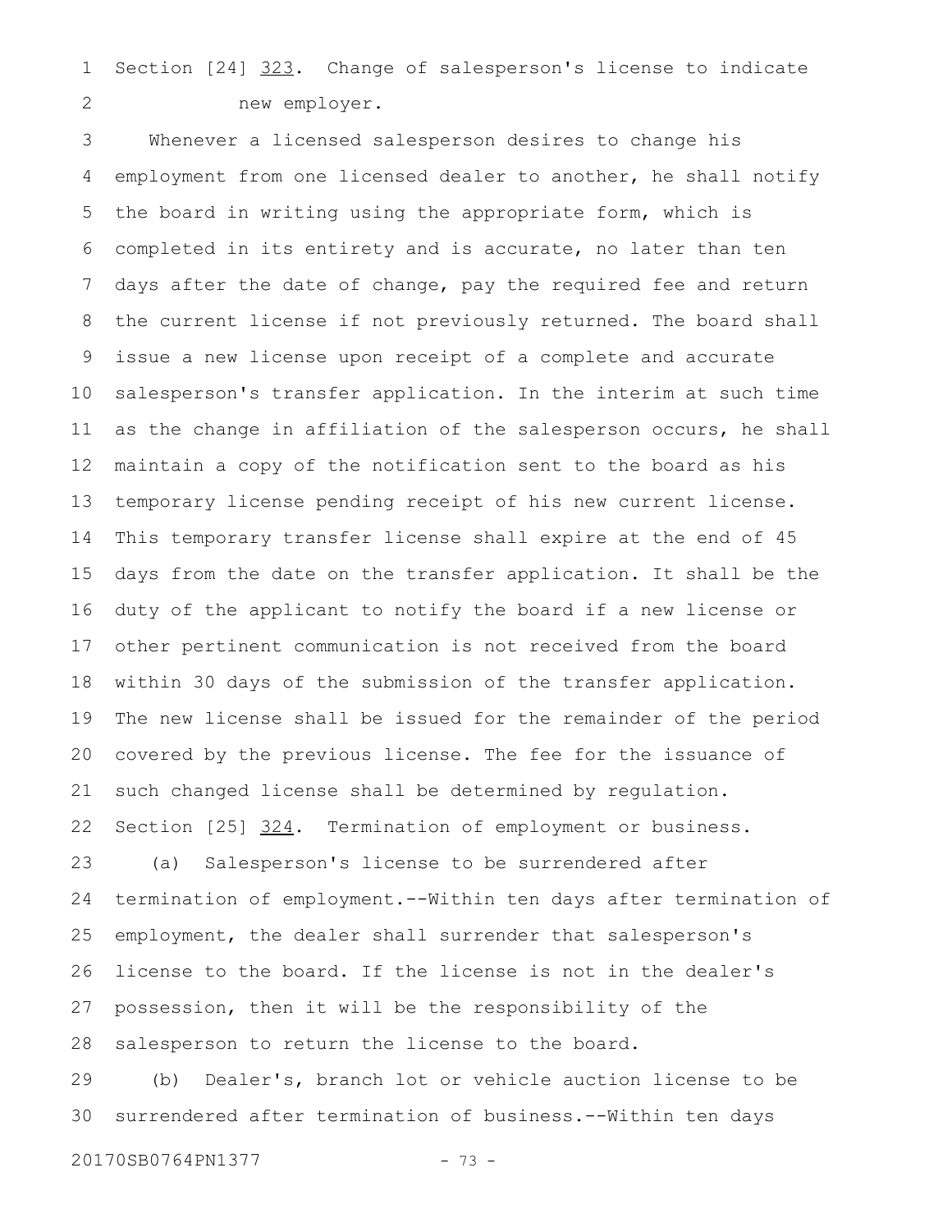Section [24] 323. Change of salesperson's license to indicate new employer.

Whenever a licensed salesperson desires to change his employment from one licensed dealer to another, he shall notify the board in writing using the appropriate form, which is completed in its entirety and is accurate, no later than ten days after the date of change, pay the required fee and return the current license if not previously returned. The board shall issue a new license upon receipt of a complete and accurate salesperson's transfer application. In the interim at such time as the change in affiliation of the salesperson occurs, he shall maintain a copy of the notification sent to the board as his temporary license pending receipt of his new current license. This temporary transfer license shall expire at the end of 45 days from the date on the transfer application. It shall be the duty of the applicant to notify the board if a new license or other pertinent communication is not received from the board within 30 days of the submission of the transfer application. The new license shall be issued for the remainder of the period covered by the previous license. The fee for the issuance of such changed license shall be determined by regulation.

Section [25] 324. Termination of employment or business.

(a) Salesperson's license to be surrendered after termination of employment.--Within ten days after termination of employment, the dealer shall surrender that salesperson's license to the board. If the license is not in the dealer's possession, then it will be the responsibility of the salesperson to return the license to the board.

(b) Dealer's, branch lot or vehicle auction license to be surrendered after termination of business.--Within ten days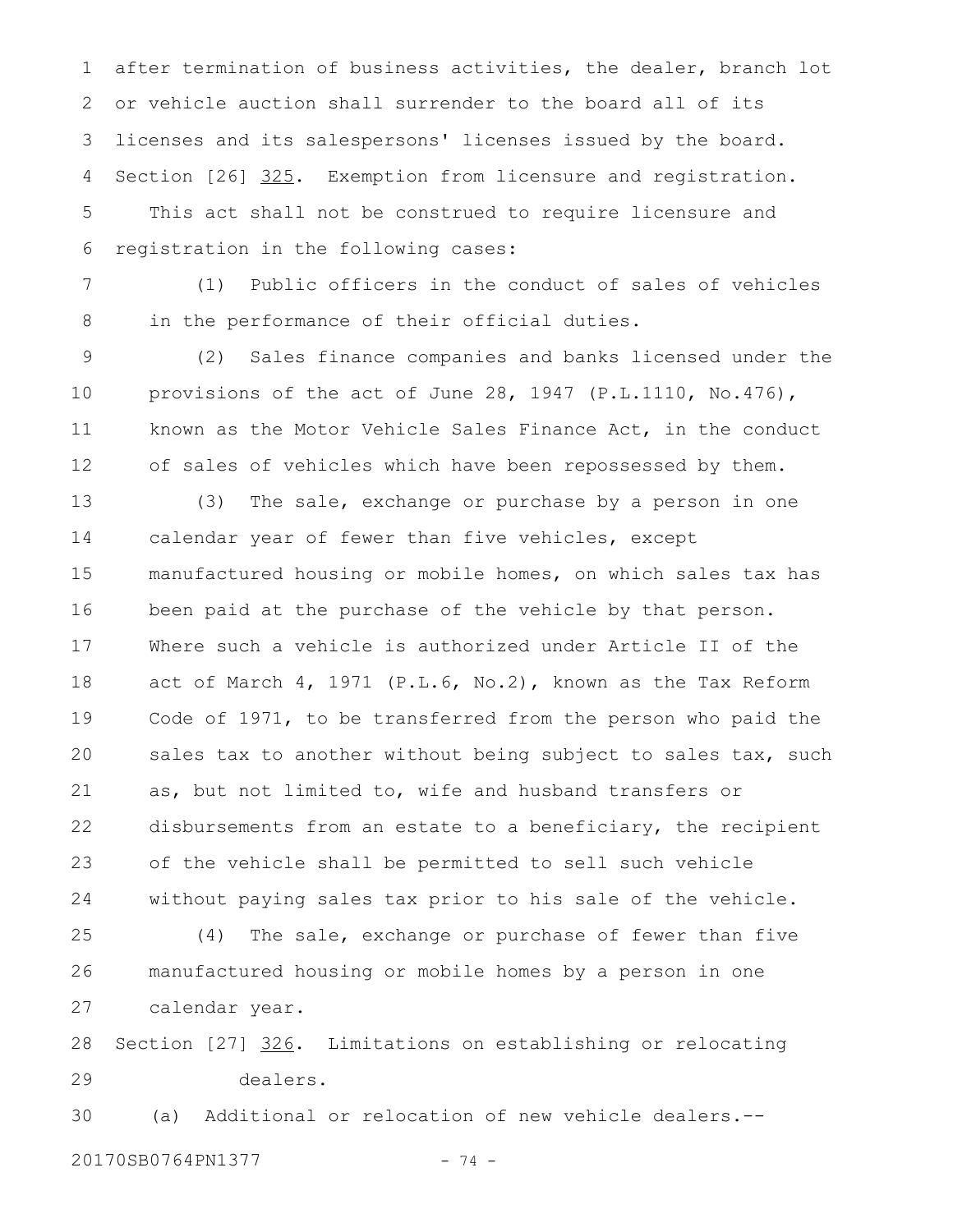after termination of business activities, the dealer, branch lot or vehicle auction shall surrender to the board all of its licenses and its salespersons' licenses issued by the board.

Section [26] 325. Exemption from licensure and registration.

This act shall not be construed to require licensure and registration in the following cases:

(1) Public officers in the conduct of sales of vehicles in the performance of their official duties.

(2) Sales finance companies and banks licensed under the provisions of the act of June 28, 1947 (P.L.1110, No.476), known as the Motor Vehicle Sales Finance Act, in the conduct of sales of vehicles which have been repossessed by them.

(3) The sale, exchange or purchase by a person in one calendar year of fewer than five vehicles, except manufactured housing or mobile homes, on which sales tax has been paid at the purchase of the vehicle by that person. Where such a vehicle is authorized under Article II of the act of March 4, 1971 (P.L.6, No.2), known as the Tax Reform Code of 1971, to be transferred from the person who paid the sales tax to another without being subject to sales tax, such as, but not limited to, wife and husband transfers or disbursements from an estate to a beneficiary, the recipient of the vehicle shall be permitted to sell such vehicle without paying sales tax prior to his sale of the vehicle.

(4) The sale, exchange or purchase of fewer than five manufactured housing or mobile homes by a person in one calendar year.

Section [27] 326. Limitations on establishing or relocating dealers.

(a) Additional or relocation of new vehicle dealers.--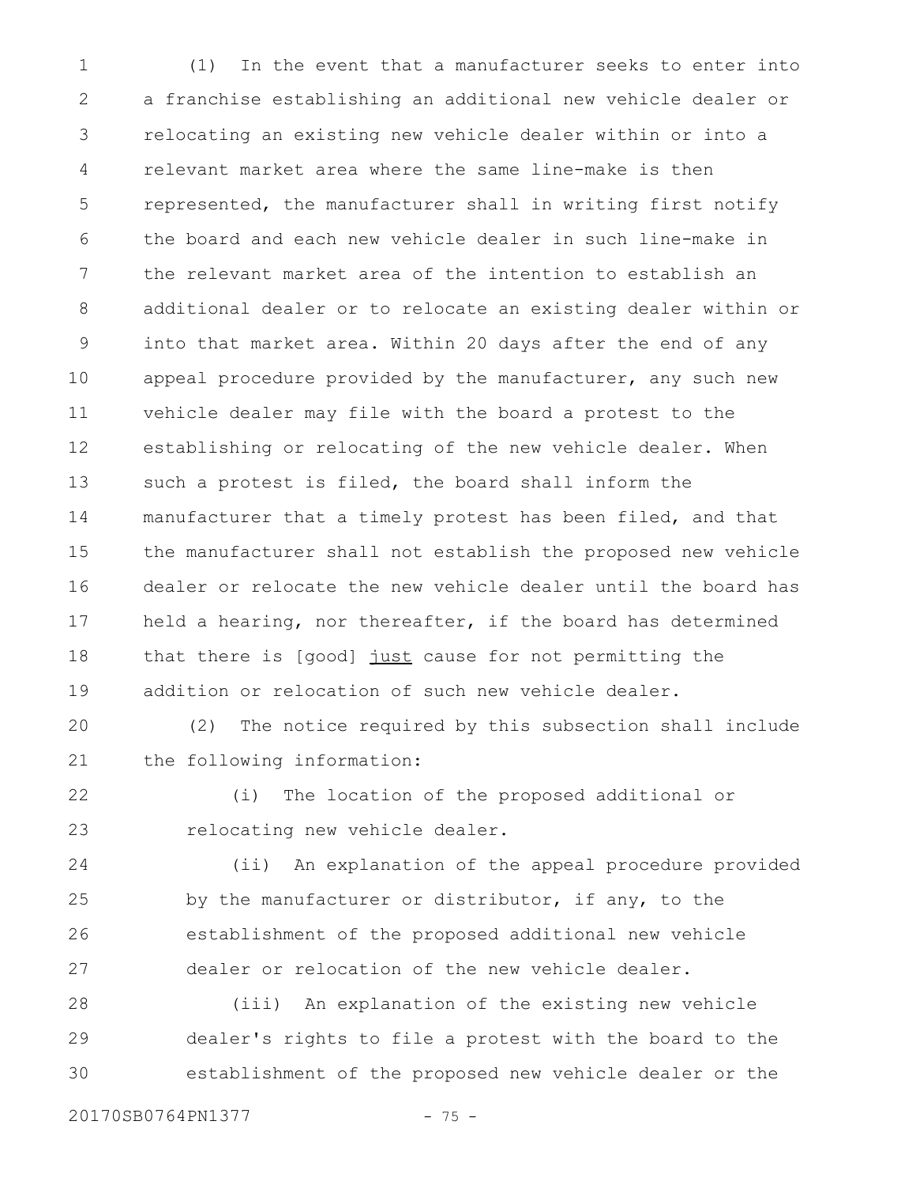(1) In the event that a manufacturer seeks to enter into a franchise establishing an additional new vehicle dealer or relocating an existing new vehicle dealer within or into a relevant market area where the same line-make is then represented, the manufacturer shall in writing first notify the board and each new vehicle dealer in such line-make in the relevant market area of the intention to establish an additional dealer or to relocate an existing dealer within or into that market area. Within 20 days after the end of any appeal procedure provided by the manufacturer, any such new vehicle dealer may file with the board a protest to the establishing or relocating of the new vehicle dealer. When such a protest is filed, the board shall inform the manufacturer that a timely protest has been filed, and that the manufacturer shall not establish the proposed new vehicle dealer or relocate the new vehicle dealer until the board has held a hearing, nor thereafter, if the board has determined that there is [good] <u>just</u> cause for not permitting the addition or relocation of such new vehicle dealer.

(2) The notice required by this subsection shall include the following information:

(i) The location of the proposed additional or relocating new vehicle dealer.

(ii) An explanation of the appeal procedure provided by the manufacturer or distributor, if any, to the establishment of the proposed additional new vehicle dealer or relocation of the new vehicle dealer.

(iii) An explanation of the existing new vehicle dealer's rights to file a protest with the board to the establishment of the proposed new vehicle dealer or the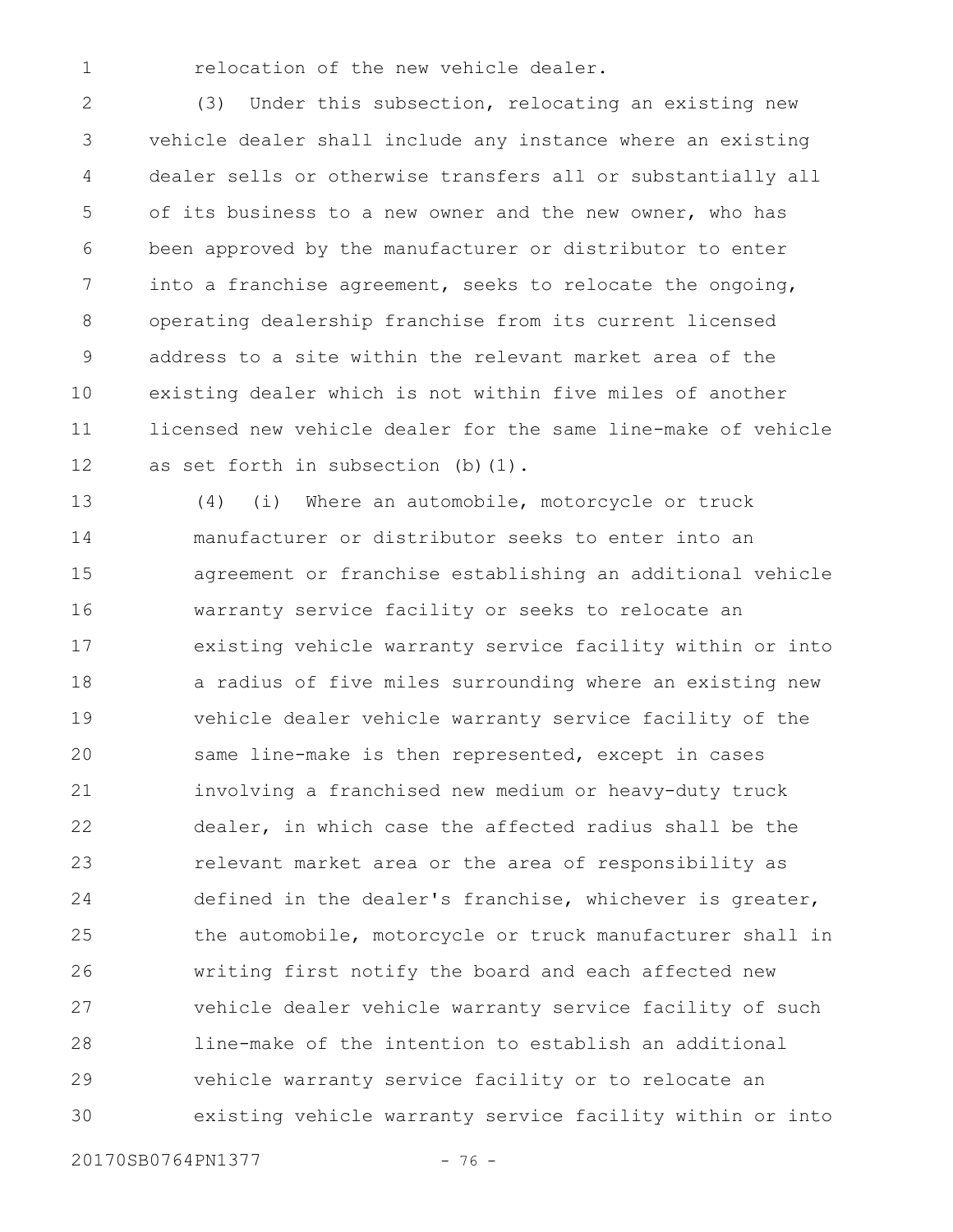relocation of the new vehicle dealer.

(3) Under this subsection, relocating an existing new vehicle dealer shall include any instance where an existing dealer sells or otherwise transfers all or substantially all of its business to a new owner and the new owner, who has been approved by the manufacturer or distributor to enter into a franchise agreement, seeks to relocate the ongoing, operating dealership franchise from its current licensed address to a site within the relevant market area of the existing dealer which is not within five miles of another licensed new vehicle dealer for the same line-make of vehicle as set forth in subsection (b)(1).

(4) (i) Where an automobile, motorcycle or truck manufacturer or distributor seeks to enter into an agreement or franchise establishing an additional vehicle warranty service facility or seeks to relocate an existing vehicle warranty service facility within or into a radius of five miles surrounding where an existing new vehicle dealer vehicle warranty service facility of the same line-make is then represented, except in cases involving a franchised new medium or heavy-duty truck dealer, in which case the affected radius shall be the relevant market area or the area of responsibility as defined in the dealer's franchise, whichever is greater, the automobile, motorcycle or truck manufacturer shall in writing first notify the board and each affected new vehicle dealer vehicle warranty service facility of such line-make of the intention to establish an additional vehicle warranty service facility or to relocate an existing vehicle warranty service facility within or into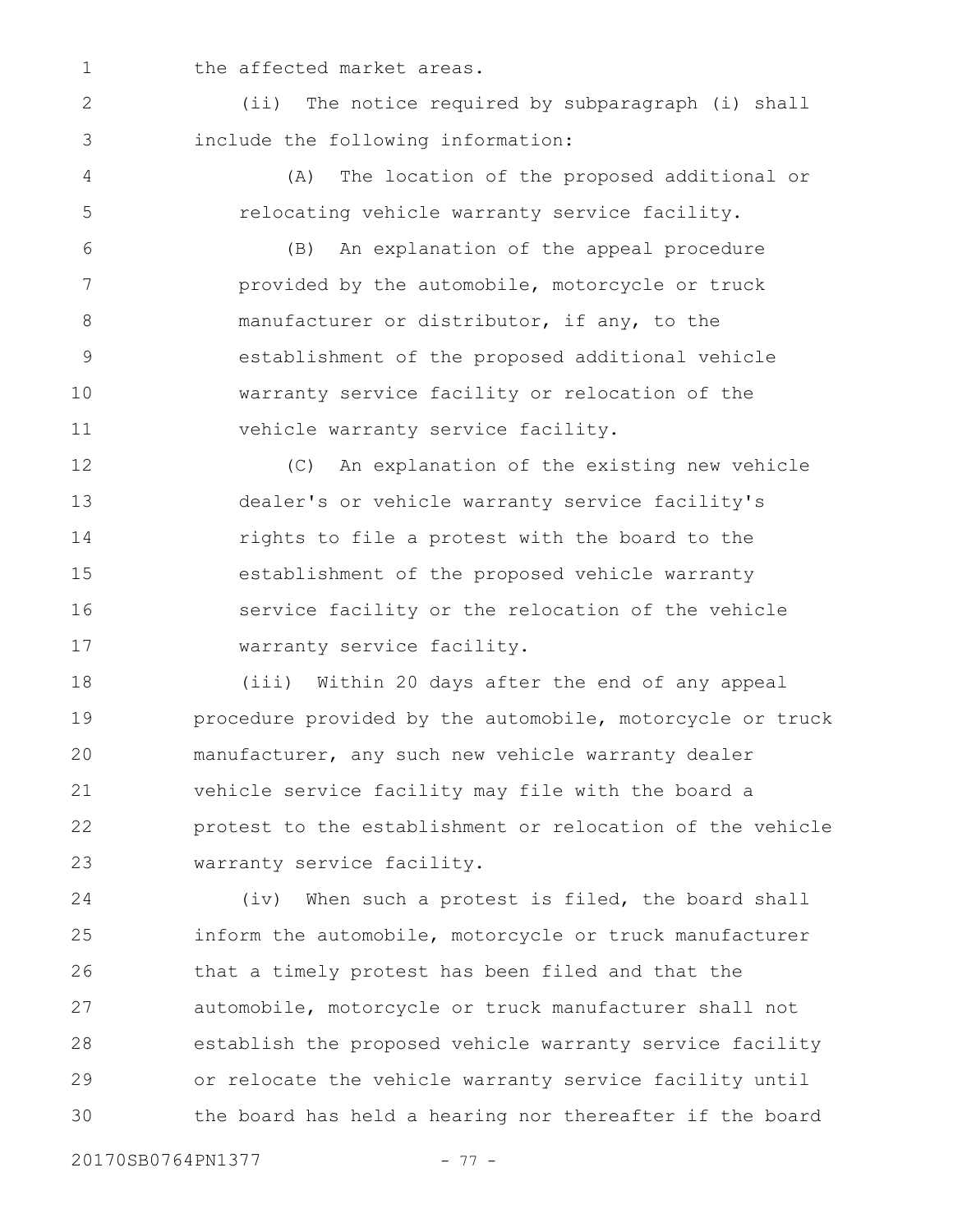the affected market areas.

(ii) The notice required by subparagraph (i) shall include the following information:

(A) The location of the proposed additional or relocating vehicle warranty service facility.

(B) An explanation of the appeal procedure provided by the automobile, motorcycle or truck manufacturer or distributor, if any, to the establishment of the proposed additional vehicle warranty service facility or relocation of the vehicle warranty service facility.

(C) An explanation of the existing new vehicle dealer's or vehicle warranty service facility's rights to file a protest with the board to the establishment of the proposed vehicle warranty service facility or the relocation of the vehicle warranty service facility.

(iii) Within 20 days after the end of any appeal procedure provided by the automobile, motorcycle or truck manufacturer, any such new vehicle warranty dealer vehicle service facility may file with the board a protest to the establishment or relocation of the vehicle warranty service facility.

(iv) When such a protest is filed, the board shall inform the automobile, motorcycle or truck manufacturer that a timely protest has been filed and that the automobile, motorcycle or truck manufacturer shall not establish the proposed vehicle warranty service facility or relocate the vehicle warranty service facility until the board has held a hearing nor thereafter if the board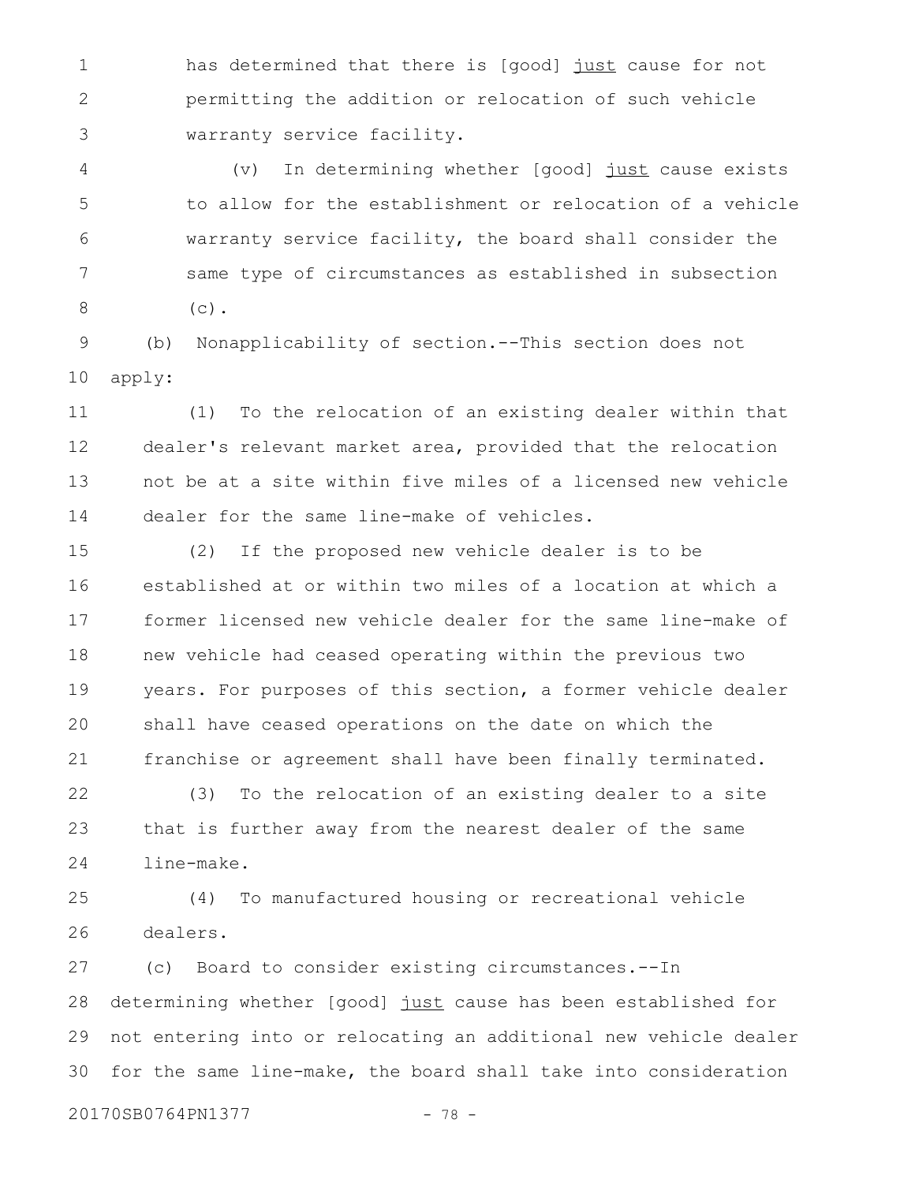has determined that there is [good] <u>just</u> cause for not permitting the addition or relocation of such vehicle warranty service facility.

(v) In determining whether [good] <u>just</u> cause exists to allow for the establishment or relocation of a vehicle warranty service facility, the board shall consider the same type of circumstances as established in subsection (c).

(b) Nonapplicability of section.--This section does not apply:

(1) To the relocation of an existing dealer within that dealer's relevant market area, provided that the relocation not be at a site within five miles of a licensed new vehicle dealer for the same line-make of vehicles.

(2) If the proposed new vehicle dealer is to be established at or within two miles of a location at which a former licensed new vehicle dealer for the same line-make of new vehicle had ceased operating within the previous two years. For purposes of this section, a former vehicle dealer shall have ceased operations on the date on which the franchise or agreement shall have been finally terminated.

(3) To the relocation of an existing dealer to a site that is further away from the nearest dealer of the same line-make.

(4) To manufactured housing or recreational vehicle dealers.

(c) Board to consider existing circumstances.--In determining whether [good] <u>just</u> cause has been established for not entering into or relocating an additional new vehicle dealer for the same line-make, the board shall take into consideration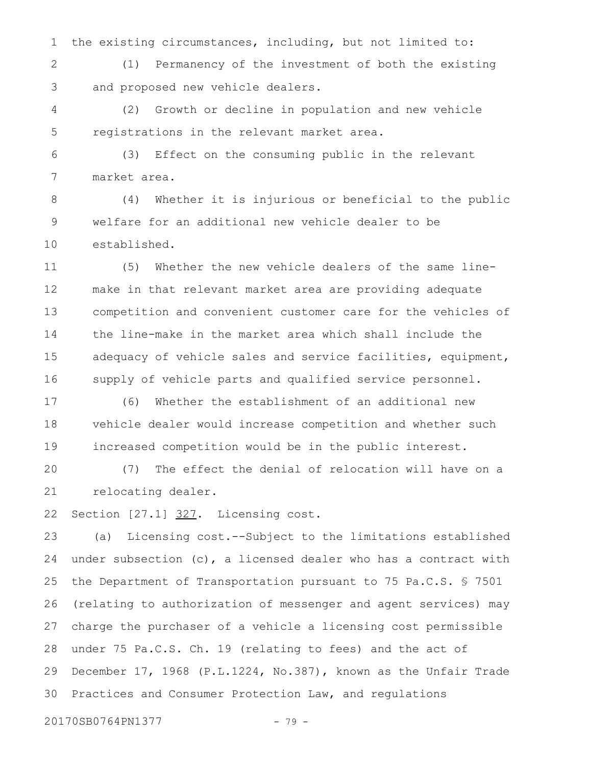the existing circumstances, including, but not limited to:

(1) Permanency of the investment of both the existing and proposed new vehicle dealers.

(2) Growth or decline in population and new vehicle registrations in the relevant market area.

(3) Effect on the consuming public in the relevant market area.

(4) Whether it is injurious or beneficial to the public welfare for an additional new vehicle dealer to be established.

(5) Whether the new vehicle dealers of the same line-make in that relevant market area are providing adequate competition and convenient customer care for the vehicles of the line-make in the market area which shall include the adequacy of vehicle sales and service facilities, equipment, supply of vehicle parts and qualified service personnel.

(6) Whether the establishment of an additional new vehicle dealer would increase competition and whether such increased competition would be in the public interest.

(7) The effect the denial of relocation will have on a relocating dealer.

Section [27.1] <u>327</u>. Licensing cost.

(a) Licensing cost.--Subject to the limitations established under subsection (c), a licensed dealer who has a contract with the Department of Transportation pursuant to 75 Pa.C.S. § 7501 (relating to authorization of messenger and agent services) may charge the purchaser of a vehicle a licensing cost permissible under 75 Pa.C.S. Ch. 19 (relating to fees) and the act of December 17, 1968 (P.L.1224, No.387), known as the Unfair Trade Practices and Consumer Protection Law, and regulations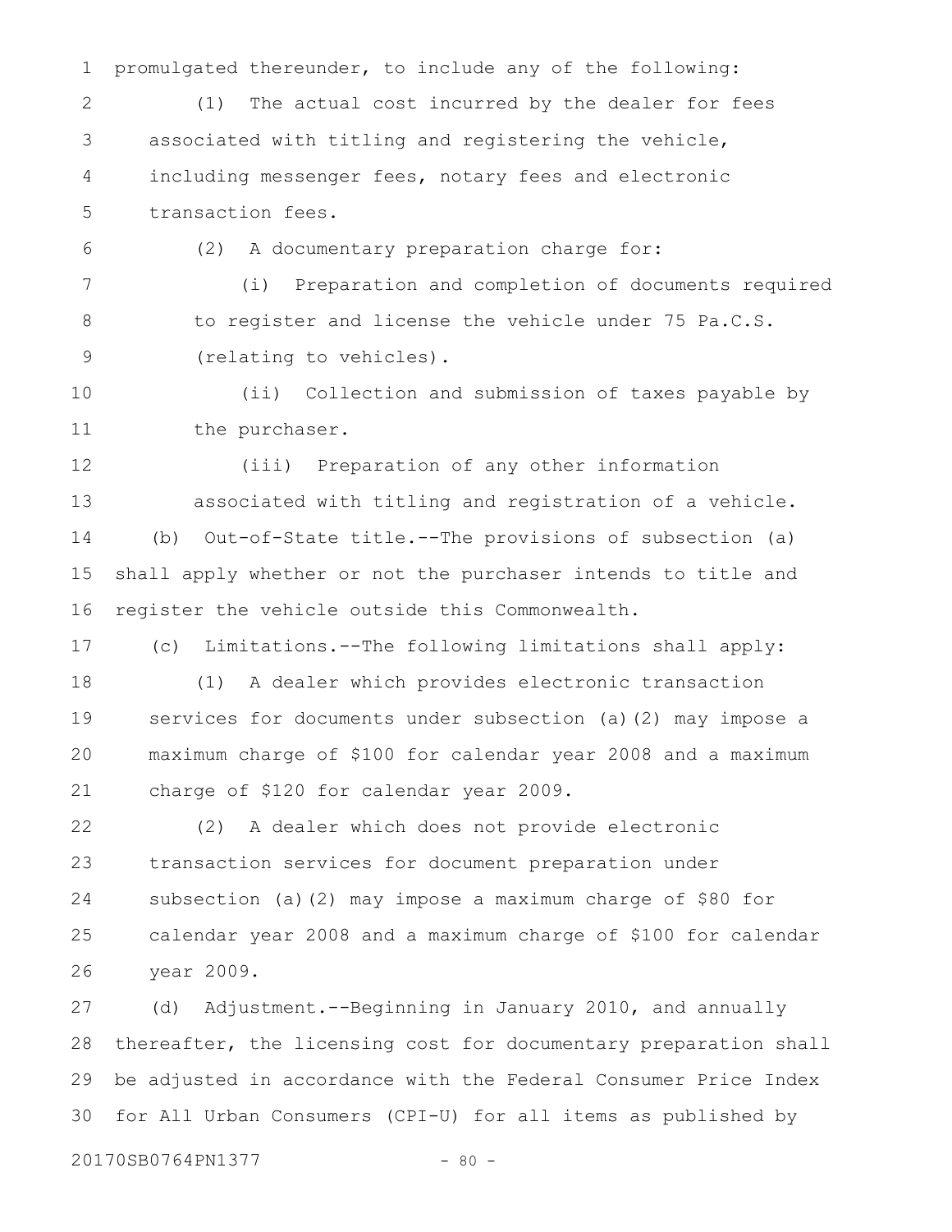promulgated thereunder, to include any of the following:

(1) The actual cost incurred by the dealer for fees associated with titling and registering the vehicle, including messenger fees, notary fees and electronic transaction fees.

(2) A documentary preparation charge for:

(i) Preparation and completion of documents required to register and license the vehicle under 75 Pa.C.S. (relating to vehicles).

(ii) Collection and submission of taxes payable by the purchaser.

(iii) Preparation of any other information associated with titling and registration of a vehicle.

(b) Out-of-State title.--The provisions of subsection (a) shall apply whether or not the purchaser intends to title and register the vehicle outside this Commonwealth.

(c) Limitations.--The following limitations shall apply:

(1) A dealer which provides electronic transaction services for documents under subsection (a)(2) may impose a maximum charge of $100 for calendar year 2008 and a maximum charge of $120 for calendar year 2009.

(2) A dealer which does not provide electronic transaction services for document preparation under subsection (a)(2) may impose a maximum charge of $80 for calendar year 2008 and a maximum charge of $100 for calendar year 2009.

(d) Adjustment.--Beginning in January 2010, and annually thereafter, the licensing cost for documentary preparation shall be adjusted in accordance with the Federal Consumer Price Index for All Urban Consumers (CPI-U) for all items as published by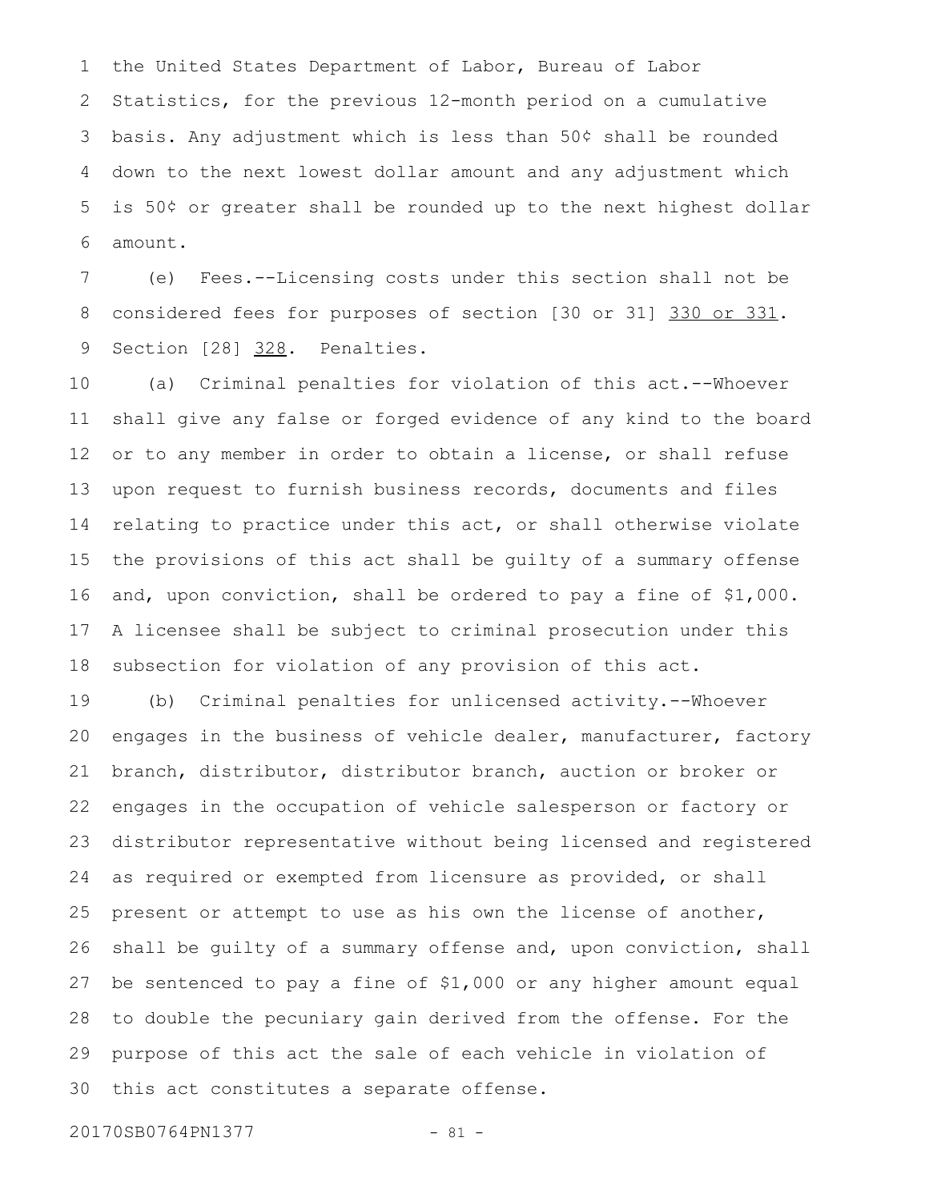the United States Department of Labor, Bureau of Labor Statistics, for the previous 12-month period on a cumulative basis. Any adjustment which is less than 50¢ shall be rounded down to the next lowest dollar amount and any adjustment which is 50¢ or greater shall be rounded up to the next highest dollar amount.

(e) Fees.--Licensing costs under this section shall not be considered fees for purposes of section [30 or 31] 330 or 331.

Section [28] 328. Penalties.

(a) Criminal penalties for violation of this act.--Whoever shall give any false or forged evidence of any kind to the board or to any member in order to obtain a license, or shall refuse upon request to furnish business records, documents and files relating to practice under this act, or shall otherwise violate the provisions of this act shall be guilty of a summary offense and, upon conviction, shall be ordered to pay a fine of $1,000. A licensee shall be subject to criminal prosecution under this subsection for violation of any provision of this act.

(b) Criminal penalties for unlicensed activity.--Whoever engages in the business of vehicle dealer, manufacturer, factory branch, distributor, distributor branch, auction or broker or engages in the occupation of vehicle salesperson or factory or distributor representative without being licensed and registered as required or exempted from licensure as provided, or shall present or attempt to use as his own the license of another, shall be guilty of a summary offense and, upon conviction, shall be sentenced to pay a fine of $1,000 or any higher amount equal to double the pecuniary gain derived from the offense. For the purpose of this act the sale of each vehicle in violation of this act constitutes a separate offense.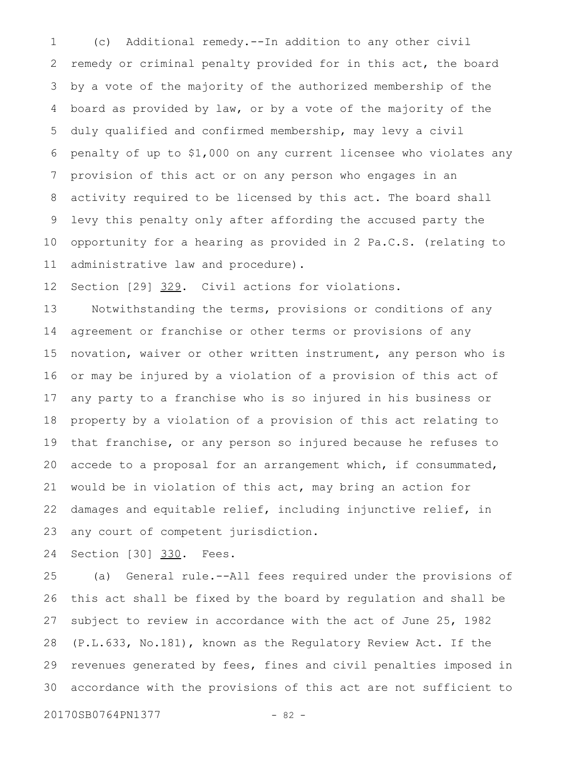(c) Additional remedy.--In addition to any other civil remedy or criminal penalty provided for in this act, the board by a vote of the majority of the authorized membership of the board as provided by law, or by a vote of the majority of the duly qualified and confirmed membership, may levy a civil penalty of up to $1,000 on any current licensee who violates any provision of this act or on any person who engages in an activity required to be licensed by this act. The board shall levy this penalty only after affording the accused party the opportunity for a hearing as provided in 2 Pa.C.S. (relating to administrative law and procedure).

Section [29] 329. Civil actions for violations.

Notwithstanding the terms, provisions or conditions of any agreement or franchise or other terms or provisions of any novation, waiver or other written instrument, any person who is or may be injured by a violation of a provision of this act of any party to a franchise who is so injured in his business or property by a violation of a provision of this act relating to that franchise, or any person so injured because he refuses to accede to a proposal for an arrangement which, if consummated, would be in violation of this act, may bring an action for damages and equitable relief, including injunctive relief, in any court of competent jurisdiction.

Section [30] 330. Fees.

(a) General rule.--All fees required under the provisions of this act shall be fixed by the board by regulation and shall be subject to review in accordance with the act of June 25, 1982 (P.L.633, No.181), known as the Regulatory Review Act. If the revenues generated by fees, fines and civil penalties imposed in accordance with the provisions of this act are not sufficient to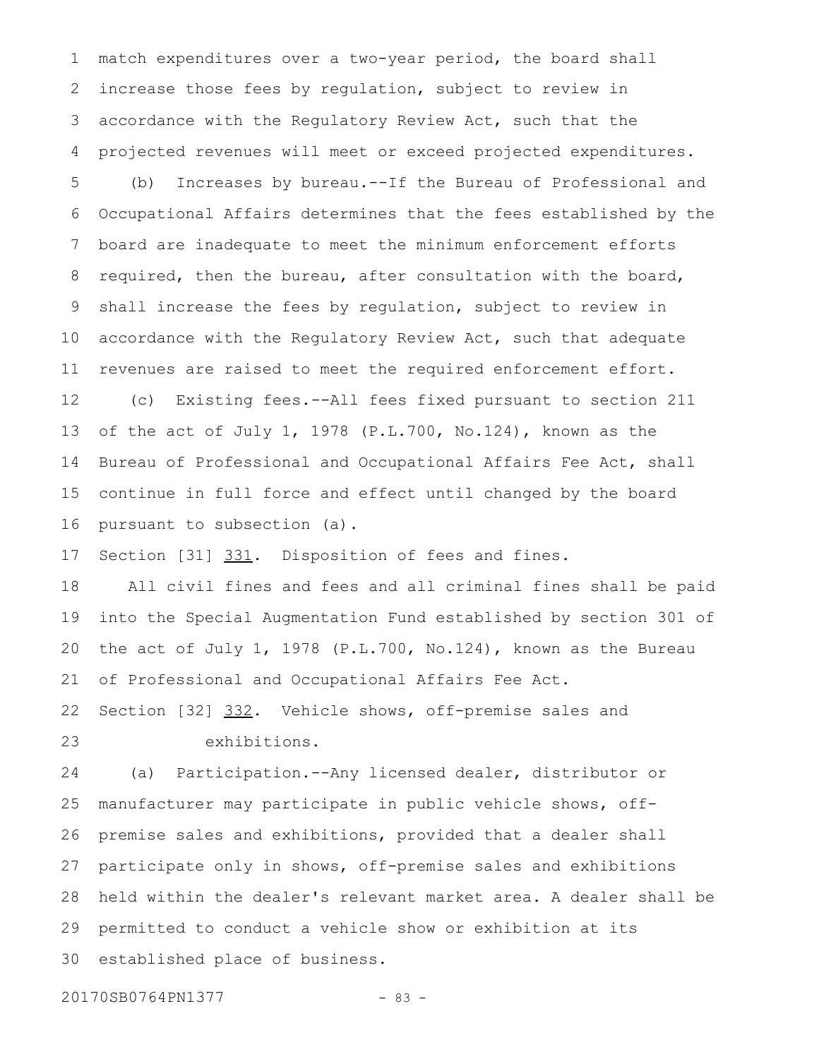match expenditures over a two-year period, the board shall increase those fees by regulation, subject to review in accordance with the Regulatory Review Act, such that the projected revenues will meet or exceed projected expenditures.

(b) Increases by bureau.--If the Bureau of Professional and Occupational Affairs determines that the fees established by the board are inadequate to meet the minimum enforcement efforts required, then the bureau, after consultation with the board, shall increase the fees by regulation, subject to review in accordance with the Regulatory Review Act, such that adequate revenues are raised to meet the required enforcement effort.

(c) Existing fees.--All fees fixed pursuant to section 211 of the act of July 1, 1978 (P.L.700, No.124), known as the Bureau of Professional and Occupational Affairs Fee Act, shall continue in full force and effect until changed by the board pursuant to subsection (a).

Section [31] <u>331</u>. Disposition of fees and fines.

All civil fines and fees and all criminal fines shall be paid into the Special Augmentation Fund established by section 301 of the act of July 1, 1978 (P.L.700, No.124), known as the Bureau of Professional and Occupational Affairs Fee Act.

Section [32] <u>332</u>. Vehicle shows, off-premise sales and exhibitions.

(a) Participation.--Any licensed dealer, distributor or manufacturer may participate in public vehicle shows, off-premise sales and exhibitions, provided that a dealer shall participate only in shows, off-premise sales and exhibitions held within the dealer's relevant market area. A dealer shall be permitted to conduct a vehicle show or exhibition at its established place of business.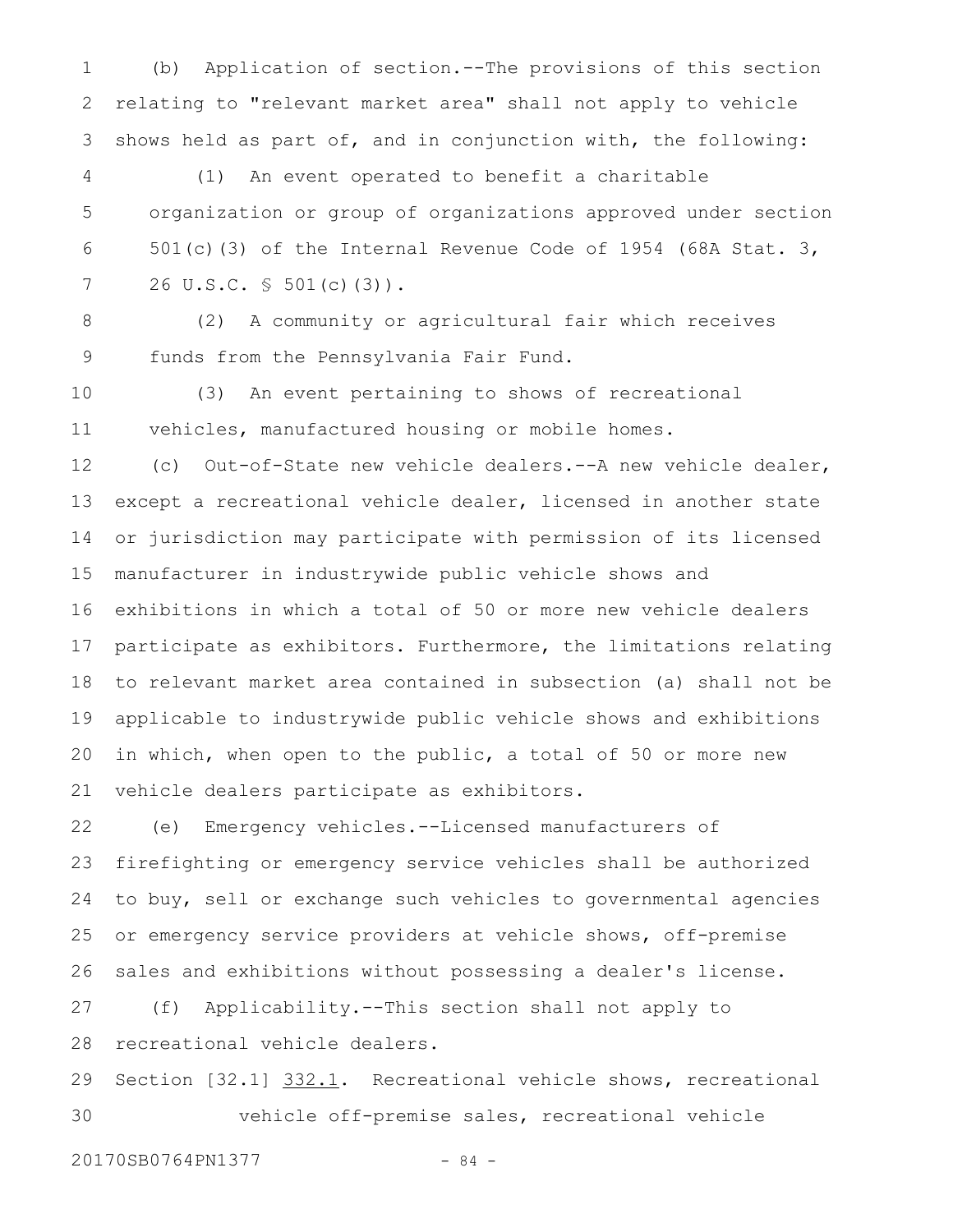(b) Application of section.--The provisions of this section relating to "relevant market area" shall not apply to vehicle shows held as part of, and in conjunction with, the following:

(1) An event operated to benefit a charitable organization or group of organizations approved under section 501(c)(3) of the Internal Revenue Code of 1954 (68A Stat. 3, 26 U.S.C. § 501(c)(3)).

(2) A community or agricultural fair which receives funds from the Pennsylvania Fair Fund.

(3) An event pertaining to shows of recreational vehicles, manufactured housing or mobile homes.

(c) Out-of-State new vehicle dealers.--A new vehicle dealer, except a recreational vehicle dealer, licensed in another state or jurisdiction may participate with permission of its licensed manufacturer in industrywide public vehicle shows and exhibitions in which a total of 50 or more new vehicle dealers participate as exhibitors. Furthermore, the limitations relating to relevant market area contained in subsection (a) shall not be applicable to industrywide public vehicle shows and exhibitions in which, when open to the public, a total of 50 or more new vehicle dealers participate as exhibitors.

(e) Emergency vehicles.--Licensed manufacturers of firefighting or emergency service vehicles shall be authorized to buy, sell or exchange such vehicles to governmental agencies or emergency service providers at vehicle shows, off-premise sales and exhibitions without possessing a dealer's license.

(f) Applicability.--This section shall not apply to recreational vehicle dealers.

Section [32.1] 332.1. Recreational vehicle shows, recreational vehicle off-premise sales, recreational vehicle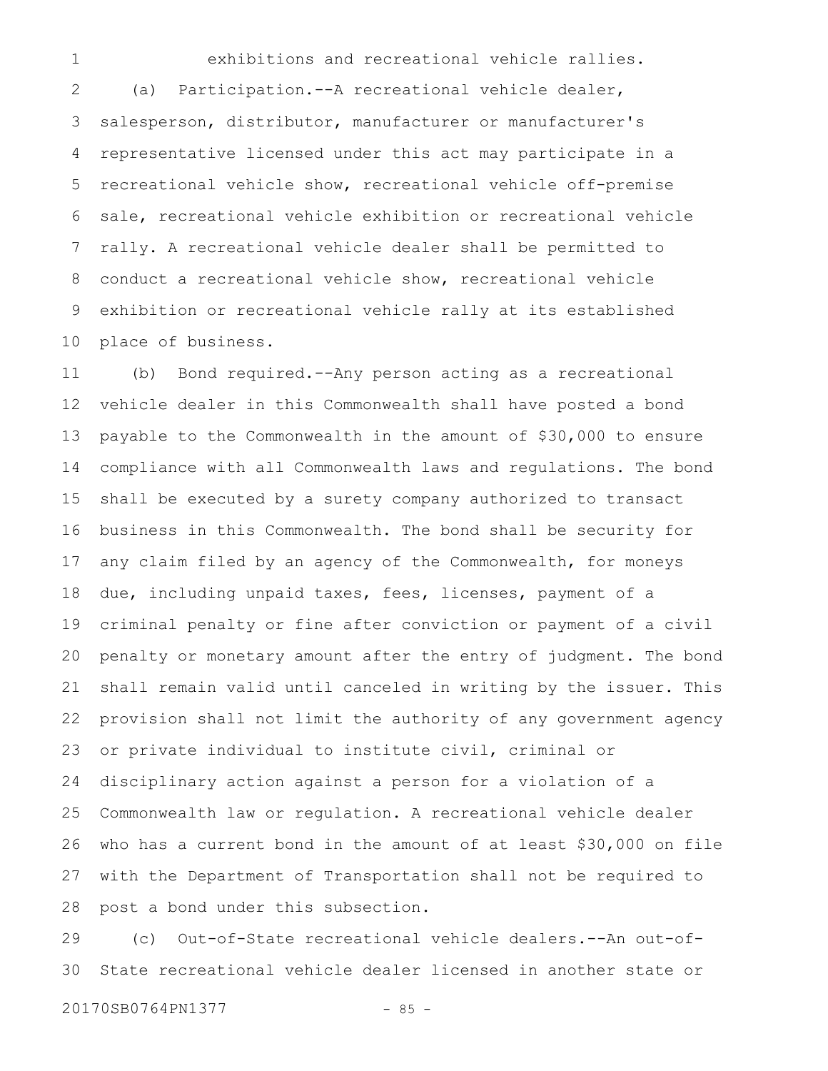exhibitions and recreational vehicle rallies.

(a) Participation.--A recreational vehicle dealer, salesperson, distributor, manufacturer or manufacturer's representative licensed under this act may participate in a recreational vehicle show, recreational vehicle off-premise sale, recreational vehicle exhibition or recreational vehicle rally. A recreational vehicle dealer shall be permitted to conduct a recreational vehicle show, recreational vehicle exhibition or recreational vehicle rally at its established place of business.

(b) Bond required.--Any person acting as a recreational vehicle dealer in this Commonwealth shall have posted a bond payable to the Commonwealth in the amount of $30,000 to ensure compliance with all Commonwealth laws and regulations. The bond shall be executed by a surety company authorized to transact business in this Commonwealth. The bond shall be security for any claim filed by an agency of the Commonwealth, for moneys due, including unpaid taxes, fees, licenses, payment of a criminal penalty or fine after conviction or payment of a civil penalty or monetary amount after the entry of judgment. The bond shall remain valid until canceled in writing by the issuer. This provision shall not limit the authority of any government agency or private individual to institute civil, criminal or disciplinary action against a person for a violation of a Commonwealth law or regulation. A recreational vehicle dealer who has a current bond in the amount of at least $30,000 on file with the Department of Transportation shall not be required to post a bond under this subsection.

(c) Out-of-State recreational vehicle dealers.--An out-of-State recreational vehicle dealer licensed in another state or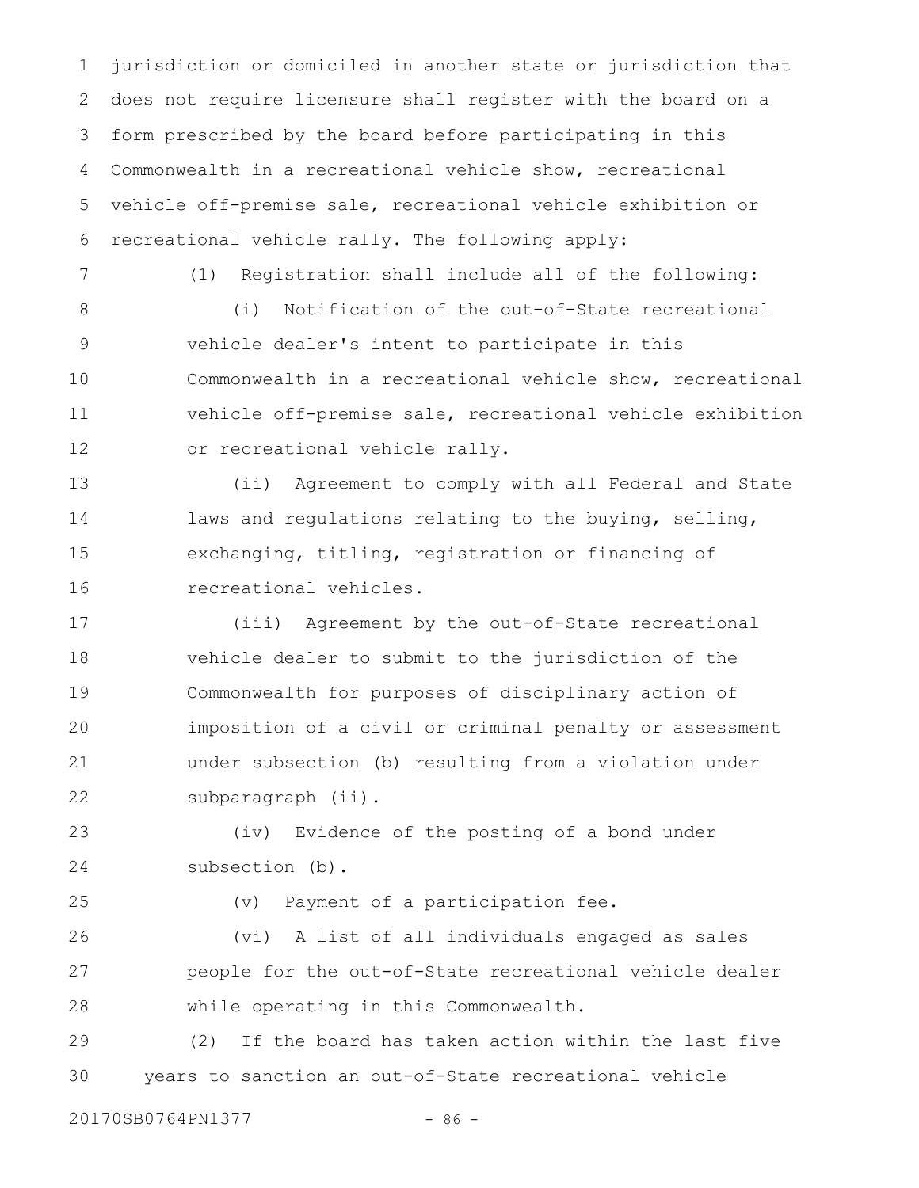jurisdiction or domiciled in another state or jurisdiction that does not require licensure shall register with the board on a form prescribed by the board before participating in this Commonwealth in a recreational vehicle show, recreational vehicle off-premise sale, recreational vehicle exhibition or recreational vehicle rally. The following apply:

(1) Registration shall include all of the following:

(i) Notification of the out-of-State recreational vehicle dealer's intent to participate in this Commonwealth in a recreational vehicle show, recreational vehicle off-premise sale, recreational vehicle exhibition or recreational vehicle rally.

(ii) Agreement to comply with all Federal and State laws and regulations relating to the buying, selling, exchanging, titling, registration or financing of recreational vehicles.

(iii) Agreement by the out-of-State recreational vehicle dealer to submit to the jurisdiction of the Commonwealth for purposes of disciplinary action of imposition of a civil or criminal penalty or assessment under subsection (b) resulting from a violation under subparagraph (ii).

(iv) Evidence of the posting of a bond under subsection (b).

(v) Payment of a participation fee.

(vi) A list of all individuals engaged as sales people for the out-of-State recreational vehicle dealer while operating in this Commonwealth.

(2) If the board has taken action within the last five years to sanction an out-of-State recreational vehicle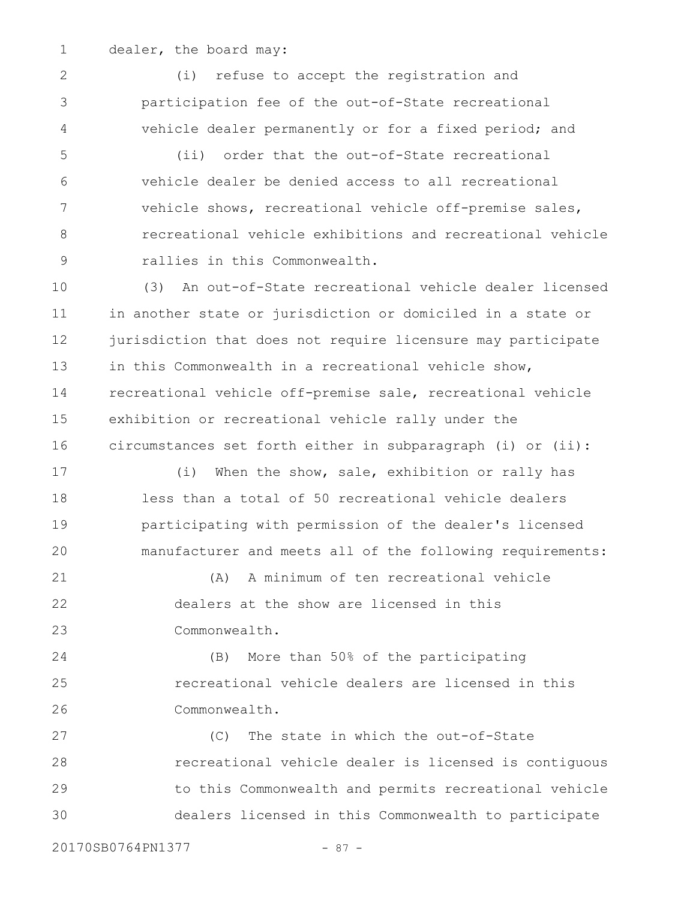dealer, the board may:

(i) refuse to accept the registration and participation fee of the out-of-State recreational vehicle dealer permanently or for a fixed period; and

(ii) order that the out-of-State recreational vehicle dealer be denied access to all recreational vehicle shows, recreational vehicle off-premise sales, recreational vehicle exhibitions and recreational vehicle rallies in this Commonwealth.

(3) An out-of-State recreational vehicle dealer licensed in another state or jurisdiction or domiciled in a state or jurisdiction that does not require licensure may participate in this Commonwealth in a recreational vehicle show, recreational vehicle off-premise sale, recreational vehicle exhibition or recreational vehicle rally under the circumstances set forth either in subparagraph (i) or (ii):

(i) When the show, sale, exhibition or rally has less than a total of 50 recreational vehicle dealers participating with permission of the dealer's licensed manufacturer and meets all of the following requirements:

(A) A minimum of ten recreational vehicle dealers at the show are licensed in this Commonwealth.

(B) More than 50% of the participating recreational vehicle dealers are licensed in this Commonwealth.

(C) The state in which the out-of-State recreational vehicle dealer is licensed is contiguous to this Commonwealth and permits recreational vehicle dealers licensed in this Commonwealth to participate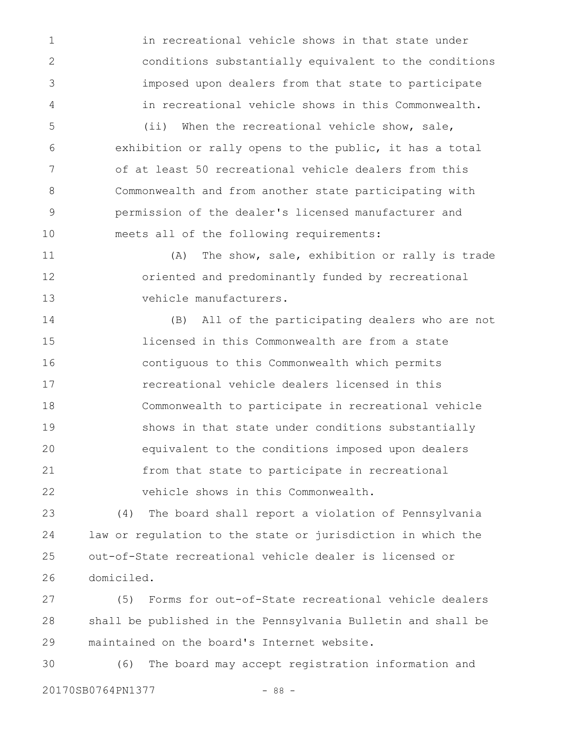in recreational vehicle shows in that state under conditions substantially equivalent to the conditions imposed upon dealers from that state to participate in recreational vehicle shows in this Commonwealth.

(ii) When the recreational vehicle show, sale, exhibition or rally opens to the public, it has a total of at least 50 recreational vehicle dealers from this Commonwealth and from another state participating with permission of the dealer's licensed manufacturer and meets all of the following requirements:

(A) The show, sale, exhibition or rally is trade oriented and predominantly funded by recreational vehicle manufacturers.

(B) All of the participating dealers who are not licensed in this Commonwealth are from a state contiguous to this Commonwealth which permits recreational vehicle dealers licensed in this Commonwealth to participate in recreational vehicle shows in that state under conditions substantially equivalent to the conditions imposed upon dealers from that state to participate in recreational vehicle shows in this Commonwealth.

(4) The board shall report a violation of Pennsylvania law or regulation to the state or jurisdiction in which the out-of-State recreational vehicle dealer is licensed or domiciled.

(5) Forms for out-of-State recreational vehicle dealers shall be published in the Pennsylvania Bulletin and shall be maintained on the board's Internet website.

(6) The board may accept registration information and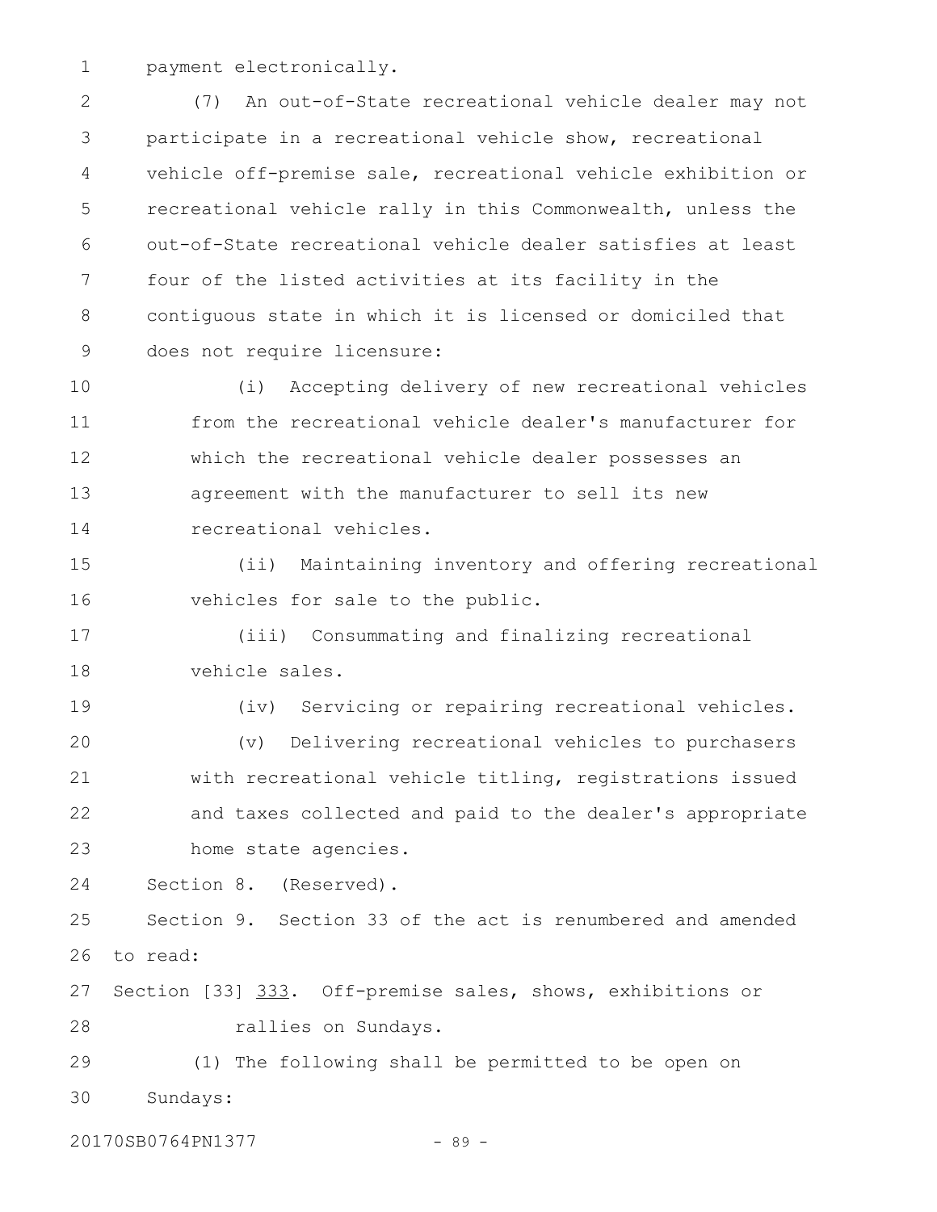payment electronically.

(7) An out-of-State recreational vehicle dealer may not participate in a recreational vehicle show, recreational vehicle off-premise sale, recreational vehicle exhibition or recreational vehicle rally in this Commonwealth, unless the out-of-State recreational vehicle dealer satisfies at least four of the listed activities at its facility in the contiguous state in which it is licensed or domiciled that does not require licensure:

(i) Accepting delivery of new recreational vehicles from the recreational vehicle dealer's manufacturer for which the recreational vehicle dealer possesses an agreement with the manufacturer to sell its new recreational vehicles.

(ii) Maintaining inventory and offering recreational vehicles for sale to the public.

(iii) Consummating and finalizing recreational vehicle sales.

(iv) Servicing or repairing recreational vehicles.

(v) Delivering recreational vehicles to purchasers with recreational vehicle titling, registrations issued and taxes collected and paid to the dealer's appropriate home state agencies.

Section 8. (Reserved).

Section 9. Section 33 of the act is renumbered and amended to read:

Section [33] <u>333</u>. Off-premise sales, shows, exhibitions or rallies on Sundays.

(1) The following shall be permitted to be open on Sundays: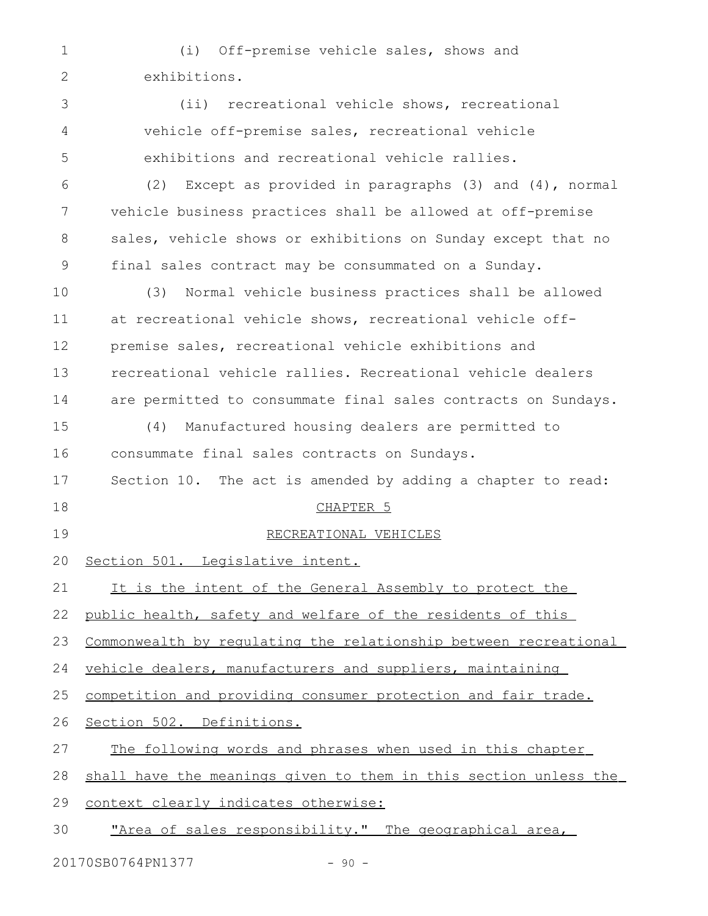(i) Off-premise vehicle sales, shows and exhibitions.

(ii) recreational vehicle shows, recreational vehicle off-premise sales, recreational vehicle exhibitions and recreational vehicle rallies.

(2) Except as provided in paragraphs (3) and (4), normal vehicle business practices shall be allowed at off-premise sales, vehicle shows or exhibitions on Sunday except that no final sales contract may be consummated on a Sunday.

(3) Normal vehicle business practices shall be allowed at recreational vehicle shows, recreational vehicle off-premise sales, recreational vehicle exhibitions and recreational vehicle rallies. Recreational vehicle dealers are permitted to consummate final sales contracts on Sundays.

(4) Manufactured housing dealers are permitted to consummate final sales contracts on Sundays.

Section 10. The act is amended by adding a chapter to read:

CHAPTER 5

RECREATIONAL VEHICLES

Section 501. Legislative intent.

It is the intent of the General Assembly to protect the public health, safety and welfare of the residents of this Commonwealth by regulating the relationship between recreational vehicle dealers, manufacturers and suppliers, maintaining competition and providing consumer protection and fair trade.

Section 502. Definitions.

The following words and phrases when used in this chapter shall have the meanings given to them in this section unless the context clearly indicates otherwise:

"Area of sales responsibility." The geographical area,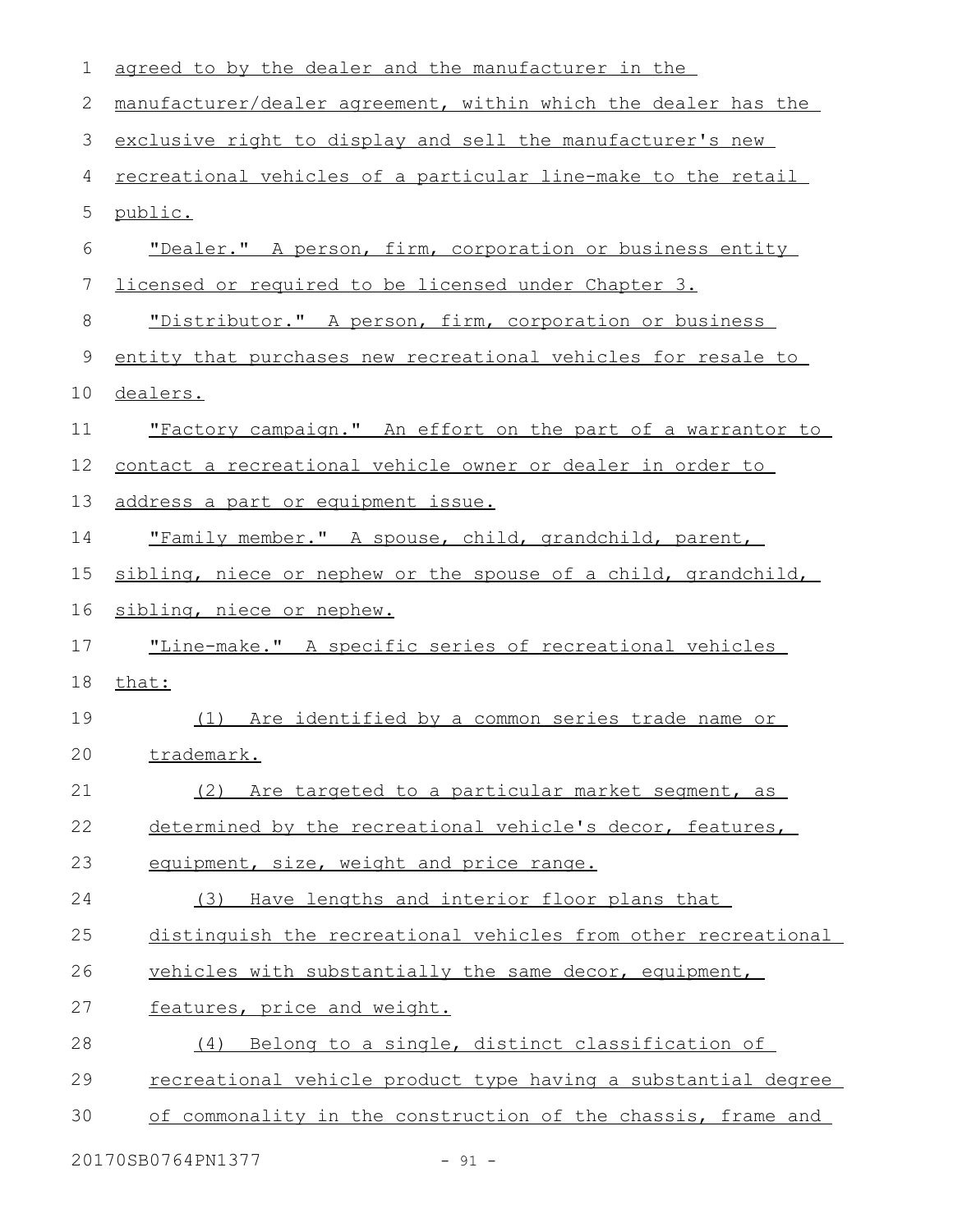agreed to by the dealer and the manufacturer in the manufacturer/dealer agreement, within which the dealer has the exclusive right to display and sell the manufacturer's new recreational vehicles of a particular line-make to the retail public.

"Dealer." A person, firm, corporation or business entity licensed or required to be licensed under Chapter 3.

"Distributor." A person, firm, corporation or business entity that purchases new recreational vehicles for resale to dealers.

"Factory campaign." An effort on the part of a warrantor to contact a recreational vehicle owner or dealer in order to address a part or equipment issue.

"Family member." A spouse, child, grandchild, parent, sibling, niece or nephew or the spouse of a child, grandchild, sibling, niece or nephew.

"Line-make." A specific series of recreational vehicles that:

(1) Are identified by a common series trade name or trademark.

(2) Are targeted to a particular market segment, as determined by the recreational vehicle's decor, features, equipment, size, weight and price range.

(3) Have lengths and interior floor plans that distinguish the recreational vehicles from other recreational vehicles with substantially the same decor, equipment, features, price and weight.

(4) Belong to a single, distinct classification of recreational vehicle product type having a substantial degree of commonality in the construction of the chassis, frame and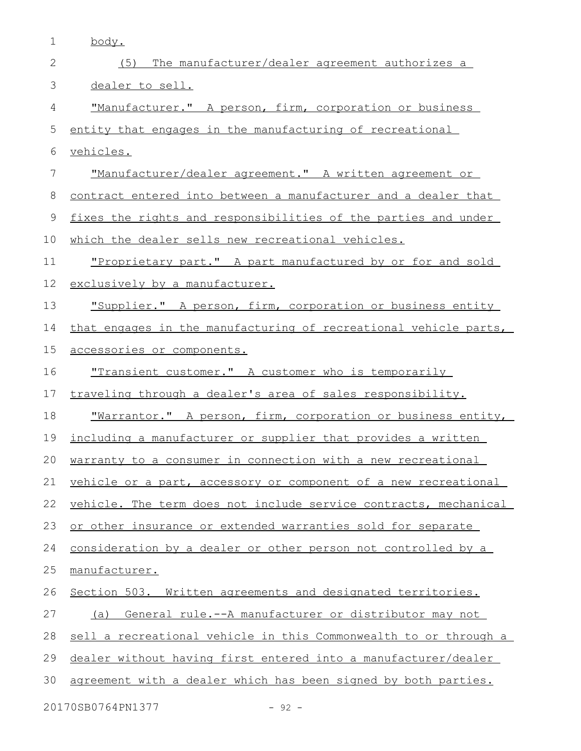body.

(5) The manufacturer/dealer agreement authorizes a dealer to sell.

"Manufacturer." A person, firm, corporation or business entity that engages in the manufacturing of recreational vehicles.

"Manufacturer/dealer agreement." A written agreement or contract entered into between a manufacturer and a dealer that fixes the rights and responsibilities of the parties and under which the dealer sells new recreational vehicles.

"Proprietary part." A part manufactured by or for and sold exclusively by a manufacturer.

"Supplier." A person, firm, corporation or business entity that engages in the manufacturing of recreational vehicle parts, accessories or components.

"Transient customer." A customer who is temporarily traveling through a dealer's area of sales responsibility.

"Warrantor." A person, firm, corporation or business entity, including a manufacturer or supplier that provides a written warranty to a consumer in connection with a new recreational vehicle or a part, accessory or component of a new recreational vehicle. The term does not include service contracts, mechanical or other insurance or extended warranties sold for separate consideration by a dealer or other person not controlled by a manufacturer.

Section 503. Written agreements and designated territories.

(a) General rule.--A manufacturer or distributor may not sell a recreational vehicle in this Commonwealth to or through a dealer without having first entered into a manufacturer/dealer agreement with a dealer which has been signed by both parties.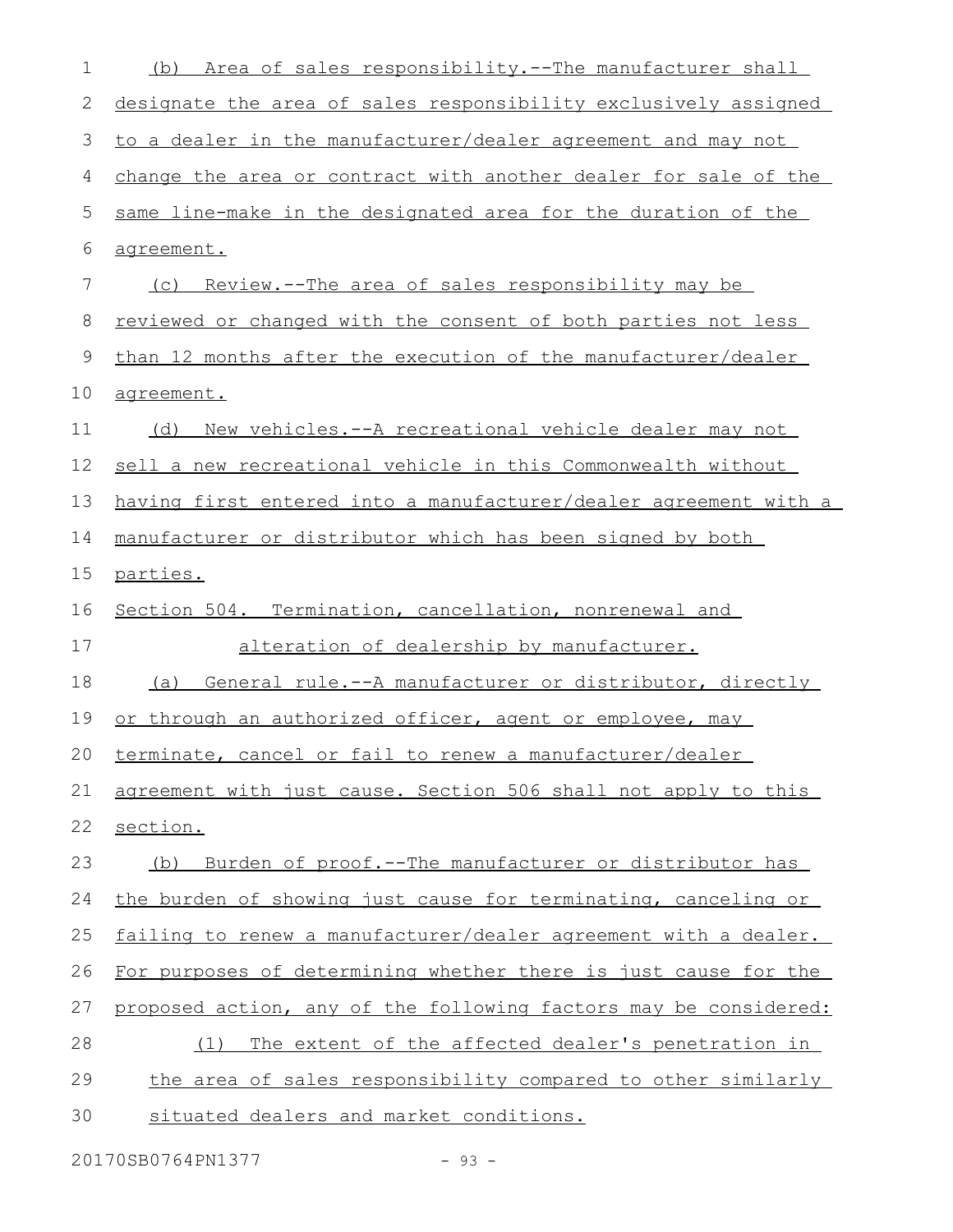(b) Area of sales responsibility.--The manufacturer shall designate the area of sales responsibility exclusively assigned to a dealer in the manufacturer/dealer agreement and may not change the area or contract with another dealer for sale of the same line-make in the designated area for the duration of the agreement.

(c) Review.--The area of sales responsibility may be reviewed or changed with the consent of both parties not less than 12 months after the execution of the manufacturer/dealer agreement.

(d) New vehicles.--A recreational vehicle dealer may not sell a new recreational vehicle in this Commonwealth without having first entered into a manufacturer/dealer agreement with a manufacturer or distributor which has been signed by both parties.

Section 504. Termination, cancellation, nonrenewal and alteration of dealership by manufacturer.

(a) General rule.--A manufacturer or distributor, directly or through an authorized officer, agent or employee, may terminate, cancel or fail to renew a manufacturer/dealer agreement with just cause. Section 506 shall not apply to this section.

(b) Burden of proof.--The manufacturer or distributor has the burden of showing just cause for terminating, canceling or failing to renew a manufacturer/dealer agreement with a dealer. For purposes of determining whether there is just cause for the proposed action, any of the following factors may be considered:

(1) The extent of the affected dealer's penetration in the area of sales responsibility compared to other similarly situated dealers and market conditions.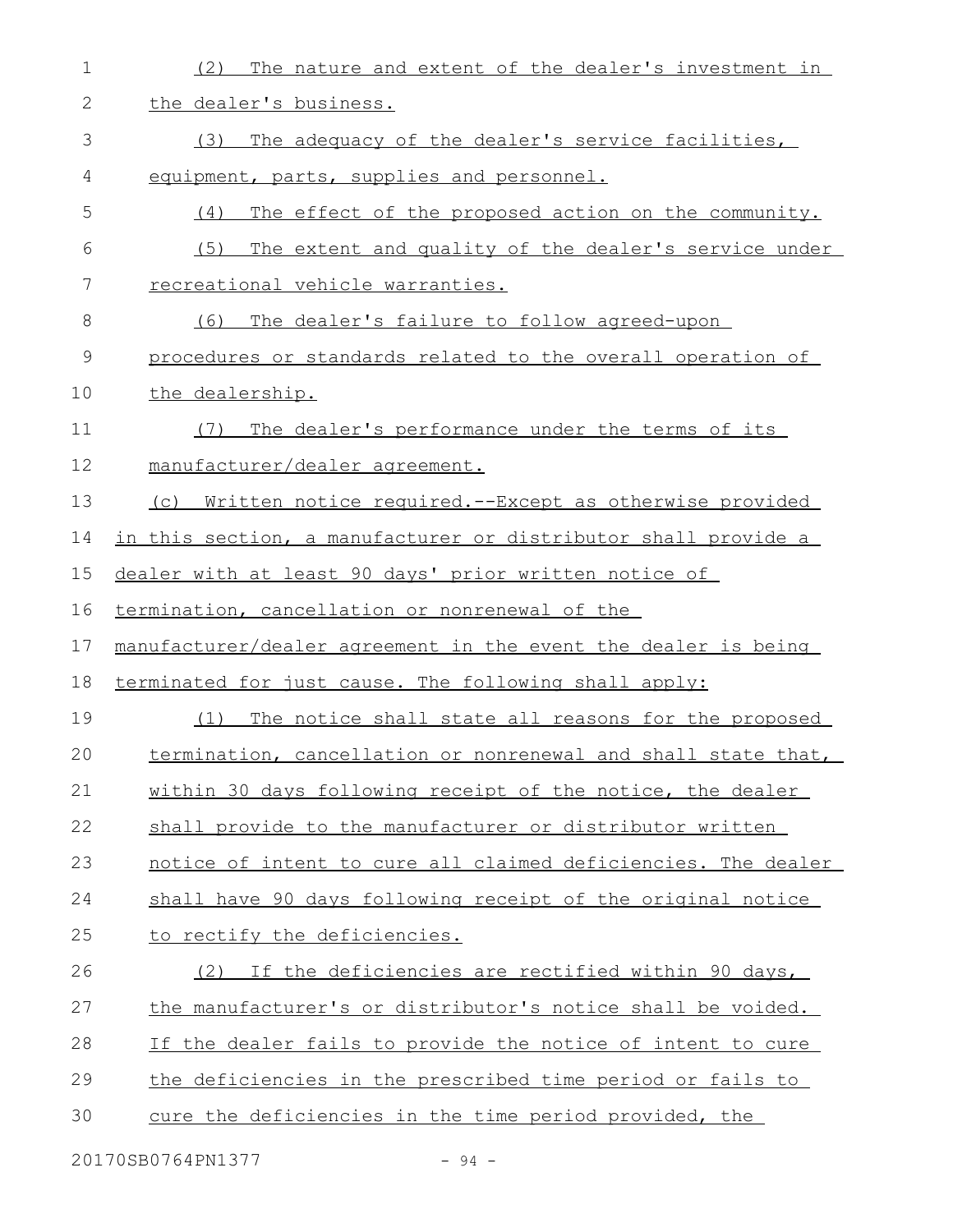(2) The nature and extent of the dealer's investment in the dealer's business.

(3) The adequacy of the dealer's service facilities, equipment, parts, supplies and personnel.

(4) The effect of the proposed action on the community.

(5) The extent and quality of the dealer's service under recreational vehicle warranties.

(6) The dealer's failure to follow agreed-upon procedures or standards related to the overall operation of the dealership.

(7) The dealer's performance under the terms of its manufacturer/dealer agreement.

(c) Written notice required.--Except as otherwise provided in this section, a manufacturer or distributor shall provide a dealer with at least 90 days' prior written notice of termination, cancellation or nonrenewal of the manufacturer/dealer agreement in the event the dealer is being terminated for just cause. The following shall apply:

(1) The notice shall state all reasons for the proposed termination, cancellation or nonrenewal and shall state that, within 30 days following receipt of the notice, the dealer shall provide to the manufacturer or distributor written notice of intent to cure all claimed deficiencies. The dealer shall have 90 days following receipt of the original notice to rectify the deficiencies.

(2) If the deficiencies are rectified within 90 days, the manufacturer's or distributor's notice shall be voided. If the dealer fails to provide the notice of intent to cure the deficiencies in the prescribed time period or fails to cure the deficiencies in the time period provided, the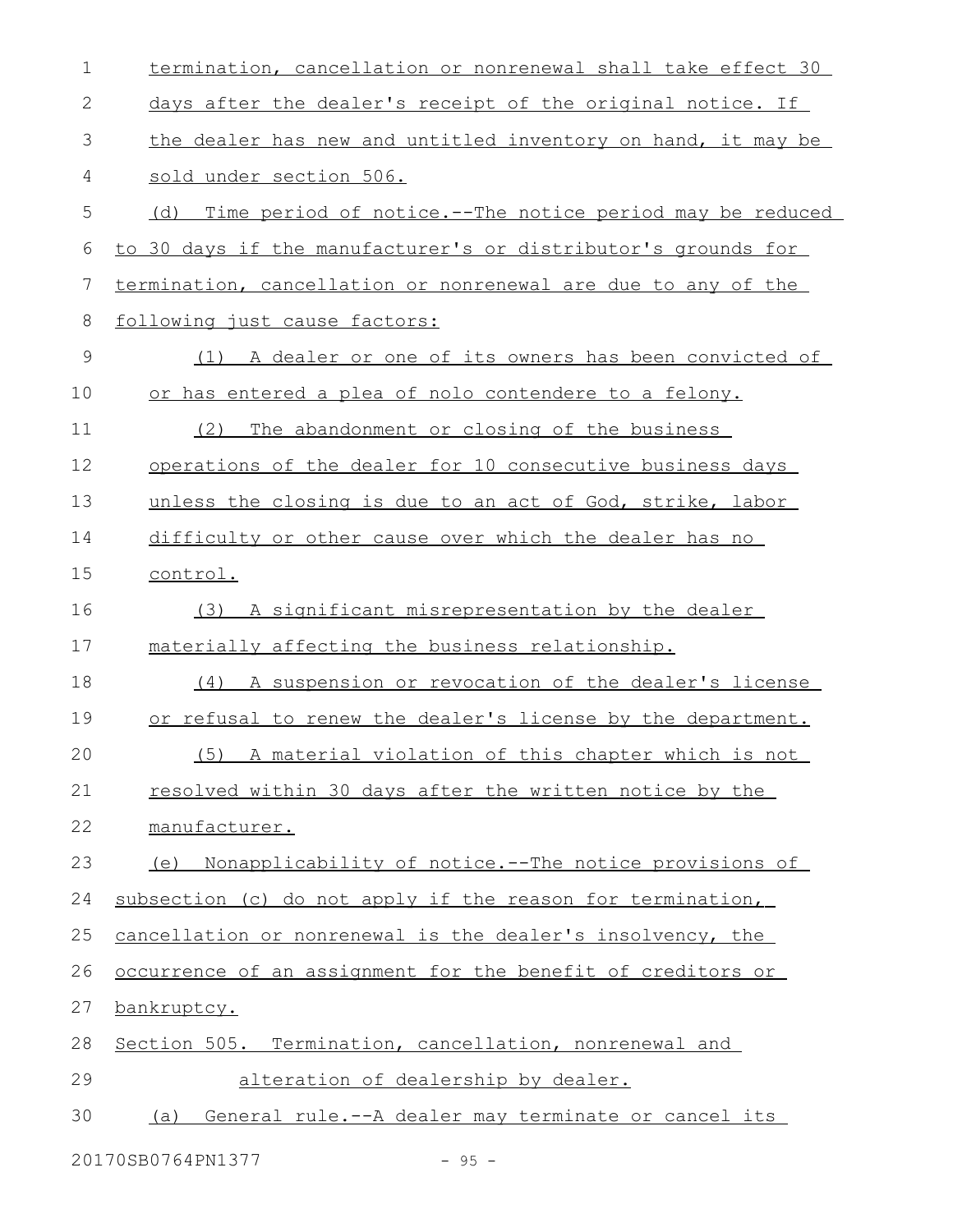termination, cancellation or nonrenewal shall take effect 30 days after the dealer's receipt of the original notice. If the dealer has new and untitled inventory on hand, it may be sold under section 506.

(d) Time period of notice.--The notice period may be reduced to 30 days if the manufacturer's or distributor's grounds for termination, cancellation or nonrenewal are due to any of the following just cause factors:

(1) A dealer or one of its owners has been convicted of or has entered a plea of nolo contendere to a felony.

(2) The abandonment or closing of the business operations of the dealer for 10 consecutive business days unless the closing is due to an act of God, strike, labor difficulty or other cause over which the dealer has no control.

(3) A significant misrepresentation by the dealer materially affecting the business relationship.

(4) A suspension or revocation of the dealer's license or refusal to renew the dealer's license by the department.

(5) A material violation of this chapter which is not resolved within 30 days after the written notice by the manufacturer.

(e) Nonapplicability of notice.--The notice provisions of subsection (c) do not apply if the reason for termination, cancellation or nonrenewal is the dealer's insolvency, the occurrence of an assignment for the benefit of creditors or bankruptcy.

Section 505. Termination, cancellation, nonrenewal and alteration of dealership by dealer.

(a) General rule.--A dealer may terminate or cancel its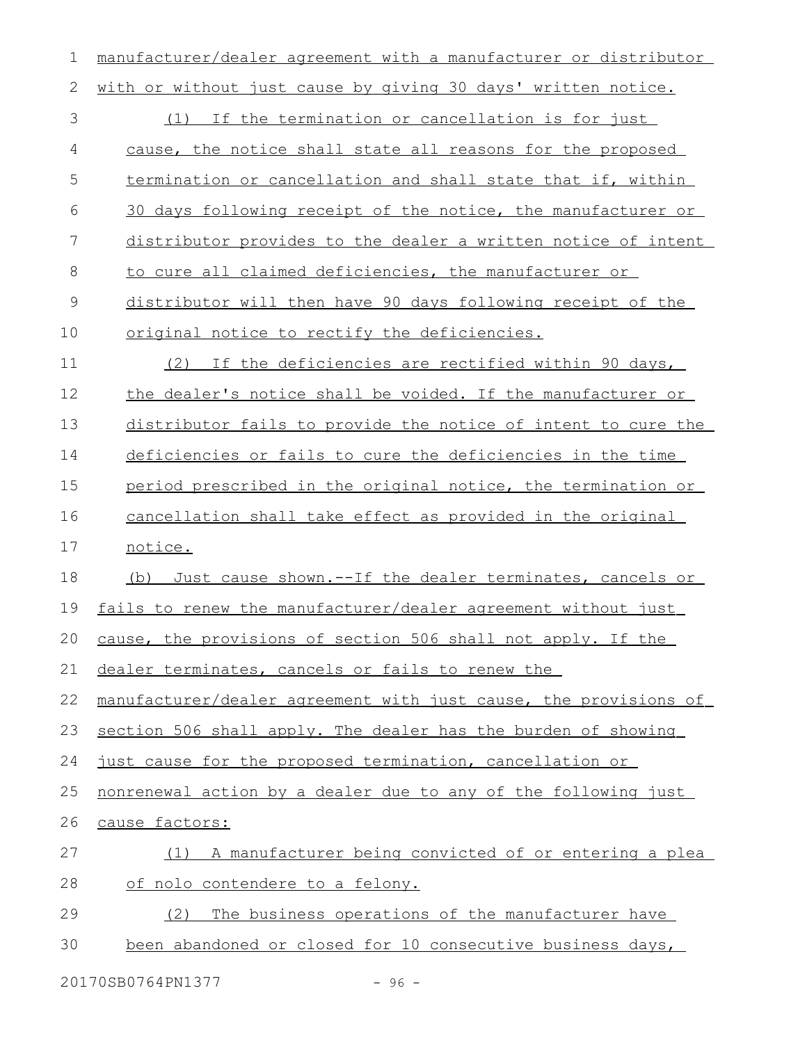manufacturer/dealer agreement with a manufacturer or distributor with or without just cause by giving 30 days' written notice.

(1) If the termination or cancellation is for just cause, the notice shall state all reasons for the proposed termination or cancellation and shall state that if, within 30 days following receipt of the notice, the manufacturer or distributor provides to the dealer a written notice of intent to cure all claimed deficiencies, the manufacturer or distributor will then have 90 days following receipt of the original notice to rectify the deficiencies.

(2) If the deficiencies are rectified within 90 days, the dealer's notice shall be voided. If the manufacturer or distributor fails to provide the notice of intent to cure the deficiencies or fails to cure the deficiencies in the time period prescribed in the original notice, the termination or cancellation shall take effect as provided in the original notice.

(b) Just cause shown.--If the dealer terminates, cancels or fails to renew the manufacturer/dealer agreement without just cause, the provisions of section 506 shall not apply. If the dealer terminates, cancels or fails to renew the manufacturer/dealer agreement with just cause, the provisions of section 506 shall apply. The dealer has the burden of showing just cause for the proposed termination, cancellation or nonrenewal action by a dealer due to any of the following just cause factors:

(1) A manufacturer being convicted of or entering a plea of nolo contendere to a felony.

(2) The business operations of the manufacturer have been abandoned or closed for 10 consecutive business days,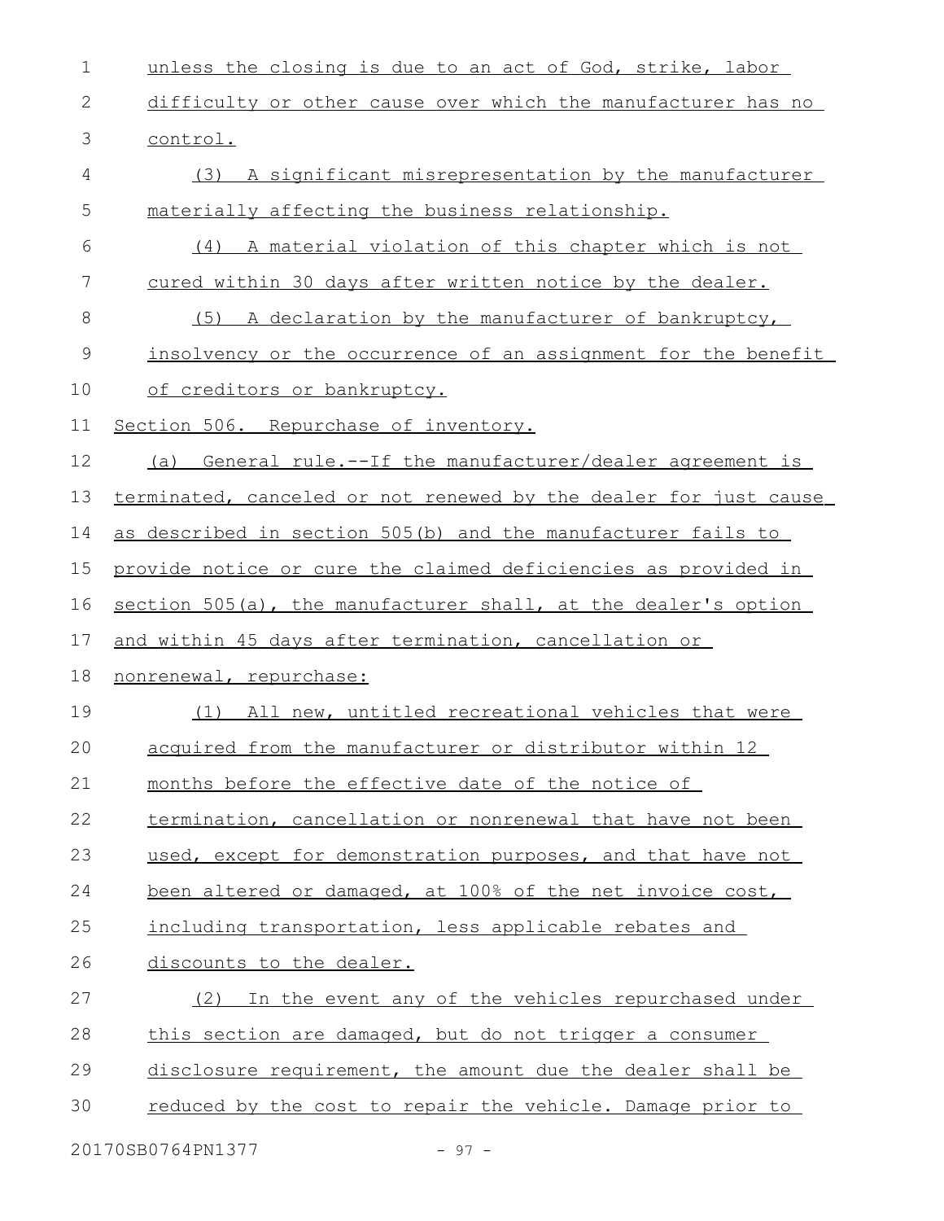unless the closing is due to an act of God, strike, labor difficulty or other cause over which the manufacturer has no control.

(3) A significant misrepresentation by the manufacturer materially affecting the business relationship.

(4) A material violation of this chapter which is not cured within 30 days after written notice by the dealer.

(5) A declaration by the manufacturer of bankruptcy, insolvency or the occurrence of an assignment for the benefit of creditors or bankruptcy.

Section 506. Repurchase of inventory.

(a) General rule.--If the manufacturer/dealer agreement is terminated, canceled or not renewed by the dealer for just cause as described in section 505(b) and the manufacturer fails to provide notice or cure the claimed deficiencies as provided in section 505(a), the manufacturer shall, at the dealer's option and within 45 days after termination, cancellation or nonrenewal, repurchase:

(1) All new, untitled recreational vehicles that were acquired from the manufacturer or distributor within 12 months before the effective date of the notice of termination, cancellation or nonrenewal that have not been used, except for demonstration purposes, and that have not been altered or damaged, at 100% of the net invoice cost, including transportation, less applicable rebates and discounts to the dealer.

(2) In the event any of the vehicles repurchased under this section are damaged, but do not trigger a consumer disclosure requirement, the amount due the dealer shall be reduced by the cost to repair the vehicle. Damage prior to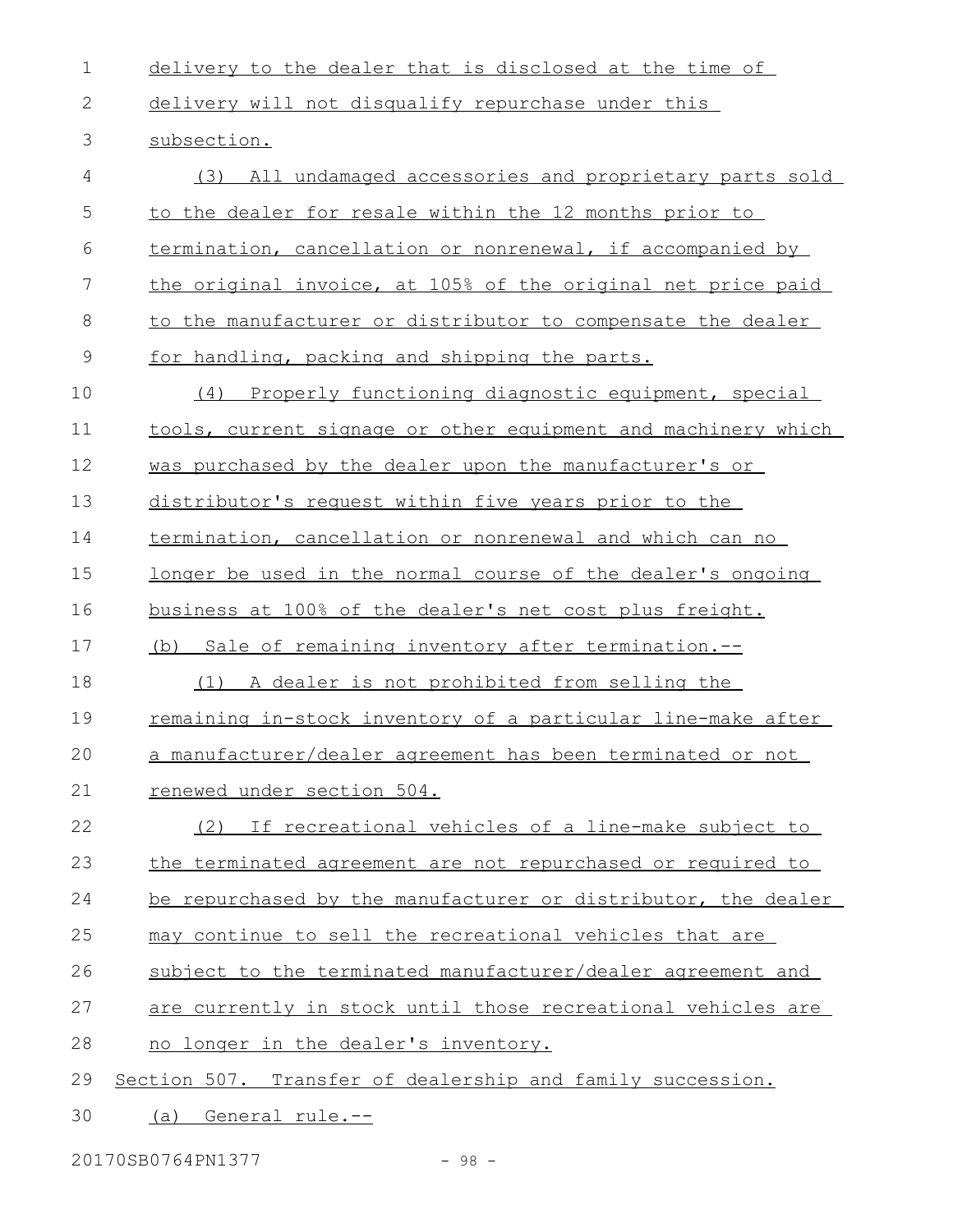delivery to the dealer that is disclosed at the time of delivery will not disqualify repurchase under this subsection.

(3) All undamaged accessories and proprietary parts sold to the dealer for resale within the 12 months prior to termination, cancellation or nonrenewal, if accompanied by the original invoice, at 105% of the original net price paid to the manufacturer or distributor to compensate the dealer for handling, packing and shipping the parts.

(4) Properly functioning diagnostic equipment, special tools, current signage or other equipment and machinery which was purchased by the dealer upon the manufacturer's or distributor's request within five years prior to the termination, cancellation or nonrenewal and which can no longer be used in the normal course of the dealer's ongoing business at 100% of the dealer's net cost plus freight.

(b) Sale of remaining inventory after termination.--

(1) A dealer is not prohibited from selling the remaining in-stock inventory of a particular line-make after a manufacturer/dealer agreement has been terminated or not renewed under section 504.

(2) If recreational vehicles of a line-make subject to the terminated agreement are not repurchased or required to be repurchased by the manufacturer or distributor, the dealer may continue to sell the recreational vehicles that are subject to the terminated manufacturer/dealer agreement and are currently in stock until those recreational vehicles are no longer in the dealer's inventory.

Section 507. Transfer of dealership and family succession.

(a) General rule.--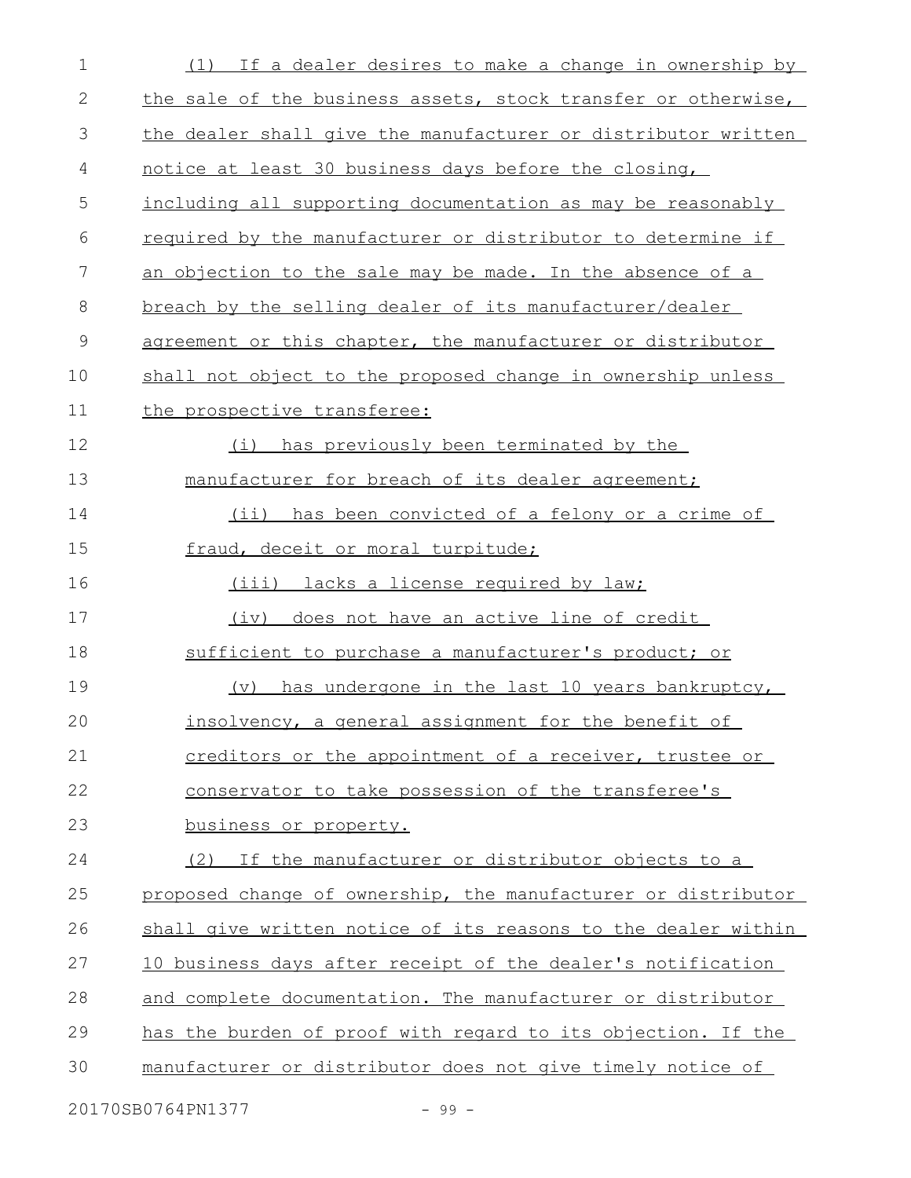(1) If a dealer desires to make a change in ownership by the sale of the business assets, stock transfer or otherwise, the dealer shall give the manufacturer or distributor written notice at least 30 business days before the closing, including all supporting documentation as may be reasonably required by the manufacturer or distributor to determine if an objection to the sale may be made. In the absence of a breach by the selling dealer of its manufacturer/dealer agreement or this chapter, the manufacturer or distributor shall not object to the proposed change in ownership unless the prospective transferee:

(i) has previously been terminated by the manufacturer for breach of its dealer agreement;

(ii) has been convicted of a felony or a crime of fraud, deceit or moral turpitude;

(iii) lacks a license required by law;

(iv) does not have an active line of credit sufficient to purchase a manufacturer's product; or

(v) has undergone in the last 10 years bankruptcy, insolvency, a general assignment for the benefit of creditors or the appointment of a receiver, trustee or conservator to take possession of the transferee's business or property.

(2) If the manufacturer or distributor objects to a proposed change of ownership, the manufacturer or distributor shall give written notice of its reasons to the dealer within 10 business days after receipt of the dealer's notification and complete documentation. The manufacturer or distributor has the burden of proof with regard to its objection. If the manufacturer or distributor does not give timely notice of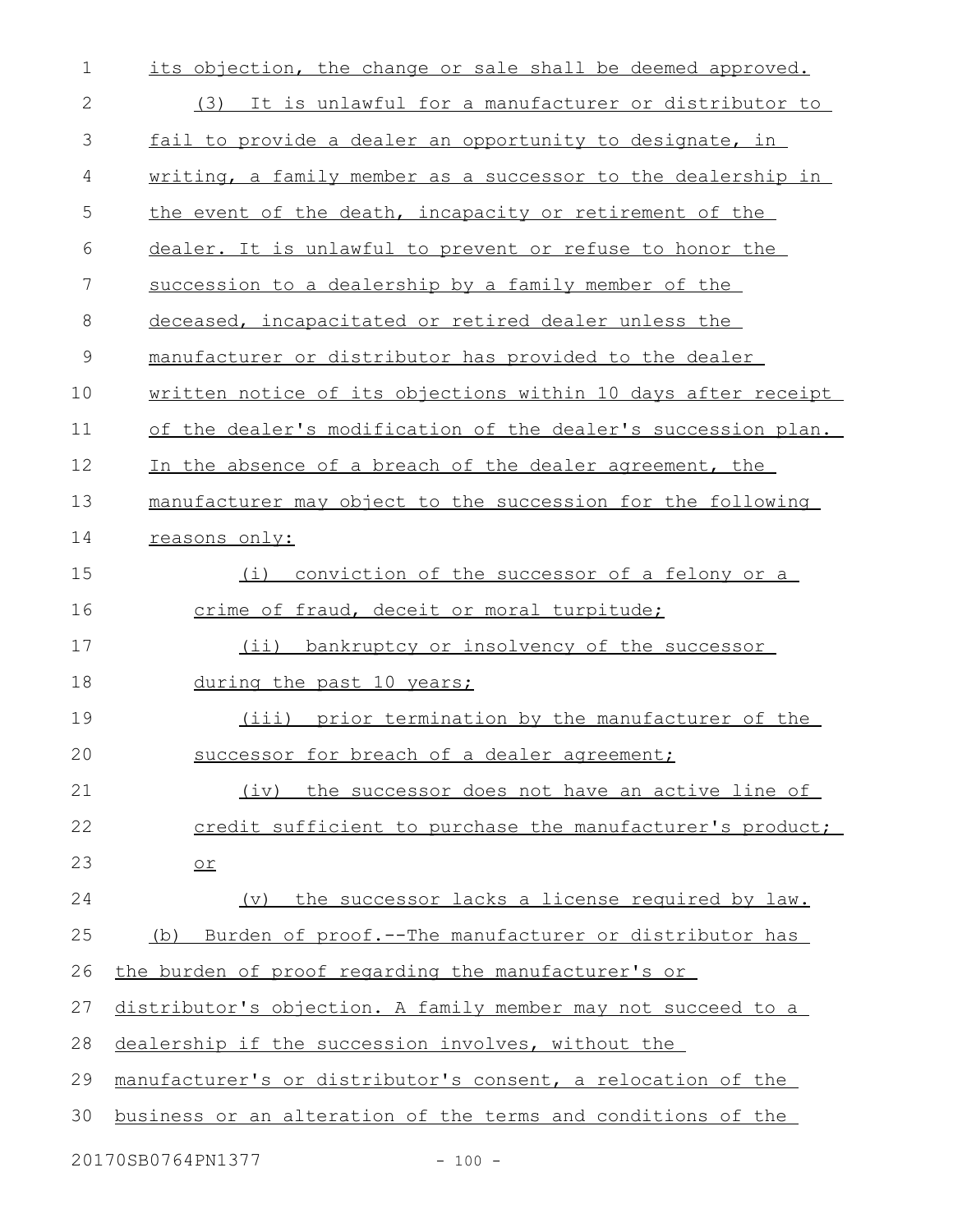its objection, the change or sale shall be deemed approved.

(3) It is unlawful for a manufacturer or distributor to fail to provide a dealer an opportunity to designate, in writing, a family member as a successor to the dealership in the event of the death, incapacity or retirement of the dealer. It is unlawful to prevent or refuse to honor the succession to a dealership by a family member of the deceased, incapacitated or retired dealer unless the manufacturer or distributor has provided to the dealer written notice of its objections within 10 days after receipt of the dealer's modification of the dealer's succession plan. In the absence of a breach of the dealer agreement, the manufacturer may object to the succession for the following reasons only:

(i) conviction of the successor of a felony or a crime of fraud, deceit or moral turpitude;

(ii) bankruptcy or insolvency of the successor during the past 10 years;

(iii) prior termination by the manufacturer of the successor for breach of a dealer agreement;

(iv) the successor does not have an active line of credit sufficient to purchase the manufacturer's product; or

(v) the successor lacks a license required by law.

(b) Burden of proof.--The manufacturer or distributor has the burden of proof regarding the manufacturer's or distributor's objection. A family member may not succeed to a dealership if the succession involves, without the manufacturer's or distributor's consent, a relocation of the business or an alteration of the terms and conditions of the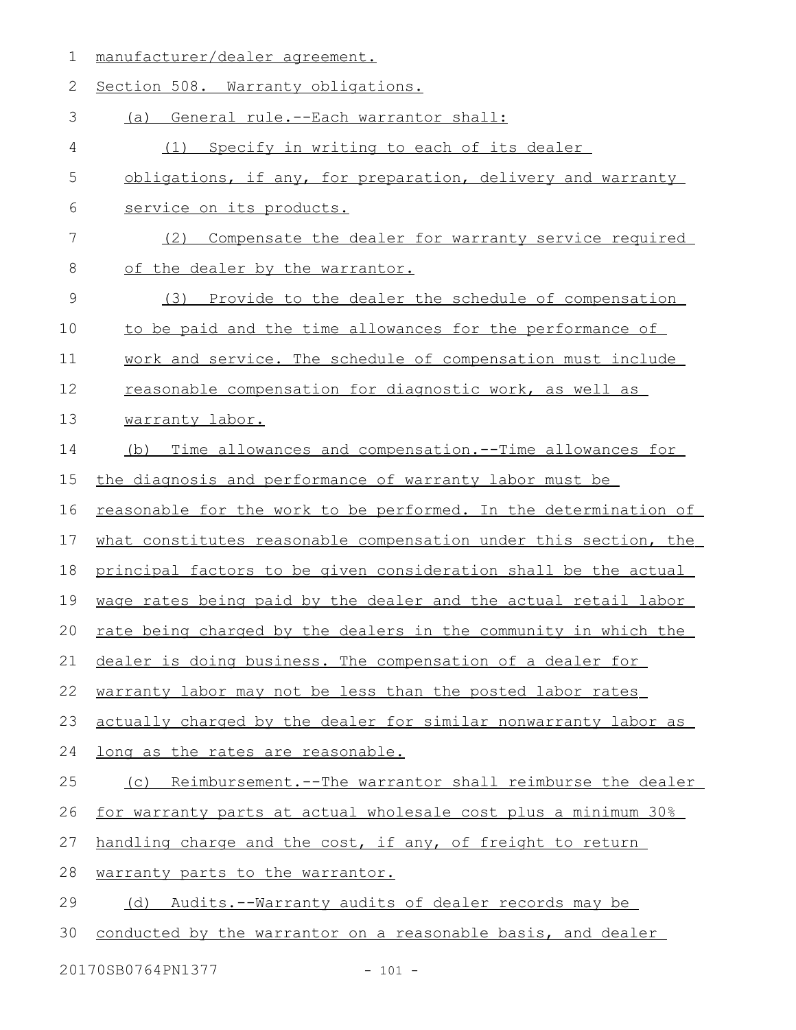manufacturer/dealer agreement.

Section 508. Warranty obligations.

(a) General rule.--Each warrantor shall:

(1) Specify in writing to each of its dealer obligations, if any, for preparation, delivery and warranty service on its products.

(2) Compensate the dealer for warranty service required of the dealer by the warrantor.

(3) Provide to the dealer the schedule of compensation to be paid and the time allowances for the performance of work and service. The schedule of compensation must include reasonable compensation for diagnostic work, as well as warranty labor.

(b) Time allowances and compensation.--Time allowances for the diagnosis and performance of warranty labor must be reasonable for the work to be performed. In the determination of what constitutes reasonable compensation under this section, the principal factors to be given consideration shall be the actual wage rates being paid by the dealer and the actual retail labor rate being charged by the dealers in the community in which the dealer is doing business. The compensation of a dealer for warranty labor may not be less than the posted labor rates actually charged by the dealer for similar nonwarranty labor as long as the rates are reasonable.

(c) Reimbursement.--The warrantor shall reimburse the dealer for warranty parts at actual wholesale cost plus a minimum 30% handling charge and the cost, if any, of freight to return warranty parts to the warrantor.

(d) Audits.--Warranty audits of dealer records may be conducted by the warrantor on a reasonable basis, and dealer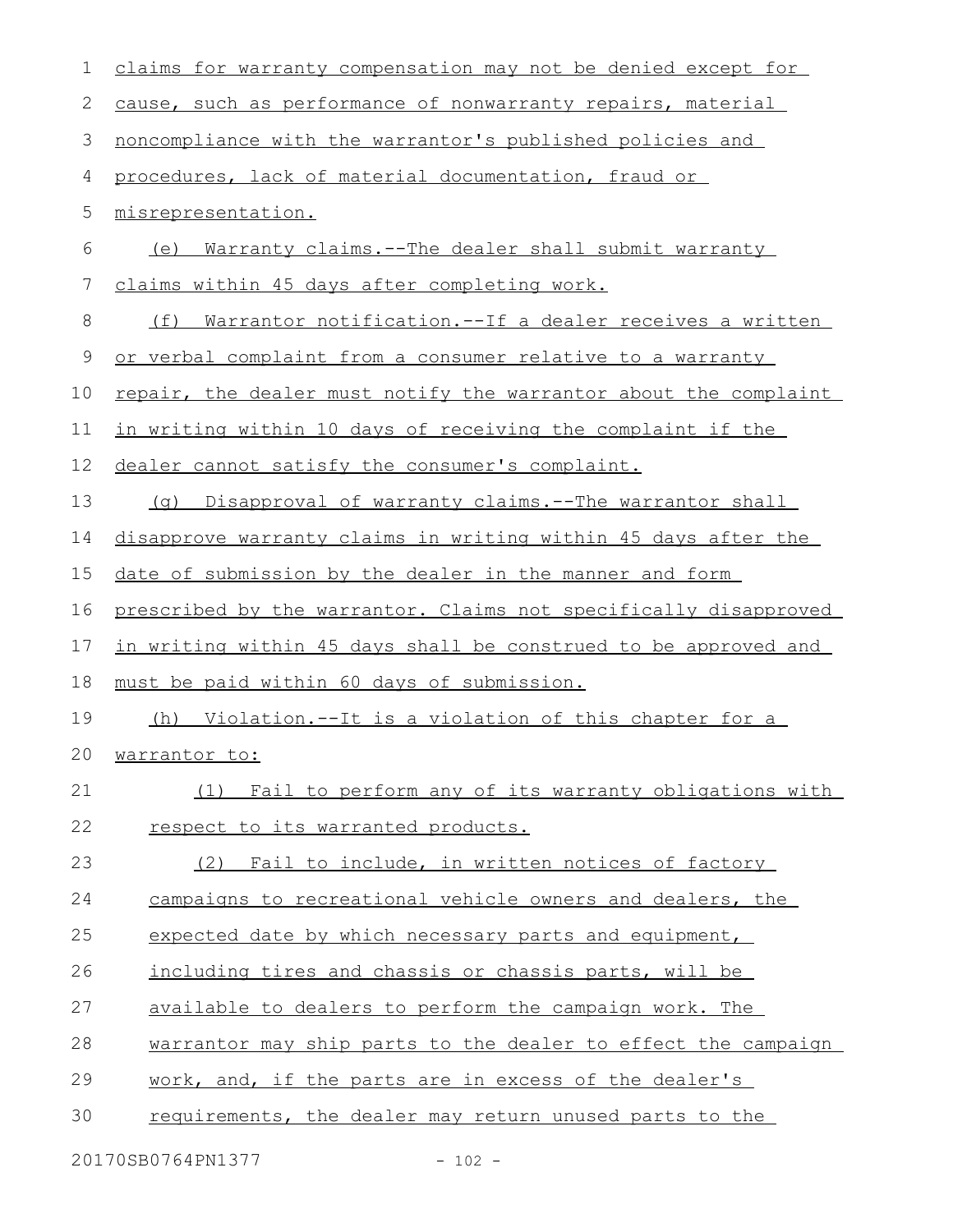claims for warranty compensation may not be denied except for cause, such as performance of nonwarranty repairs, material noncompliance with the warrantor's published policies and procedures, lack of material documentation, fraud or misrepresentation.

(e) Warranty claims.--The dealer shall submit warranty claims within 45 days after completing work.

(f) Warrantor notification.--If a dealer receives a written or verbal complaint from a consumer relative to a warranty repair, the dealer must notify the warrantor about the complaint in writing within 10 days of receiving the complaint if the dealer cannot satisfy the consumer's complaint.

(g) Disapproval of warranty claims.--The warrantor shall disapprove warranty claims in writing within 45 days after the date of submission by the dealer in the manner and form prescribed by the warrantor. Claims not specifically disapproved in writing within 45 days shall be construed to be approved and must be paid within 60 days of submission.

(h) Violation.--It is a violation of this chapter for a warrantor to:

(1) Fail to perform any of its warranty obligations with respect to its warranted products.

(2) Fail to include, in written notices of factory campaigns to recreational vehicle owners and dealers, the expected date by which necessary parts and equipment, including tires and chassis or chassis parts, will be available to dealers to perform the campaign work. The warrantor may ship parts to the dealer to effect the campaign work, and, if the parts are in excess of the dealer's requirements, the dealer may return unused parts to the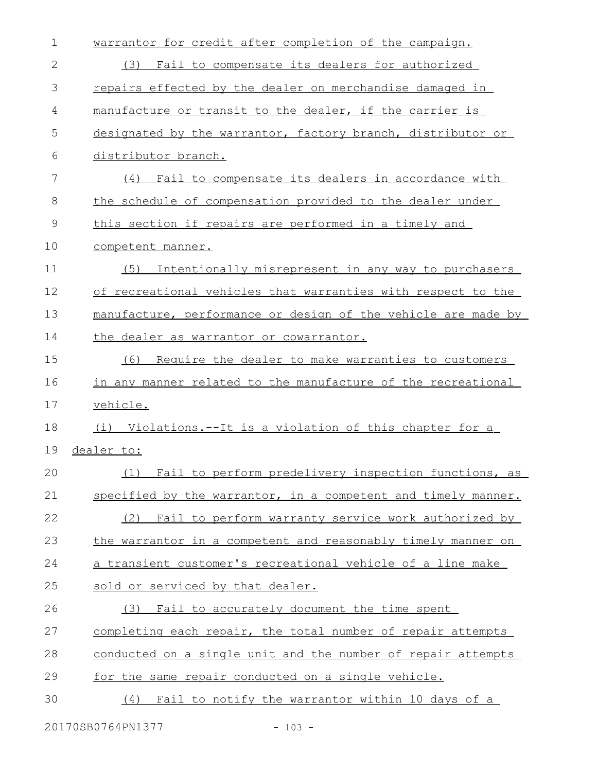warrantor for credit after completion of the campaign.

(3) Fail to compensate its dealers for authorized repairs effected by the dealer on merchandise damaged in manufacture or transit to the dealer, if the carrier is designated by the warrantor, factory branch, distributor or distributor branch.

(4) Fail to compensate its dealers in accordance with the schedule of compensation provided to the dealer under this section if repairs are performed in a timely and competent manner.

(5) Intentionally misrepresent in any way to purchasers of recreational vehicles that warranties with respect to the manufacture, performance or design of the vehicle are made by the dealer as warrantor or cowarrantor.

(6) Require the dealer to make warranties to customers in any manner related to the manufacture of the recreational vehicle.

(i) Violations.--It is a violation of this chapter for a dealer to:

(1) Fail to perform predelivery inspection functions, as specified by the warrantor, in a competent and timely manner.

(2) Fail to perform warranty service work authorized by the warrantor in a competent and reasonably timely manner on a transient customer's recreational vehicle of a line make sold or serviced by that dealer.

(3) Fail to accurately document the time spent completing each repair, the total number of repair attempts conducted on a single unit and the number of repair attempts for the same repair conducted on a single vehicle.

(4) Fail to notify the warrantor within 10 days of a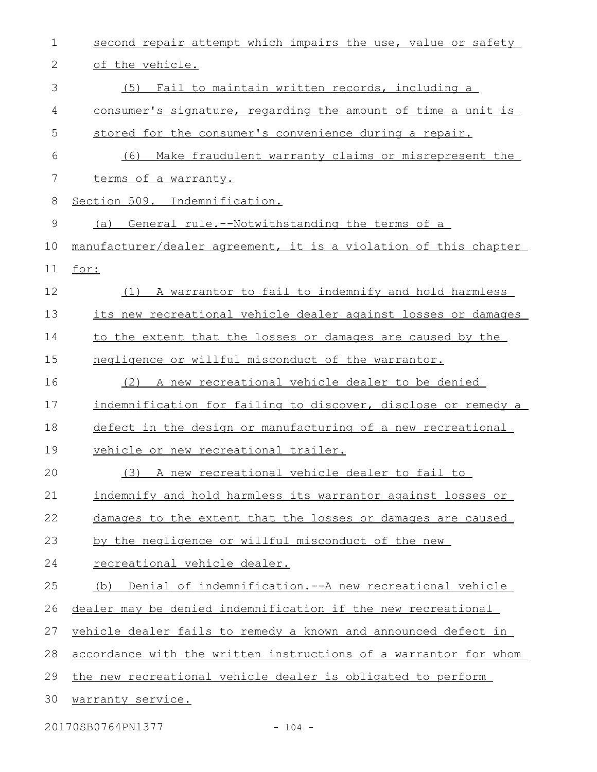second repair attempt which impairs the use, value or safety of the vehicle.

(5) Fail to maintain written records, including a consumer's signature, regarding the amount of time a unit is stored for the consumer's convenience during a repair.

(6) Make fraudulent warranty claims or misrepresent the terms of a warranty.

Section 509. Indemnification.

(a) General rule.--Notwithstanding the terms of a manufacturer/dealer agreement, it is a violation of this chapter for:

(1) A warrantor to fail to indemnify and hold harmless its new recreational vehicle dealer against losses or damages to the extent that the losses or damages are caused by the negligence or willful misconduct of the warrantor.

(2) A new recreational vehicle dealer to be denied indemnification for failing to discover, disclose or remedy a defect in the design or manufacturing of a new recreational vehicle or new recreational trailer.

(3) A new recreational vehicle dealer to fail to indemnify and hold harmless its warrantor against losses or damages to the extent that the losses or damages are caused by the negligence or willful misconduct of the new recreational vehicle dealer.

(b) Denial of indemnification.--A new recreational vehicle dealer may be denied indemnification if the new recreational vehicle dealer fails to remedy a known and announced defect in accordance with the written instructions of a warrantor for whom the new recreational vehicle dealer is obligated to perform warranty service.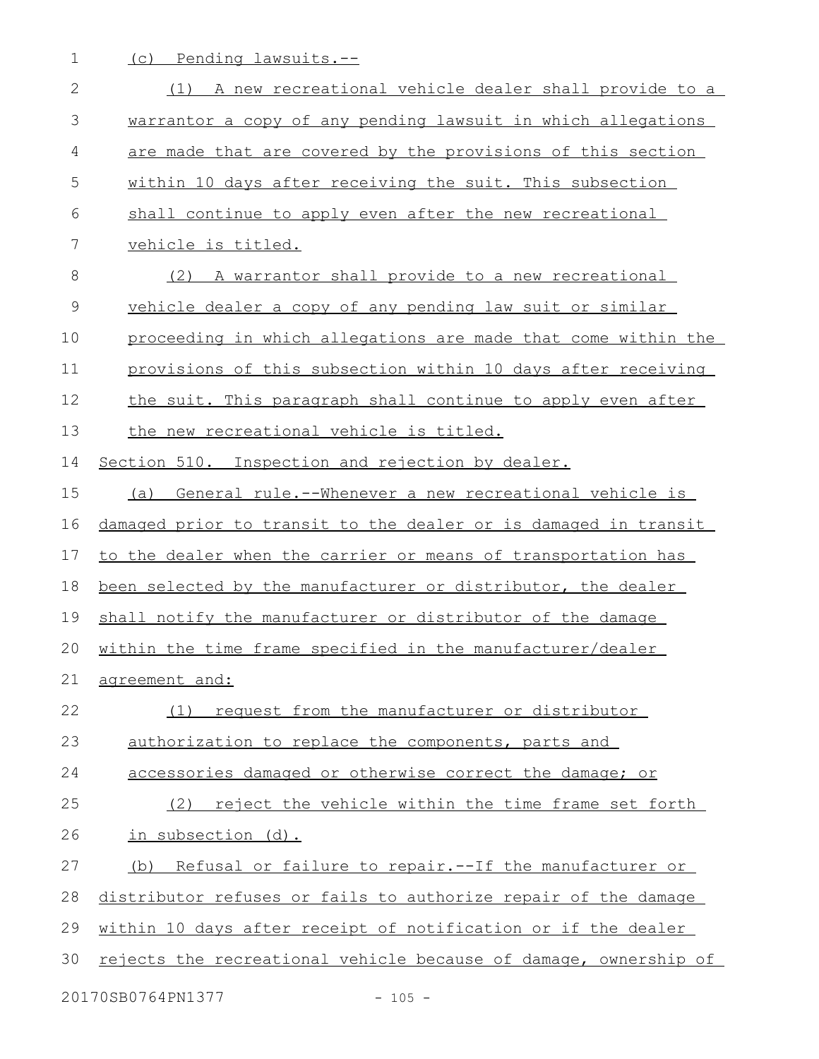(c) Pending lawsuits.--

(1) A new recreational vehicle dealer shall provide to a warrantor a copy of any pending lawsuit in which allegations are made that are covered by the provisions of this section within 10 days after receiving the suit. This subsection shall continue to apply even after the new recreational vehicle is titled.

(2) A warrantor shall provide to a new recreational vehicle dealer a copy of any pending law suit or similar proceeding in which allegations are made that come within the provisions of this subsection within 10 days after receiving the suit. This paragraph shall continue to apply even after the new recreational vehicle is titled.

Section 510. Inspection and rejection by dealer.

(a) General rule.--Whenever a new recreational vehicle is damaged prior to transit to the dealer or is damaged in transit to the dealer when the carrier or means of transportation has been selected by the manufacturer or distributor, the dealer shall notify the manufacturer or distributor of the damage within the time frame specified in the manufacturer/dealer agreement and:

(1) request from the manufacturer or distributor authorization to replace the components, parts and accessories damaged or otherwise correct the damage; or

(2) reject the vehicle within the time frame set forth in subsection (d).

(b) Refusal or failure to repair.--If the manufacturer or distributor refuses or fails to authorize repair of the damage within 10 days after receipt of notification or if the dealer rejects the recreational vehicle because of damage, ownership of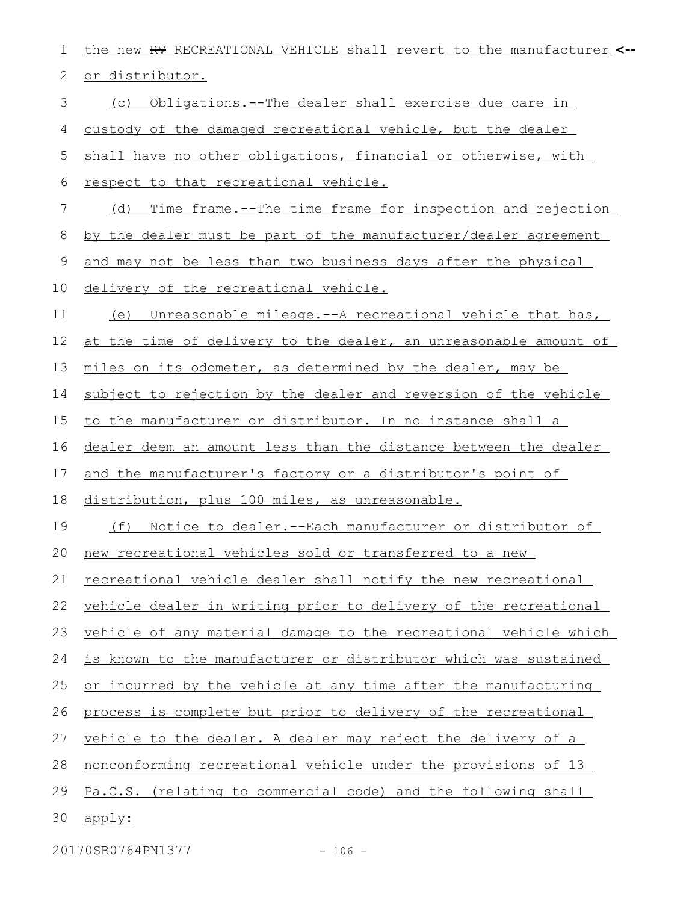the new ~~RV~~ RECREATIONAL VEHICLE shall revert to the manufacturer <--
or distributor.

(c) Obligations.--The dealer shall exercise due care in custody of the damaged recreational vehicle, but the dealer shall have no other obligations, financial or otherwise, with respect to that recreational vehicle.

(d) Time frame.--The time frame for inspection and rejection by the dealer must be part of the manufacturer/dealer agreement and may not be less than two business days after the physical delivery of the recreational vehicle.

(e) Unreasonable mileage.--A recreational vehicle that has, at the time of delivery to the dealer, an unreasonable amount of miles on its odometer, as determined by the dealer, may be subject to rejection by the dealer and reversion of the vehicle to the manufacturer or distributor. In no instance shall a dealer deem an amount less than the distance between the dealer and the manufacturer's factory or a distributor's point of distribution, plus 100 miles, as unreasonable.

(f) Notice to dealer.--Each manufacturer or distributor of new recreational vehicles sold or transferred to a new recreational vehicle dealer shall notify the new recreational vehicle dealer in writing prior to delivery of the recreational vehicle of any material damage to the recreational vehicle which is known to the manufacturer or distributor which was sustained or incurred by the vehicle at any time after the manufacturing process is complete but prior to delivery of the recreational vehicle to the dealer. A dealer may reject the delivery of a nonconforming recreational vehicle under the provisions of 13 Pa.C.S. (relating to commercial code) and the following shall apply:

20170SB0764PN1377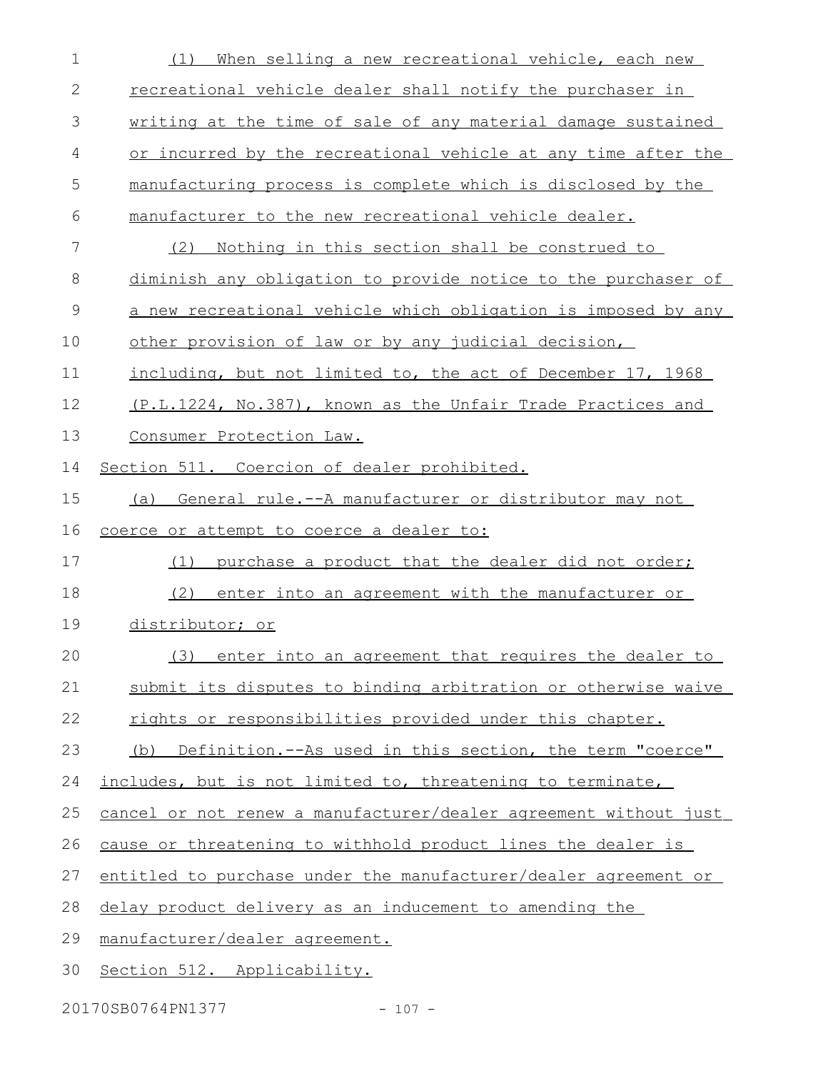(1) When selling a new recreational vehicle, each new recreational vehicle dealer shall notify the purchaser in writing at the time of sale of any material damage sustained or incurred by the recreational vehicle at any time after the manufacturing process is complete which is disclosed by the manufacturer to the new recreational vehicle dealer.

(2) Nothing in this section shall be construed to diminish any obligation to provide notice to the purchaser of a new recreational vehicle which obligation is imposed by any other provision of law or by any judicial decision, including, but not limited to, the act of December 17, 1968 (P.L.1224, No.387), known as the Unfair Trade Practices and Consumer Protection Law.

Section 511. Coercion of dealer prohibited.

(a) General rule.--A manufacturer or distributor may not coerce or attempt to coerce a dealer to:

(1) purchase a product that the dealer did not order;

(2) enter into an agreement with the manufacturer or distributor; or

(3) enter into an agreement that requires the dealer to submit its disputes to binding arbitration or otherwise waive rights or responsibilities provided under this chapter.

(b) Definition.--As used in this section, the term "coerce" includes, but is not limited to, threatening to terminate, cancel or not renew a manufacturer/dealer agreement without just cause or threatening to withhold product lines the dealer is entitled to purchase under the manufacturer/dealer agreement or delay product delivery as an inducement to amending the manufacturer/dealer agreement.

Section 512. Applicability.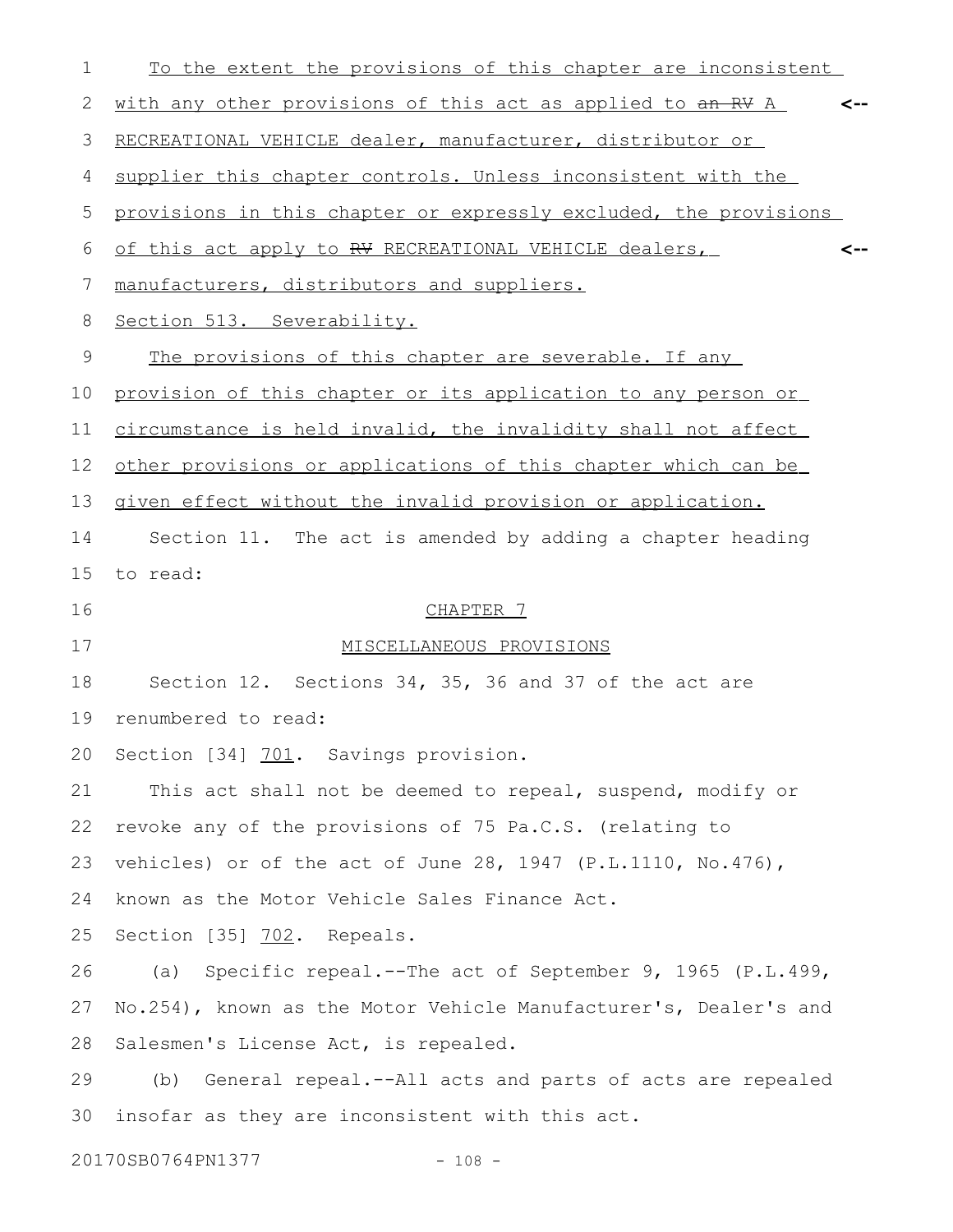To the extent the provisions of this chapter are inconsistent with any other provisions of this act as applied to ~~an RV~~ A RECREATIONAL VEHICLE dealer, manufacturer, distributor or supplier this chapter controls. Unless inconsistent with the provisions in this chapter or expressly excluded, the provisions of this act apply to ~~RV~~ RECREATIONAL VEHICLE dealers, manufacturers, distributors and suppliers.

Section 513. Severability.

The provisions of this chapter are severable. If any provision of this chapter or its application to any person or circumstance is held invalid, the invalidity shall not affect other provisions or applications of this chapter which can be given effect without the invalid provision or application.

Section 11. The act is amended by adding a chapter heading to read:

CHAPTER 7

MISCELLANEOUS PROVISIONS

Section 12. Sections 34, 35, 36 and 37 of the act are renumbered to read:

Section [34] 701. Savings provision.

This act shall not be deemed to repeal, suspend, modify or revoke any of the provisions of 75 Pa.C.S. (relating to vehicles) or of the act of June 28, 1947 (P.L.1110, No.476), known as the Motor Vehicle Sales Finance Act.

Section [35] 702. Repeals.

(a) Specific repeal.--The act of September 9, 1965 (P.L.499, No.254), known as the Motor Vehicle Manufacturer's, Dealer's and Salesmen's License Act, is repealed.

(b) General repeal.--All acts and parts of acts are repealed insofar as they are inconsistent with this act.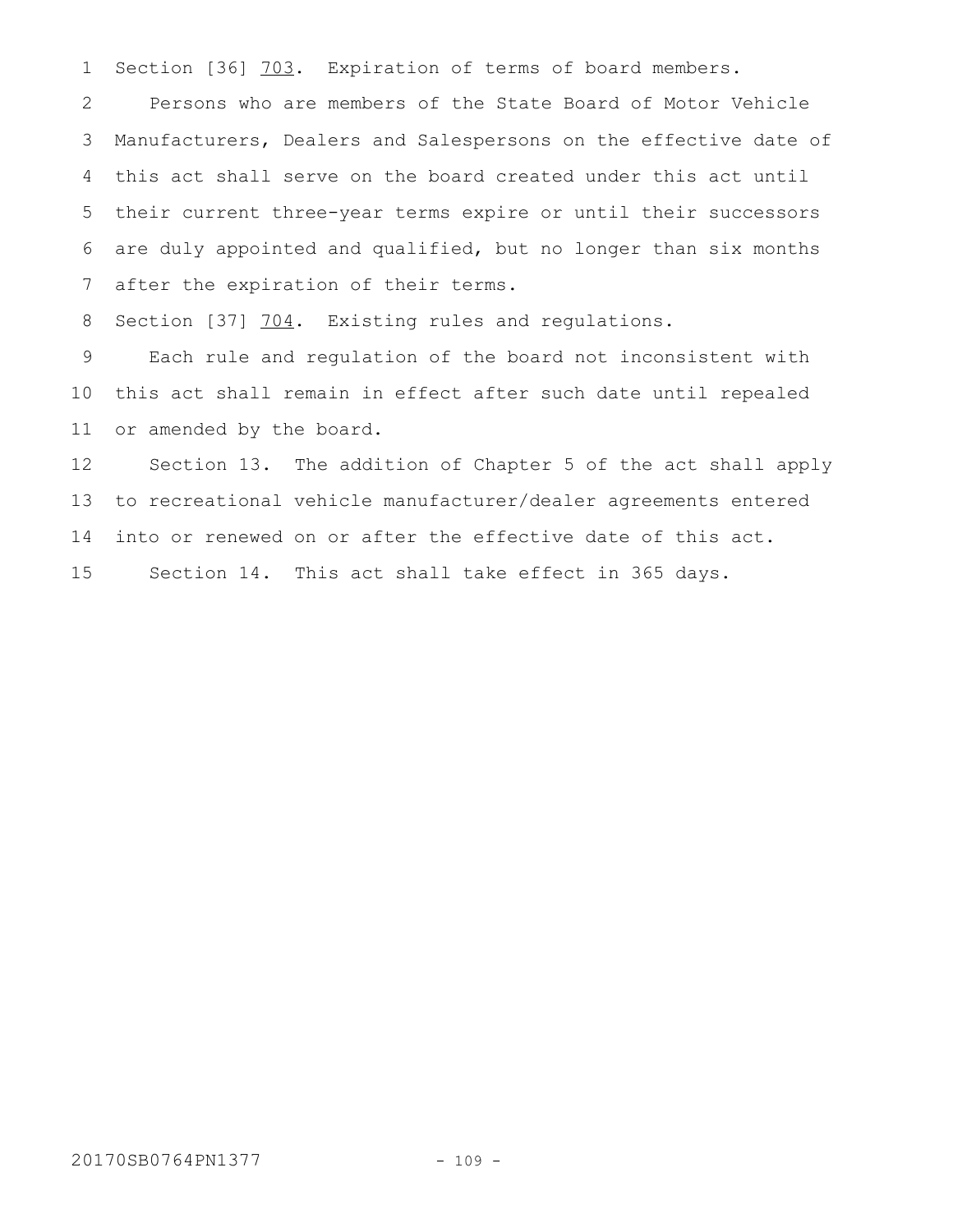Section [36] 703. Expiration of terms of board members.

Persons who are members of the State Board of Motor Vehicle Manufacturers, Dealers and Salespersons on the effective date of this act shall serve on the board created under this act until their current three-year terms expire or until their successors are duly appointed and qualified, but no longer than six months after the expiration of their terms.

Section [37] 704. Existing rules and regulations.

Each rule and regulation of the board not inconsistent with this act shall remain in effect after such date until repealed or amended by the board.

Section 13. The addition of Chapter 5 of the act shall apply to recreational vehicle manufacturer/dealer agreements entered into or renewed on or after the effective date of this act.

Section 14. This act shall take effect in 365 days.